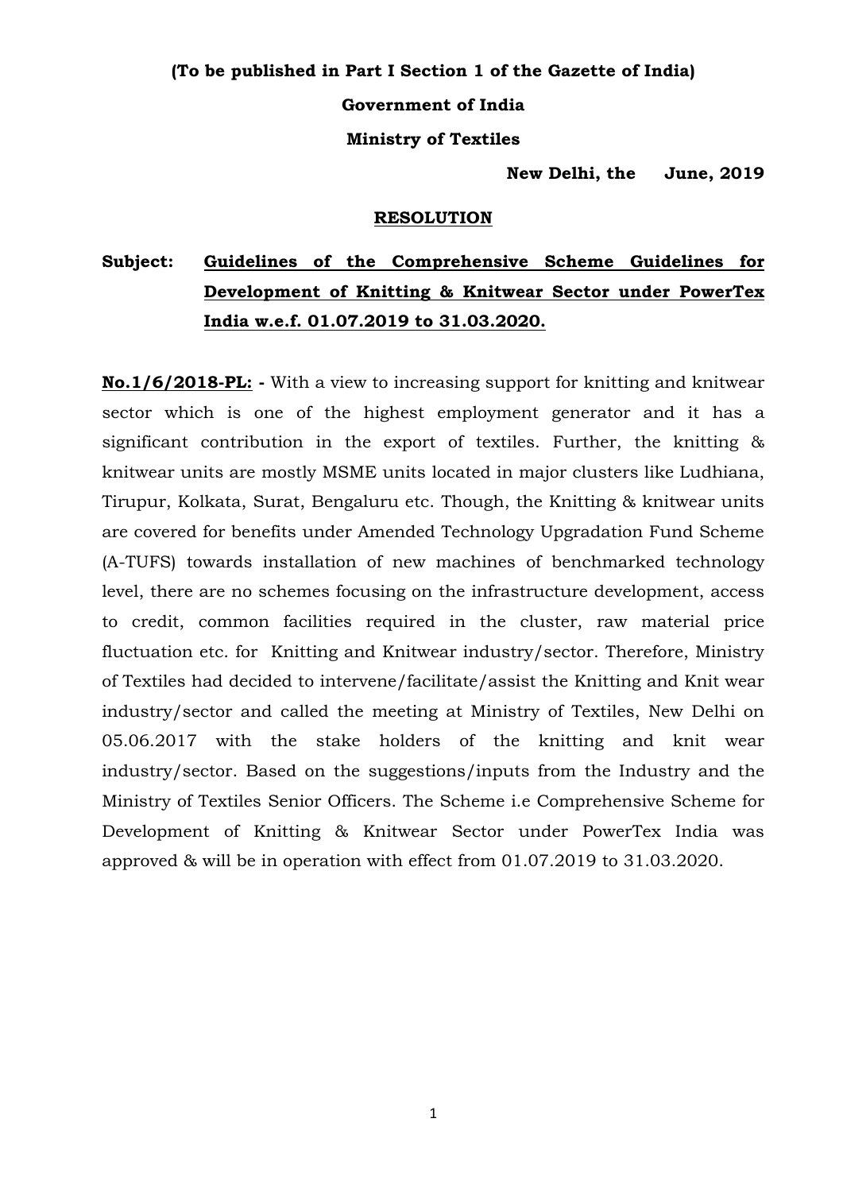**(To be published in Part I Section 1 of the Gazette of India)**

**Government of India**

**Ministry of Textiles**

**New Delhi, the June, 2019**

**RESOLUTION**

**Subject: Guidelines of the Comprehensive Scheme Guidelines for Development of Knitting & Knitwear Sector under PowerTex India w.e.f. 01.07.2019 to 31.03.2020.**

**No.1/6/2018-PL: -** With a view to increasing support for knitting and knitwear sector which is one of the highest employment generator and it has a significant contribution in the export of textiles. Further, the knitting & knitwear units are mostly MSME units located in major clusters like Ludhiana, Tirupur, Kolkata, Surat, Bengaluru etc. Though, the Knitting & knitwear units are covered for benefits under Amended Technology Upgradation Fund Scheme (A-TUFS) towards installation of new machines of benchmarked technology level, there are no schemes focusing on the infrastructure development, access to credit, common facilities required in the cluster, raw material price fluctuation etc. for Knitting and Knitwear industry/sector. Therefore, Ministry of Textiles had decided to intervene/facilitate/assist the Knitting and Knit wear industry/sector and called the meeting at Ministry of Textiles, New Delhi on 05.06.2017 with the stake holders of the knitting and knit wear industry/sector. Based on the suggestions/inputs from the Industry and the Ministry of Textiles Senior Officers. The Scheme i.e Comprehensive Scheme for Development of Knitting & Knitwear Sector under PowerTex India was approved & will be in operation with effect from 01.07.2019 to 31.03.2020.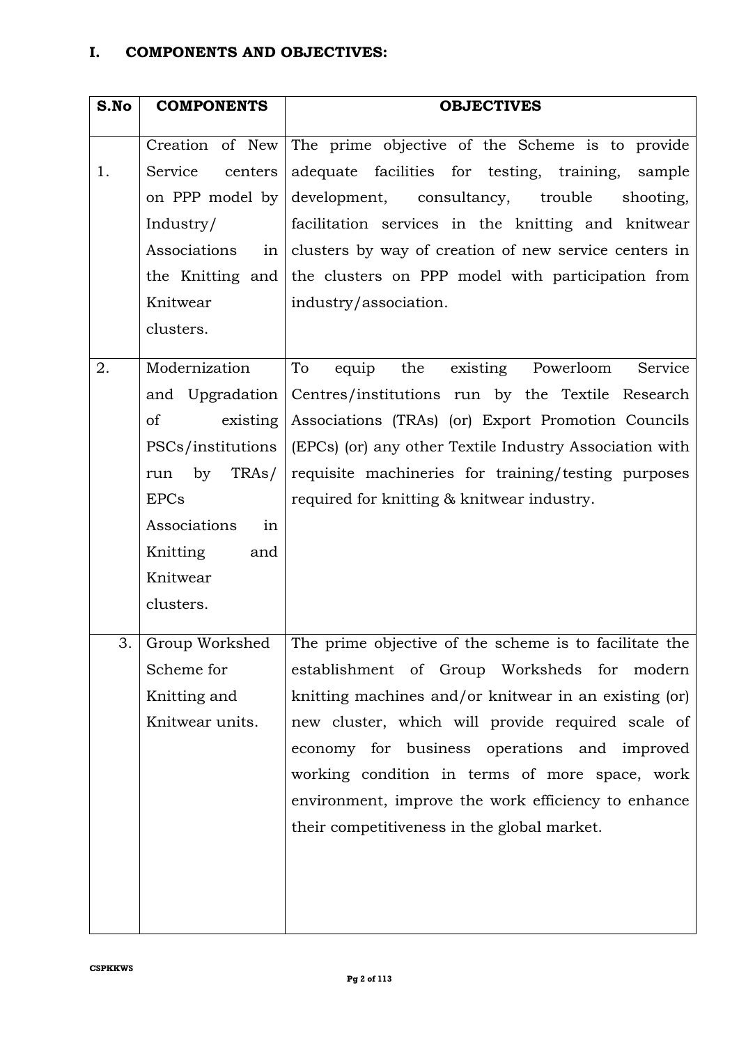## I. COMPONENTS AND OBJECTIVES:

| S.No | COMPONENTS | OBJECTIVES |
|---|---|---|
| 1. | Creation of New Service centers on PPP model by Industry/ Associations in the Knitting and Knitwear clusters. | The prime objective of the Scheme is to provide adequate facilities for testing, training, sample development, consultancy, trouble shooting, facilitation services in the knitting and knitwear clusters by way of creation of new service centers in the clusters on PPP model with participation from industry/association. |
| 2. | Modernization and Upgradation of existing PSCs/institutions run by TRAs/ EPCs Associations in Knitting and Knitwear clusters. | To equip the existing Powerloom Service Centres/institutions run by the Textile Research Associations (TRAs) (or) Export Promotion Councils (EPCs) (or) any other Textile Industry Association with requisite machineries for training/testing purposes required for knitting & knitwear industry. |
| 3. | Group Workshed Scheme for Knitting and Knitwear units. | The prime objective of the scheme is to facilitate the establishment of Group Worksheds for modern knitting machines and/or knitwear in an existing (or) new cluster, which will provide required scale of economy for business operations and improved working condition in terms of more space, work environment, improve the work efficiency to enhance their competitiveness in the global market. |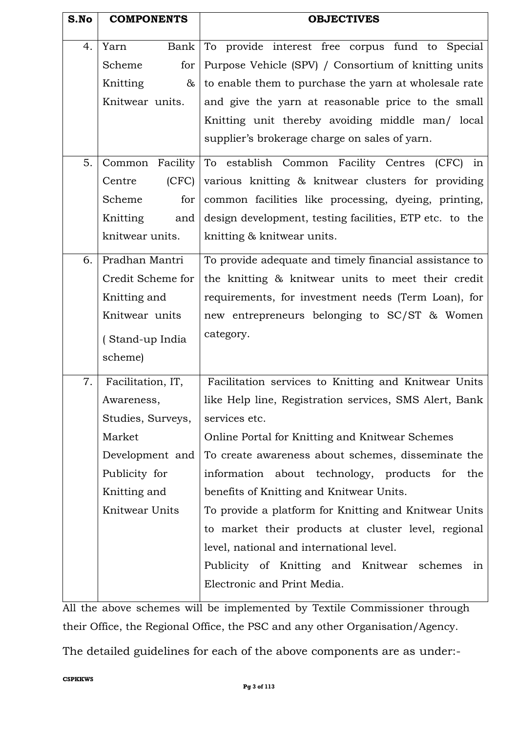| S.No | COMPONENTS | OBJECTIVES |
|---|---|---|
| 4. | Yarn Bank Scheme for Knitting & Knitwear units. | To provide interest free corpus fund to Special Purpose Vehicle (SPV) / Consortium of knitting units to enable them to purchase the yarn at wholesale rate and give the yarn at reasonable price to the small Knitting unit thereby avoiding middle man/ local supplier's brokerage charge on sales of yarn. |
| 5. | Common Facility Centre (CFC) Scheme for Knitting and knitwear units. | To establish Common Facility Centres (CFC) in various knitting & knitwear clusters for providing common facilities like processing, dyeing, printing, design development, testing facilities, ETP etc. to the knitting & knitwear units. |
| 6. | Pradhan Mantri Credit Scheme for Knitting and Knitwear units ( Stand-up India scheme) | To provide adequate and timely financial assistance to the knitting & knitwear units to meet their credit requirements, for investment needs (Term Loan), for new entrepreneurs belonging to SC/ST & Women category. |
| 7. | Facilitation, IT, Awareness, Studies, Surveys, Market Development and Publicity for Knitting and Knitwear Units | Facilitation services to Knitting and Knitwear Units like Help line, Registration services, SMS Alert, Bank services etc.<br>Online Portal for Knitting and Knitwear Schemes<br>To create awareness about schemes, disseminate the information about technology, products for the benefits of Knitting and Knitwear Units.<br>To provide a platform for Knitting and Knitwear Units to market their products at cluster level, regional level, national and international level.<br>Publicity of Knitting and Knitwear schemes in Electronic and Print Media. |

All the above schemes will be implemented by Textile Commissioner through their Office, the Regional Office, the PSC and any other Organisation/Agency.

The detailed guidelines for each of the above components are as under:-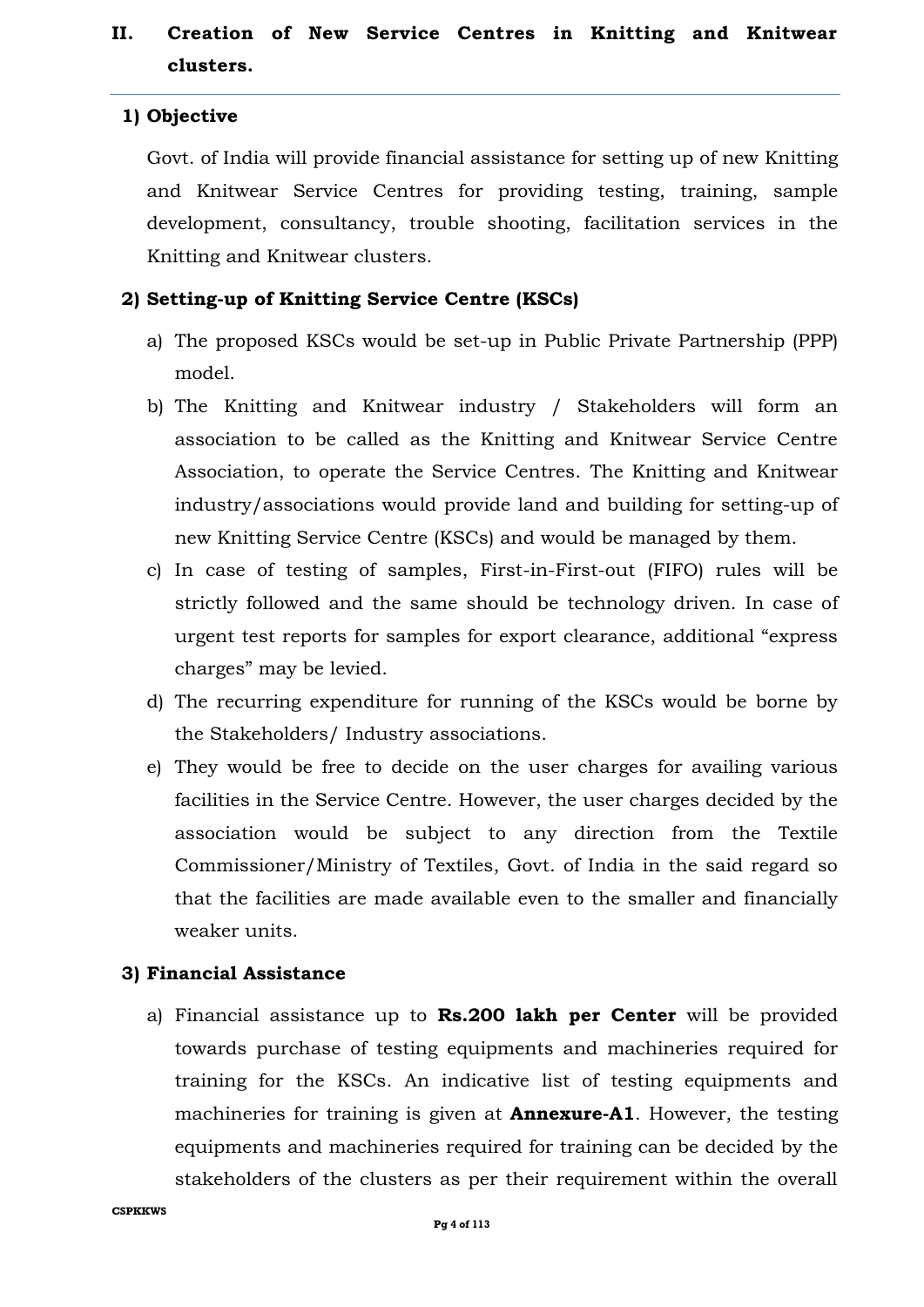## II. Creation of New Service Centres in Knitting and Knitwear clusters.

### 1) Objective

Govt. of India will provide financial assistance for setting up of new Knitting and Knitwear Service Centres for providing testing, training, sample development, consultancy, trouble shooting, facilitation services in the Knitting and Knitwear clusters.

### 2) Setting-up of Knitting Service Centre (KSCs)

a) The proposed KSCs would be set-up in Public Private Partnership (PPP) model.

b) The Knitting and Knitwear industry / Stakeholders will form an association to be called as the Knitting and Knitwear Service Centre Association, to operate the Service Centres. The Knitting and Knitwear industry/associations would provide land and building for setting-up of new Knitting Service Centre (KSCs) and would be managed by them.

c) In case of testing of samples, First-in-First-out (FIFO) rules will be strictly followed and the same should be technology driven. In case of urgent test reports for samples for export clearance, additional "express charges" may be levied.

d) The recurring expenditure for running of the KSCs would be borne by the Stakeholders/ Industry associations.

e) They would be free to decide on the user charges for availing various facilities in the Service Centre. However, the user charges decided by the association would be subject to any direction from the Textile Commissioner/Ministry of Textiles, Govt. of India in the said regard so that the facilities are made available even to the smaller and financially weaker units.

### 3) Financial Assistance

a) Financial assistance up to **Rs.200 lakh per Center** will be provided towards purchase of testing equipments and machineries required for training for the KSCs. An indicative list of testing equipments and machineries for training is given at **Annexure-A1**. However, the testing equipments and machineries required for training can be decided by the stakeholders of the clusters as per their requirement within the overall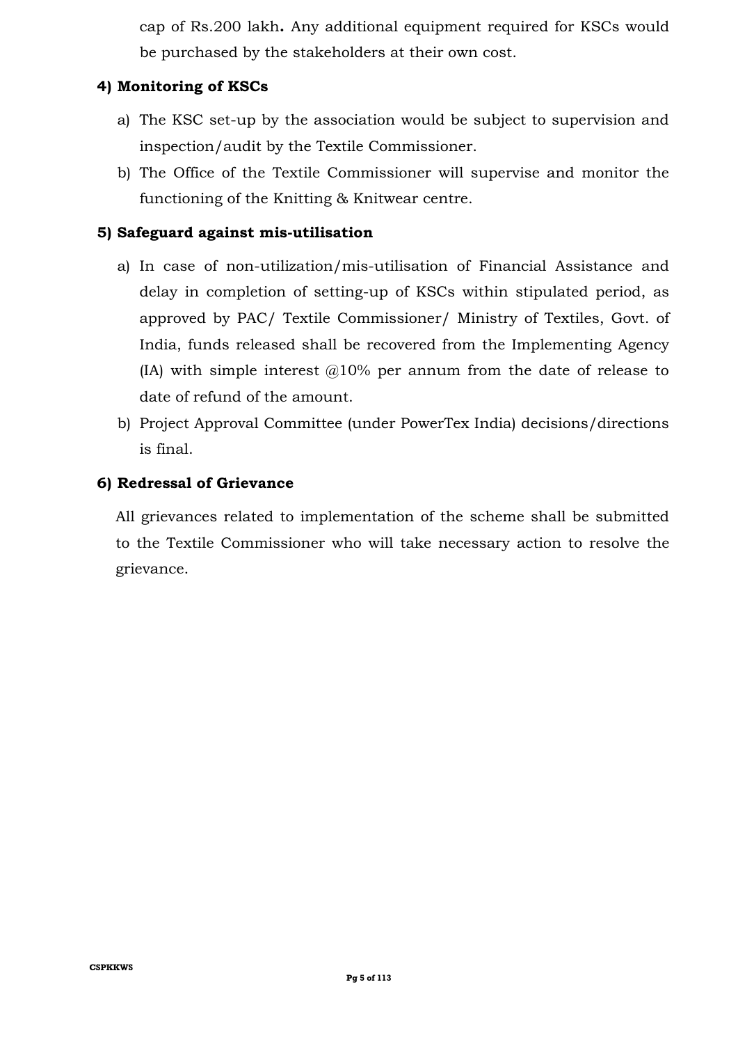cap of Rs.200 lakh**.** Any additional equipment required for KSCs would be purchased by the stakeholders at their own cost.

**4) Monitoring of KSCs**

a) The KSC set-up by the association would be subject to supervision and inspection/audit by the Textile Commissioner.

b) The Office of the Textile Commissioner will supervise and monitor the functioning of the Knitting & Knitwear centre.

**5) Safeguard against mis-utilisation**

a) In case of non-utilization/mis-utilisation of Financial Assistance and delay in completion of setting-up of KSCs within stipulated period, as approved by PAC/ Textile Commissioner/ Ministry of Textiles, Govt. of India, funds released shall be recovered from the Implementing Agency (IA) with simple interest @10% per annum from the date of release to date of refund of the amount.

b) Project Approval Committee (under PowerTex India) decisions/directions is final.

**6) Redressal of Grievance**

All grievances related to implementation of the scheme shall be submitted to the Textile Commissioner who will take necessary action to resolve the grievance.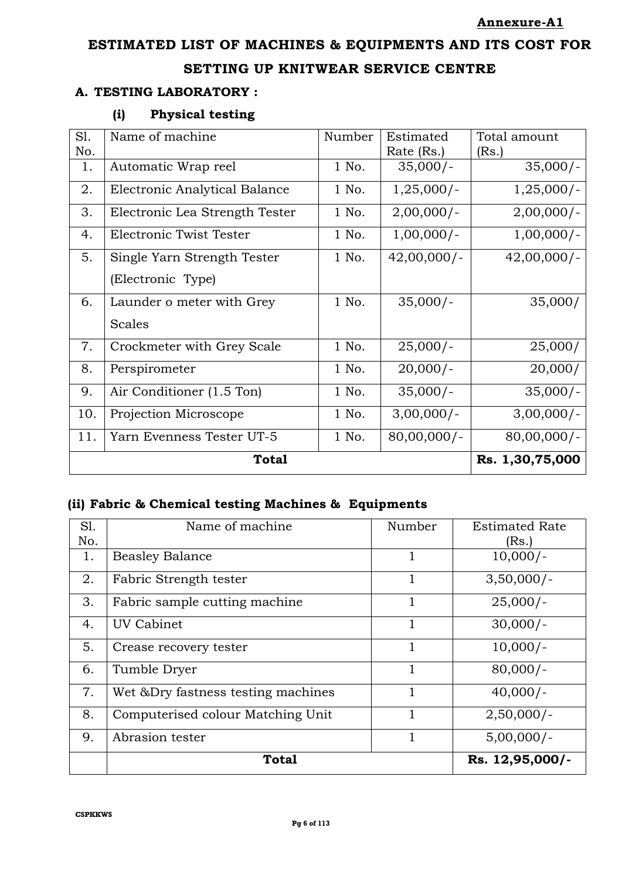**Annexure-A1**

# ESTIMATED LIST OF MACHINES & EQUIPMENTS AND ITS COST FOR SETTING UP KNITWEAR SERVICE CENTRE

## A. TESTING LABORATORY :

### (i) Physical testing

| Sl. No. | Name of machine | Number | Estimated Rate (Rs.) | Total amount (Rs.) |
|---|---|---|---|---|
| 1. | Automatic Wrap reel | 1 No. | 35,000/- | 35,000/- |
| 2. | Electronic Analytical Balance | 1 No. | 1,25,000/- | 1,25,000/- |
| 3. | Electronic Lea Strength Tester | 1 No. | 2,00,000/- | 2,00,000/- |
| 4. | Electronic Twist Tester | 1 No. | 1,00,000/- | 1,00,000/- |
| 5. | Single Yarn Strength Tester (Electronic Type) | 1 No. | 42,00,000/- | 42,00,000/- |
| 6. | Launder o meter with Grey Scales | 1 No. | 35,000/- | 35,000/ |
| 7. | Crockmeter with Grey Scale | 1 No. | 25,000/- | 25,000/ |
| 8. | Perspirometer | 1 No. | 20,000/- | 20,000/ |
| 9. | Air Conditioner (1.5 Ton) | 1 No. | 35,000/- | 35,000/- |
| 10. | Projection Microscope | 1 No. | 3,00,000/- | 3,00,000/- |
| 11. | Yarn Evenness Tester UT-5 | 1 No. | 80,00,000/- | 80,00,000/- |
| | **Total** | | | **Rs. 1,30,75,000** |

### (ii) Fabric & Chemical testing Machines & Equipments

| Sl. No. | Name of machine | Number | Estimated Rate (Rs.) |
|---|---|---|---|
| 1. | Beasley Balance | 1 | 10,000/- |
| 2. | Fabric Strength tester | 1 | 3,50,000/- |
| 3. | Fabric sample cutting machine | 1 | 25,000/- |
| 4. | UV Cabinet | 1 | 30,000/- |
| 5. | Crease recovery tester | 1 | 10,000/- |
| 6. | Tumble Dryer | 1 | 80,000/- |
| 7. | Wet &Dry fastness testing machines | 1 | 40,000/- |
| 8. | Computerised colour Matching Unit | 1 | 2,50,000/- |
| 9. | Abrasion tester | 1 | 5,00,000/- |
| | **Total** | | **Rs. 12,95,000/-** |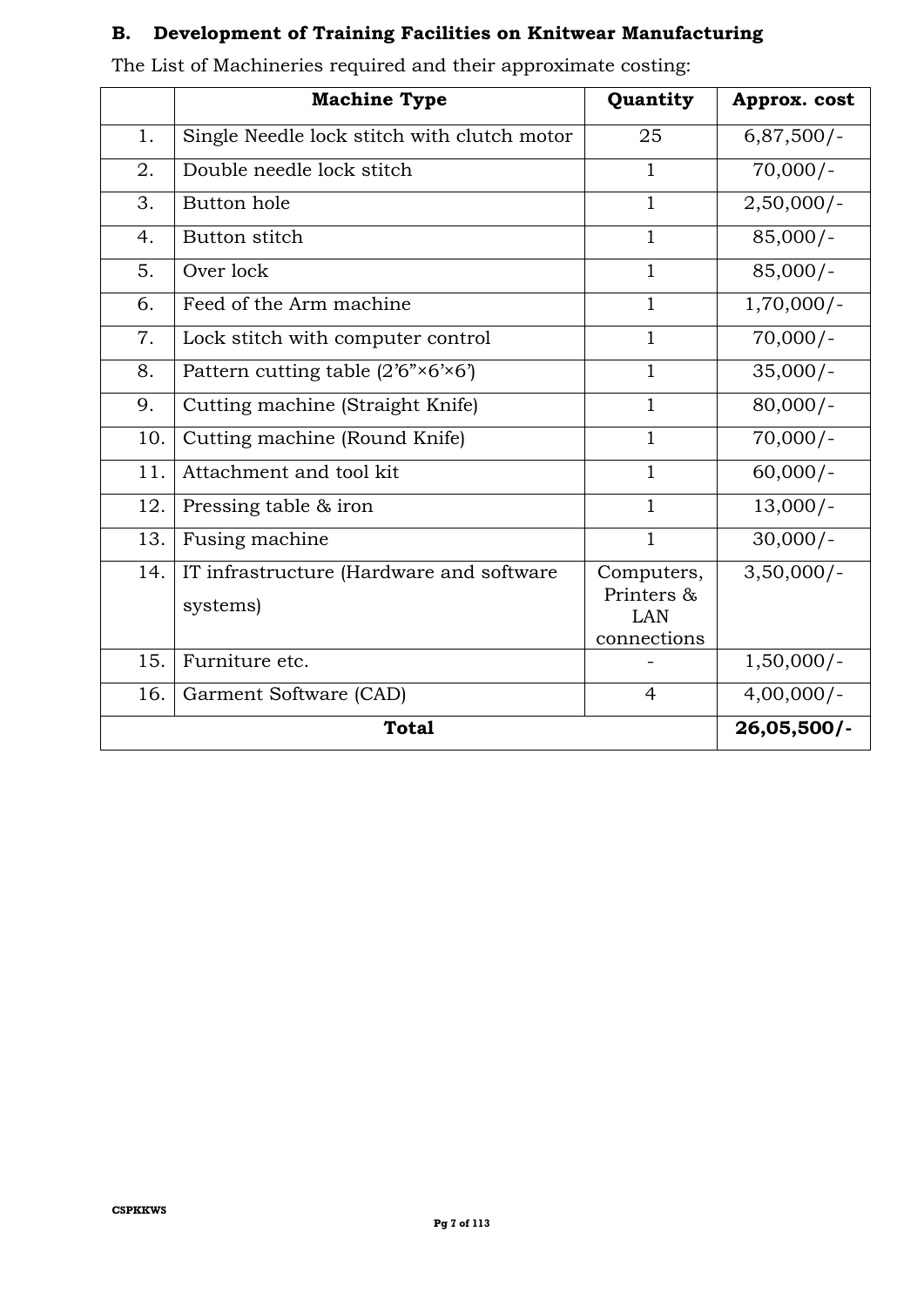## B. Development of Training Facilities on Knitwear Manufacturing

The List of Machineries required and their approximate costing:

| | Machine Type | Quantity | Approx. cost |
|---|---|---|---|
| 1. | Single Needle lock stitch with clutch motor | 25 | 6,87,500/- |
| 2. | Double needle lock stitch | 1 | 70,000/- |
| 3. | Button hole | 1 | 2,50,000/- |
| 4. | Button stitch | 1 | 85,000/- |
| 5. | Over lock | 1 | 85,000/- |
| 6. | Feed of the Arm machine | 1 | 1,70,000/- |
| 7. | Lock stitch with computer control | 1 | 70,000/- |
| 8. | Pattern cutting table (2'6"×6'×6') | 1 | 35,000/- |
| 9. | Cutting machine (Straight Knife) | 1 | 80,000/- |
| 10. | Cutting machine (Round Knife) | 1 | 70,000/- |
| 11. | Attachment and tool kit | 1 | 60,000/- |
| 12. | Pressing table & iron | 1 | 13,000/- |
| 13. | Fusing machine | 1 | 30,000/- |
| 14. | IT infrastructure (Hardware and software systems) | Computers, Printers & LAN connections | 3,50,000/- |
| 15. | Furniture etc. | - | 1,50,000/- |
| 16. | Garment Software (CAD) | 4 | 4,00,000/- |
| **Total** | | | **26,05,500/-** |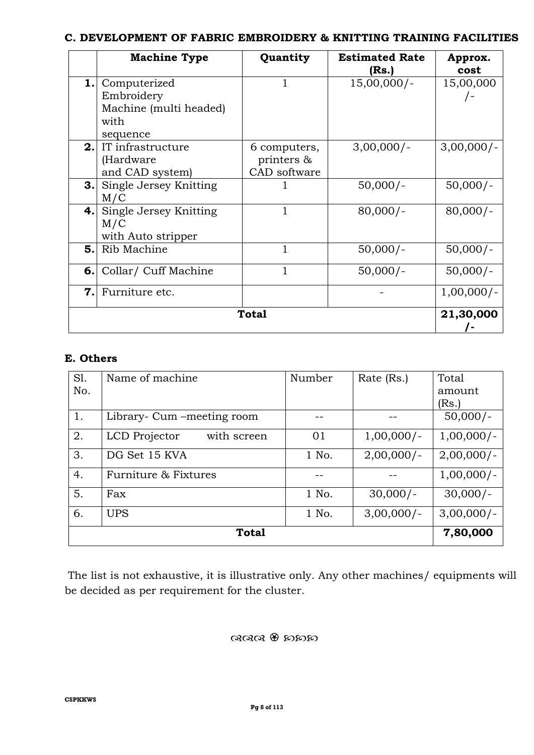### C. DEVELOPMENT OF FABRIC EMBROIDERY & KNITTING TRAINING FACILITIES

| | Machine Type | Quantity | Estimated Rate (Rs.) | Approx. cost |
|---|---|---|---|---|
| **1.** | Computerized Embroidery Machine (multi headed) with sequence | 1 | 15,00,000/- | 15,00,000/- |
| **2.** | IT infrastructure (Hardware and CAD system) | 6 computers, printers & CAD software | 3,00,000/- | 3,00,000/- |
| **3.** | Single Jersey Knitting M/C | 1 | 50,000/- | 50,000/- |
| **4.** | Single Jersey Knitting M/C with Auto stripper | 1 | 80,000/- | 80,000/- |
| **5.** | Rib Machine | 1 | 50,000/- | 50,000/- |
| **6.** | Collar/ Cuff Machine | 1 | 50,000/- | 50,000/- |
| **7.** | Furniture etc. | | - | 1,00,000/- |
| | **Total** | | | **21,30,000/-** |

### E. Others

| Sl. No. | Name of machine | Number | Rate (Rs.) | Total amount (Rs.) |
|---|---|---|---|---|
| 1. | Library- Cum –meeting room | -- | -- | 50,000/- |
| 2. | LCD Projector with screen | 01 | 1,00,000/- | 1,00,000/- |
| 3. | DG Set 15 KVA | 1 No. | 2,00,000/- | 2,00,000/- |
| 4. | Furniture & Fixtures | -- | -- | 1,00,000/- |
| 5. | Fax | 1 No. | 30,000/- | 30,000/- |
| 6. | UPS | 1 No. | 3,00,000/- | 3,00,000/- |
| | **Total** | | | **7,80,000** |

The list is not exhaustive, it is illustrative only. Any other machines/ equipments will be decided as per requirement for the cluster.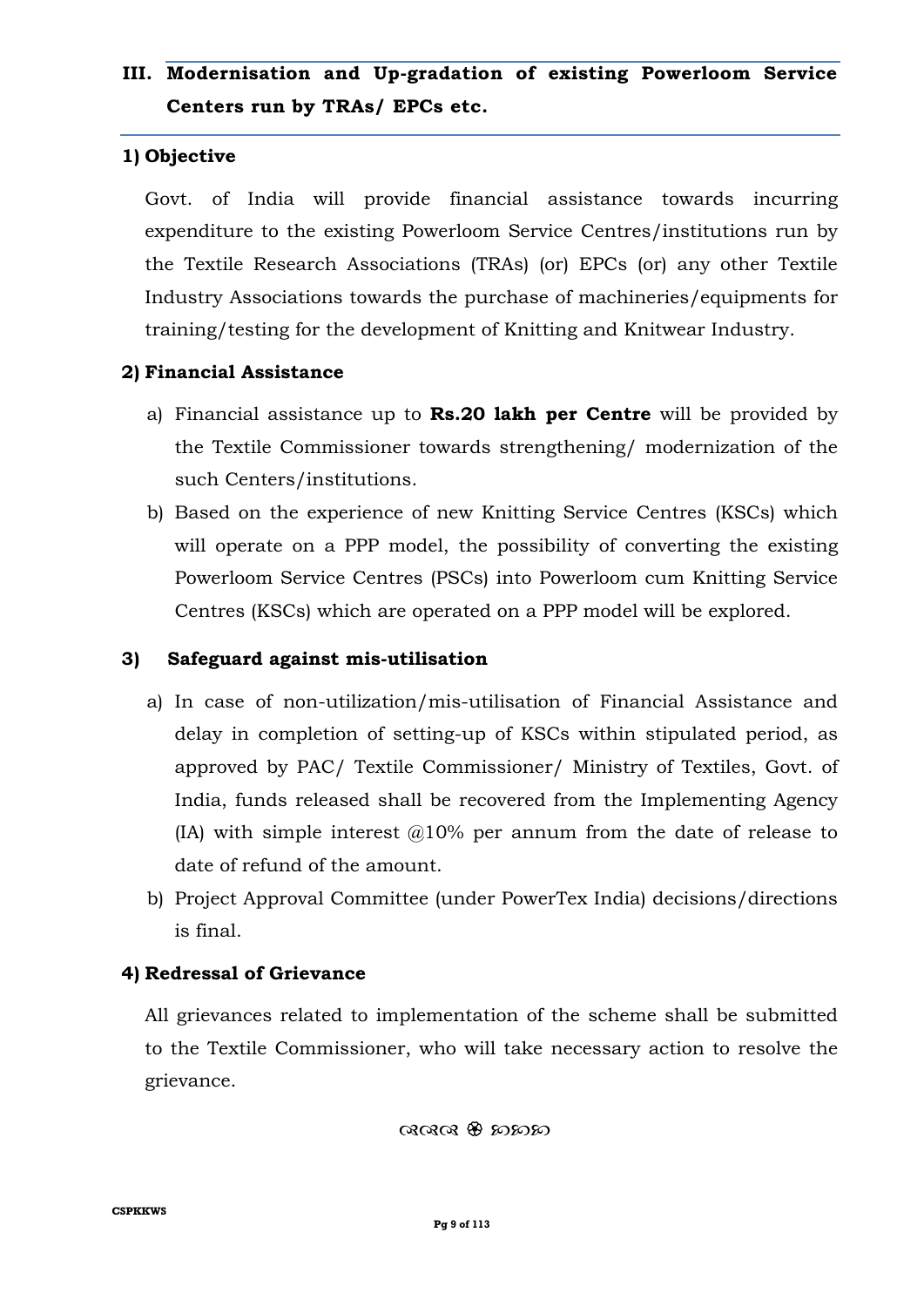## III. Modernisation and Up-gradation of existing Powerloom Service Centers run by TRAs/ EPCs etc.

### 1) Objective

Govt. of India will provide financial assistance towards incurring expenditure to the existing Powerloom Service Centres/institutions run by the Textile Research Associations (TRAs) (or) EPCs (or) any other Textile Industry Associations towards the purchase of machineries/equipments for training/testing for the development of Knitting and Knitwear Industry.

### 2) Financial Assistance

a) Financial assistance up to **Rs.20 lakh per Centre** will be provided by the Textile Commissioner towards strengthening/ modernization of the such Centers/institutions.

b) Based on the experience of new Knitting Service Centres (KSCs) which will operate on a PPP model, the possibility of converting the existing Powerloom Service Centres (PSCs) into Powerloom cum Knitting Service Centres (KSCs) which are operated on a PPP model will be explored.

### 3) Safeguard against mis-utilisation

a) In case of non-utilization/mis-utilisation of Financial Assistance and delay in completion of setting-up of KSCs within stipulated period, as approved by PAC/ Textile Commissioner/ Ministry of Textiles, Govt. of India, funds released shall be recovered from the Implementing Agency (IA) with simple interest @10% per annum from the date of release to date of refund of the amount.

b) Project Approval Committee (under PowerTex India) decisions/directions is final.

### 4) Redressal of Grievance

All grievances related to implementation of the scheme shall be submitted to the Textile Commissioner, who will take necessary action to resolve the grievance.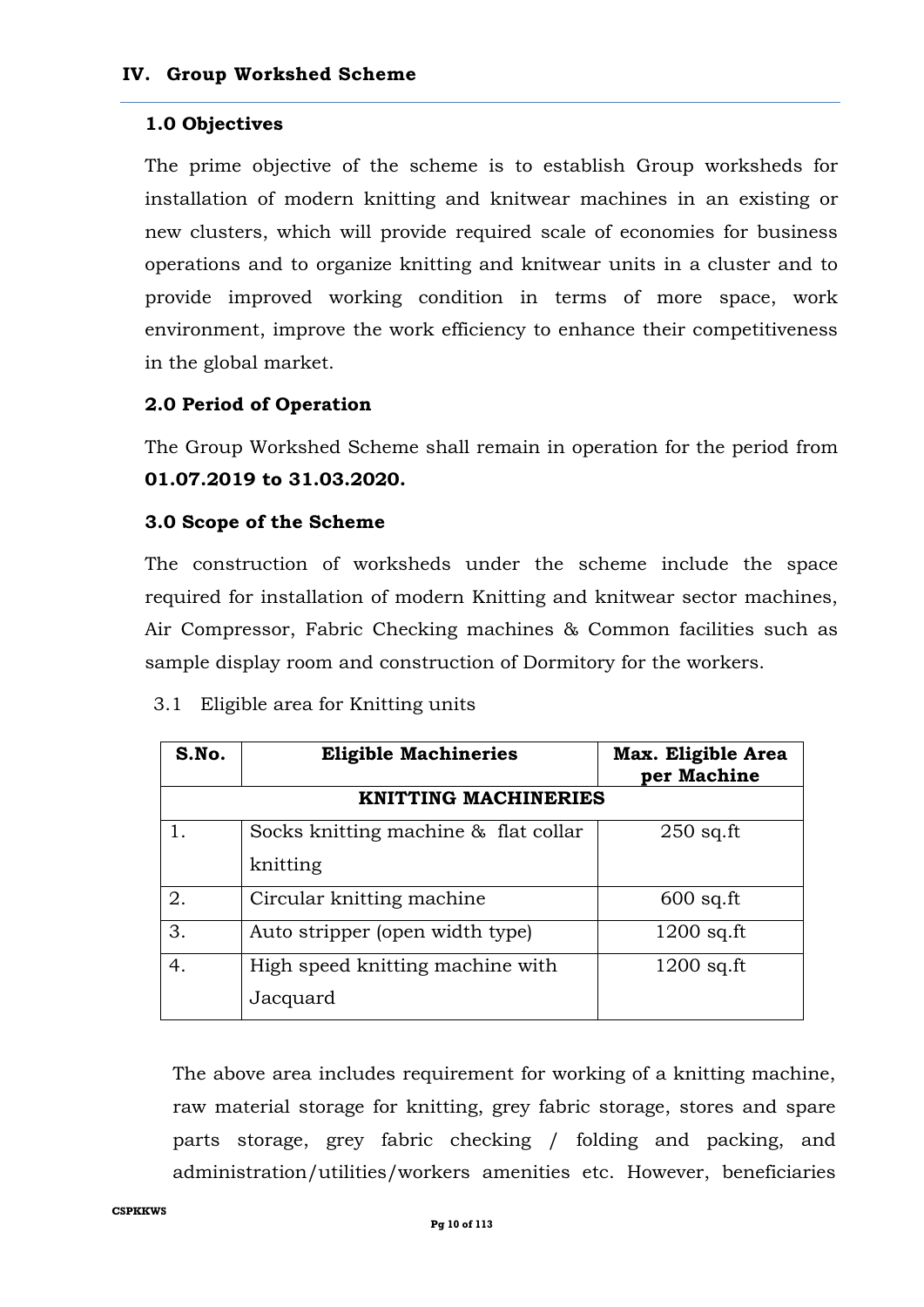## IV. Group Workshed Scheme

### 1.0 Objectives

The prime objective of the scheme is to establish Group worksheds for installation of modern knitting and knitwear machines in an existing or new clusters, which will provide required scale of economies for business operations and to organize knitting and knitwear units in a cluster and to provide improved working condition in terms of more space, work environment, improve the work efficiency to enhance their competitiveness in the global market.

### 2.0 Period of Operation

The Group Workshed Scheme shall remain in operation for the period from **01.07.2019 to 31.03.2020.**

### 3.0 Scope of the Scheme

The construction of worksheds under the scheme include the space required for installation of modern Knitting and knitwear sector machines, Air Compressor, Fabric Checking machines & Common facilities such as sample display room and construction of Dormitory for the workers.

3.1 Eligible area for Knitting units

| S.No. | Eligible Machineries | Max. Eligible Area per Machine |
|---|---|---|
| **KNITTING MACHINERIES** | | |
| 1. | Socks knitting machine & flat collar knitting | 250 sq.ft |
| 2. | Circular knitting machine | 600 sq.ft |
| 3. | Auto stripper (open width type) | 1200 sq.ft |
| 4. | High speed knitting machine with Jacquard | 1200 sq.ft |

The above area includes requirement for working of a knitting machine, raw material storage for knitting, grey fabric storage, stores and spare parts storage, grey fabric checking / folding and packing, and administration/utilities/workers amenities etc. However, beneficiaries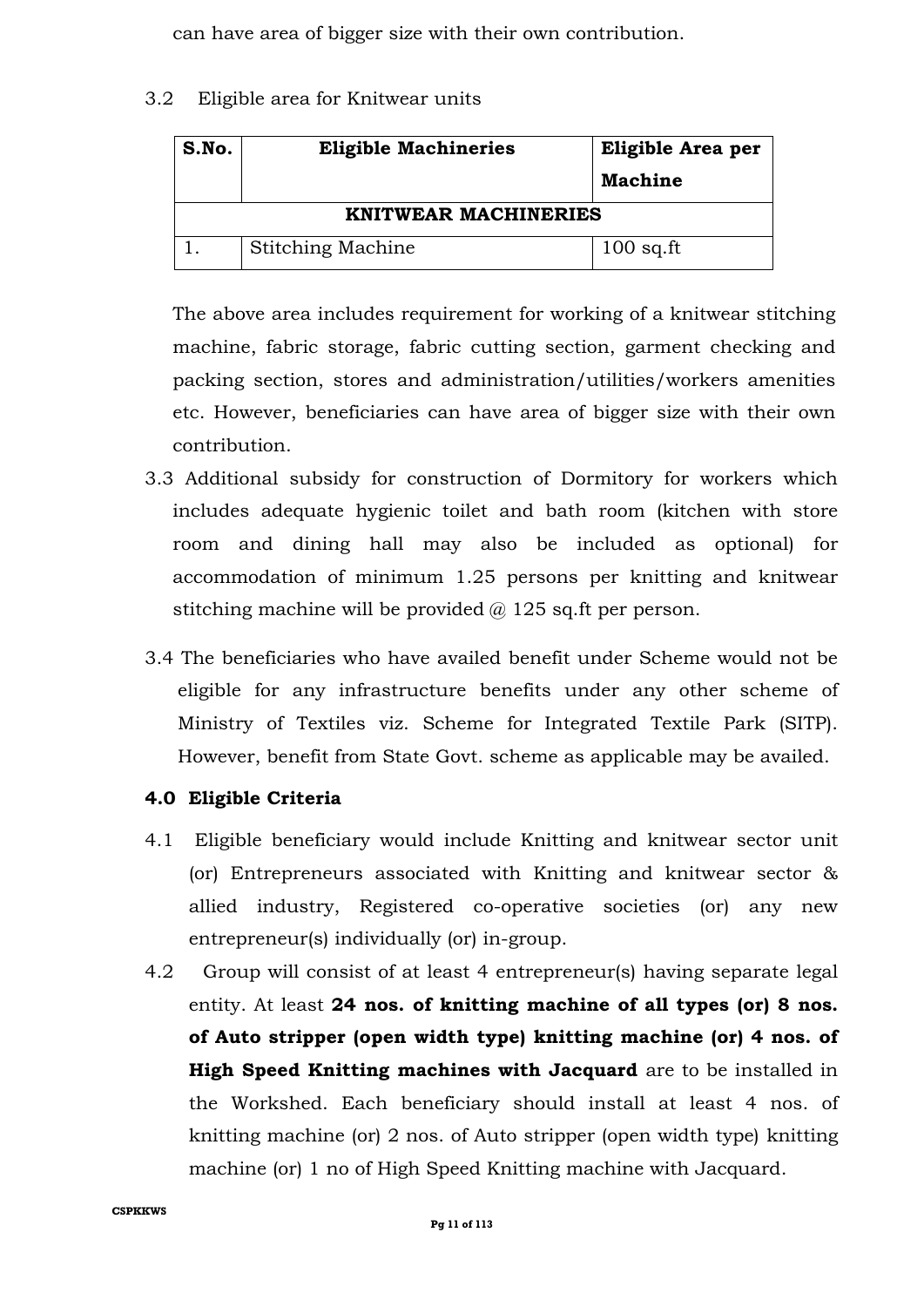can have area of bigger size with their own contribution.

3.2 Eligible area for Knitwear units

| S.No. | Eligible Machineries | Eligible Area per Machine |
|---|---|---|
| **KNITWEAR MACHINERIES** | | |
| 1. | Stitching Machine | 100 sq.ft |

The above area includes requirement for working of a knitwear stitching machine, fabric storage, fabric cutting section, garment checking and packing section, stores and administration/utilities/workers amenities etc. However, beneficiaries can have area of bigger size with their own contribution.

3.3 Additional subsidy for construction of Dormitory for workers which includes adequate hygienic toilet and bath room (kitchen with store room and dining hall may also be included as optional) for accommodation of minimum 1.25 persons per knitting and knitwear stitching machine will be provided @ 125 sq.ft per person.

3.4 The beneficiaries who have availed benefit under Scheme would not be eligible for any infrastructure benefits under any other scheme of Ministry of Textiles viz. Scheme for Integrated Textile Park (SITP). However, benefit from State Govt. scheme as applicable may be availed.

**4.0 Eligible Criteria**

4.1 Eligible beneficiary would include Knitting and knitwear sector unit (or) Entrepreneurs associated with Knitting and knitwear sector & allied industry, Registered co-operative societies (or) any new entrepreneur(s) individually (or) in-group.

4.2 Group will consist of at least 4 entrepreneur(s) having separate legal entity. At least **24 nos. of knitting machine of all types (or) 8 nos. of Auto stripper (open width type) knitting machine (or) 4 nos. of High Speed Knitting machines with Jacquard** are to be installed in the Workshed. Each beneficiary should install at least 4 nos. of knitting machine (or) 2 nos. of Auto stripper (open width type) knitting machine (or) 1 no of High Speed Knitting machine with Jacquard.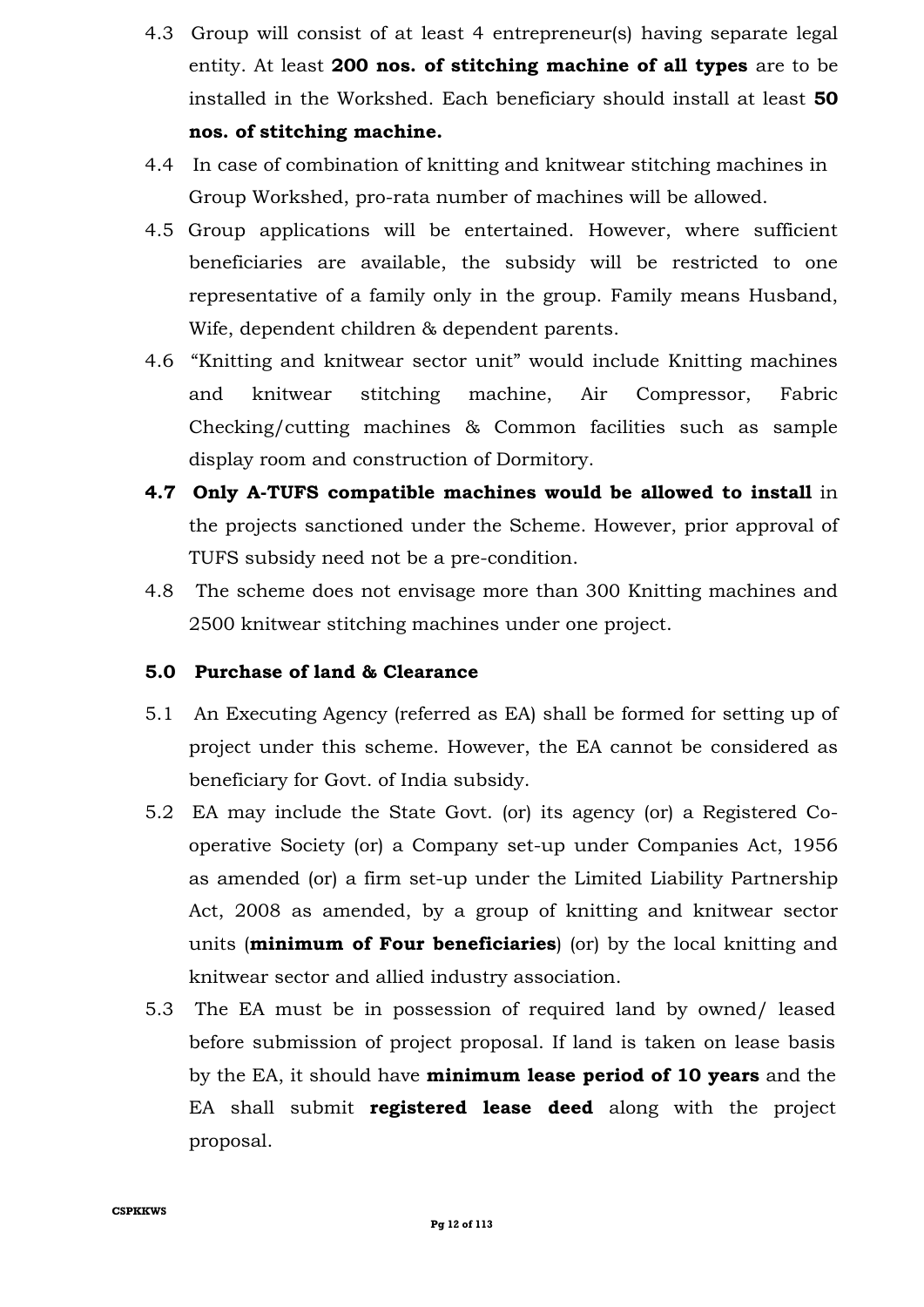4.3 Group will consist of at least 4 entrepreneur(s) having separate legal entity. At least **200 nos. of stitching machine of all types** are to be installed in the Workshed. Each beneficiary should install at least **50 nos. of stitching machine.**

4.4 In case of combination of knitting and knitwear stitching machines in Group Workshed, pro-rata number of machines will be allowed.

4.5 Group applications will be entertained. However, where sufficient beneficiaries are available, the subsidy will be restricted to one representative of a family only in the group. Family means Husband, Wife, dependent children & dependent parents.

4.6 "Knitting and knitwear sector unit" would include Knitting machines and knitwear stitching machine, Air Compressor, Fabric Checking/cutting machines & Common facilities such as sample display room and construction of Dormitory.

**4.7 Only A-TUFS compatible machines would be allowed to install** in the projects sanctioned under the Scheme. However, prior approval of TUFS subsidy need not be a pre-condition.

4.8 The scheme does not envisage more than 300 Knitting machines and 2500 knitwear stitching machines under one project.

## 5.0 Purchase of land & Clearance

5.1 An Executing Agency (referred as EA) shall be formed for setting up of project under this scheme. However, the EA cannot be considered as beneficiary for Govt. of India subsidy.

5.2 EA may include the State Govt. (or) its agency (or) a Registered Co-operative Society (or) a Company set-up under Companies Act, 1956 as amended (or) a firm set-up under the Limited Liability Partnership Act, 2008 as amended, by a group of knitting and knitwear sector units (**minimum of Four beneficiaries**) (or) by the local knitting and knitwear sector and allied industry association.

5.3 The EA must be in possession of required land by owned/ leased before submission of project proposal. If land is taken on lease basis by the EA, it should have **minimum lease period of 10 years** and the EA shall submit **registered lease deed** along with the project proposal.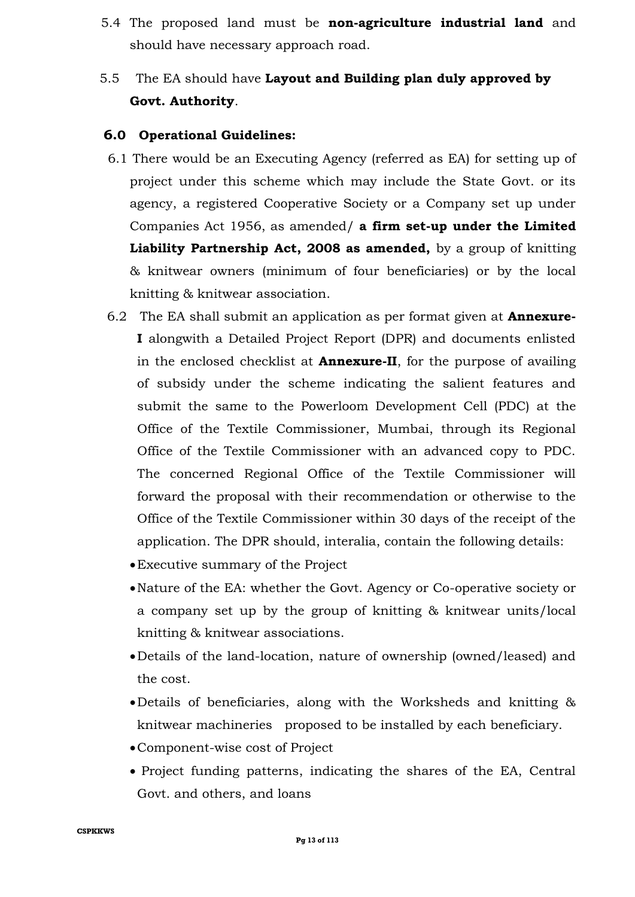5.4 The proposed land must be **non-agriculture industrial land** and should have necessary approach road.

5.5 The EA should have **Layout and Building plan duly approved by Govt. Authority**.

## 6.0 Operational Guidelines:

6.1 There would be an Executing Agency (referred as EA) for setting up of project under this scheme which may include the State Govt. or its agency, a registered Cooperative Society or a Company set up under Companies Act 1956, as amended/ **a firm set-up under the Limited Liability Partnership Act, 2008 as amended,** by a group of knitting & knitwear owners (minimum of four beneficiaries) or by the local knitting & knitwear association.

6.2 The EA shall submit an application as per format given at **Annexure-I** alongwith a Detailed Project Report (DPR) and documents enlisted in the enclosed checklist at **Annexure-II**, for the purpose of availing of subsidy under the scheme indicating the salient features and submit the same to the Powerloom Development Cell (PDC) at the Office of the Textile Commissioner, Mumbai, through its Regional Office of the Textile Commissioner with an advanced copy to PDC. The concerned Regional Office of the Textile Commissioner will forward the proposal with their recommendation or otherwise to the Office of the Textile Commissioner within 30 days of the receipt of the application. The DPR should, interalia, contain the following details:

- Executive summary of the Project
- Nature of the EA: whether the Govt. Agency or Co-operative society or a company set up by the group of knitting & knitwear units/local knitting & knitwear associations.
- Details of the land-location, nature of ownership (owned/leased) and the cost.
- Details of beneficiaries, along with the Worksheds and knitting & knitwear machineries proposed to be installed by each beneficiary.
- Component-wise cost of Project
- Project funding patterns, indicating the shares of the EA, Central Govt. and others, and loans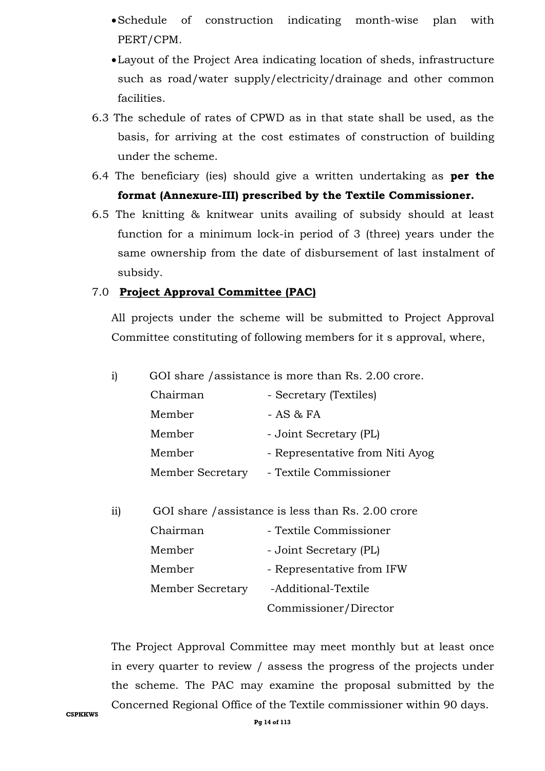- Schedule of construction indicating month-wise plan with PERT/CPM.
- Layout of the Project Area indicating location of sheds, infrastructure such as road/water supply/electricity/drainage and other common facilities.

6.3 The schedule of rates of CPWD as in that state shall be used, as the basis, for arriving at the cost estimates of construction of building under the scheme.

6.4 The beneficiary (ies) should give a written undertaking as **per the format (Annexure-III) prescribed by the Textile Commissioner.**

6.5 The knitting & knitwear units availing of subsidy should at least function for a minimum lock-in period of 3 (three) years under the same ownership from the date of disbursement of last instalment of subsidy.

## 7.0 Project Approval Committee (PAC)

All projects under the scheme will be submitted to Project Approval Committee constituting of following members for it s approval, where,

i) GOI share /assistance is more than Rs. 2.00 crore.

| | |
|---|---|
| Chairman | - Secretary (Textiles) |
| Member | - AS & FA |
| Member | - Joint Secretary (PL) |
| Member | - Representative from Niti Ayog |
| Member Secretary | - Textile Commissioner |

ii) GOI share /assistance is less than Rs. 2.00 crore

| | |
|---|---|
| Chairman | - Textile Commissioner |
| Member | - Joint Secretary (PL) |
| Member | - Representative from IFW |
| Member Secretary | -Additional-Textile Commissioner/Director |

The Project Approval Committee may meet monthly but at least once in every quarter to review / assess the progress of the projects under the scheme. The PAC may examine the proposal submitted by the Concerned Regional Office of the Textile commissioner within 90 days.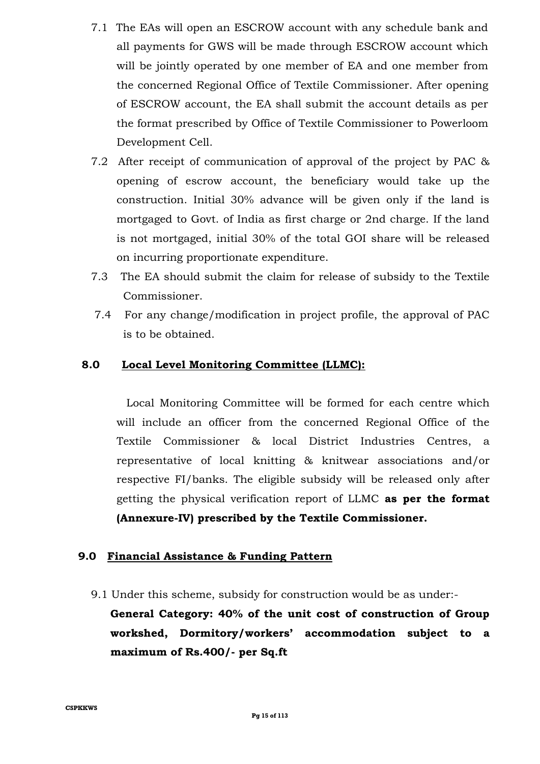7.1 The EAs will open an ESCROW account with any schedule bank and all payments for GWS will be made through ESCROW account which will be jointly operated by one member of EA and one member from the concerned Regional Office of Textile Commissioner. After opening of ESCROW account, the EA shall submit the account details as per the format prescribed by Office of Textile Commissioner to Powerloom Development Cell.

7.2 After receipt of communication of approval of the project by PAC & opening of escrow account, the beneficiary would take up the construction. Initial 30% advance will be given only if the land is mortgaged to Govt. of India as first charge or 2nd charge. If the land is not mortgaged, initial 30% of the total GOI share will be released on incurring proportionate expenditure.

7.3 The EA should submit the claim for release of subsidy to the Textile Commissioner.

7.4 For any change/modification in project profile, the approval of PAC is to be obtained.

## 8.0 Local Level Monitoring Committee (LLMC):

Local Monitoring Committee will be formed for each centre which will include an officer from the concerned Regional Office of the Textile Commissioner & local District Industries Centres, a representative of local knitting & knitwear associations and/or respective FI/banks. The eligible subsidy will be released only after getting the physical verification report of LLMC **as per the format (Annexure-IV) prescribed by the Textile Commissioner.**

## 9.0 Financial Assistance & Funding Pattern

9.1 Under this scheme, subsidy for construction would be as under:-

**General Category: 40% of the unit cost of construction of Group workshed, Dormitory/workers' accommodation subject to a maximum of Rs.400/- per Sq.ft**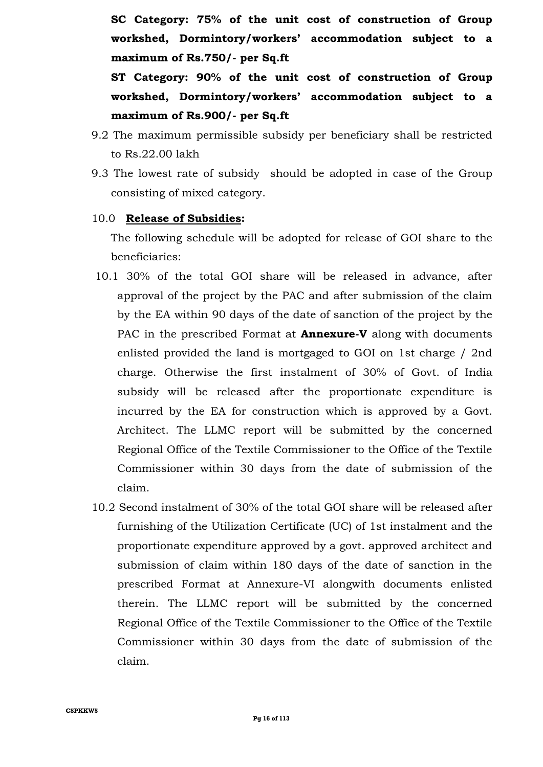**SC Category: 75% of the unit cost of construction of Group workshed, Dormintory/workers' accommodation subject to a maximum of Rs.750/- per Sq.ft**

**ST Category: 90% of the unit cost of construction of Group workshed, Dormintory/workers' accommodation subject to a maximum of Rs.900/- per Sq.ft**

9.2 The maximum permissible subsidy per beneficiary shall be restricted to Rs.22.00 lakh

9.3 The lowest rate of subsidy should be adopted in case of the Group consisting of mixed category.

10.0 **Release of Subsidies:**

The following schedule will be adopted for release of GOI share to the beneficiaries:

10.1 30% of the total GOI share will be released in advance, after approval of the project by the PAC and after submission of the claim by the EA within 90 days of the date of sanction of the project by the PAC in the prescribed Format at **Annexure-V** along with documents enlisted provided the land is mortgaged to GOI on 1st charge / 2nd charge. Otherwise the first instalment of 30% of Govt. of India subsidy will be released after the proportionate expenditure is incurred by the EA for construction which is approved by a Govt. Architect. The LLMC report will be submitted by the concerned Regional Office of the Textile Commissioner to the Office of the Textile Commissioner within 30 days from the date of submission of the claim.

10.2 Second instalment of 30% of the total GOI share will be released after furnishing of the Utilization Certificate (UC) of 1st instalment and the proportionate expenditure approved by a govt. approved architect and submission of claim within 180 days of the date of sanction in the prescribed Format at Annexure-VI alongwith documents enlisted therein. The LLMC report will be submitted by the concerned Regional Office of the Textile Commissioner to the Office of the Textile Commissioner within 30 days from the date of submission of the claim.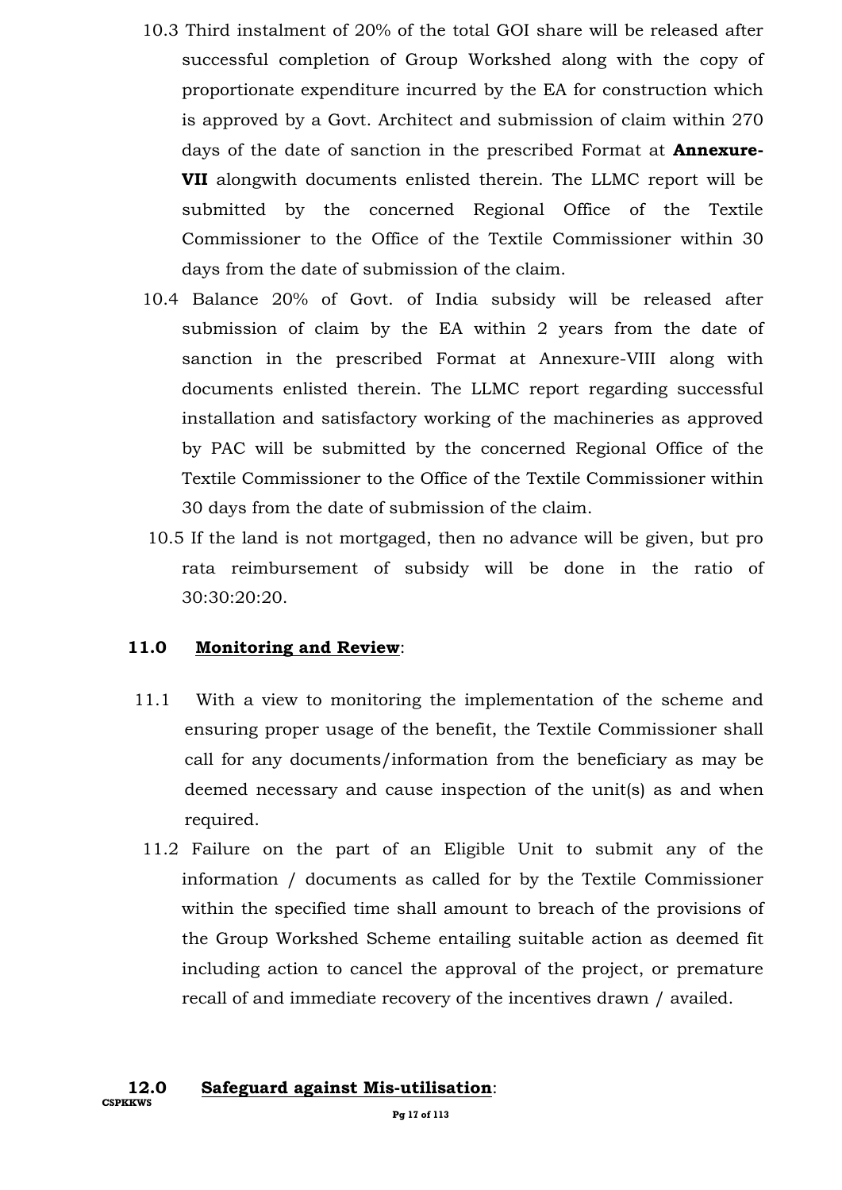10.3 Third instalment of 20% of the total GOI share will be released after successful completion of Group Workshed along with the copy of proportionate expenditure incurred by the EA for construction which is approved by a Govt. Architect and submission of claim within 270 days of the date of sanction in the prescribed Format at **Annexure-VII** alongwith documents enlisted therein. The LLMC report will be submitted by the concerned Regional Office of the Textile Commissioner to the Office of the Textile Commissioner within 30 days from the date of submission of the claim.

10.4 Balance 20% of Govt. of India subsidy will be released after submission of claim by the EA within 2 years from the date of sanction in the prescribed Format at Annexure-VIII along with documents enlisted therein. The LLMC report regarding successful installation and satisfactory working of the machineries as approved by PAC will be submitted by the concerned Regional Office of the Textile Commissioner to the Office of the Textile Commissioner within 30 days from the date of submission of the claim.

10.5 If the land is not mortgaged, then no advance will be given, but pro rata reimbursement of subsidy will be done in the ratio of 30:30:20:20.

## 11.0 Monitoring and Review:

11.1 With a view to monitoring the implementation of the scheme and ensuring proper usage of the benefit, the Textile Commissioner shall call for any documents/information from the beneficiary as may be deemed necessary and cause inspection of the unit(s) as and when required.

11.2 Failure on the part of an Eligible Unit to submit any of the information / documents as called for by the Textile Commissioner within the specified time shall amount to breach of the provisions of the Group Workshed Scheme entailing suitable action as deemed fit including action to cancel the approval of the project, or premature recall of and immediate recovery of the incentives drawn / availed.

## 12.0 Safeguard against Mis-utilisation: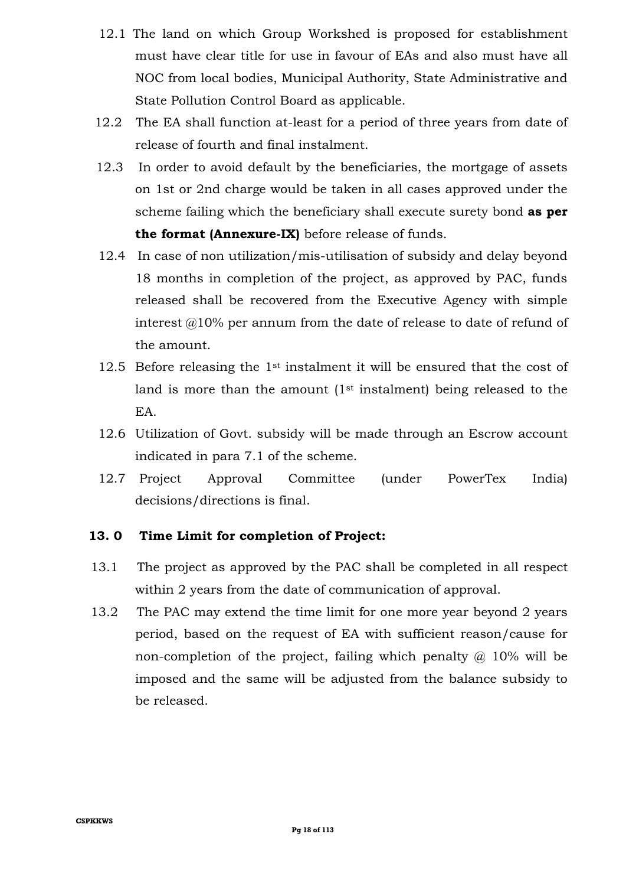12.1 The land on which Group Workshed is proposed for establishment must have clear title for use in favour of EAs and also must have all NOC from local bodies, Municipal Authority, State Administrative and State Pollution Control Board as applicable.

12.2 The EA shall function at-least for a period of three years from date of release of fourth and final instalment.

12.3 In order to avoid default by the beneficiaries, the mortgage of assets on 1st or 2nd charge would be taken in all cases approved under the scheme failing which the beneficiary shall execute surety bond **as per the format (Annexure-IX)** before release of funds.

12.4 In case of non utilization/mis-utilisation of subsidy and delay beyond 18 months in completion of the project, as approved by PAC, funds released shall be recovered from the Executive Agency with simple interest @10% per annum from the date of release to date of refund of the amount.

12.5 Before releasing the 1st instalment it will be ensured that the cost of land is more than the amount (1st instalment) being released to the EA.

12.6 Utilization of Govt. subsidy will be made through an Escrow account indicated in para 7.1 of the scheme.

12.7 Project Approval Committee (under PowerTex India) decisions/directions is final.

## 13. 0 Time Limit for completion of Project:

13.1 The project as approved by the PAC shall be completed in all respect within 2 years from the date of communication of approval.

13.2 The PAC may extend the time limit for one more year beyond 2 years period, based on the request of EA with sufficient reason/cause for non-completion of the project, failing which penalty @ 10% will be imposed and the same will be adjusted from the balance subsidy to be released.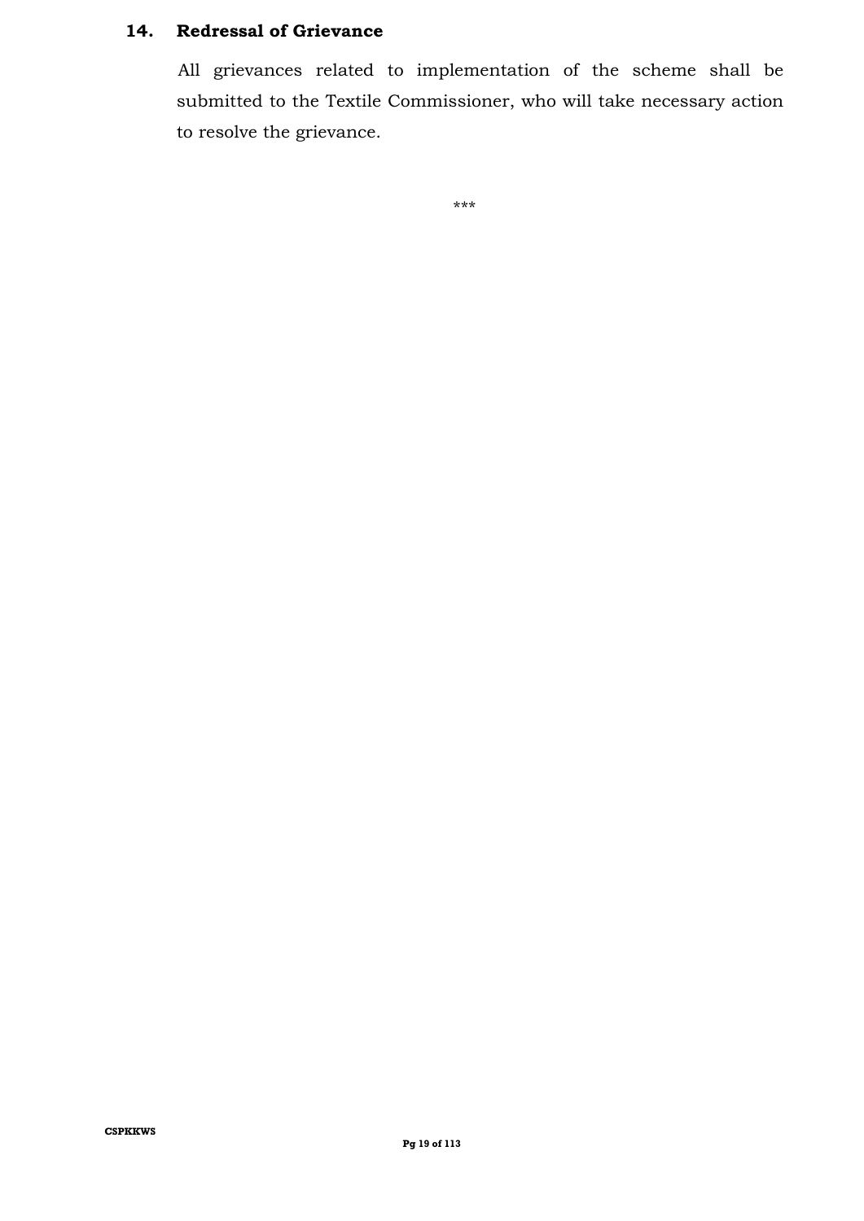## 14. Redressal of Grievance

All grievances related to implementation of the scheme shall be submitted to the Textile Commissioner, who will take necessary action to resolve the grievance.

***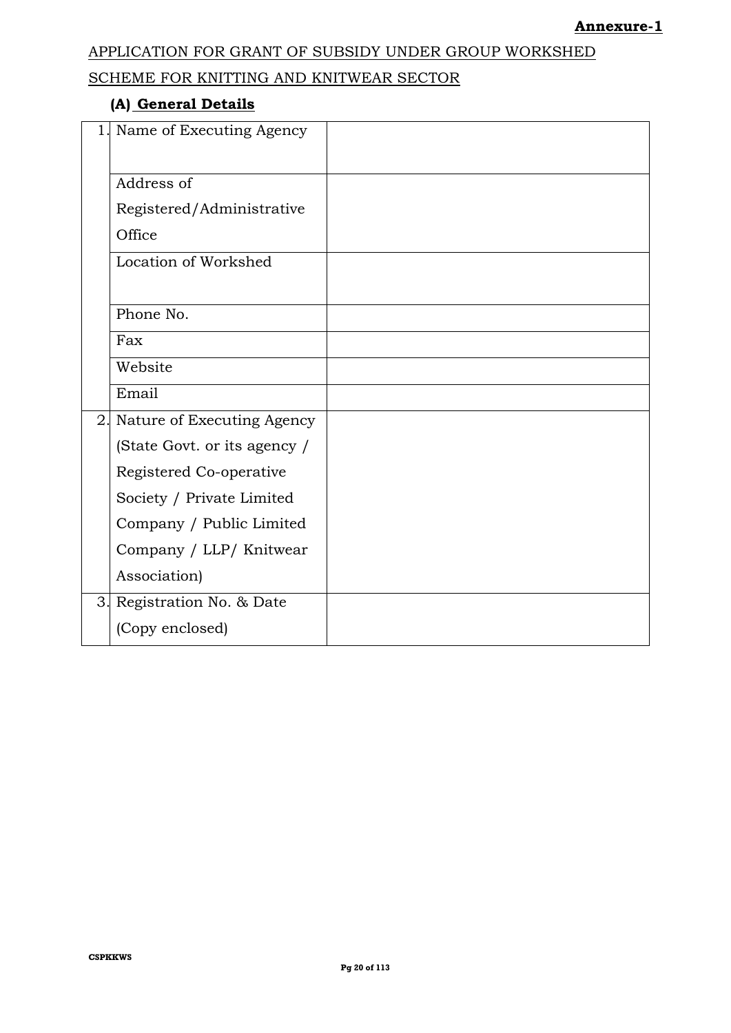**Annexure-1**

APPLICATION FOR GRANT OF SUBSIDY UNDER GROUP WORKSHED SCHEME FOR KNITTING AND KNITWEAR SECTOR

### (A) General Details

| | | |
|---|---|---|
| 1. | Name of Executing Agency | |
| | Address of Registered/Administrative Office | |
| | Location of Workshed | |
| | Phone No. | |
| | Fax | |
| | Website | |
| | Email | |
| 2. | Nature of Executing Agency (State Govt. or its agency / Registered Co-operative Society / Private Limited Company / Public Limited Company / LLP/ Knitwear Association) | |
| 3. | Registration No. & Date (Copy enclosed) | |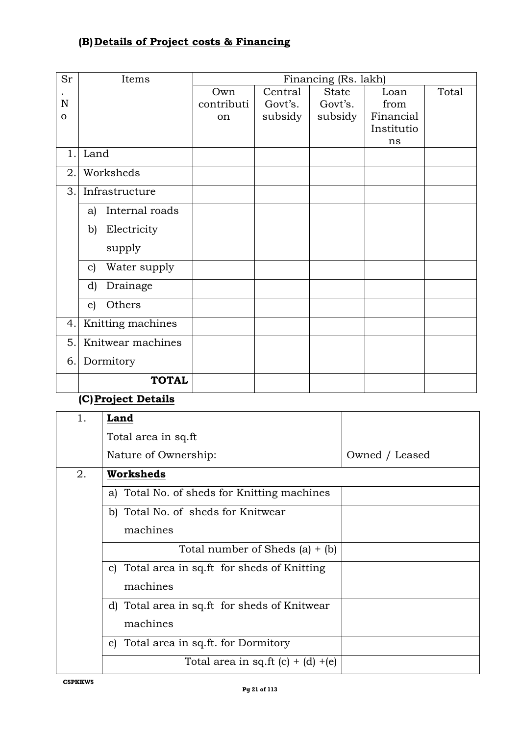## (B) Details of Project costs & Financing

| Sr. No | Items | Financing (Rs. lakh) | | | | |
|---|---|---|---|---|---|---|
| | | Own contribution | Central Govt's. subsidy | State Govt's. subsidy | Loan from Financial Institutions | Total |
| 1. | Land | | | | | |
| 2. | Worksheds | | | | | |
| 3. | Infrastructure | | | | | |
| | a) Internal roads | | | | | |
| | b) Electricity supply | | | | | |
| | c) Water supply | | | | | |
| | d) Drainage | | | | | |
| | e) Others | | | | | |
| 4. | Knitting machines | | | | | |
| 5. | Knitwear machines | | | | | |
| 6. | Dormitory | | | | | |
| | **TOTAL** | | | | | |

## (C) Project Details

| | | |
|---|---|---|
| 1. | **Land**<br>Total area in sq.ft<br>Nature of Ownership: | <br><br>Owned / Leased |
| 2. | **Worksheds** | |
| | a) Total No. of sheds for Knitting machines | |
| | b) Total No. of sheds for Knitwear machines | |
| | Total number of Sheds (a) + (b) | |
| | c) Total area in sq.ft for sheds of Knitting machines | |
| | d) Total area in sq.ft for sheds of Knitwear machines | |
| | e) Total area in sq.ft. for Dormitory | |
| | Total area in sq.ft (c) + (d) +(e) | |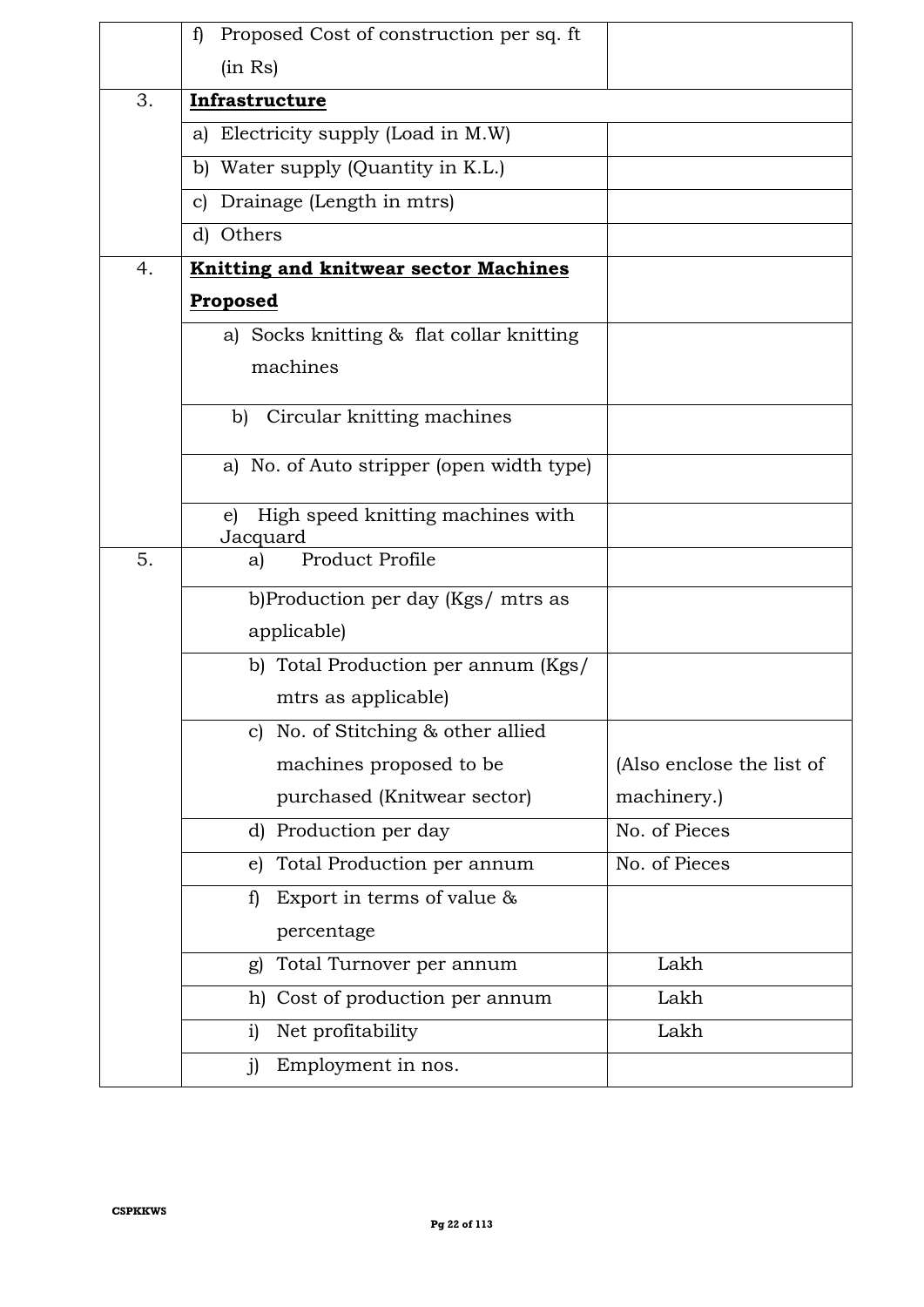| | | |
|---|---|---|
| | f) Proposed Cost of construction per sq. ft (in Rs) | |
| 3. | **Infrastructure** | |
| | a) Electricity supply (Load in M.W) | |
| | b) Water supply (Quantity in K.L.) | |
| | c) Drainage (Length in mtrs) | |
| | d) Others | |
| 4. | **Knitting and knitwear sector Machines Proposed** | |
| | a) Socks knitting & flat collar knitting machines | |
| | b) Circular knitting machines | |
| | a) No. of Auto stripper (open width type) | |
| | e) High speed knitting machines with Jacquard | |
| 5. | a) Product Profile | |
| | b)Production per day (Kgs/ mtrs as applicable) | |
| | b) Total Production per annum (Kgs/ mtrs as applicable) | |
| | c) No. of Stitching & other allied machines proposed to be purchased (Knitwear sector) | (Also enclose the list of machinery.) |
| | d) Production per day | No. of Pieces |
| | e) Total Production per annum | No. of Pieces |
| | f) Export in terms of value & percentage | |
| | g) Total Turnover per annum | Lakh |
| | h) Cost of production per annum | Lakh |
| | i) Net profitability | Lakh |
| | j) Employment in nos. | |

CSPKKWS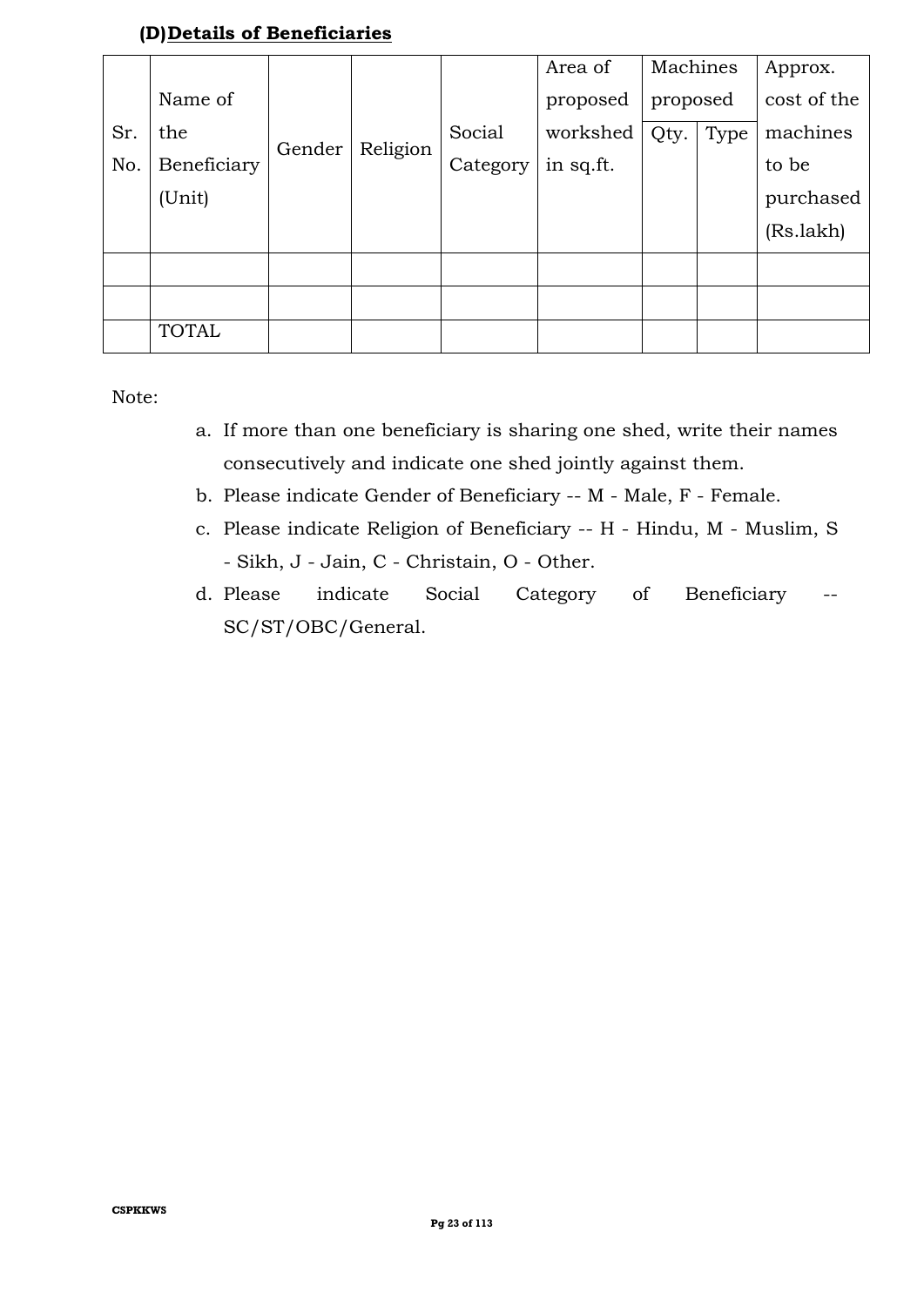### (D) **Details of Beneficiaries**

| Sr. No. | Name of the Beneficiary (Unit) | Gender | Religion | Social Category | Area of proposed workshed in sq.ft. | Machines proposed | | Approx. cost of the machines to be purchased (Rs.lakh) |
|---|---|---|---|---|---|---|---|---|
| | | | | | | Qty. | Type | |
| | | | | | | | | |
| | | | | | | | | |
| | TOTAL | | | | | | | |

Note:

a. If more than one beneficiary is sharing one shed, write their names consecutively and indicate one shed jointly against them.

b. Please indicate Gender of Beneficiary -- M - Male, F - Female.

c. Please indicate Religion of Beneficiary -- H - Hindu, M - Muslim, S - Sikh, J - Jain, C - Christain, O - Other.

d. Please indicate Social Category of Beneficiary -- SC/ST/OBC/General.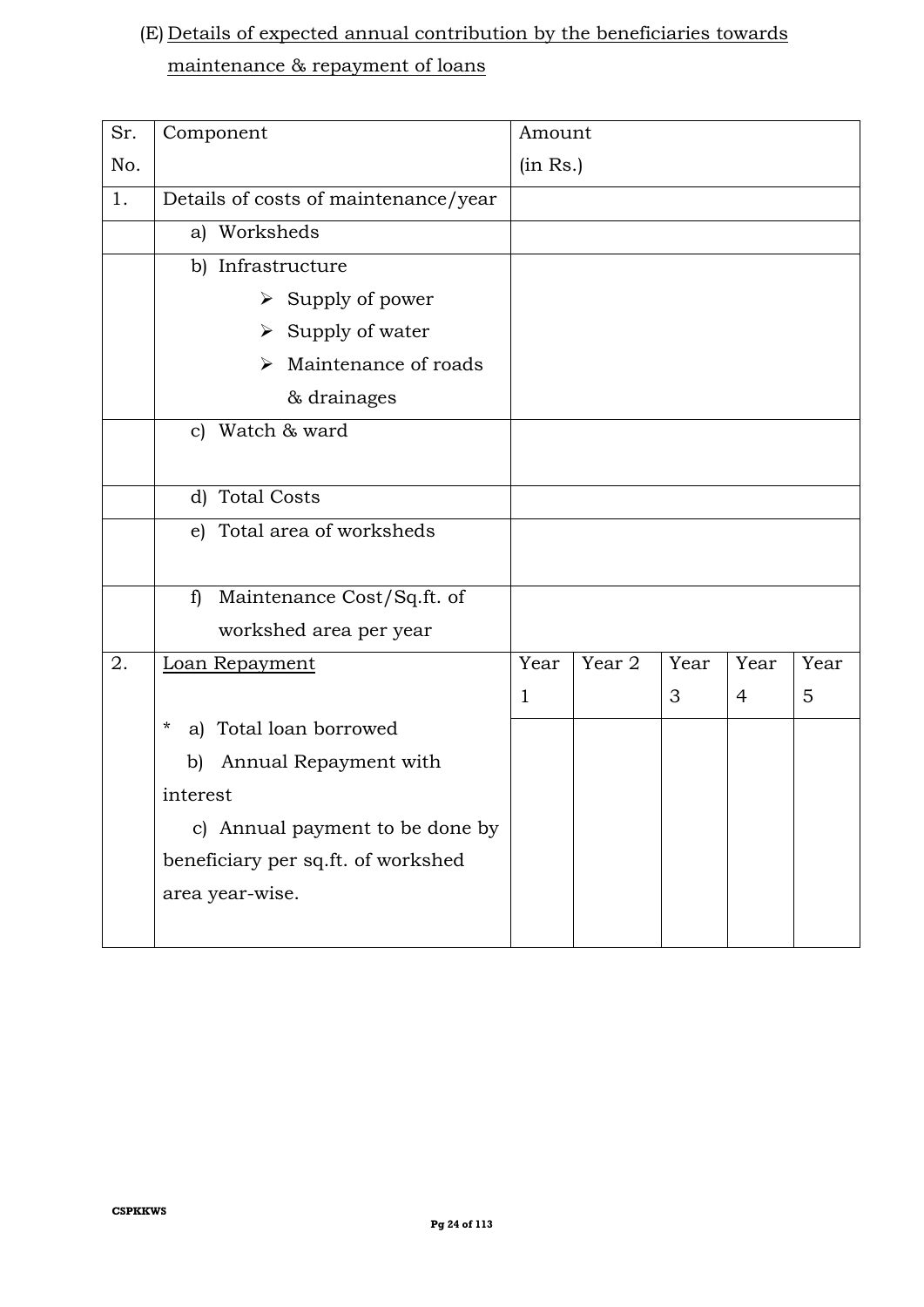(E) Details of expected annual contribution by the beneficiaries towards maintenance & repayment of loans

| Sr. No. | Component | Amount (in Rs.) | | | | |
|---|---|---|---|---|---|---|
| 1. | Details of costs of maintenance/year | | | | | |
| | a) Worksheds | | | | | |
| | b) Infrastructure<br>➢ Supply of power<br>➢ Supply of water<br>➢ Maintenance of roads & drainages | | | | | |
| | c) Watch & ward | | | | | |
| | d) Total Costs | | | | | |
| | e) Total area of worksheds | | | | | |
| | f) Maintenance Cost/Sq.ft. of workshed area per year | | | | | |
| 2. | Loan Repayment | Year 1 | Year 2 | Year 3 | Year 4 | Year 5 |
| | * a) Total loan borrowed<br>b) Annual Repayment with interest<br>c) Annual payment to be done by beneficiary per sq.ft. of workshed area year-wise. | | | | | |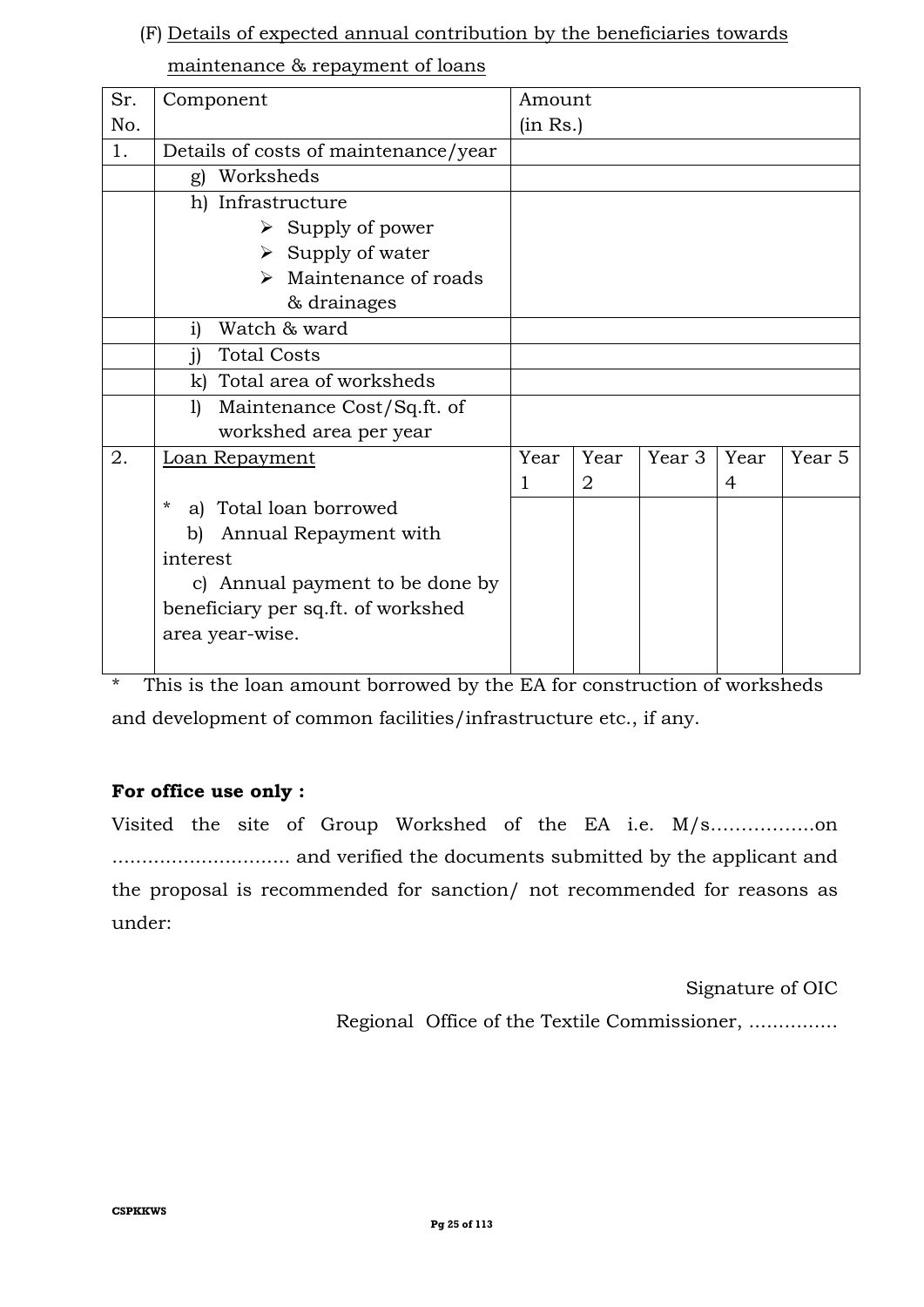(F) Details of expected annual contribution by the beneficiaries towards maintenance & repayment of loans

| Sr. No. | Component | Amount (in Rs.) | | | | |
|---|---|---|---|---|---|---|
| 1. | Details of costs of maintenance/year | | | | | |
| | g) Worksheds | | | | | |
| | h) Infrastructure<br>➢ Supply of power<br>➢ Supply of water<br>➢ Maintenance of roads & drainages | | | | | |
| | i) Watch & ward | | | | | |
| | j) Total Costs | | | | | |
| | k) Total area of worksheds | | | | | |
| | l) Maintenance Cost/Sq.ft. of workshed area per year | | | | | |
| 2. | Loan Repayment | Year 1 | Year 2 | Year 3 | Year 4 | Year 5 |
| | * a) Total loan borrowed<br>b) Annual Repayment with interest<br>c) Annual payment to be done by beneficiary per sq.ft. of workshed area year-wise. | | | | | |

\* This is the loan amount borrowed by the EA for construction of worksheds and development of common facilities/infrastructure etc., if any.

**For office use only :**

Visited the site of Group Workshed of the EA i.e. M/s……………..on ……………………….. and verified the documents submitted by the applicant and the proposal is recommended for sanction/ not recommended for reasons as under:

Signature of OIC

Regional Office of the Textile Commissioner, ……………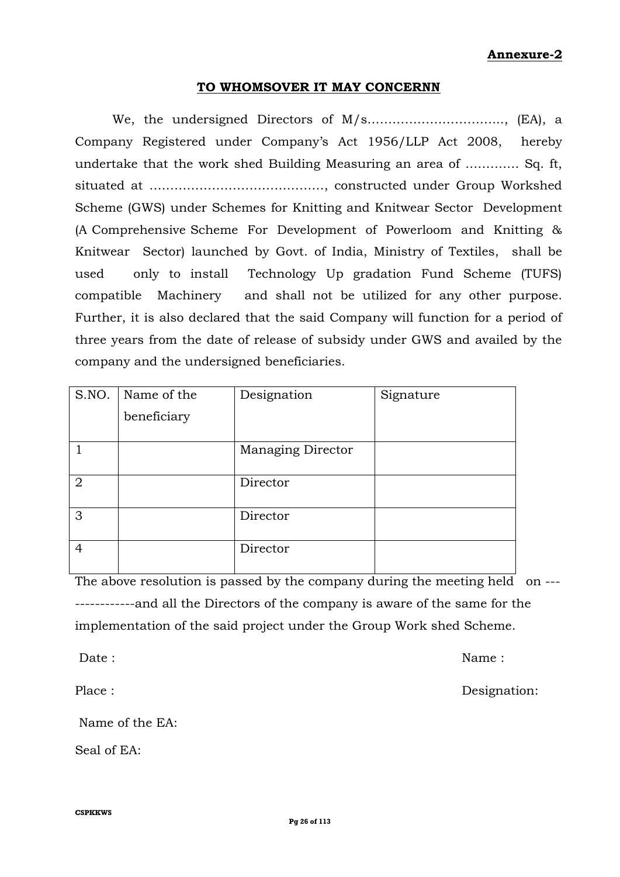**Annexure-2**

**TO WHOMSOVER IT MAY CONCERNN**

We, the undersigned Directors of M/s……………………………., (EA), a Company Registered under Company's Act 1956/LLP Act 2008, hereby undertake that the work shed Building Measuring an area of ………… Sq. ft, situated at ……………………………………, constructed under Group Workshed Scheme (GWS) under Schemes for Knitting and Knitwear Sector Development (A Comprehensive Scheme For Development of Powerloom and Knitting & Knitwear Sector) launched by Govt. of India, Ministry of Textiles, shall be used only to install Technology Up gradation Fund Scheme (TUFS) compatible Machinery and shall not be utilized for any other purpose. Further, it is also declared that the said Company will function for a period of three years from the date of release of subsidy under GWS and availed by the company and the undersigned beneficiaries.

| S.NO. | Name of the beneficiary | Designation | Signature |
|---|---|---|---|
| 1 | | Managing Director | |
| 2 | | Director | |
| 3 | | Director | |
| 4 | | Director | |

The above resolution is passed by the company during the meeting held on ---------------and all the Directors of the company is aware of the same for the implementation of the said project under the Group Work shed Scheme.

Date :

Name :

Place :

Designation:

Name of the EA:

Seal of EA: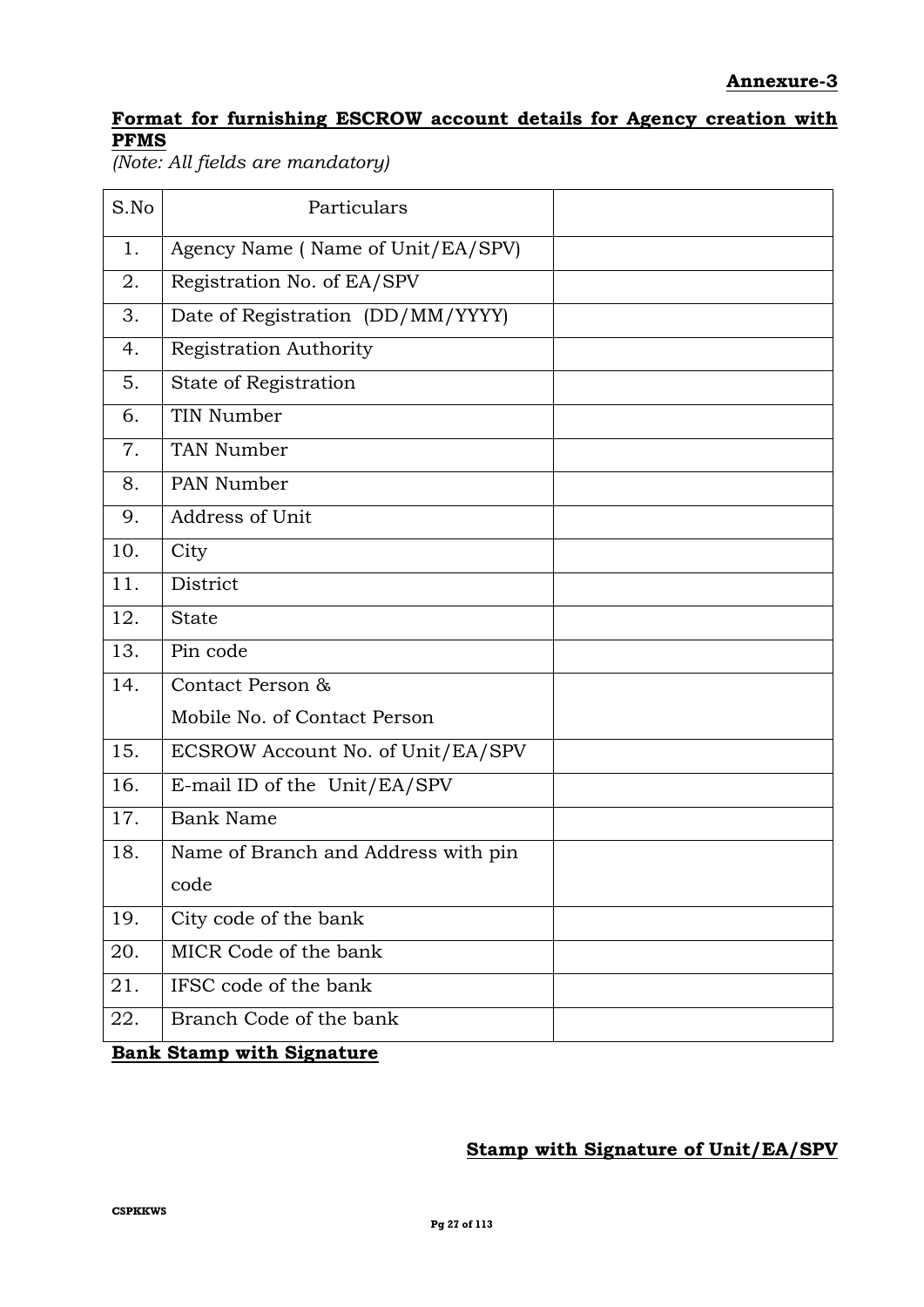**Annexure-3**

**Format for furnishing ESCROW account details for Agency creation with PFMS**

*(Note: All fields are mandatory)*

| S.No | Particulars | |
|---|---|---|
| 1. | Agency Name ( Name of Unit/EA/SPV) | |
| 2. | Registration No. of EA/SPV | |
| 3. | Date of Registration (DD/MM/YYYY) | |
| 4. | Registration Authority | |
| 5. | State of Registration | |
| 6. | TIN Number | |
| 7. | TAN Number | |
| 8. | PAN Number | |
| 9. | Address of Unit | |
| 10. | City | |
| 11. | District | |
| 12. | State | |
| 13. | Pin code | |
| 14. | Contact Person & Mobile No. of Contact Person | |
| 15. | ECSROW Account No. of Unit/EA/SPV | |
| 16. | E-mail ID of the Unit/EA/SPV | |
| 17. | Bank Name | |
| 18. | Name of Branch and Address with pin code | |
| 19. | City code of the bank | |
| 20. | MICR Code of the bank | |
| 21. | IFSC code of the bank | |
| 22. | Branch Code of the bank | |

**Bank Stamp with Signature**

**Stamp with Signature of Unit/EA/SPV**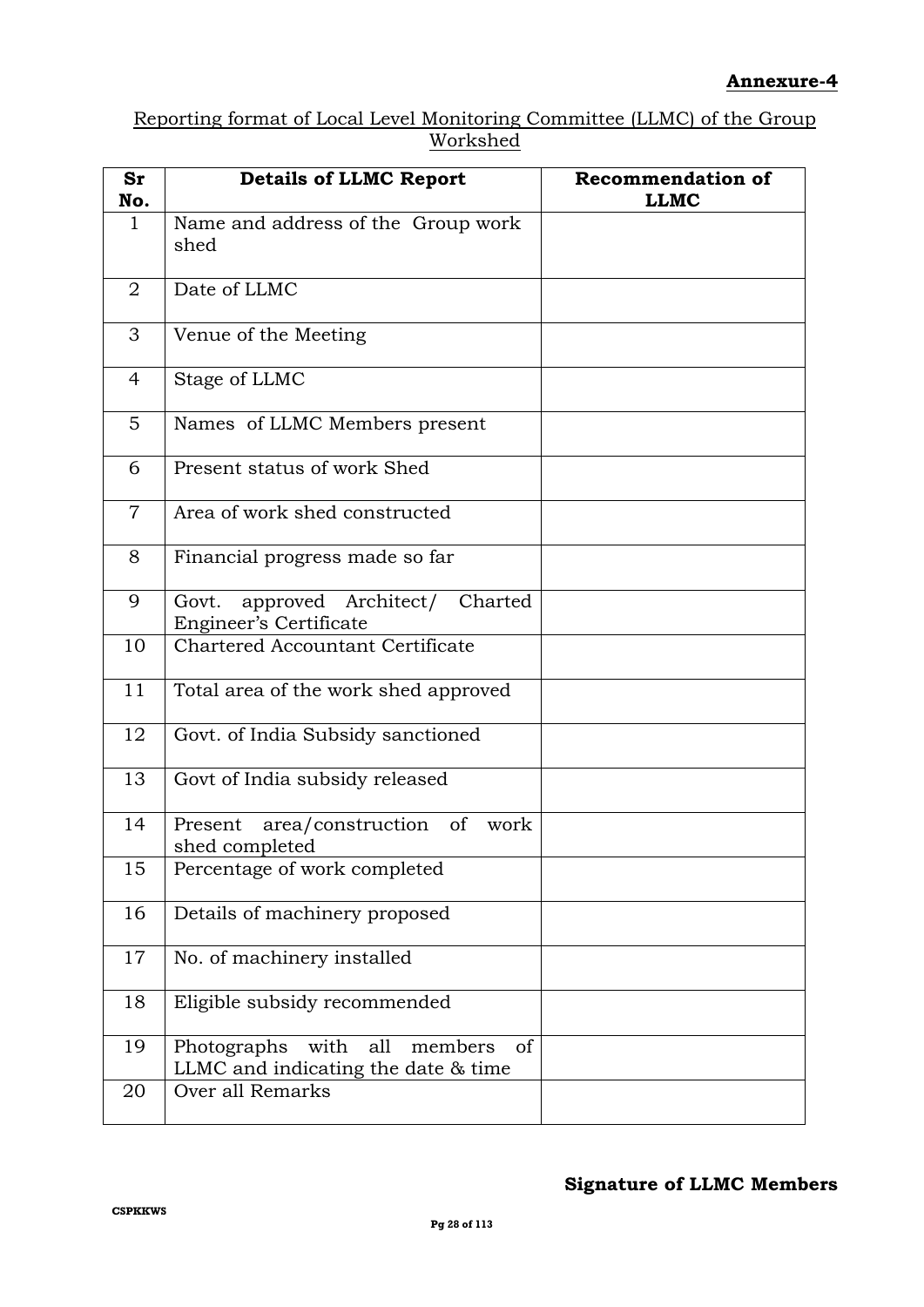**Annexure-4**

Reporting format of Local Level Monitoring Committee (LLMC) of the Group Workshed

| Sr No. | Details of LLMC Report | Recommendation of LLMC |
|---|---|---|
| 1 | Name and address of the Group work shed | |
| 2 | Date of LLMC | |
| 3 | Venue of the Meeting | |
| 4 | Stage of LLMC | |
| 5 | Names of LLMC Members present | |
| 6 | Present status of work Shed | |
| 7 | Area of work shed constructed | |
| 8 | Financial progress made so far | |
| 9 | Govt. approved Architect/ Charted Engineer's Certificate | |
| 10 | Chartered Accountant Certificate | |
| 11 | Total area of the work shed approved | |
| 12 | Govt. of India Subsidy sanctioned | |
| 13 | Govt of India subsidy released | |
| 14 | Present area/construction of work shed completed | |
| 15 | Percentage of work completed | |
| 16 | Details of machinery proposed | |
| 17 | No. of machinery installed | |
| 18 | Eligible subsidy recommended | |
| 19 | Photographs with all members of LLMC and indicating the date & time | |
| 20 | Over all Remarks | |

**Signature of LLMC Members**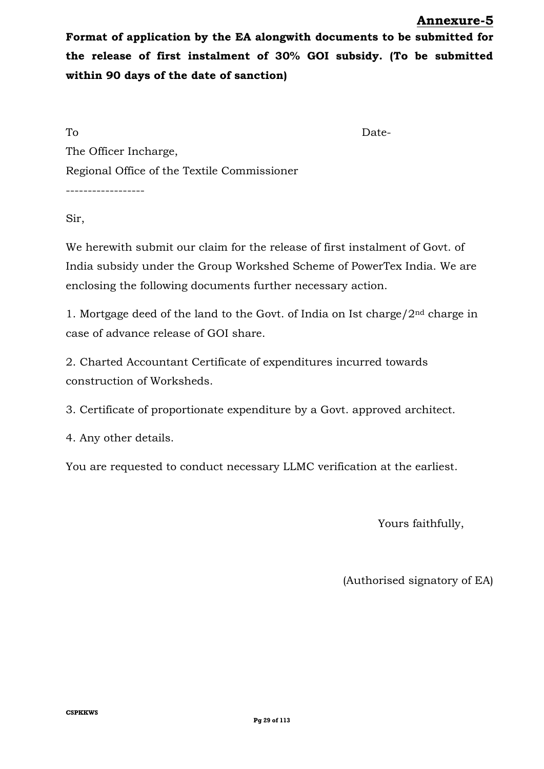**Annexure-5**

**Format of application by the EA alongwith documents to be submitted for the release of first instalment of 30% GOI subsidy. (To be submitted within 90 days of the date of sanction)**

To Date-

The Officer Incharge,

Regional Office of the Textile Commissioner

------------------

Sir,

We herewith submit our claim for the release of first instalment of Govt. of India subsidy under the Group Workshed Scheme of PowerTex India. We are enclosing the following documents further necessary action.

1. Mortgage deed of the land to the Govt. of India on Ist charge/2nd charge in case of advance release of GOI share.

2. Charted Accountant Certificate of expenditures incurred towards construction of Worksheds.

3. Certificate of proportionate expenditure by a Govt. approved architect.

4. Any other details.

You are requested to conduct necessary LLMC verification at the earliest.

Yours faithfully,

(Authorised signatory of EA)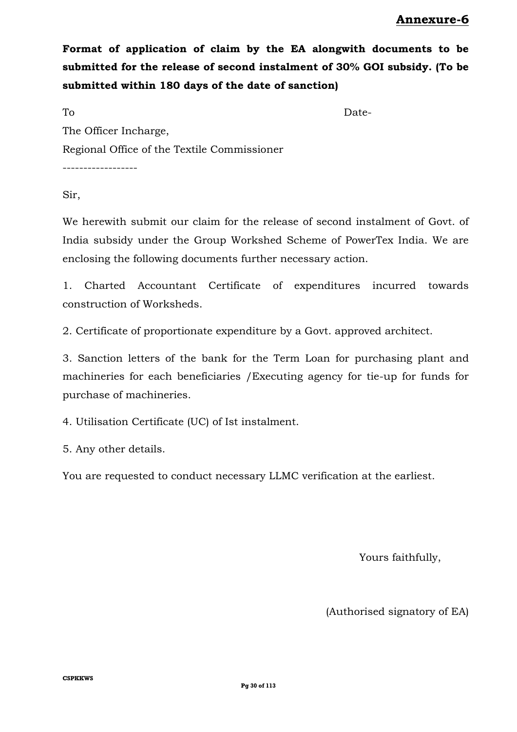**Annexure-6**

**Format of application of claim by the EA alongwith documents to be submitted for the release of second instalment of 30% GOI subsidy. (To be submitted within 180 days of the date of sanction)**

To Date-

The Officer Incharge,

Regional Office of the Textile Commissioner

------------------

Sir,

We herewith submit our claim for the release of second instalment of Govt. of India subsidy under the Group Workshed Scheme of PowerTex India. We are enclosing the following documents further necessary action.

1. Charted Accountant Certificate of expenditures incurred towards construction of Worksheds.

2. Certificate of proportionate expenditure by a Govt. approved architect.

3. Sanction letters of the bank for the Term Loan for purchasing plant and machineries for each beneficiaries /Executing agency for tie-up for funds for purchase of machineries.

4. Utilisation Certificate (UC) of Ist instalment.

5. Any other details.

You are requested to conduct necessary LLMC verification at the earliest.

Yours faithfully,

(Authorised signatory of EA)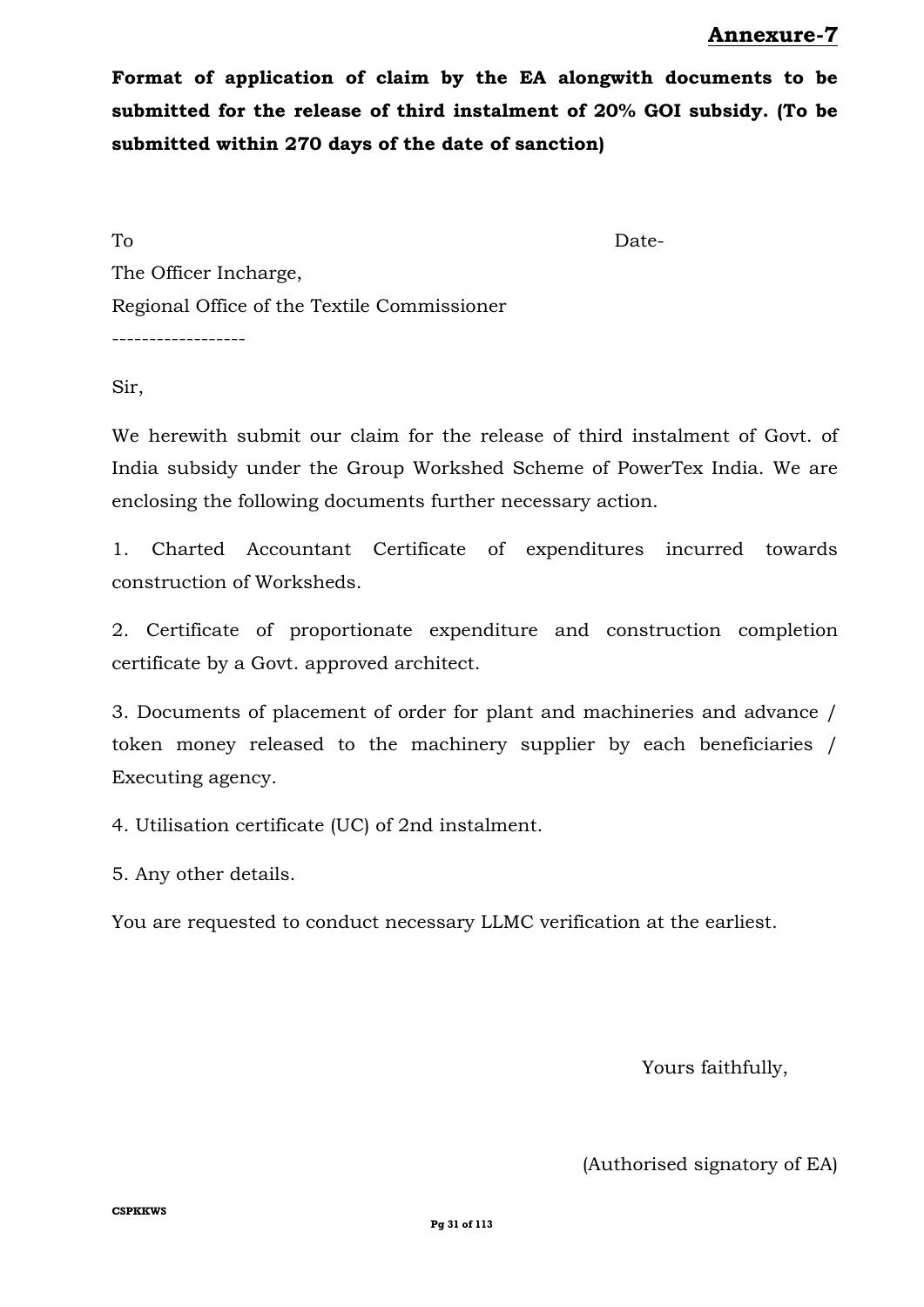# Annexure-7

**Format of application of claim by the EA alongwith documents to be submitted for the release of third instalment of 20% GOI subsidy. (To be submitted within 270 days of the date of sanction)**

To Date-

The Officer Incharge,

Regional Office of the Textile Commissioner

------------------

Sir,

We herewith submit our claim for the release of third instalment of Govt. of India subsidy under the Group Workshed Scheme of PowerTex India. We are enclosing the following documents further necessary action.

1. Charted Accountant Certificate of expenditures incurred towards construction of Worksheds.

2. Certificate of proportionate expenditure and construction completion certificate by a Govt. approved architect.

3. Documents of placement of order for plant and machineries and advance / token money released to the machinery supplier by each beneficiaries / Executing agency.

4. Utilisation certificate (UC) of 2nd instalment.

5. Any other details.

You are requested to conduct necessary LLMC verification at the earliest.

Yours faithfully,

(Authorised signatory of EA)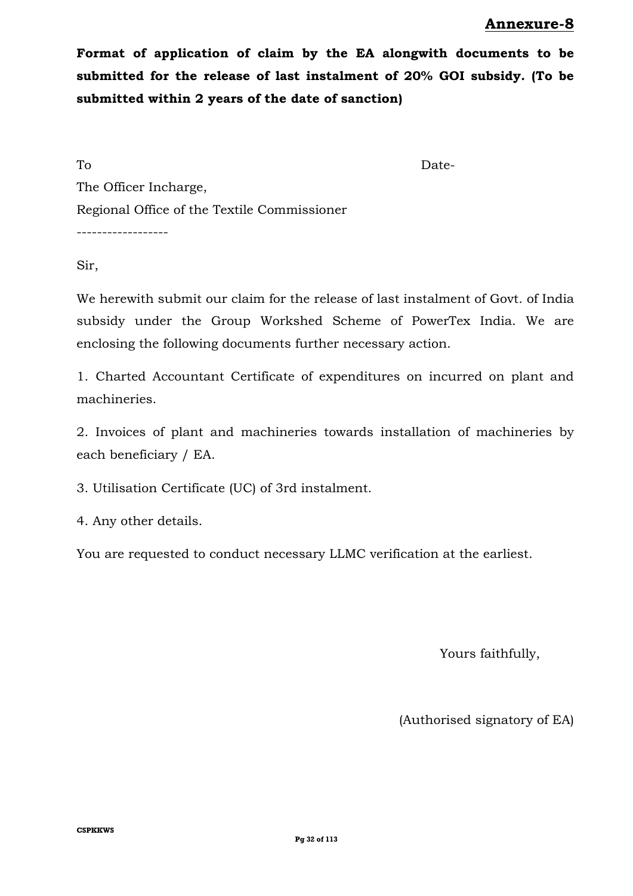**Annexure-8**

**Format of application of claim by the EA alongwith documents to be submitted for the release of last instalment of 20% GOI subsidy. (To be submitted within 2 years of the date of sanction)**

To Date-

The Officer Incharge,

Regional Office of the Textile Commissioner

------------------

Sir,

We herewith submit our claim for the release of last instalment of Govt. of India subsidy under the Group Workshed Scheme of PowerTex India. We are enclosing the following documents further necessary action.

1. Charted Accountant Certificate of expenditures on incurred on plant and machineries.

2. Invoices of plant and machineries towards installation of machineries by each beneficiary / EA.

3. Utilisation Certificate (UC) of 3rd instalment.

4. Any other details.

You are requested to conduct necessary LLMC verification at the earliest.

Yours faithfully,

(Authorised signatory of EA)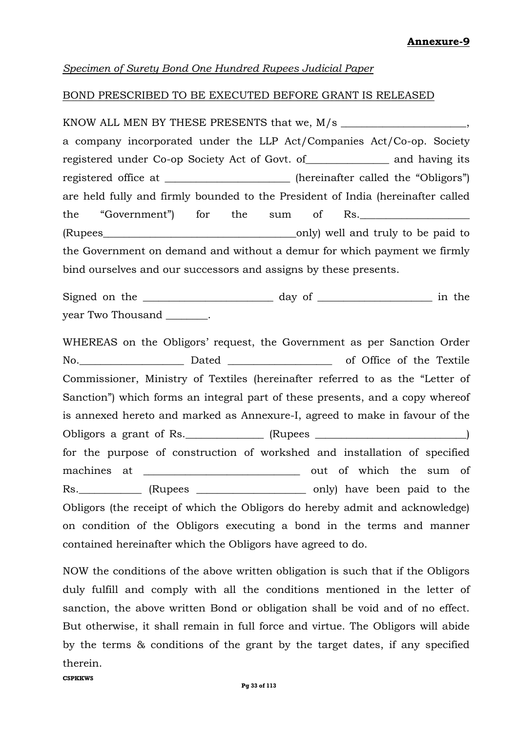**Annexure-9**

*Specimen of Surety Bond One Hundred Rupees Judicial Paper*

BOND PRESCRIBED TO BE EXECUTED BEFORE GRANT IS RELEASED

KNOW ALL MEN BY THESE PRESENTS that we, M/s ________________________, a company incorporated under the LLP Act/Companies Act/Co-op. Society registered under Co-op Society Act of Govt. of________________ and having its registered office at ________________________ (hereinafter called the "Obligors") are held fully and firmly bounded to the President of India (hereinafter called the "Government") for the sum of Rs.____________________ (Rupees_____________________________________only) well and truly to be paid to the Government on demand and without a demur for which payment we firmly bind ourselves and our successors and assigns by these presents.

Signed on the ________________________ day of _____________________ in the year Two Thousand ________.

WHEREAS on the Obligors' request, the Government as per Sanction Order No.___________________ Dated ___________________ of Office of the Textile Commissioner, Ministry of Textiles (hereinafter referred to as the "Letter of Sanction") which forms an integral part of these presents, and a copy whereof is annexed hereto and marked as Annexure-I, agreed to make in favour of the Obligors a grant of Rs.______________ (Rupees ____________________________) for the purpose of construction of workshed and installation of specified machines at _____________________________ out of which the sum of Rs.___________ (Rupees ____________________ only) have been paid to the Obligors (the receipt of which the Obligors do hereby admit and acknowledge) on condition of the Obligors executing a bond in the terms and manner contained hereinafter which the Obligors have agreed to do.

NOW the conditions of the above written obligation is such that if the Obligors duly fulfill and comply with all the conditions mentioned in the letter of sanction, the above written Bond or obligation shall be void and of no effect. But otherwise, it shall remain in full force and virtue. The Obligors will abide by the terms & conditions of the grant by the target dates, if any specified therein.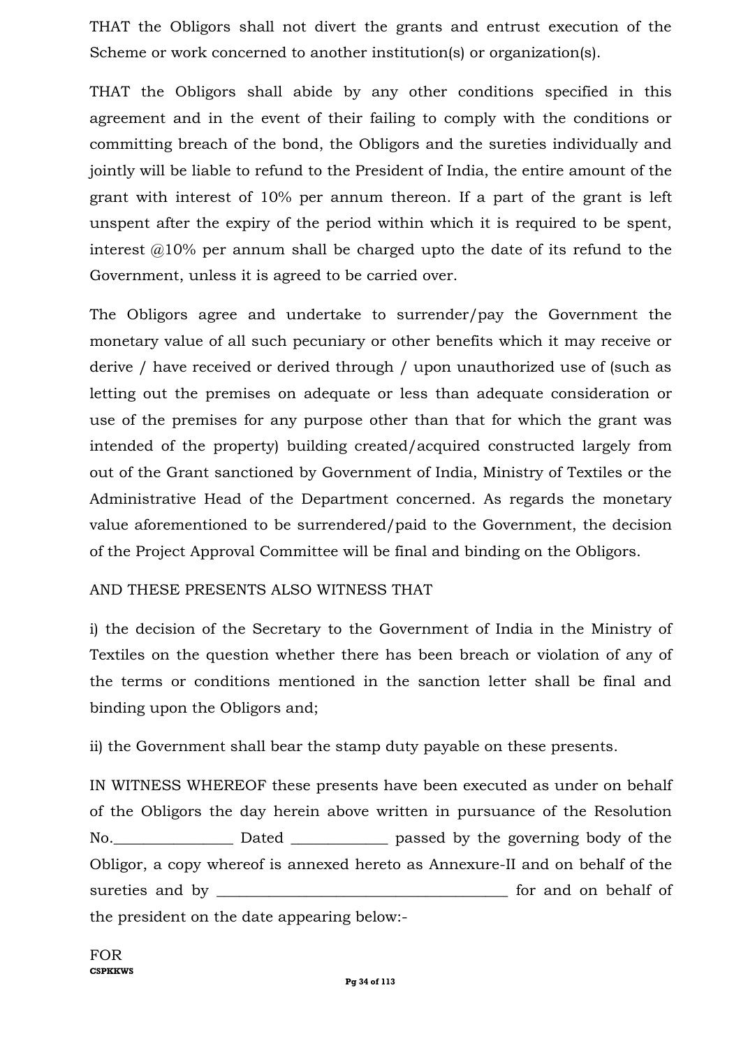THAT the Obligors shall not divert the grants and entrust execution of the Scheme or work concerned to another institution(s) or organization(s).

THAT the Obligors shall abide by any other conditions specified in this agreement and in the event of their failing to comply with the conditions or committing breach of the bond, the Obligors and the sureties individually and jointly will be liable to refund to the President of India, the entire amount of the grant with interest of 10% per annum thereon. If a part of the grant is left unspent after the expiry of the period within which it is required to be spent, interest @10% per annum shall be charged upto the date of its refund to the Government, unless it is agreed to be carried over.

The Obligors agree and undertake to surrender/pay the Government the monetary value of all such pecuniary or other benefits which it may receive or derive / have received or derived through / upon unauthorized use of (such as letting out the premises on adequate or less than adequate consideration or use of the premises for any purpose other than that for which the grant was intended of the property) building created/acquired constructed largely from out of the Grant sanctioned by Government of India, Ministry of Textiles or the Administrative Head of the Department concerned. As regards the monetary value aforementioned to be surrendered/paid to the Government, the decision of the Project Approval Committee will be final and binding on the Obligors.

AND THESE PRESENTS ALSO WITNESS THAT

i) the decision of the Secretary to the Government of India in the Ministry of Textiles on the question whether there has been breach or violation of any of the terms or conditions mentioned in the sanction letter shall be final and binding upon the Obligors and;

ii) the Government shall bear the stamp duty payable on these presents.

IN WITNESS WHEREOF these presents have been executed as under on behalf of the Obligors the day herein above written in pursuance of the Resolution No.________________ Dated _____________ passed by the governing body of the Obligor, a copy whereof is annexed hereto as Annexure-II and on behalf of the sureties and by _______________________________________ for and on behalf of the president on the date appearing below:-

FOR
**CSPKKWS**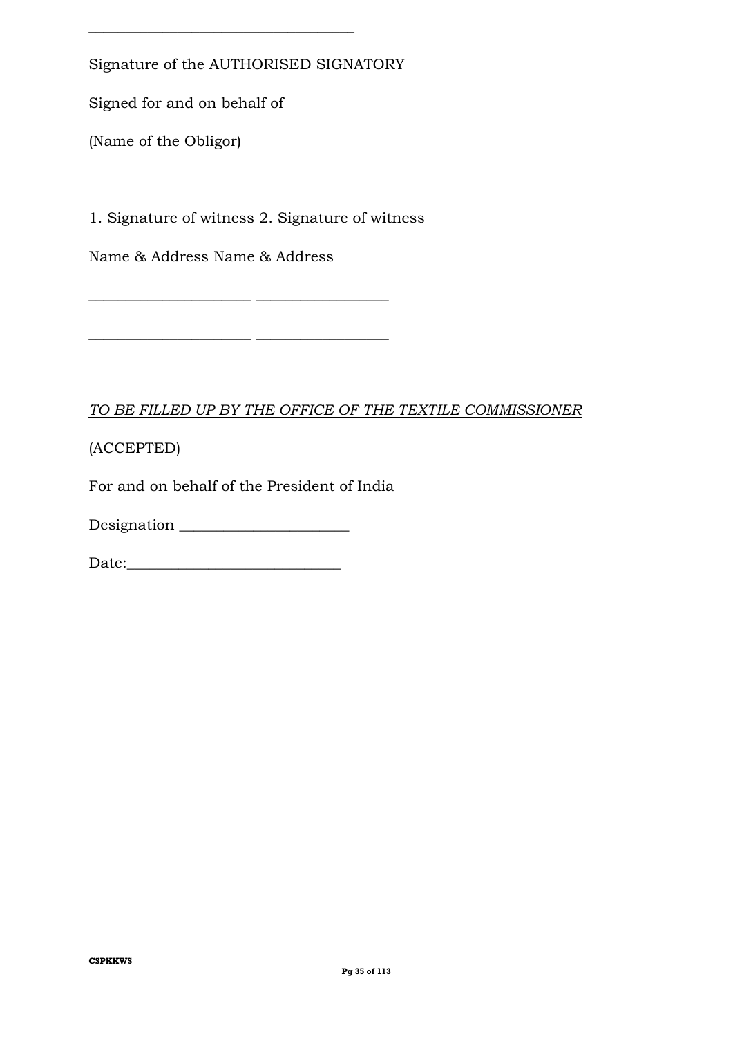___________________________________

Signature of the AUTHORISED SIGNATORY

Signed for and on behalf of

(Name of the Obligor)

1. Signature of witness 2. Signature of witness

Name & Address Name & Address

_____________________ _________________

_____________________ _________________

*TO BE FILLED UP BY THE OFFICE OF THE TEXTILE COMMISSIONER*

(ACCEPTED)

For and on behalf of the President of India

Designation ______________________

Date:____________________________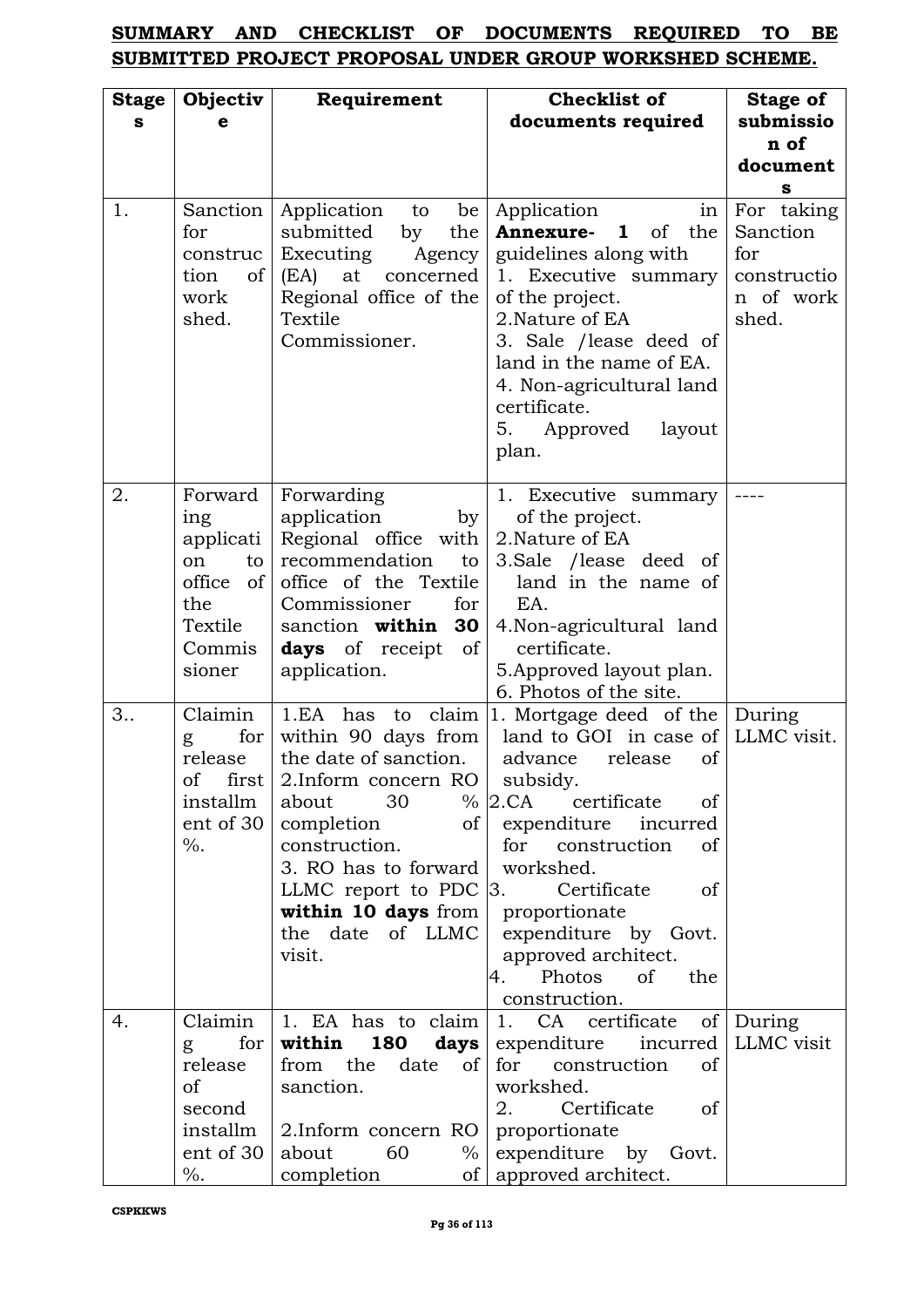**SUMMARY AND CHECKLIST OF DOCUMENTS REQUIRED TO BE SUBMITTED PROJECT PROPOSAL UNDER GROUP WORKSHED SCHEME.**

| Stages | Objective | Requirement | Checklist of documents required | Stage of submission of documents |
|---|---|---|---|---|
| 1. | Sanction for construction of work shed. | Application to be submitted by the Executing Agency (EA) at concerned Regional office of the Textile Commissioner. | Application in **Annexure- 1** of the guidelines along with<br>1. Executive summary of the project.<br>2.Nature of EA<br>3. Sale /lease deed of land in the name of EA.<br>4. Non-agricultural land certificate.<br>5. Approved layout plan. | For taking Sanction for construction of work shed. |
| 2. | Forwarding application to office of the Textile Commissioner | Forwarding application by Regional office with recommendation to office of the Textile Commissioner for sanction **within 30 days** of receipt of application. | 1. Executive summary of the project.<br>2.Nature of EA<br>3.Sale /lease deed of land in the name of EA.<br>4.Non-agricultural land certificate.<br>5.Approved layout plan.<br>6. Photos of the site. | ---- |
| 3.. | Claiming for release of first installment of 30 %. | 1.EA has to claim within 90 days from the date of sanction.<br>2.Inform concern RO about 30 % completion of construction.<br>3. RO has to forward LLMC report to PDC **within 10 days** from the date of LLMC visit. | 1. Mortgage deed of the land to GOI in case of advance release of subsidy.<br>2.CA certificate of expenditure incurred for construction of workshed.<br>3. Certificate of proportionate expenditure by Govt. approved architect.<br>4. Photos of the construction. | During LLMC visit. |
| 4. | Claiming for release of second installment of 30 %. | 1. EA has to claim **within 180 days** from the date of sanction.<br><br>2.Inform concern RO about 60 % completion of | 1. CA certificate of expenditure incurred for construction of workshed.<br>2. Certificate of proportionate expenditure by Govt. approved architect. | During LLMC visit |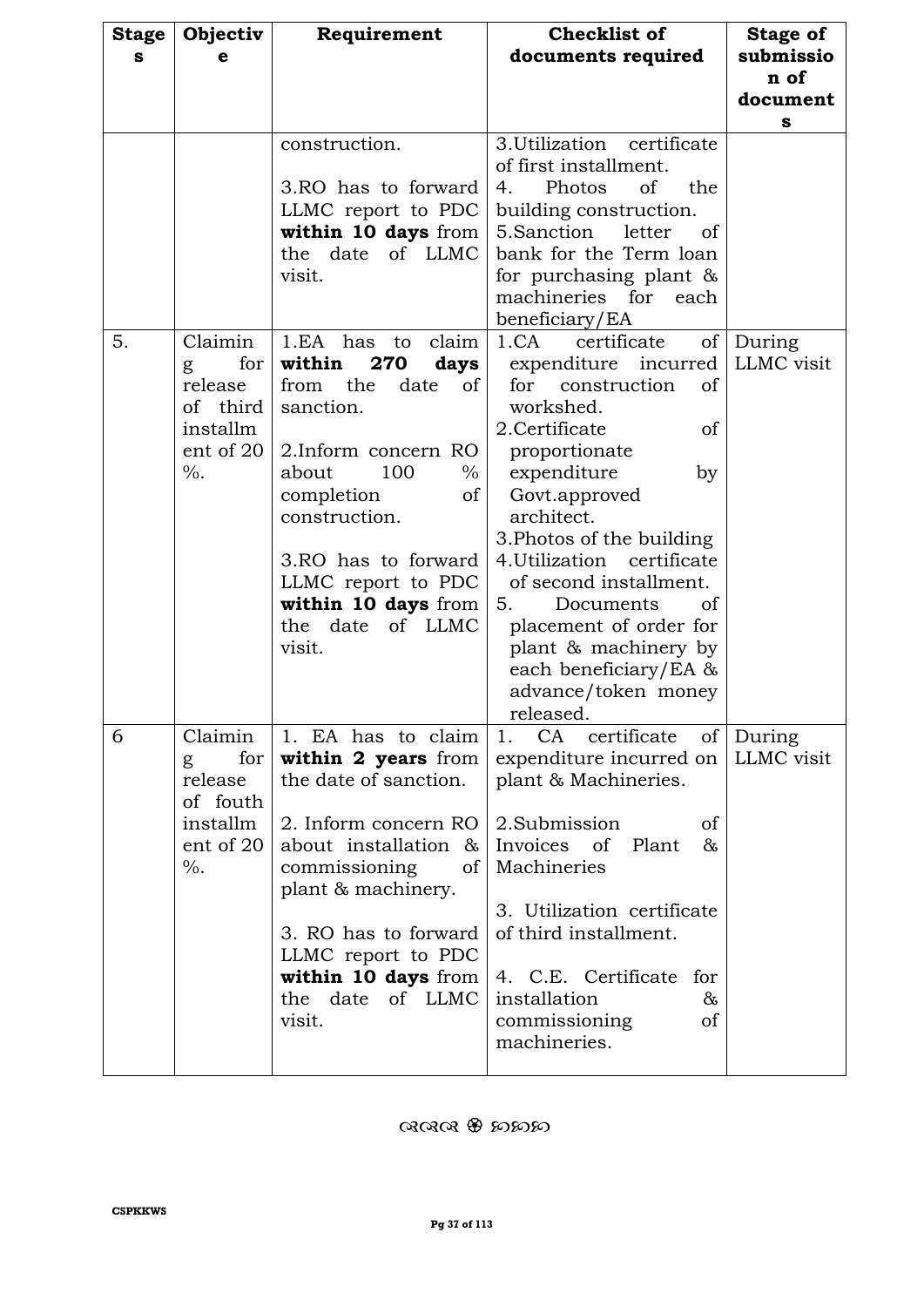| Stages | Objective | Requirement | Checklist of documents required | Stage of submission of documents |
|---|---|---|---|---|
| | | construction.<br><br>3.RO has to forward LLMC report to PDC **within 10 days** from the date of LLMC visit. | 3.Utilization certificate of first installment.<br>4. Photos of the building construction.<br>5.Sanction letter of bank for the Term loan for purchasing plant & machineries for each beneficiary/EA | |
| 5. | Claiming for release of third installment of 20 %. | 1.EA has to claim **within 270 days** from the date of sanction.<br><br>2.Inform concern RO about 100 % completion of construction.<br><br>3.RO has to forward LLMC report to PDC **within 10 days** from the date of LLMC visit. | 1.CA certificate of expenditure incurred for construction of workshed.<br>2.Certificate of proportionate expenditure by Govt.approved architect.<br>3.Photos of the building<br>4.Utilization certificate of second installment.<br>5. Documents of placement of order for plant & machinery by each beneficiary/EA & advance/token money released. | During LLMC visit |
| 6 | Claiming for release of fouth installment of 20 %. | 1. EA has to claim **within 2 years** from the date of sanction.<br><br>2. Inform concern RO about installation & commissioning of plant & machinery.<br><br>3. RO has to forward LLMC report to PDC **within 10 days** from the date of LLMC visit. | 1. CA certificate of expenditure incurred on plant & Machineries.<br><br>2.Submission of Invoices of Plant & Machineries<br><br>3. Utilization certificate of third installment.<br><br>4. C.E. Certificate for installation & commissioning of machineries. | During LLMC visit |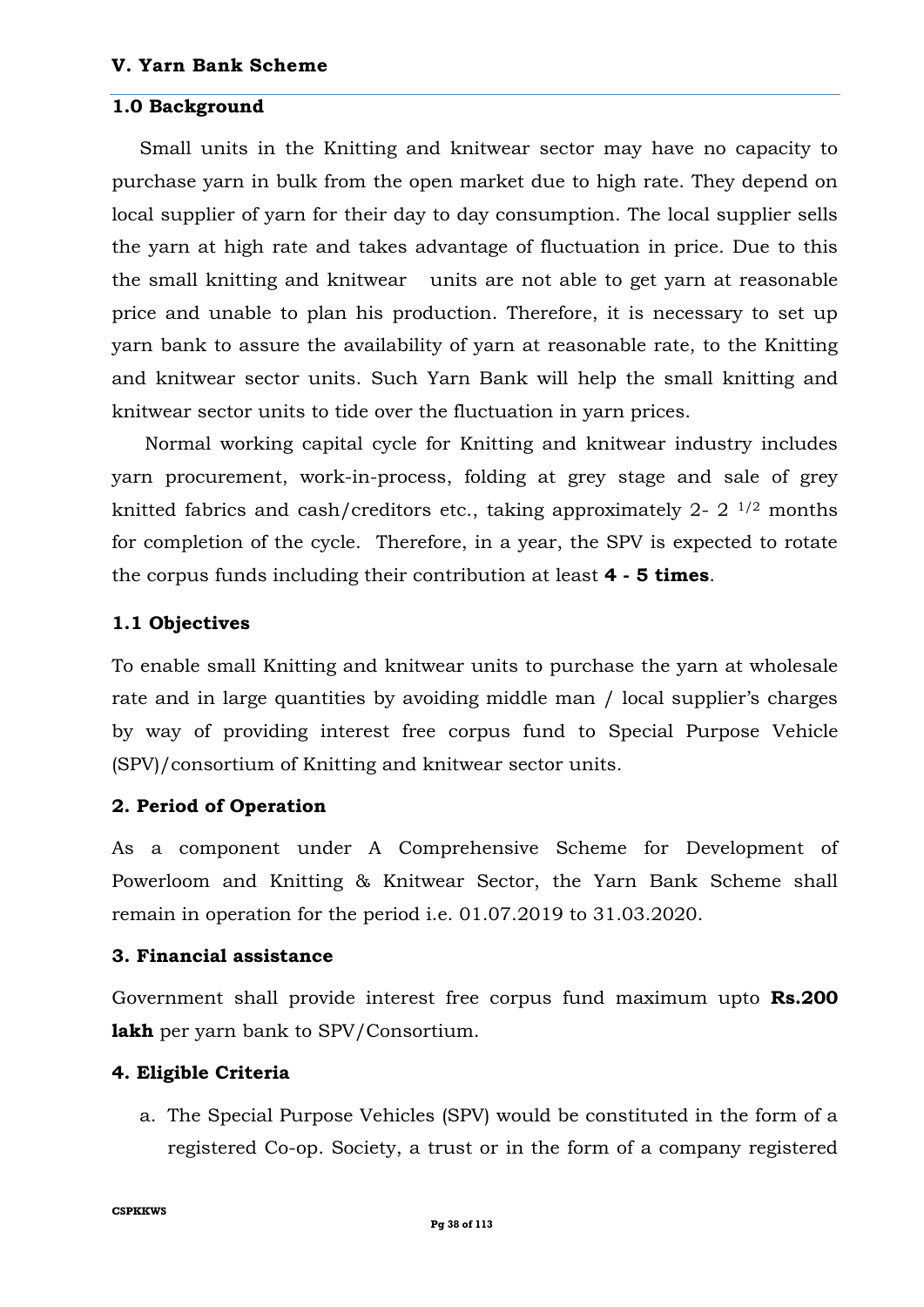## V. Yarn Bank Scheme

### 1.0 Background

Small units in the Knitting and knitwear sector may have no capacity to purchase yarn in bulk from the open market due to high rate. They depend on local supplier of yarn for their day to day consumption. The local supplier sells the yarn at high rate and takes advantage of fluctuation in price. Due to this the small knitting and knitwear units are not able to get yarn at reasonable price and unable to plan his production. Therefore, it is necessary to set up yarn bank to assure the availability of yarn at reasonable rate, to the Knitting and knitwear sector units. Such Yarn Bank will help the small knitting and knitwear sector units to tide over the fluctuation in yarn prices.

Normal working capital cycle for Knitting and knitwear industry includes yarn procurement, work-in-process, folding at grey stage and sale of grey knitted fabrics and cash/creditors etc., taking approximately 2- 2 $^{1/2}$ months for completion of the cycle. Therefore, in a year, the SPV is expected to rotate the corpus funds including their contribution at least **4 - 5 times**.

### 1.1 Objectives

To enable small Knitting and knitwear units to purchase the yarn at wholesale rate and in large quantities by avoiding middle man / local supplier's charges by way of providing interest free corpus fund to Special Purpose Vehicle (SPV)/consortium of Knitting and knitwear sector units.

### 2. Period of Operation

As a component under A Comprehensive Scheme for Development of Powerloom and Knitting & Knitwear Sector, the Yarn Bank Scheme shall remain in operation for the period i.e. 01.07.2019 to 31.03.2020.

### 3. Financial assistance

Government shall provide interest free corpus fund maximum upto **Rs.200 lakh** per yarn bank to SPV/Consortium.

### 4. Eligible Criteria

a. The Special Purpose Vehicles (SPV) would be constituted in the form of a registered Co-op. Society, a trust or in the form of a company registered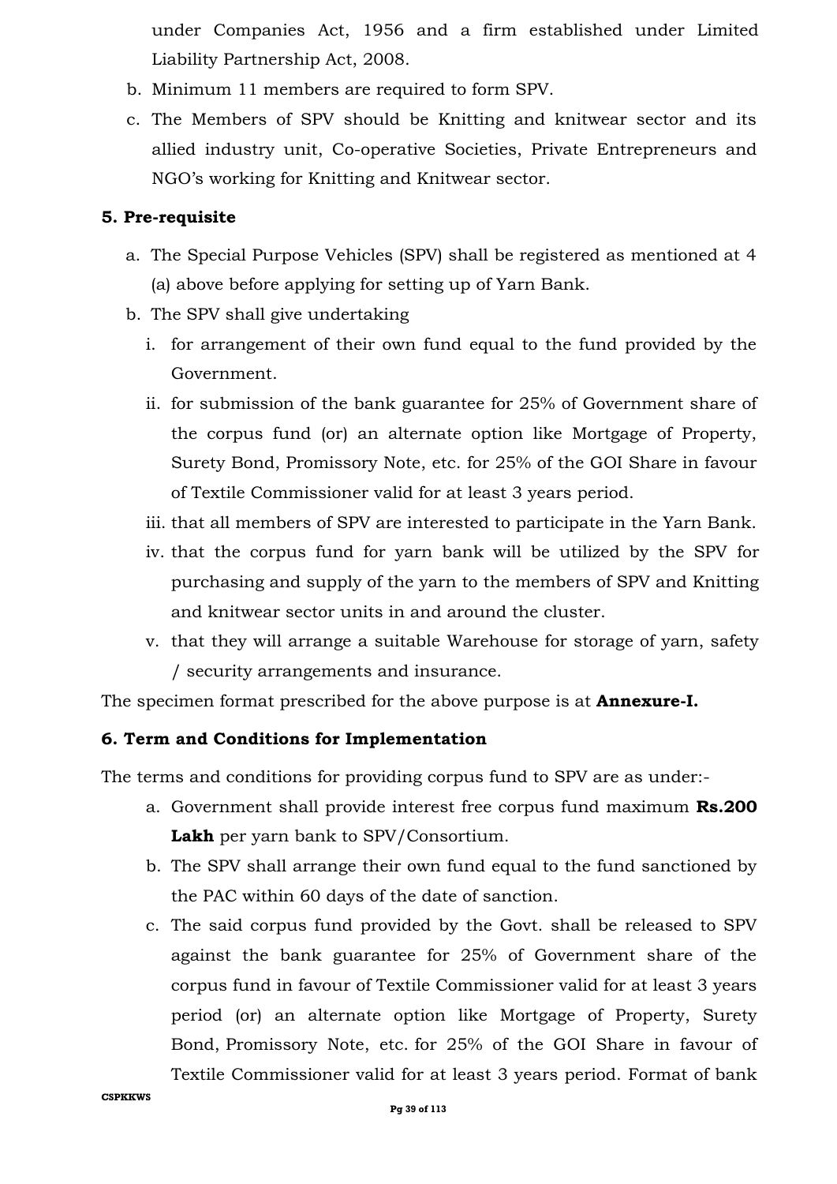under Companies Act, 1956 and a firm established under Limited Liability Partnership Act, 2008.

b. Minimum 11 members are required to form SPV.
c. The Members of SPV should be Knitting and knitwear sector and its allied industry unit, Co-operative Societies, Private Entrepreneurs and NGO's working for Knitting and Knitwear sector.

**5. Pre-requisite**

a. The Special Purpose Vehicles (SPV) shall be registered as mentioned at 4 (a) above before applying for setting up of Yarn Bank.
b. The SPV shall give undertaking
   i. for arrangement of their own fund equal to the fund provided by the Government.
   ii. for submission of the bank guarantee for 25% of Government share of the corpus fund (or) an alternate option like Mortgage of Property, Surety Bond, Promissory Note, etc. for 25% of the GOI Share in favour of Textile Commissioner valid for at least 3 years period.
   iii. that all members of SPV are interested to participate in the Yarn Bank.
   iv. that the corpus fund for yarn bank will be utilized by the SPV for purchasing and supply of the yarn to the members of SPV and Knitting and knitwear sector units in and around the cluster.
   v. that they will arrange a suitable Warehouse for storage of yarn, safety / security arrangements and insurance.

The specimen format prescribed for the above purpose is at **Annexure-I.**

**6. Term and Conditions for Implementation**

The terms and conditions for providing corpus fund to SPV are as under:-

a. Government shall provide interest free corpus fund maximum **Rs.200 Lakh** per yarn bank to SPV/Consortium.
b. The SPV shall arrange their own fund equal to the fund sanctioned by the PAC within 60 days of the date of sanction.
c. The said corpus fund provided by the Govt. shall be released to SPV against the bank guarantee for 25% of Government share of the corpus fund in favour of Textile Commissioner valid for at least 3 years period (or) an alternate option like Mortgage of Property, Surety Bond, Promissory Note, etc. for 25% of the GOI Share in favour of Textile Commissioner valid for at least 3 years period. Format of bank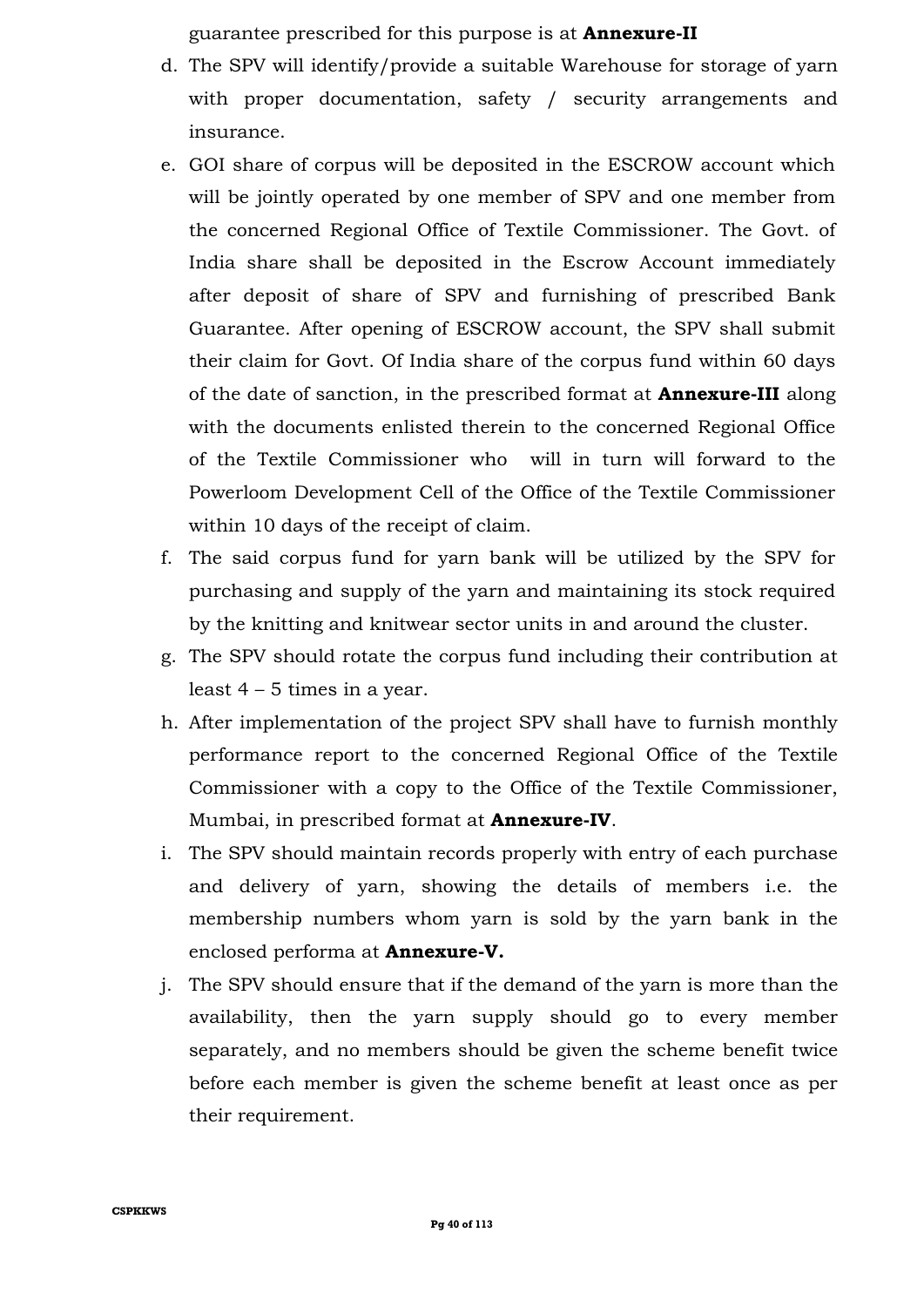guarantee prescribed for this purpose is at **Annexure-II**

d. The SPV will identify/provide a suitable Warehouse for storage of yarn with proper documentation, safety / security arrangements and insurance.

e. GOI share of corpus will be deposited in the ESCROW account which will be jointly operated by one member of SPV and one member from the concerned Regional Office of Textile Commissioner. The Govt. of India share shall be deposited in the Escrow Account immediately after deposit of share of SPV and furnishing of prescribed Bank Guarantee. After opening of ESCROW account, the SPV shall submit their claim for Govt. Of India share of the corpus fund within 60 days of the date of sanction, in the prescribed format at **Annexure-III** along with the documents enlisted therein to the concerned Regional Office of the Textile Commissioner who will in turn will forward to the Powerloom Development Cell of the Office of the Textile Commissioner within 10 days of the receipt of claim.

f. The said corpus fund for yarn bank will be utilized by the SPV for purchasing and supply of the yarn and maintaining its stock required by the knitting and knitwear sector units in and around the cluster.

g. The SPV should rotate the corpus fund including their contribution at least 4 – 5 times in a year.

h. After implementation of the project SPV shall have to furnish monthly performance report to the concerned Regional Office of the Textile Commissioner with a copy to the Office of the Textile Commissioner, Mumbai, in prescribed format at **Annexure-IV**.

i. The SPV should maintain records properly with entry of each purchase and delivery of yarn, showing the details of members i.e. the membership numbers whom yarn is sold by the yarn bank in the enclosed performa at **Annexure-V.**

j. The SPV should ensure that if the demand of the yarn is more than the availability, then the yarn supply should go to every member separately, and no members should be given the scheme benefit twice before each member is given the scheme benefit at least once as per their requirement.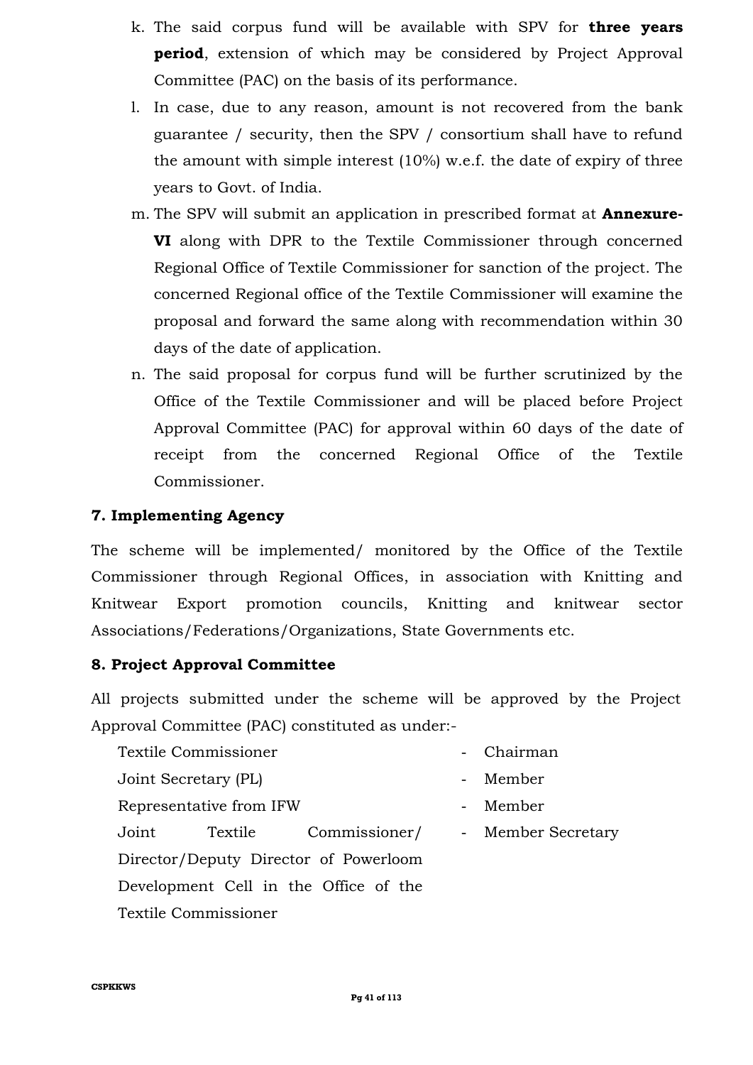k. The said corpus fund will be available with SPV for **three years period**, extension of which may be considered by Project Approval Committee (PAC) on the basis of its performance.

l. In case, due to any reason, amount is not recovered from the bank guarantee / security, then the SPV / consortium shall have to refund the amount with simple interest (10%) w.e.f. the date of expiry of three years to Govt. of India.

m. The SPV will submit an application in prescribed format at **Annexure-VI** along with DPR to the Textile Commissioner through concerned Regional Office of Textile Commissioner for sanction of the project. The concerned Regional office of the Textile Commissioner will examine the proposal and forward the same along with recommendation within 30 days of the date of application.

n. The said proposal for corpus fund will be further scrutinized by the Office of the Textile Commissioner and will be placed before Project Approval Committee (PAC) for approval within 60 days of the date of receipt from the concerned Regional Office of the Textile Commissioner.

## 7. Implementing Agency

The scheme will be implemented/ monitored by the Office of the Textile Commissioner through Regional Offices, in association with Knitting and Knitwear Export promotion councils, Knitting and knitwear sector Associations/Federations/Organizations, State Governments etc.

## 8. Project Approval Committee

All projects submitted under the scheme will be approved by the Project Approval Committee (PAC) constituted as under:-

| | | |
|---|---|---|
| Textile Commissioner | - | Chairman |
| Joint Secretary (PL) | - | Member |
| Representative from IFW | - | Member |
| Joint Textile Commissioner/ Director/Deputy Director of Powerloom Development Cell in the Office of the Textile Commissioner | - | Member Secretary |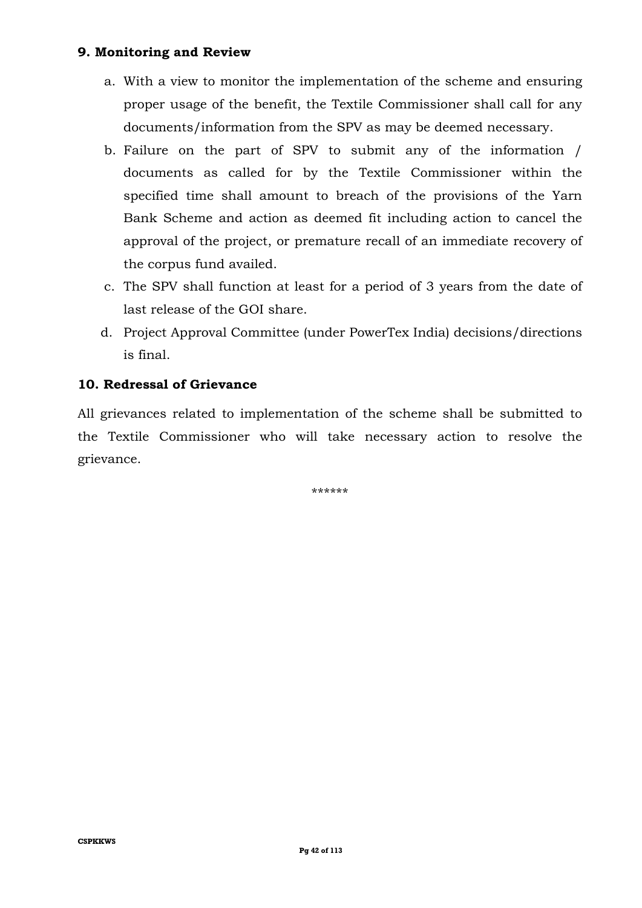## 9. Monitoring and Review

a. With a view to monitor the implementation of the scheme and ensuring proper usage of the benefit, the Textile Commissioner shall call for any documents/information from the SPV as may be deemed necessary.

b. Failure on the part of SPV to submit any of the information / documents as called for by the Textile Commissioner within the specified time shall amount to breach of the provisions of the Yarn Bank Scheme and action as deemed fit including action to cancel the approval of the project, or premature recall of an immediate recovery of the corpus fund availed.

c. The SPV shall function at least for a period of 3 years from the date of last release of the GOI share.

d. Project Approval Committee (under PowerTex India) decisions/directions is final.

## 10. Redressal of Grievance

All grievances related to implementation of the scheme shall be submitted to the Textile Commissioner who will take necessary action to resolve the grievance.

******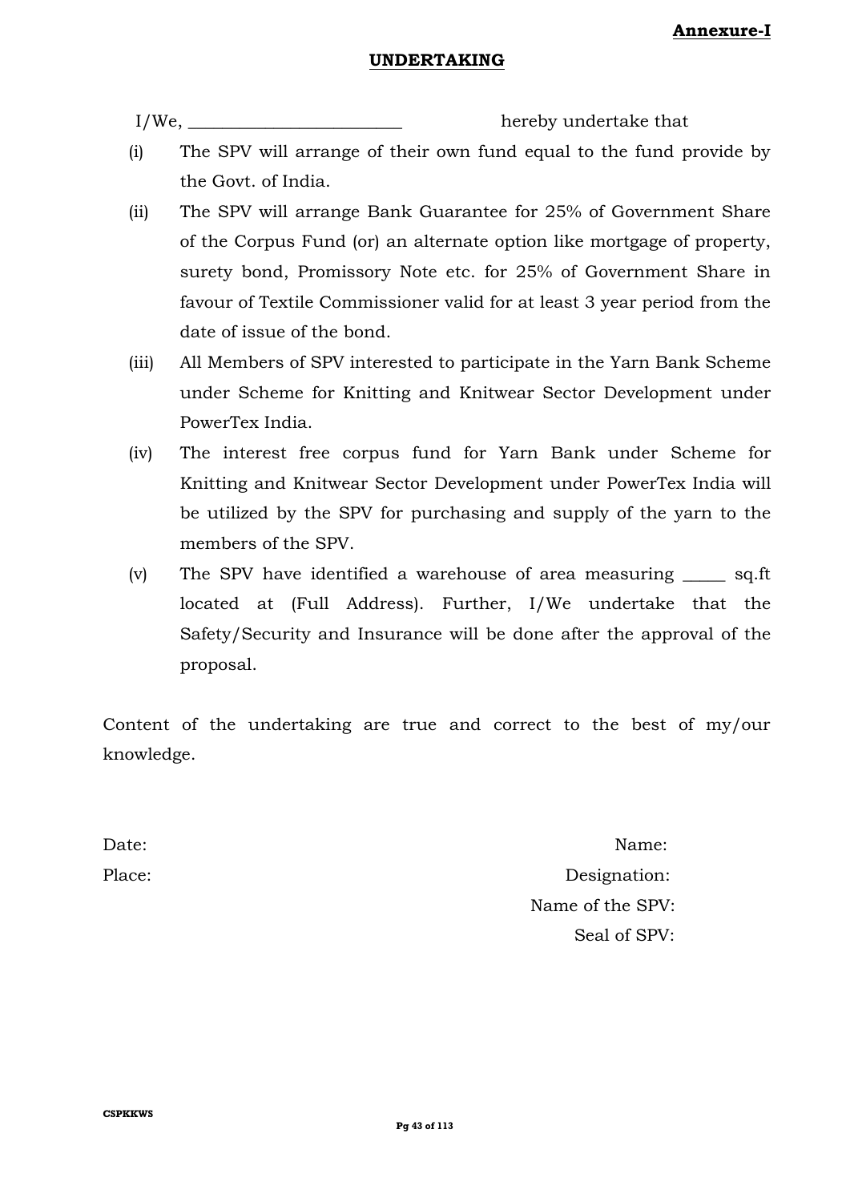**Annexure-I**

## UNDERTAKING

I/We, ________________________ hereby undertake that

(i) The SPV will arrange of their own fund equal to the fund provide by the Govt. of India.

(ii) The SPV will arrange Bank Guarantee for 25% of Government Share of the Corpus Fund (or) an alternate option like mortgage of property, surety bond, Promissory Note etc. for 25% of Government Share in favour of Textile Commissioner valid for at least 3 year period from the date of issue of the bond.

(iii) All Members of SPV interested to participate in the Yarn Bank Scheme under Scheme for Knitting and Knitwear Sector Development under PowerTex India.

(iv) The interest free corpus fund for Yarn Bank under Scheme for Knitting and Knitwear Sector Development under PowerTex India will be utilized by the SPV for purchasing and supply of the yarn to the members of the SPV.

(v) The SPV have identified a warehouse of area measuring _____ sq.ft located at (Full Address). Further, I/We undertake that the Safety/Security and Insurance will be done after the approval of the proposal.

Content of the undertaking are true and correct to the best of my/our knowledge.

Date:

Place:

Name:

Designation:

Name of the SPV:

Seal of SPV: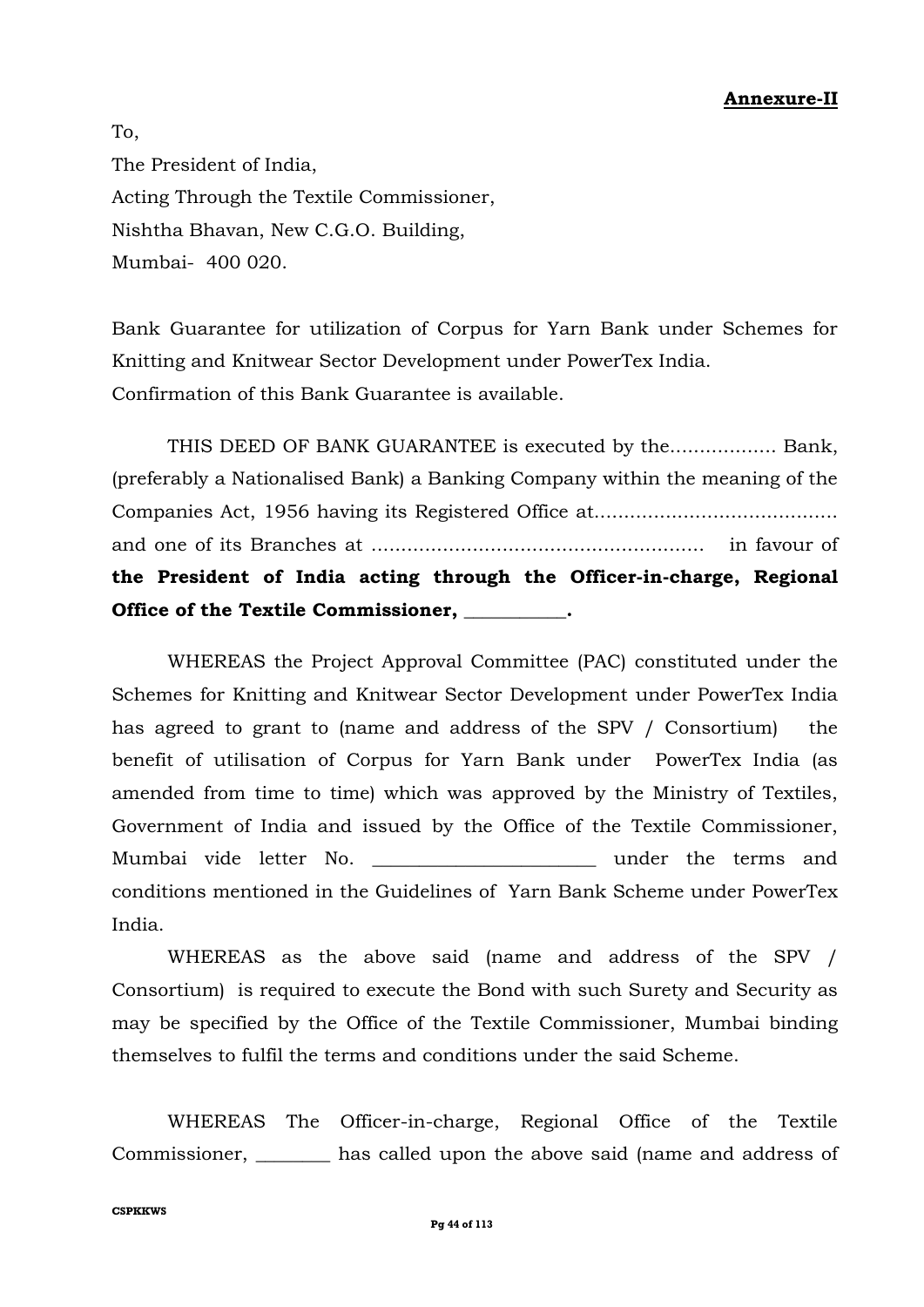**Annexure-II**

To,

The President of India,

Acting Through the Textile Commissioner,

Nishtha Bhavan, New C.G.O. Building,

Mumbai- 400 020.

Bank Guarantee for utilization of Corpus for Yarn Bank under Schemes for Knitting and Knitwear Sector Development under PowerTex India.
Confirmation of this Bank Guarantee is available.

THIS DEED OF BANK GUARANTEE is executed by the.................. Bank, (preferably a Nationalised Bank) a Banking Company within the meaning of the Companies Act, 1956 having its Registered Office at......................................... and one of its Branches at ........................................................ in favour of **the President of India acting through the Officer-in-charge, Regional Office of the Textile Commissioner, ___________.**

WHEREAS the Project Approval Committee (PAC) constituted under the Schemes for Knitting and Knitwear Sector Development under PowerTex India has agreed to grant to (name and address of the SPV / Consortium) the benefit of utilisation of Corpus for Yarn Bank under PowerTex India (as amended from time to time) which was approved by the Ministry of Textiles, Government of India and issued by the Office of the Textile Commissioner, Mumbai vide letter No. _______________________ under the terms and conditions mentioned in the Guidelines of Yarn Bank Scheme under PowerTex India.

WHEREAS as the above said (name and address of the SPV / Consortium) is required to execute the Bond with such Surety and Security as may be specified by the Office of the Textile Commissioner, Mumbai binding themselves to fulfil the terms and conditions under the said Scheme.

WHEREAS The Officer-in-charge, Regional Office of the Textile Commissioner, ________ has called upon the above said (name and address of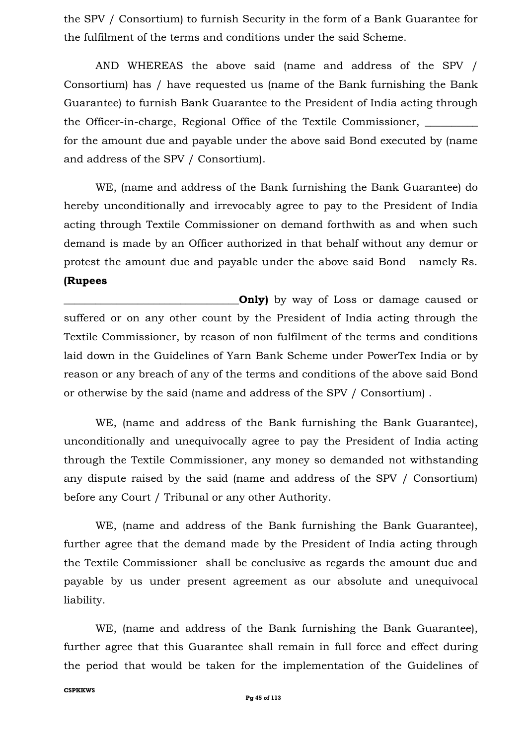the SPV / Consortium) to furnish Security in the form of a Bank Guarantee for the fulfilment of the terms and conditions under the said Scheme.

AND WHEREAS the above said (name and address of the SPV / Consortium) has / have requested us (name of the Bank furnishing the Bank Guarantee) to furnish Bank Guarantee to the President of India acting through the Officer-in-charge, Regional Office of the Textile Commissioner, _________ for the amount due and payable under the above said Bond executed by (name and address of the SPV / Consortium).

WE, (name and address of the Bank furnishing the Bank Guarantee) do hereby unconditionally and irrevocably agree to pay to the President of India acting through Textile Commissioner on demand forthwith as and when such demand is made by an Officer authorized in that behalf without any demur or protest the amount due and payable under the above said Bond namely Rs. **(Rupees _______________________________Only)** by way of Loss or damage caused or suffered or on any other count by the President of India acting through the Textile Commissioner, by reason of non fulfilment of the terms and conditions laid down in the Guidelines of Yarn Bank Scheme under PowerTex India or by reason or any breach of any of the terms and conditions of the above said Bond or otherwise by the said (name and address of the SPV / Consortium) .

WE, (name and address of the Bank furnishing the Bank Guarantee), unconditionally and unequivocally agree to pay the President of India acting through the Textile Commissioner, any money so demanded not withstanding any dispute raised by the said (name and address of the SPV / Consortium) before any Court / Tribunal or any other Authority.

WE, (name and address of the Bank furnishing the Bank Guarantee), further agree that the demand made by the President of India acting through the Textile Commissioner shall be conclusive as regards the amount due and payable by us under present agreement as our absolute and unequivocal liability.

WE, (name and address of the Bank furnishing the Bank Guarantee), further agree that this Guarantee shall remain in full force and effect during the period that would be taken for the implementation of the Guidelines of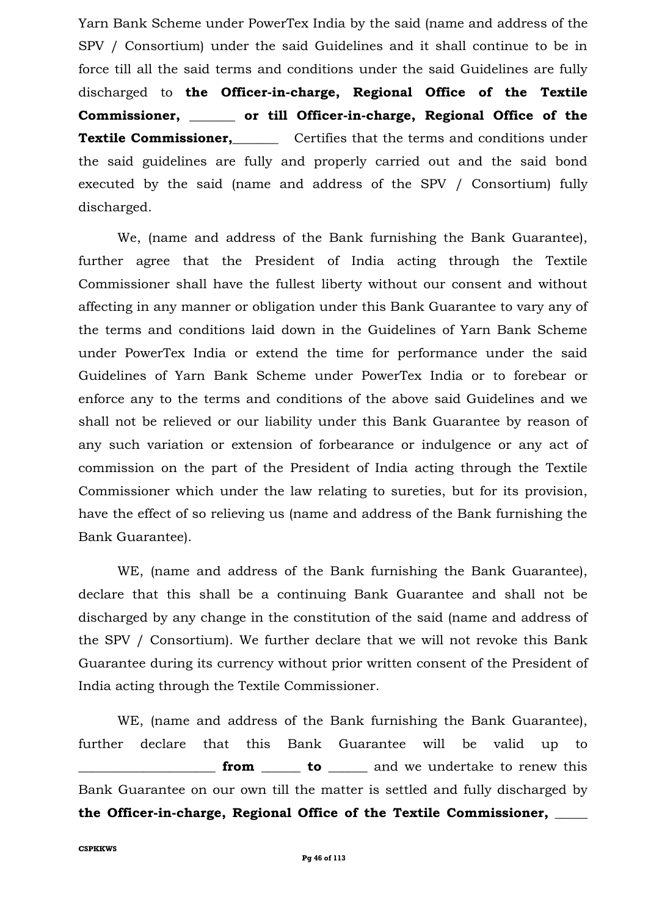Yarn Bank Scheme under PowerTex India by the said (name and address of the SPV / Consortium) under the said Guidelines and it shall continue to be in force till all the said terms and conditions under the said Guidelines are fully discharged to **the Officer-in-charge, Regional Office of the Textile Commissioner, _______ or till Officer-in-charge, Regional Office of the Textile Commissioner,_______** Certifies that the terms and conditions under the said guidelines are fully and properly carried out and the said bond executed by the said (name and address of the SPV / Consortium) fully discharged.

We, (name and address of the Bank furnishing the Bank Guarantee), further agree that the President of India acting through the Textile Commissioner shall have the fullest liberty without our consent and without affecting in any manner or obligation under this Bank Guarantee to vary any of the terms and conditions laid down in the Guidelines of Yarn Bank Scheme under PowerTex India or extend the time for performance under the said Guidelines of Yarn Bank Scheme under PowerTex India or to forebear or enforce any to the terms and conditions of the above said Guidelines and we shall not be relieved or our liability under this Bank Guarantee by reason of any such variation or extension of forbearance or indulgence or any act of commission on the part of the President of India acting through the Textile Commissioner which under the law relating to sureties, but for its provision, have the effect of so relieving us (name and address of the Bank furnishing the Bank Guarantee).

WE, (name and address of the Bank furnishing the Bank Guarantee), declare that this shall be a continuing Bank Guarantee and shall not be discharged by any change in the constitution of the said (name and address of the SPV / Consortium). We further declare that we will not revoke this Bank Guarantee during its currency without prior written consent of the President of India acting through the Textile Commissioner.

WE, (name and address of the Bank furnishing the Bank Guarantee), further declare that this Bank Guarantee will be valid up to ____________________ **from** ______ **to** ______ and we undertake to renew this Bank Guarantee on our own till the matter is settled and fully discharged by **the Officer-in-charge, Regional Office of the Textile Commissioner, _____**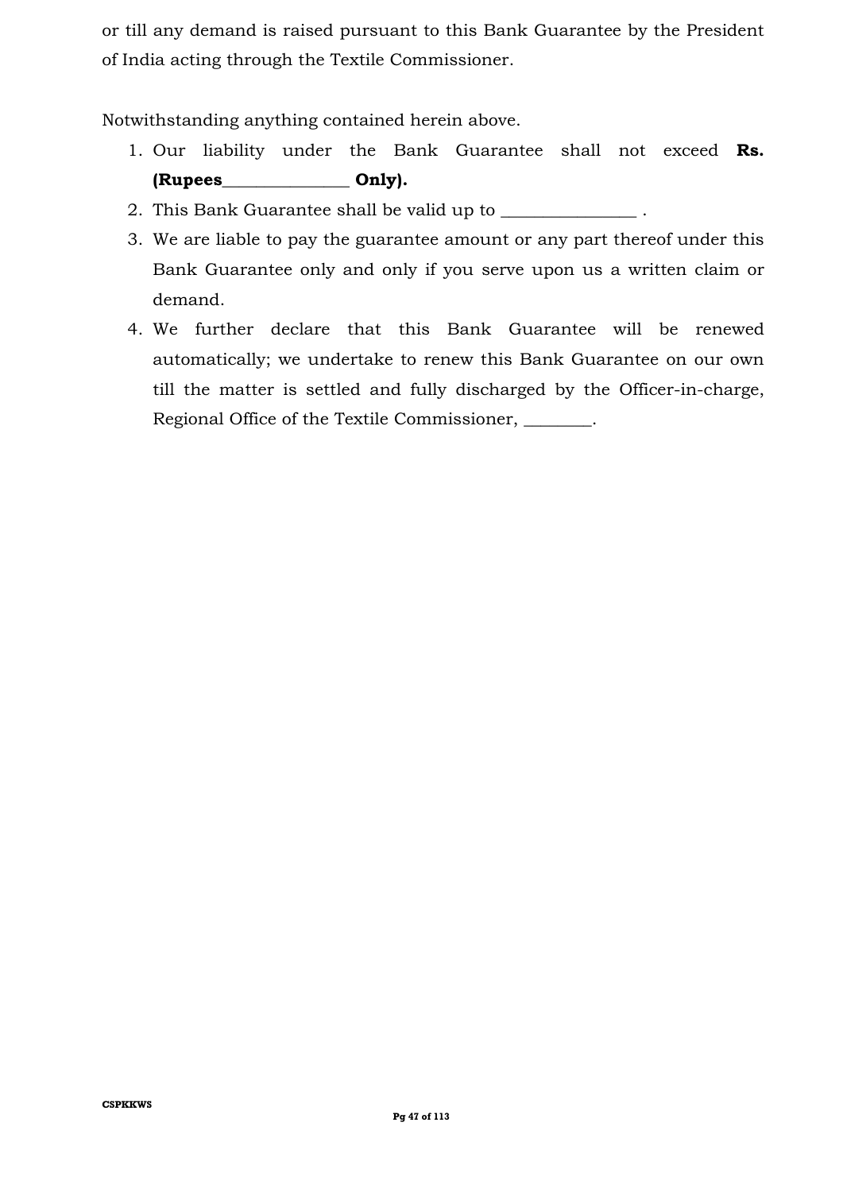or till any demand is raised pursuant to this Bank Guarantee by the President of India acting through the Textile Commissioner.

Notwithstanding anything contained herein above.

1. Our liability under the Bank Guarantee shall not exceed **Rs. (Rupees_______________ Only).**
2. This Bank Guarantee shall be valid up to ________________ .
3. We are liable to pay the guarantee amount or any part thereof under this Bank Guarantee only and only if you serve upon us a written claim or demand.
4. We further declare that this Bank Guarantee will be renewed automatically; we undertake to renew this Bank Guarantee on our own till the matter is settled and fully discharged by the Officer-in-charge, Regional Office of the Textile Commissioner, ________.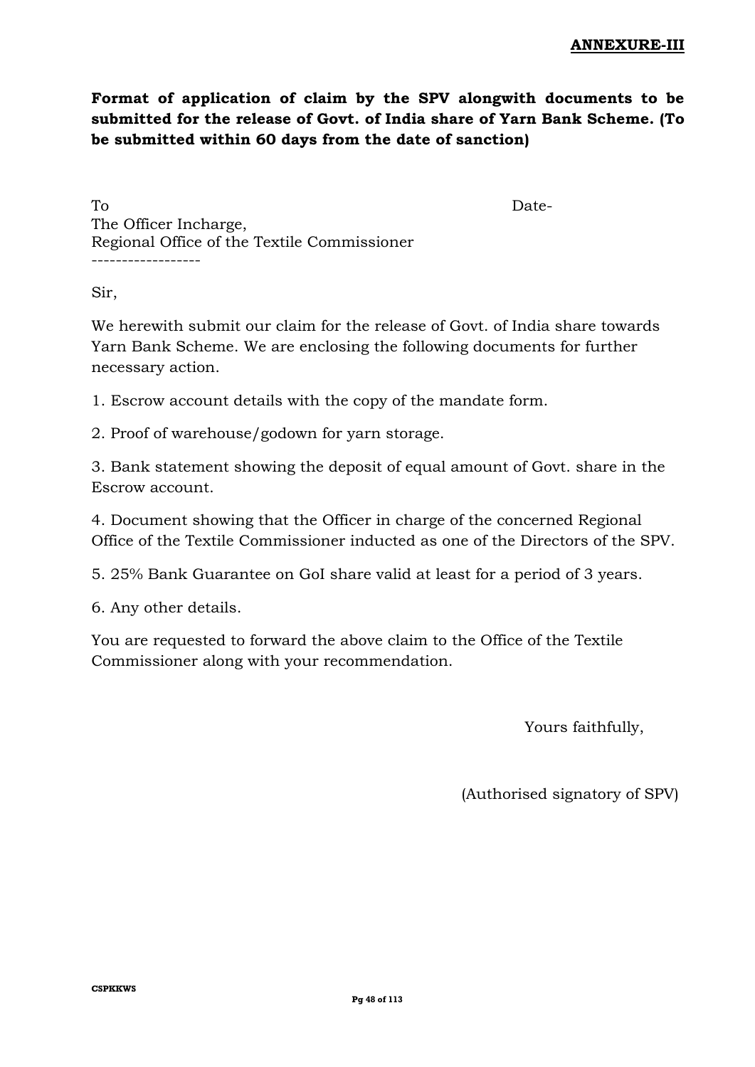**ANNEXURE-III**

**Format of application of claim by the SPV alongwith documents to be submitted for the release of Govt. of India share of Yarn Bank Scheme. (To be submitted within 60 days from the date of sanction)**

To Date-

The Officer Incharge,
Regional Office of the Textile Commissioner
------------------

Sir,

We herewith submit our claim for the release of Govt. of India share towards Yarn Bank Scheme. We are enclosing the following documents for further necessary action.

1. Escrow account details with the copy of the mandate form.

2. Proof of warehouse/godown for yarn storage.

3. Bank statement showing the deposit of equal amount of Govt. share in the Escrow account.

4. Document showing that the Officer in charge of the concerned Regional Office of the Textile Commissioner inducted as one of the Directors of the SPV.

5. 25% Bank Guarantee on GoI share valid at least for a period of 3 years.

6. Any other details.

You are requested to forward the above claim to the Office of the Textile Commissioner along with your recommendation.

Yours faithfully,

(Authorised signatory of SPV)

CSPKKWS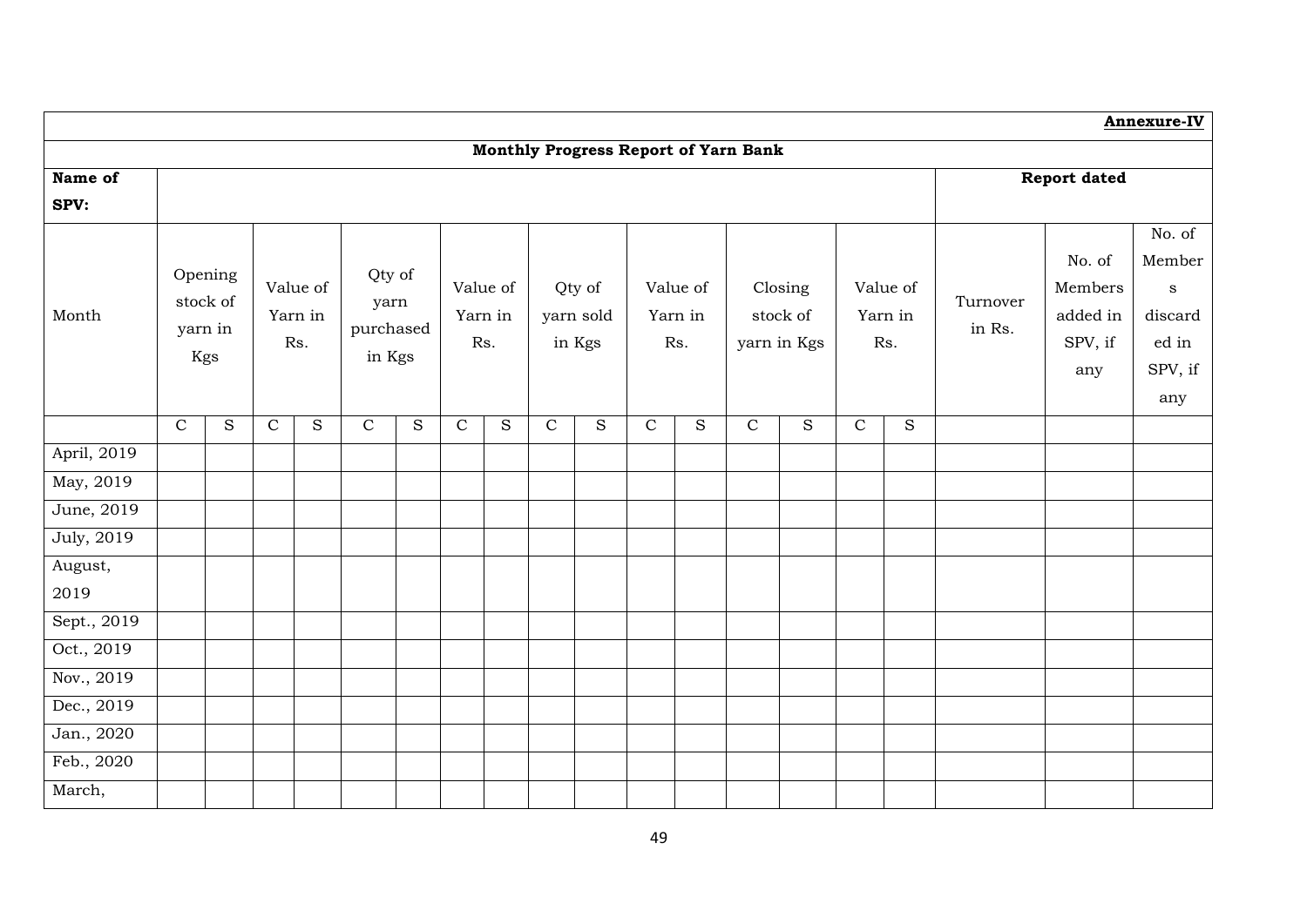**Annexure-IV**

**Monthly Progress Report of Yarn Bank**

| **Name of SPV:** | | | | | | | | | | | | | | | | | **Report dated** | | |
|---|---|---|---|---|---|---|---|---|---|---|---|---|---|---|---|---|---|---|---|
| Month | Opening stock of yarn in Kgs | | Value of Yarn in Rs. | | Qty of yarn purchased in Kgs | | Value of Yarn in Rs. | | Qty of yarn sold in Kgs | | Value of Yarn in Rs. | | Closing stock of yarn in Kgs | | Value of Yarn in Rs. | | Turnover in Rs. | No. of Members added in SPV, if any | No. of Members discarded in SPV, if any |
| | C | S | C | S | C | S | C | S | C | S | C | S | C | S | C | S | | | |
| April, 2019 | | | | | | | | | | | | | | | | | | | |
| May, 2019 | | | | | | | | | | | | | | | | | | | |
| June, 2019 | | | | | | | | | | | | | | | | | | | |
| July, 2019 | | | | | | | | | | | | | | | | | | | |
| August, 2019 | | | | | | | | | | | | | | | | | | | |
| Sept., 2019 | | | | | | | | | | | | | | | | | | | |
| Oct., 2019 | | | | | | | | | | | | | | | | | | | |
| Nov., 2019 | | | | | | | | | | | | | | | | | | | |
| Dec., 2019 | | | | | | | | | | | | | | | | | | | |
| Jan., 2020 | | | | | | | | | | | | | | | | | | | |
| Feb., 2020 | | | | | | | | | | | | | | | | | | | |
| March, | | | | | | | | | | | | | | | | | | | |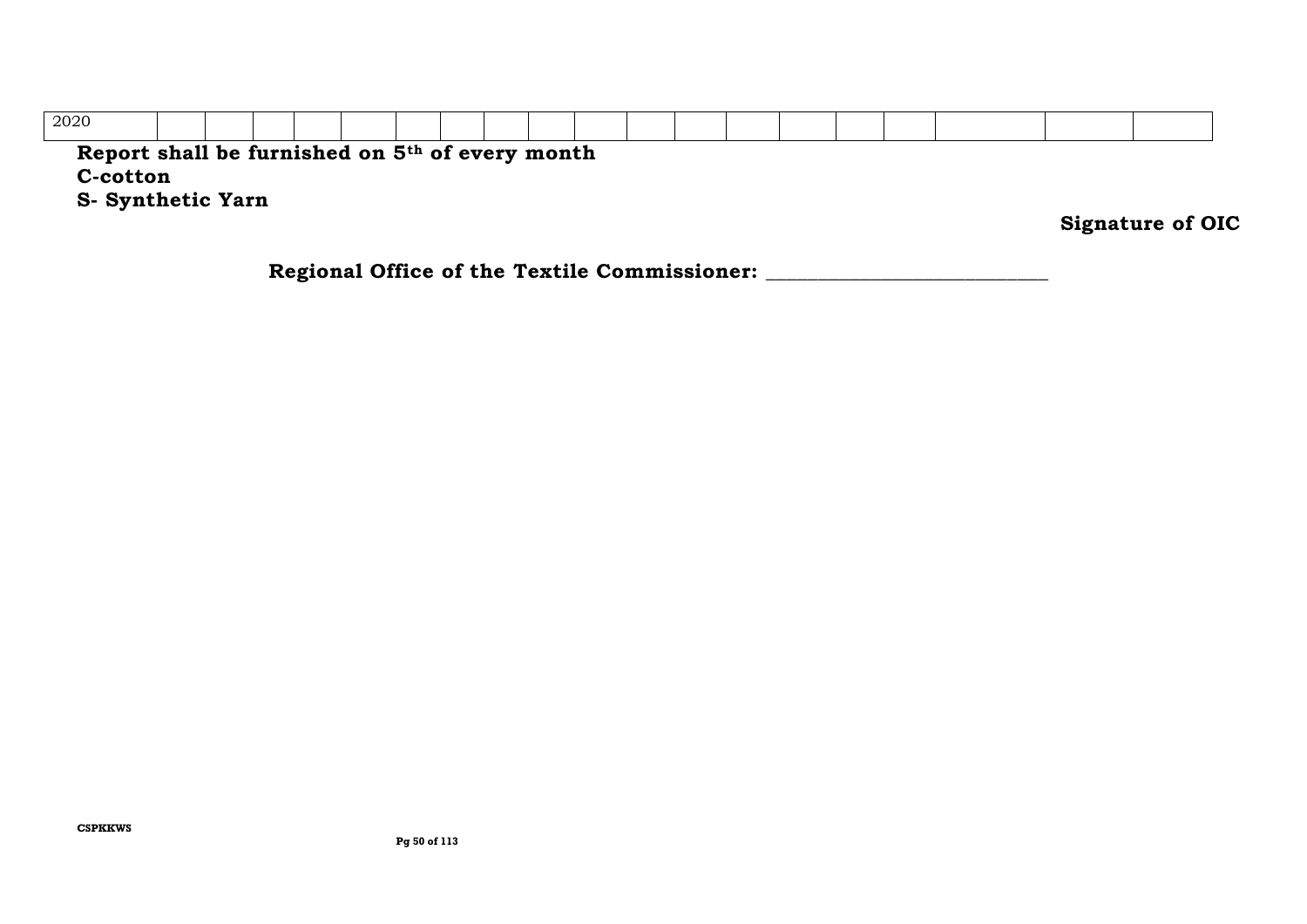| 2020 | | | | | | | | | | | | | | | | | | | |
|---|---|---|---|---|---|---|---|---|---|---|---|---|---|---|---|---|---|---|---|

**Report shall be furnished on 5th of every month**

**C-cotton**

**S- Synthetic Yarn**

**Signature of OIC**

**Regional Office of the Textile Commissioner: \_\_\_\_\_\_\_\_\_\_\_\_\_\_\_\_\_\_\_\_\_\_\_\_\_\_\_\_**

CSPKKWS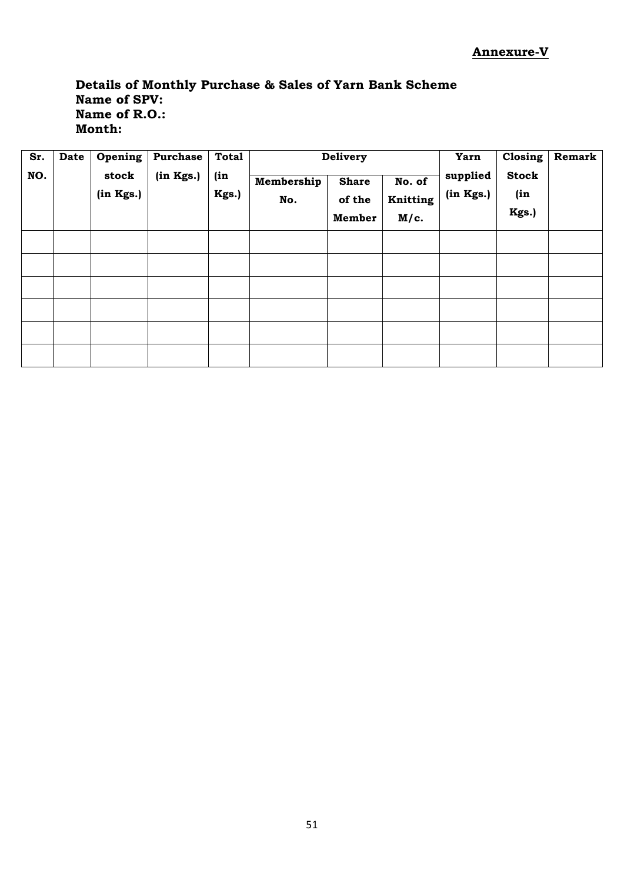**Annexure-V**

**Details of Monthly Purchase & Sales of Yarn Bank Scheme**
**Name of SPV:**
**Name of R.O.:**
**Month:**

| Sr. NO. | Date | Opening stock (in Kgs.) | Purchase (in Kgs.) | Total (in Kgs.) | Delivery | | | Yarn supplied (in Kgs.) | Closing Stock (in Kgs.) | Remark |
|---|---|---|---|---|---|---|---|---|---|---|
| | | | | | Membership No. | Share of the Member | No. of Knitting M/c. | | | |
| | | | | | | | | | | |
| | | | | | | | | | | |
| | | | | | | | | | | |
| | | | | | | | | | | |
| | | | | | | | | | | |
| | | | | | | | | | | |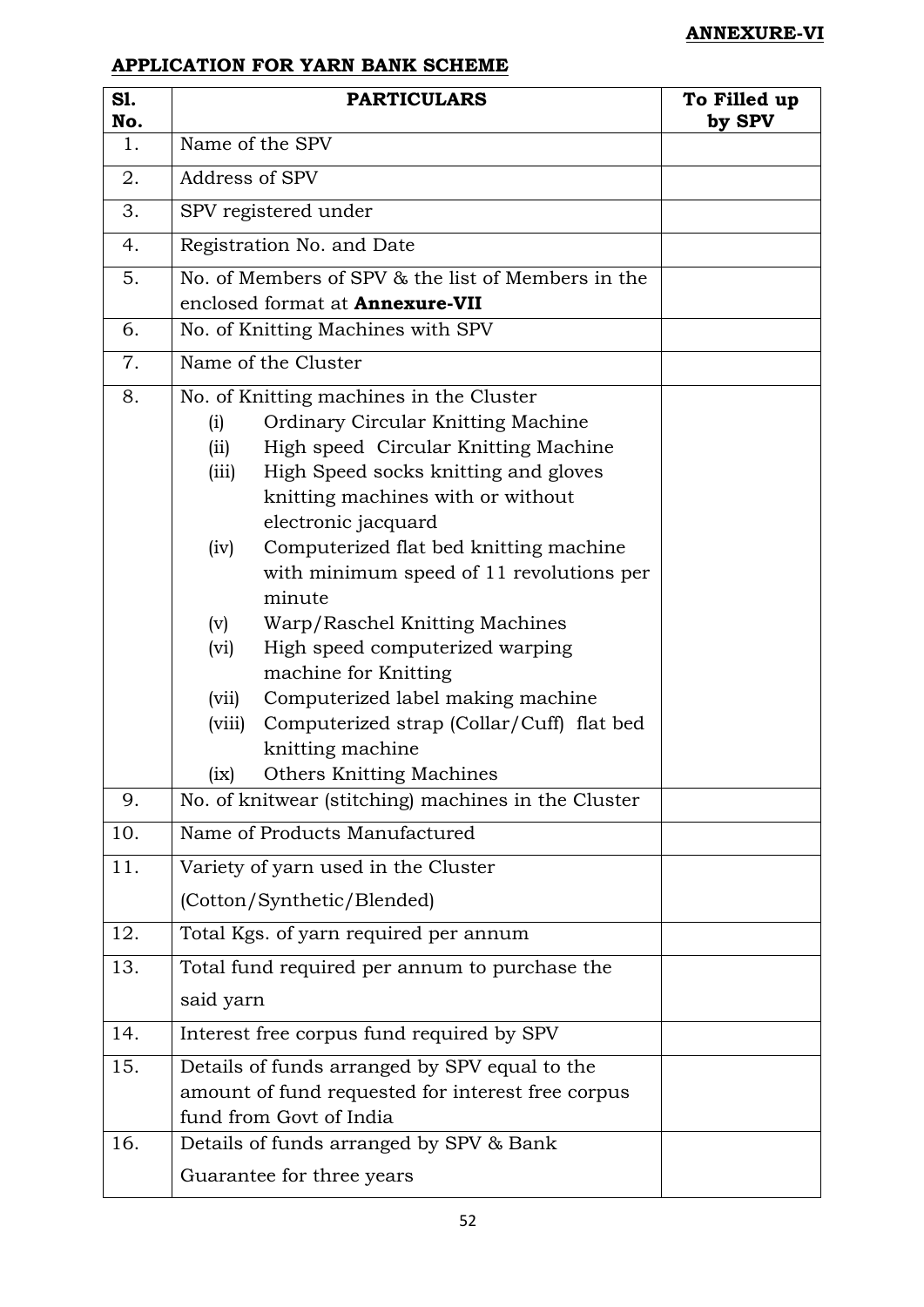**ANNEXURE-VI**

**APPLICATION FOR YARN BANK SCHEME**

| Sl. No. | PARTICULARS | To Filled up by SPV |
|---|---|---|
| 1. | Name of the SPV | |
| 2. | Address of SPV | |
| 3. | SPV registered under | |
| 4. | Registration No. and Date | |
| 5. | No. of Members of SPV & the list of Members in the enclosed format at **Annexure-VII** | |
| 6. | No. of Knitting Machines with SPV | |
| 7. | Name of the Cluster | |
| 8. | No. of Knitting machines in the Cluster<br>(i) Ordinary Circular Knitting Machine<br>(ii) High speed Circular Knitting Machine<br>(iii) High Speed socks knitting and gloves knitting machines with or without electronic jacquard<br>(iv) Computerized flat bed knitting machine with minimum speed of 11 revolutions per minute<br>(v) Warp/Raschel Knitting Machines<br>(vi) High speed computerized warping machine for Knitting<br>(vii) Computerized label making machine<br>(viii) Computerized strap (Collar/Cuff) flat bed knitting machine<br>(ix) Others Knitting Machines | |
| 9. | No. of knitwear (stitching) machines in the Cluster | |
| 10. | Name of Products Manufactured | |
| 11. | Variety of yarn used in the Cluster<br>(Cotton/Synthetic/Blended) | |
| 12. | Total Kgs. of yarn required per annum | |
| 13. | Total fund required per annum to purchase the said yarn | |
| 14. | Interest free corpus fund required by SPV | |
| 15. | Details of funds arranged by SPV equal to the amount of fund requested for interest free corpus fund from Govt of India | |
| 16. | Details of funds arranged by SPV & Bank Guarantee for three years | |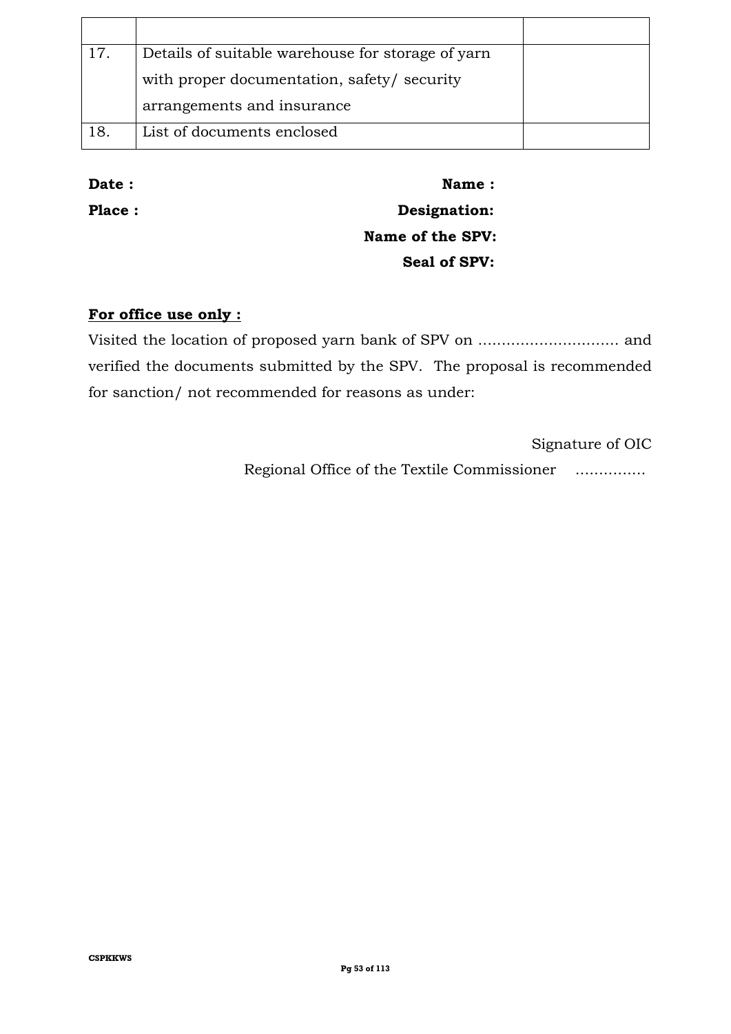| | | |
|---|---|---|
| 17. | Details of suitable warehouse for storage of yarn with proper documentation, safety/ security arrangements and insurance | |
| 18. | List of documents enclosed | |

**Date :** **Name :**

**Place :** **Designation:**

**Name of the SPV:**

**Seal of SPV:**

**<u>For office use only :</u>**

Visited the location of proposed yarn bank of SPV on .............................. and verified the documents submitted by the SPV. The proposal is recommended for sanction/ not recommended for reasons as under:

Signature of OIC

Regional Office of the Textile Commissioner ...............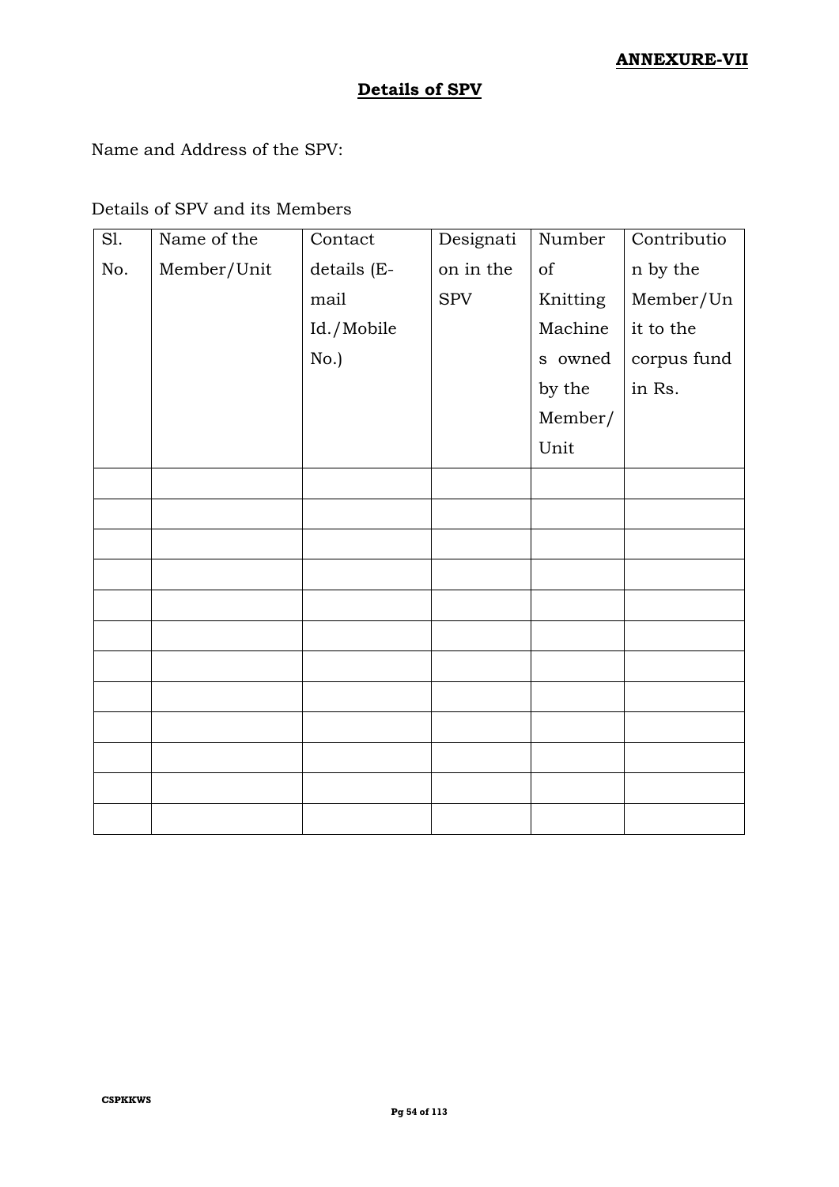**ANNEXURE-VII**

## Details of SPV

Name and Address of the SPV:

Details of SPV and its Members

| Sl. No. | Name of the Member/Unit | Contact details (E-mail Id./Mobile No.) | Designation in the SPV | Number of Knitting Machines owned by the Member/ Unit | Contribution by the Member/Unit to the corpus fund in Rs. |
|---|---|---|---|---|---|
| | | | | | |
| | | | | | |
| | | | | | |
| | | | | | |
| | | | | | |
| | | | | | |
| | | | | | |
| | | | | | |
| | | | | | |
| | | | | | |
| | | | | | |
| | | | | | |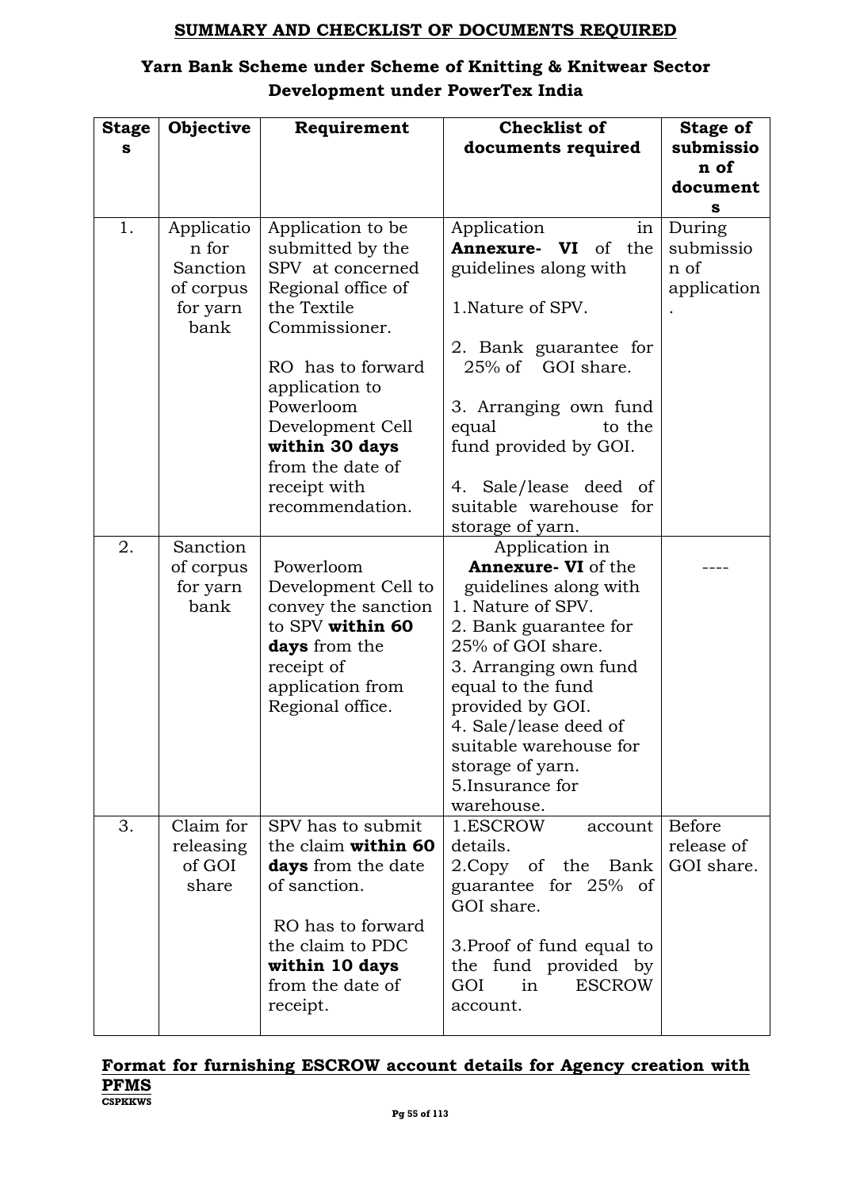## SUMMARY AND CHECKLIST OF DOCUMENTS REQUIRED

### Yarn Bank Scheme under Scheme of Knitting & Knitwear Sector Development under PowerTex India

| Stages | Objective | Requirement | Checklist of documents required | Stage of submission of documents |
|---|---|---|---|---|
| 1. | Application for Sanction of corpus for yarn bank | Application to be submitted by the SPV at concerned Regional office of the Textile Commissioner.<br><br>RO has to forward application to Powerloom Development Cell **within 30 days** from the date of receipt with recommendation. | Application in **Annexure- VI** of the guidelines along with<br><br>1.Nature of SPV.<br><br>2. Bank guarantee for 25% of GOI share.<br><br>3. Arranging own fund equal to the fund provided by GOI.<br><br>4. Sale/lease deed of suitable warehouse for storage of yarn. | During submission of application. |
| 2. | Sanction of corpus for yarn bank | Powerloom Development Cell to convey the sanction to SPV **within 60 days** from the receipt of application from Regional office. | Application in **Annexure- VI** of the guidelines along with<br>1. Nature of SPV.<br>2. Bank guarantee for 25% of GOI share.<br>3. Arranging own fund equal to the fund provided by GOI.<br>4. Sale/lease deed of suitable warehouse for storage of yarn.<br>5.Insurance for warehouse. | ---- |
| 3. | Claim for releasing of GOI share | SPV has to submit the claim **within 60 days** from the date of sanction.<br><br>RO has to forward the claim to PDC **within 10 days** from the date of receipt. | 1.ESCROW account details.<br>2.Copy of the Bank guarantee for 25% of GOI share.<br><br>3.Proof of fund equal to the fund provided by GOI in ESCROW account. | Before release of GOI share. |

**Format for furnishing ESCROW account details for Agency creation with PFMS**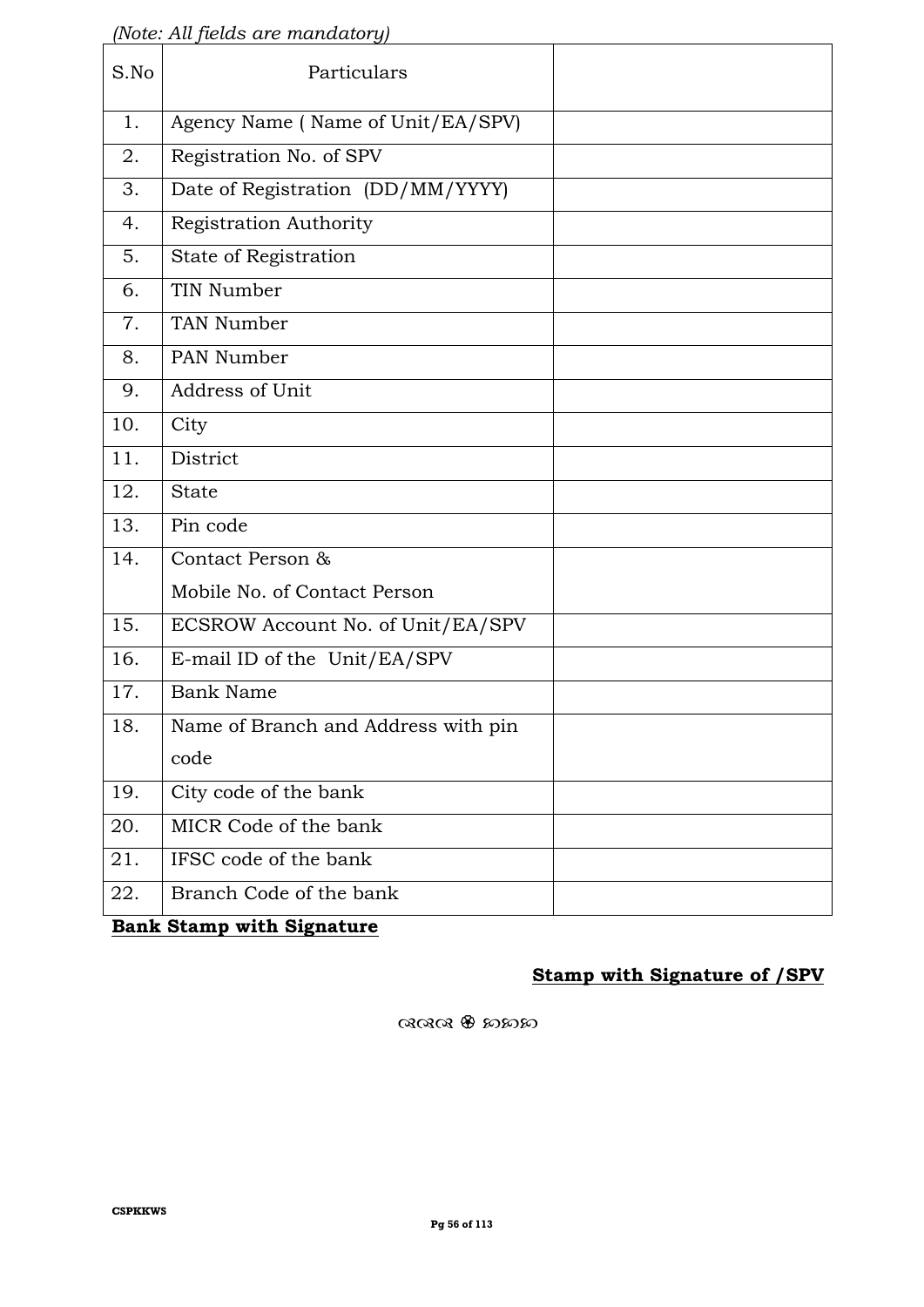*(Note: All fields are mandatory)*

| S.No | Particulars | |
|---|---|---|
| 1. | Agency Name ( Name of Unit/EA/SPV) | |
| 2. | Registration No. of SPV | |
| 3. | Date of Registration (DD/MM/YYYY) | |
| 4. | Registration Authority | |
| 5. | State of Registration | |
| 6. | TIN Number | |
| 7. | TAN Number | |
| 8. | PAN Number | |
| 9. | Address of Unit | |
| 10. | City | |
| 11. | District | |
| 12. | State | |
| 13. | Pin code | |
| 14. | Contact Person & Mobile No. of Contact Person | |
| 15. | ECSROW Account No. of Unit/EA/SPV | |
| 16. | E-mail ID of the Unit/EA/SPV | |
| 17. | Bank Name | |
| 18. | Name of Branch and Address with pin code | |
| 19. | City code of the bank | |
| 20. | MICR Code of the bank | |
| 21. | IFSC code of the bank | |
| 22. | Branch Code of the bank | |

**Bank Stamp with Signature**

**Stamp with Signature of /SPV**

ଓଓଓ ❀ ଉଉଉ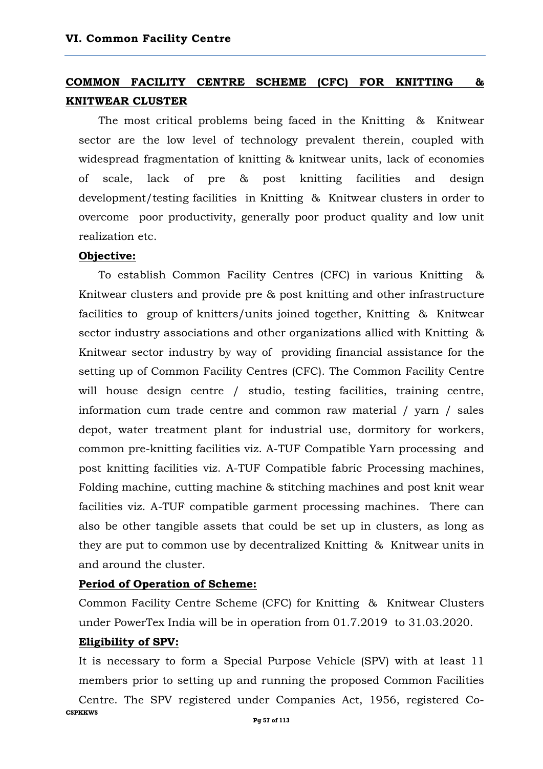## VI. Common Facility Centre

### COMMON FACILITY CENTRE SCHEME (CFC) FOR KNITTING & KNITWEAR CLUSTER

The most critical problems being faced in the Knitting & Knitwear sector are the low level of technology prevalent therein, coupled with widespread fragmentation of knitting & knitwear units, lack of economies of scale, lack of pre & post knitting facilities and design development/testing facilities in Knitting & Knitwear clusters in order to overcome poor productivity, generally poor product quality and low unit realization etc.

**Objective:**

To establish Common Facility Centres (CFC) in various Knitting & Knitwear clusters and provide pre & post knitting and other infrastructure facilities to group of knitters/units joined together, Knitting & Knitwear sector industry associations and other organizations allied with Knitting & Knitwear sector industry by way of providing financial assistance for the setting up of Common Facility Centres (CFC). The Common Facility Centre will house design centre / studio, testing facilities, training centre, information cum trade centre and common raw material / yarn / sales depot, water treatment plant for industrial use, dormitory for workers, common pre-knitting facilities viz. A-TUF Compatible Yarn processing and post knitting facilities viz. A-TUF Compatible fabric Processing machines, Folding machine, cutting machine & stitching machines and post knit wear facilities viz. A-TUF compatible garment processing machines. There can also be other tangible assets that could be set up in clusters, as long as they are put to common use by decentralized Knitting & Knitwear units in and around the cluster.

**Period of Operation of Scheme:**

Common Facility Centre Scheme (CFC) for Knitting & Knitwear Clusters under PowerTex India will be in operation from 01.7.2019 to 31.03.2020.

**Eligibility of SPV:**

It is necessary to form a Special Purpose Vehicle (SPV) with at least 11 members prior to setting up and running the proposed Common Facilities Centre. The SPV registered under Companies Act, 1956, registered Co-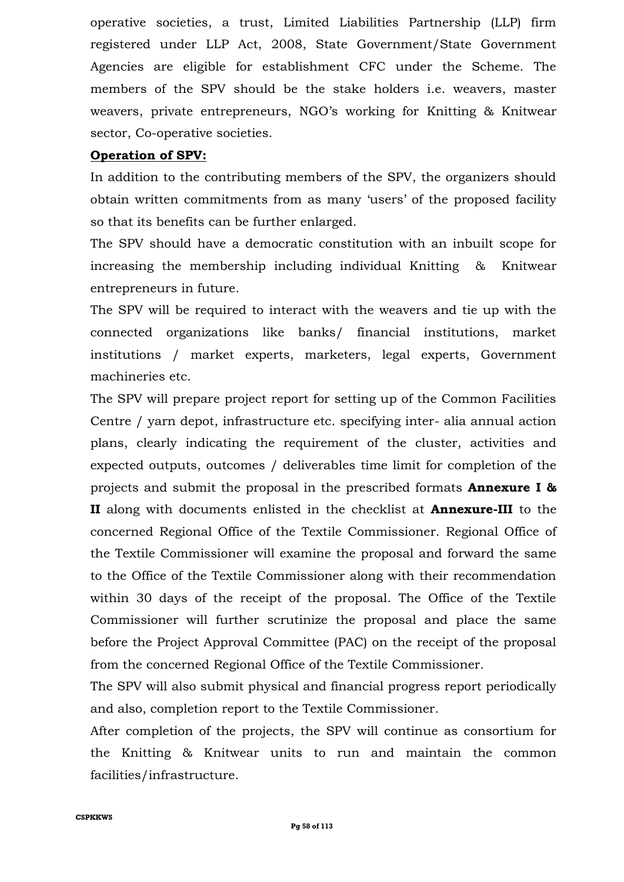operative societies, a trust, Limited Liabilities Partnership (LLP) firm registered under LLP Act, 2008, State Government/State Government Agencies are eligible for establishment CFC under the Scheme. The members of the SPV should be the stake holders i.e. weavers, master weavers, private entrepreneurs, NGO's working for Knitting & Knitwear sector, Co-operative societies.

**Operation of SPV:**

In addition to the contributing members of the SPV, the organizers should obtain written commitments from as many 'users' of the proposed facility so that its benefits can be further enlarged.

The SPV should have a democratic constitution with an inbuilt scope for increasing the membership including individual Knitting & Knitwear entrepreneurs in future.

The SPV will be required to interact with the weavers and tie up with the connected organizations like banks/ financial institutions, market institutions / market experts, marketers, legal experts, Government machineries etc.

The SPV will prepare project report for setting up of the Common Facilities Centre / yarn depot, infrastructure etc. specifying inter- alia annual action plans, clearly indicating the requirement of the cluster, activities and expected outputs, outcomes / deliverables time limit for completion of the projects and submit the proposal in the prescribed formats **Annexure I & II** along with documents enlisted in the checklist at **Annexure-III** to the concerned Regional Office of the Textile Commissioner. Regional Office of the Textile Commissioner will examine the proposal and forward the same to the Office of the Textile Commissioner along with their recommendation within 30 days of the receipt of the proposal. The Office of the Textile Commissioner will further scrutinize the proposal and place the same before the Project Approval Committee (PAC) on the receipt of the proposal from the concerned Regional Office of the Textile Commissioner.

The SPV will also submit physical and financial progress report periodically and also, completion report to the Textile Commissioner.

After completion of the projects, the SPV will continue as consortium for the Knitting & Knitwear units to run and maintain the common facilities/infrastructure.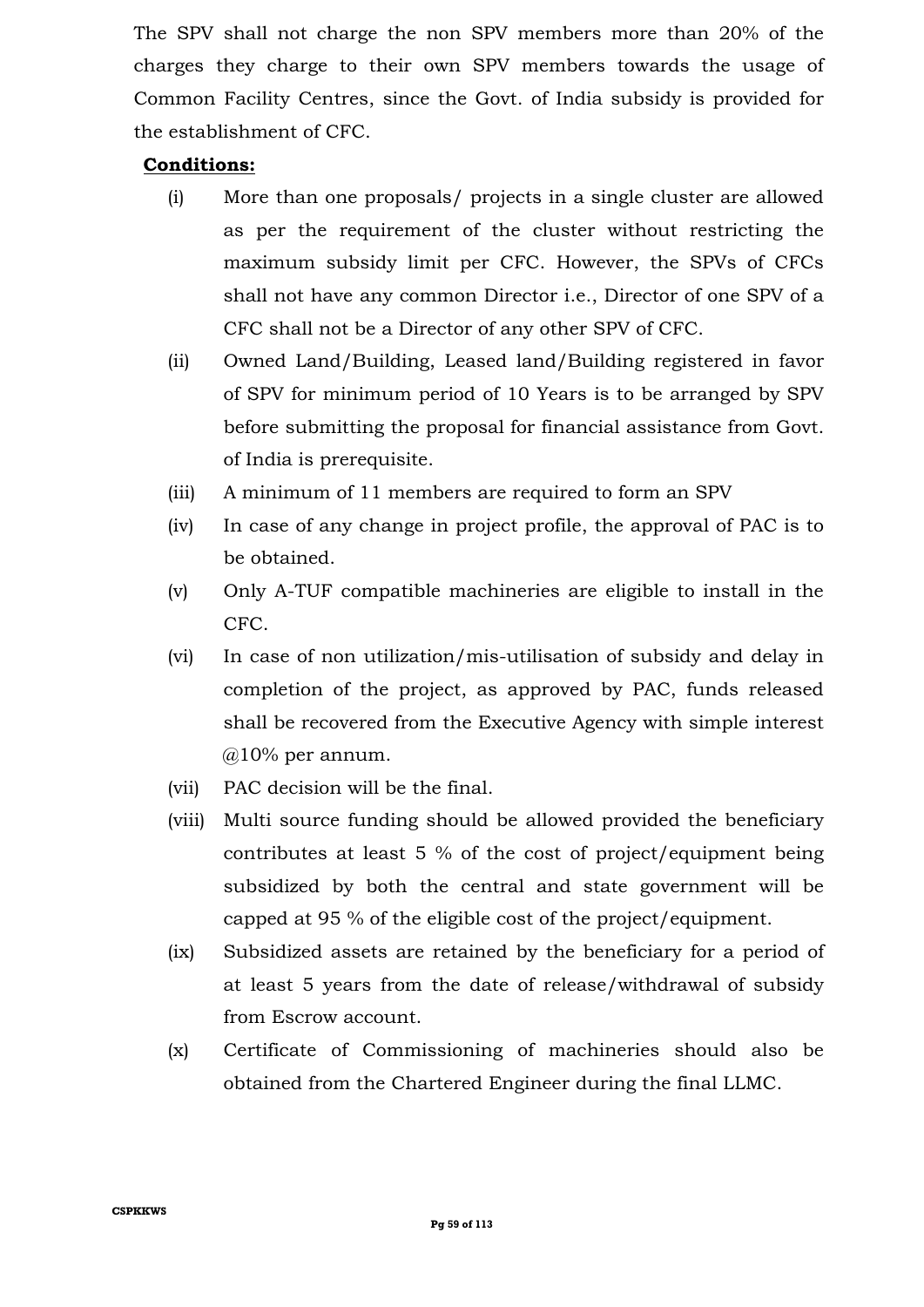The SPV shall not charge the non SPV members more than 20% of the charges they charge to their own SPV members towards the usage of Common Facility Centres, since the Govt. of India subsidy is provided for the establishment of CFC.

**Conditions:**

(i) More than one proposals/ projects in a single cluster are allowed as per the requirement of the cluster without restricting the maximum subsidy limit per CFC. However, the SPVs of CFCs shall not have any common Director i.e., Director of one SPV of a CFC shall not be a Director of any other SPV of CFC.

(ii) Owned Land/Building, Leased land/Building registered in favor of SPV for minimum period of 10 Years is to be arranged by SPV before submitting the proposal for financial assistance from Govt. of India is prerequisite.

(iii) A minimum of 11 members are required to form an SPV

(iv) In case of any change in project profile, the approval of PAC is to be obtained.

(v) Only A-TUF compatible machineries are eligible to install in the CFC.

(vi) In case of non utilization/mis-utilisation of subsidy and delay in completion of the project, as approved by PAC, funds released shall be recovered from the Executive Agency with simple interest @10% per annum.

(vii) PAC decision will be the final.

(viii) Multi source funding should be allowed provided the beneficiary contributes at least 5 % of the cost of project/equipment being subsidized by both the central and state government will be capped at 95 % of the eligible cost of the project/equipment.

(ix) Subsidized assets are retained by the beneficiary for a period of at least 5 years from the date of release/withdrawal of subsidy from Escrow account.

(x) Certificate of Commissioning of machineries should also be obtained from the Chartered Engineer during the final LLMC.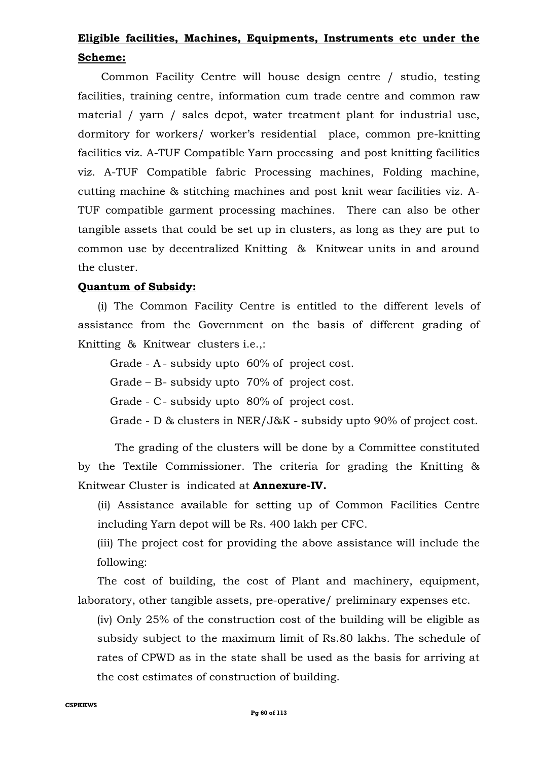**Eligible facilities, Machines, Equipments, Instruments etc under the Scheme:**

Common Facility Centre will house design centre / studio, testing facilities, training centre, information cum trade centre and common raw material / yarn / sales depot, water treatment plant for industrial use, dormitory for workers/ worker's residential place, common pre-knitting facilities viz. A-TUF Compatible Yarn processing and post knitting facilities viz. A-TUF Compatible fabric Processing machines, Folding machine, cutting machine & stitching machines and post knit wear facilities viz. A-TUF compatible garment processing machines. There can also be other tangible assets that could be set up in clusters, as long as they are put to common use by decentralized Knitting & Knitwear units in and around the cluster.

**Quantum of Subsidy:**

(i) The Common Facility Centre is entitled to the different levels of assistance from the Government on the basis of different grading of Knitting & Knitwear clusters i.e.,:

Grade - A - subsidy upto 60% of project cost.

Grade – B- subsidy upto 70% of project cost.

Grade - C - subsidy upto 80% of project cost.

Grade - D & clusters in NER/J&K - subsidy upto 90% of project cost.

The grading of the clusters will be done by a Committee constituted by the Textile Commissioner. The criteria for grading the Knitting & Knitwear Cluster is indicated at **Annexure-IV.**

(ii) Assistance available for setting up of Common Facilities Centre including Yarn depot will be Rs. 400 lakh per CFC.

(iii) The project cost for providing the above assistance will include the following:

The cost of building, the cost of Plant and machinery, equipment, laboratory, other tangible assets, pre-operative/ preliminary expenses etc.

(iv) Only 25% of the construction cost of the building will be eligible as subsidy subject to the maximum limit of Rs.80 lakhs. The schedule of rates of CPWD as in the state shall be used as the basis for arriving at the cost estimates of construction of building.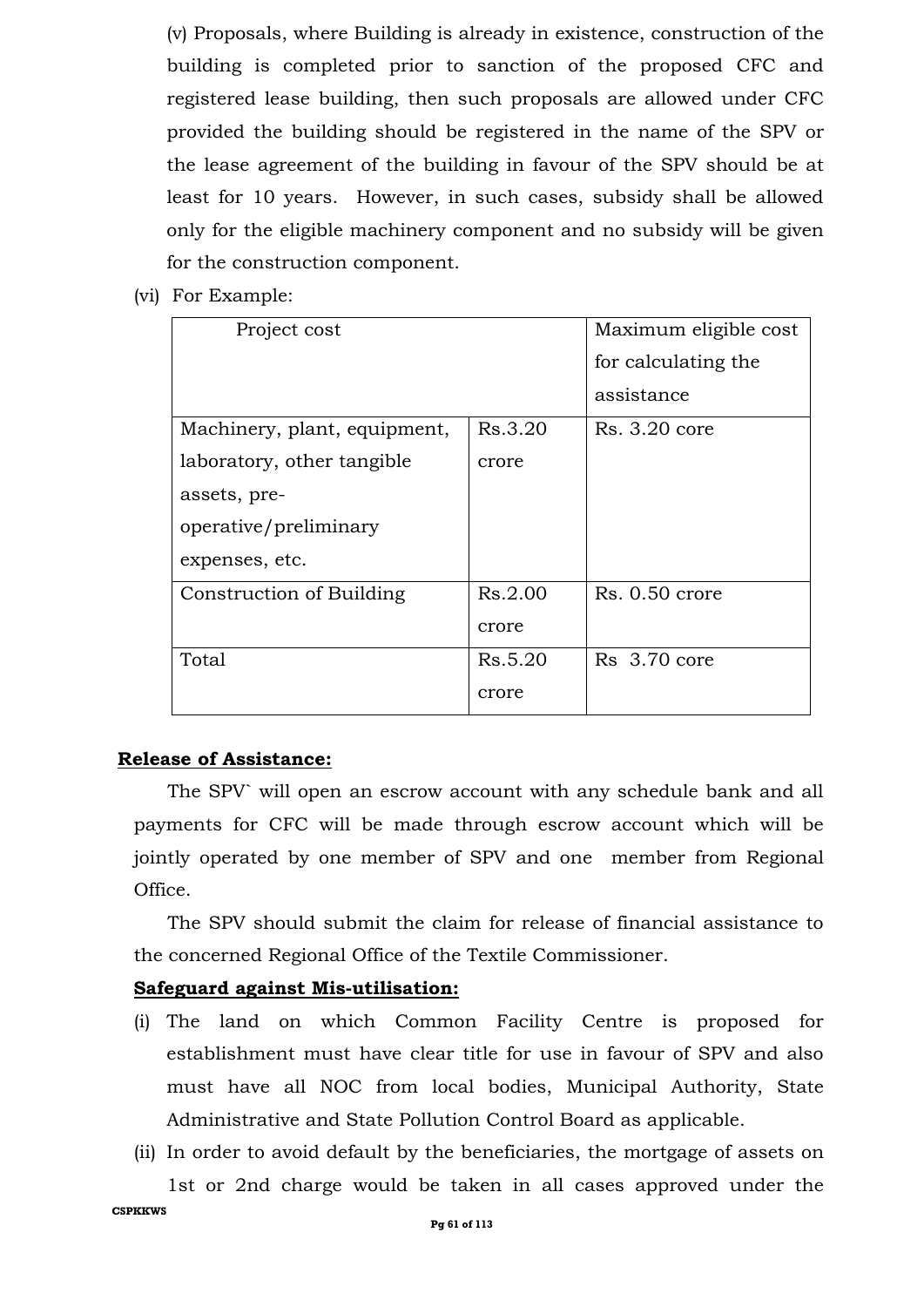(v) Proposals, where Building is already in existence, construction of the building is completed prior to sanction of the proposed CFC and registered lease building, then such proposals are allowed under CFC provided the building should be registered in the name of the SPV or the lease agreement of the building in favour of the SPV should be at least for 10 years. However, in such cases, subsidy shall be allowed only for the eligible machinery component and no subsidy will be given for the construction component.

(vi) For Example:

| Project cost | | Maximum eligible cost for calculating the assistance |
|---|---|---|
| Machinery, plant, equipment, laboratory, other tangible assets, pre-operative/preliminary expenses, etc. | Rs.3.20 crore | Rs. 3.20 core |
| Construction of Building | Rs.2.00 crore | Rs. 0.50 crore |
| Total | Rs.5.20 crore | Rs 3.70 core |

**<u>Release of Assistance:</u>**

The SPV` will open an escrow account with any schedule bank and all payments for CFC will be made through escrow account which will be jointly operated by one member of SPV and one member from Regional Office.

The SPV should submit the claim for release of financial assistance to the concerned Regional Office of the Textile Commissioner.

**<u>Safeguard against Mis-utilisation:</u>**

(i) The land on which Common Facility Centre is proposed for establishment must have clear title for use in favour of SPV and also must have all NOC from local bodies, Municipal Authority, State Administrative and State Pollution Control Board as applicable.

(ii) In order to avoid default by the beneficiaries, the mortgage of assets on 1st or 2nd charge would be taken in all cases approved under the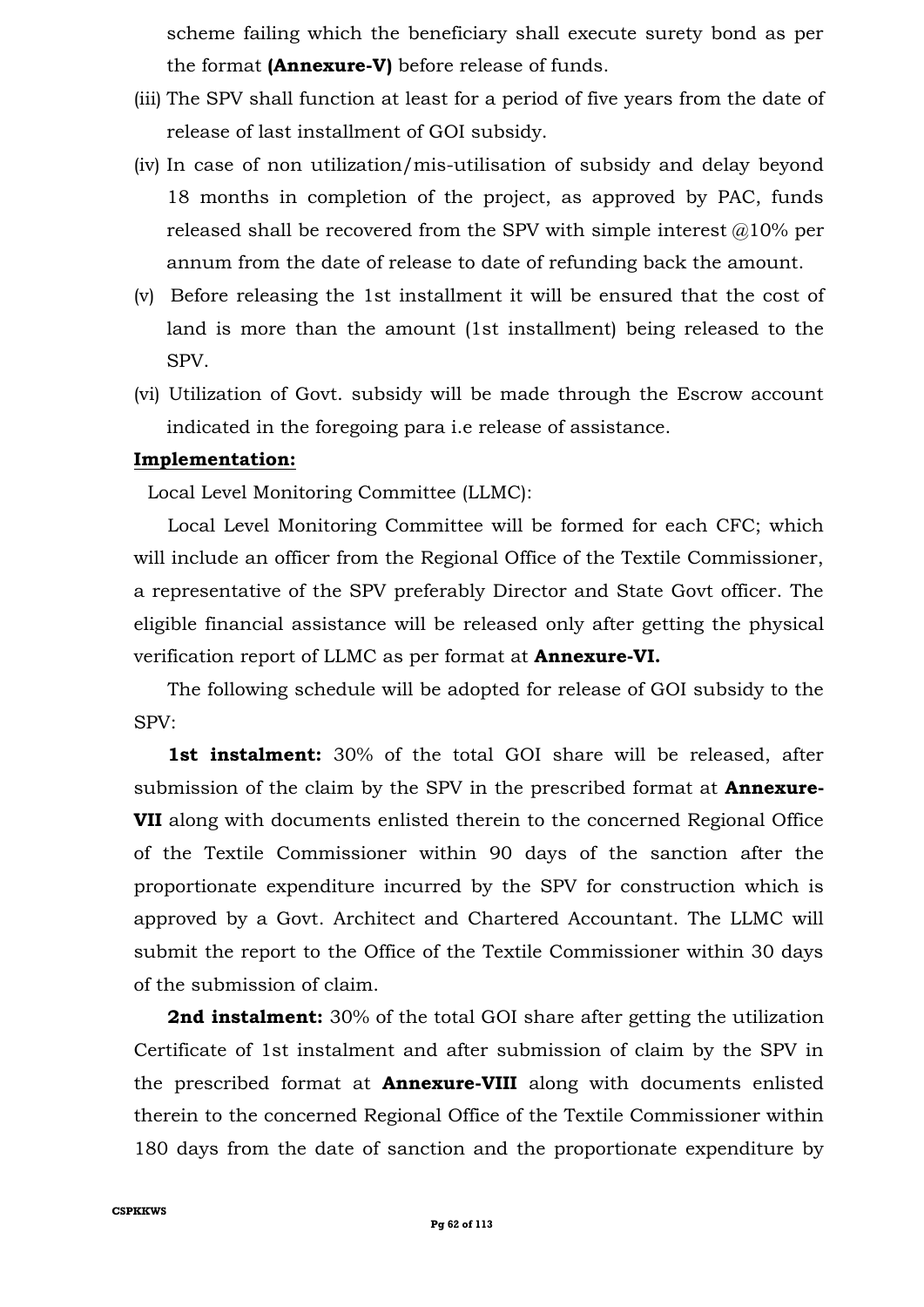scheme failing which the beneficiary shall execute surety bond as per the format **(Annexure-V)** before release of funds.

(iii) The SPV shall function at least for a period of five years from the date of release of last installment of GOI subsidy.

(iv) In case of non utilization/mis-utilisation of subsidy and delay beyond 18 months in completion of the project, as approved by PAC, funds released shall be recovered from the SPV with simple interest @10% per annum from the date of release to date of refunding back the amount.

(v) Before releasing the 1st installment it will be ensured that the cost of land is more than the amount (1st installment) being released to the SPV.

(vi) Utilization of Govt. subsidy will be made through the Escrow account indicated in the foregoing para i.e release of assistance.

**<u>Implementation:</u>**

Local Level Monitoring Committee (LLMC):

Local Level Monitoring Committee will be formed for each CFC; which will include an officer from the Regional Office of the Textile Commissioner, a representative of the SPV preferably Director and State Govt officer. The eligible financial assistance will be released only after getting the physical verification report of LLMC as per format at **Annexure-VI.**

The following schedule will be adopted for release of GOI subsidy to the SPV:

**1st instalment:** 30% of the total GOI share will be released, after submission of the claim by the SPV in the prescribed format at **Annexure-VII** along with documents enlisted therein to the concerned Regional Office of the Textile Commissioner within 90 days of the sanction after the proportionate expenditure incurred by the SPV for construction which is approved by a Govt. Architect and Chartered Accountant. The LLMC will submit the report to the Office of the Textile Commissioner within 30 days of the submission of claim.

**2nd instalment:** 30% of the total GOI share after getting the utilization Certificate of 1st instalment and after submission of claim by the SPV in the prescribed format at **Annexure-VIII** along with documents enlisted therein to the concerned Regional Office of the Textile Commissioner within 180 days from the date of sanction and the proportionate expenditure by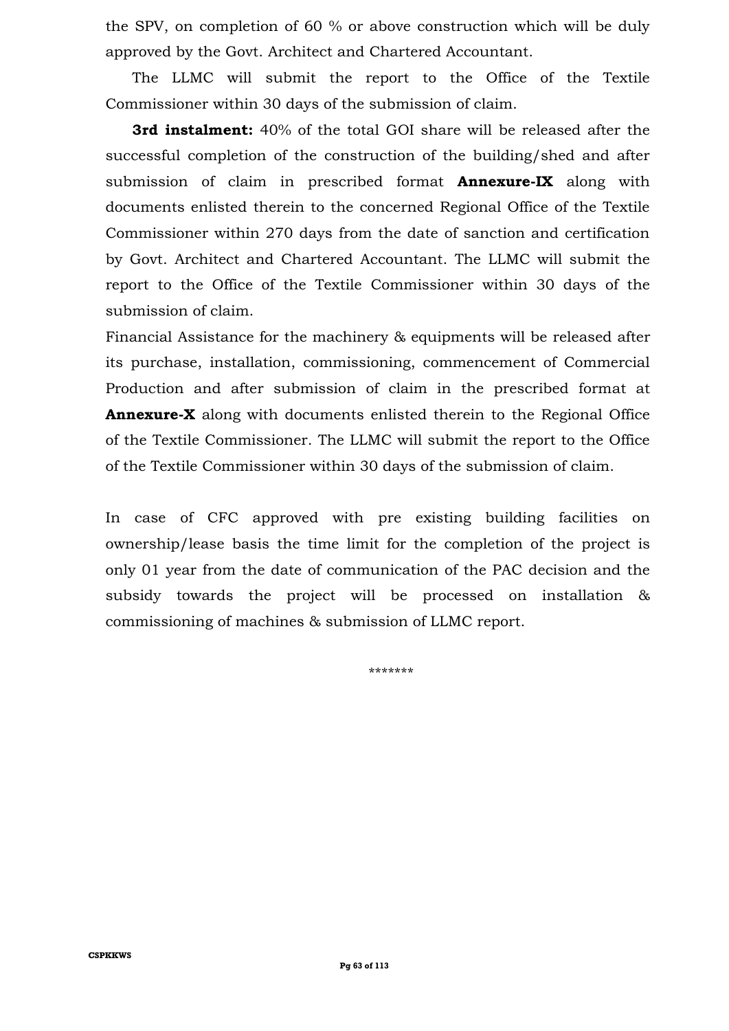the SPV, on completion of 60 % or above construction which will be duly approved by the Govt. Architect and Chartered Accountant.

The LLMC will submit the report to the Office of the Textile Commissioner within 30 days of the submission of claim.

**3rd instalment:** 40% of the total GOI share will be released after the successful completion of the construction of the building/shed and after submission of claim in prescribed format **Annexure-IX** along with documents enlisted therein to the concerned Regional Office of the Textile Commissioner within 270 days from the date of sanction and certification by Govt. Architect and Chartered Accountant. The LLMC will submit the report to the Office of the Textile Commissioner within 30 days of the submission of claim.

Financial Assistance for the machinery & equipments will be released after its purchase, installation, commissioning, commencement of Commercial Production and after submission of claim in the prescribed format at **Annexure-X** along with documents enlisted therein to the Regional Office of the Textile Commissioner. The LLMC will submit the report to the Office of the Textile Commissioner within 30 days of the submission of claim.

In case of CFC approved with pre existing building facilities on ownership/lease basis the time limit for the completion of the project is only 01 year from the date of communication of the PAC decision and the subsidy towards the project will be processed on installation & commissioning of machines & submission of LLMC report.

*******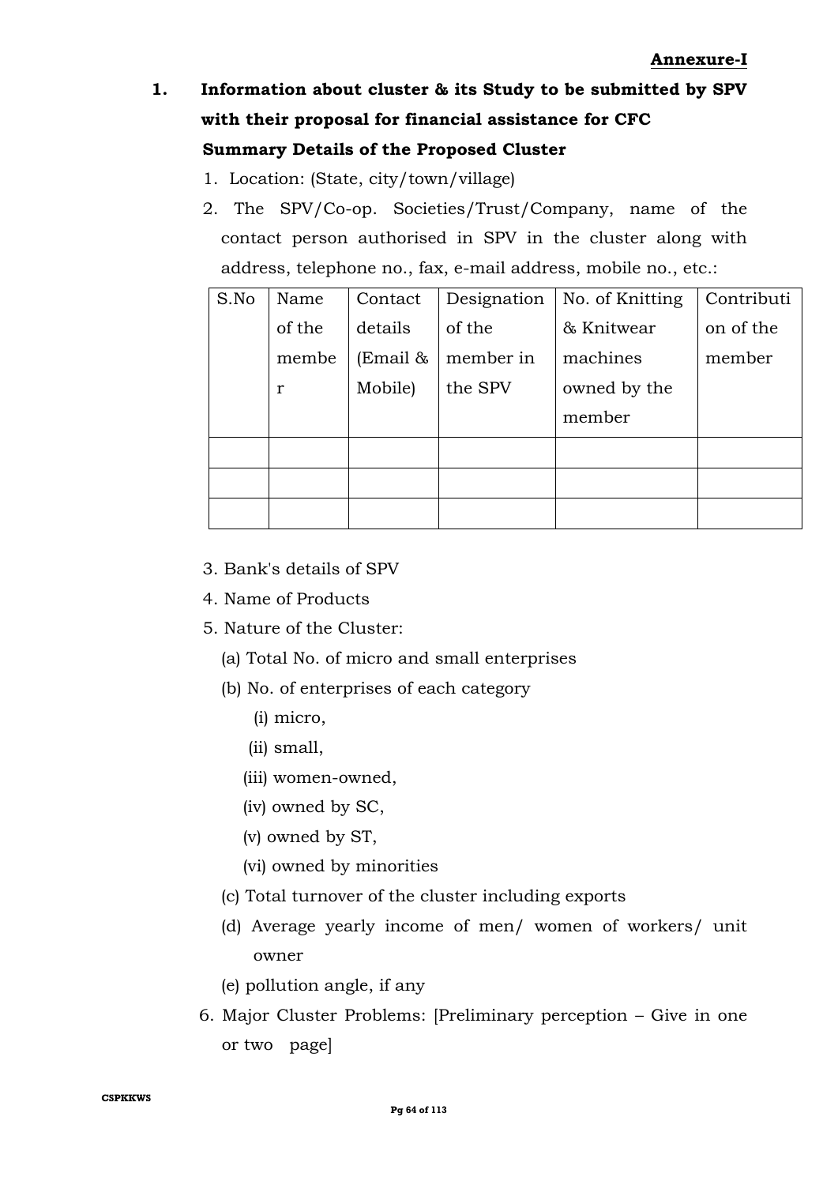**Annexure-I**

## 1. Information about cluster & its Study to be submitted by SPV with their proposal for financial assistance for CFC

**Summary Details of the Proposed Cluster**

1. Location: (State, city/town/village)
2. The SPV/Co-op. Societies/Trust/Company, name of the contact person authorised in SPV in the cluster along with address, telephone no., fax, e-mail address, mobile no., etc.:

| S.No | Name of the member | Contact details (Email & Mobile) | Designation of the member in the SPV | No. of Knitting & Knitwear machines owned by the member | Contribution of the member |
|---|---|---|---|---|---|
| | | | | | |
| | | | | | |
| | | | | | |

3. Bank's details of SPV
4. Name of Products
5. Nature of the Cluster:
   (a) Total No. of micro and small enterprises
   (b) No. of enterprises of each category
      (i) micro,
      (ii) small,
      (iii) women-owned,
      (iv) owned by SC,
      (v) owned by ST,
      (vi) owned by minorities
   (c) Total turnover of the cluster including exports
   (d) Average yearly income of men/ women of workers/ unit owner
   (e) pollution angle, if any
6. Major Cluster Problems: [Preliminary perception – Give in one or two page]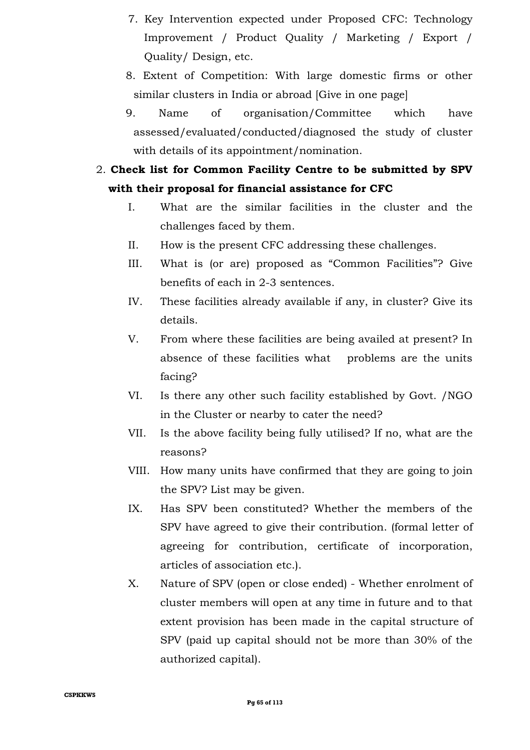7. Key Intervention expected under Proposed CFC: Technology Improvement / Product Quality / Marketing / Export / Quality/ Design, etc.
8. Extent of Competition: With large domestic firms or other similar clusters in India or abroad [Give in one page]
9. Name of organisation/Committee which have assessed/evaluated/conducted/diagnosed the study of cluster with details of its appointment/nomination.

2. **Check list for Common Facility Centre to be submitted by SPV with their proposal for financial assistance for CFC**

   I. What are the similar facilities in the cluster and the challenges faced by them.
   II. How is the present CFC addressing these challenges.
   III. What is (or are) proposed as "Common Facilities"? Give benefits of each in 2-3 sentences.
   IV. These facilities already available if any, in cluster? Give its details.
   V. From where these facilities are being availed at present? In absence of these facilities what problems are the units facing?
   VI. Is there any other such facility established by Govt. /NGO in the Cluster or nearby to cater the need?
   VII. Is the above facility being fully utilised? If no, what are the reasons?
   VIII. How many units have confirmed that they are going to join the SPV? List may be given.
   IX. Has SPV been constituted? Whether the members of the SPV have agreed to give their contribution. (formal letter of agreeing for contribution, certificate of incorporation, articles of association etc.).
   X. Nature of SPV (open or close ended) - Whether enrolment of cluster members will open at any time in future and to that extent provision has been made in the capital structure of SPV (paid up capital should not be more than 30% of the authorized capital).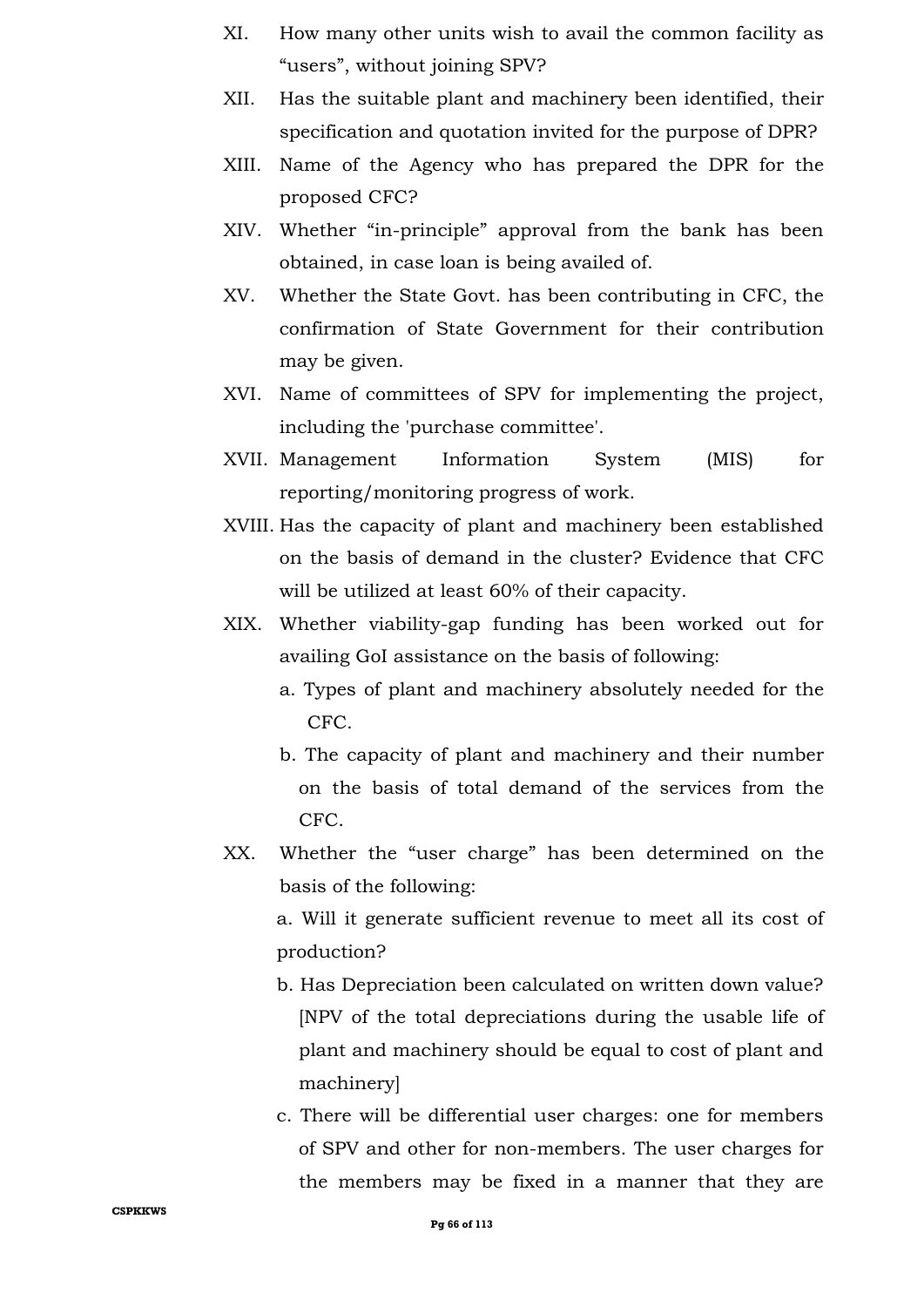XI. How many other units wish to avail the common facility as "users", without joining SPV?

XII. Has the suitable plant and machinery been identified, their specification and quotation invited for the purpose of DPR?

XIII. Name of the Agency who has prepared the DPR for the proposed CFC?

XIV. Whether "in-principle" approval from the bank has been obtained, in case loan is being availed of.

XV. Whether the State Govt. has been contributing in CFC, the confirmation of State Government for their contribution may be given.

XVI. Name of committees of SPV for implementing the project, including the 'purchase committee'.

XVII. Management Information System (MIS) for reporting/monitoring progress of work.

XVIII. Has the capacity of plant and machinery been established on the basis of demand in the cluster? Evidence that CFC will be utilized at least 60% of their capacity.

XIX. Whether viability-gap funding has been worked out for availing GoI assistance on the basis of following:

   a. Types of plant and machinery absolutely needed for the CFC.

   b. The capacity of plant and machinery and their number on the basis of total demand of the services from the CFC.

XX. Whether the "user charge" has been determined on the basis of the following:

   a. Will it generate sufficient revenue to meet all its cost of production?

   b. Has Depreciation been calculated on written down value? [NPV of the total depreciations during the usable life of plant and machinery should be equal to cost of plant and machinery]

   c. There will be differential user charges: one for members of SPV and other for non-members. The user charges for the members may be fixed in a manner that they are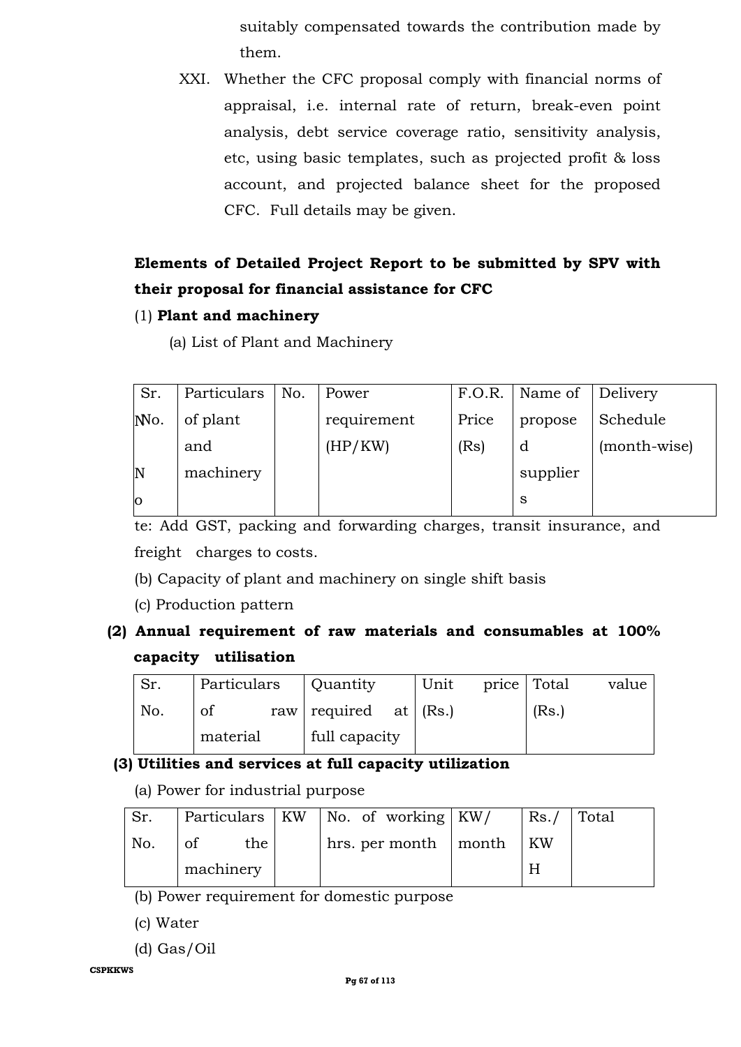suitably compensated towards the contribution made by them.

XXI. Whether the CFC proposal comply with financial norms of appraisal, i.e. internal rate of return, break-even point analysis, debt service coverage ratio, sensitivity analysis, etc, using basic templates, such as projected profit & loss account, and projected balance sheet for the proposed CFC. Full details may be given.

**Elements of Detailed Project Report to be submitted by SPV with their proposal for financial assistance for CFC**

(1) **Plant and machinery**

(a) List of Plant and Machinery

| Sr. No. | Particulars of plant and machinery | No. | Power requirement (HP/KW) | F.O.R. Price (Rs) | Name of proposed suppliers | Delivery Schedule (month-wise) |
|---|---|---|---|---|---|---|

Note: Add GST, packing and forwarding charges, transit insurance, and freight charges to costs.

(b) Capacity of plant and machinery on single shift basis

(c) Production pattern

**(2) Annual requirement of raw materials and consumables at 100% capacity utilisation**

| Sr. No. | Particulars of raw material | Quantity required at full capacity | Unit price (Rs.) | Total value (Rs.) |
|---|---|---|---|---|

**(3) Utilities and services at full capacity utilization**

(a) Power for industrial purpose

| Sr. No. | Particulars of the machinery | KW | No. of working hrs. per month | KW/ month | Rs./ KWH | Total |
|---|---|---|---|---|---|---|

(b) Power requirement for domestic purpose

(c) Water

(d) Gas/Oil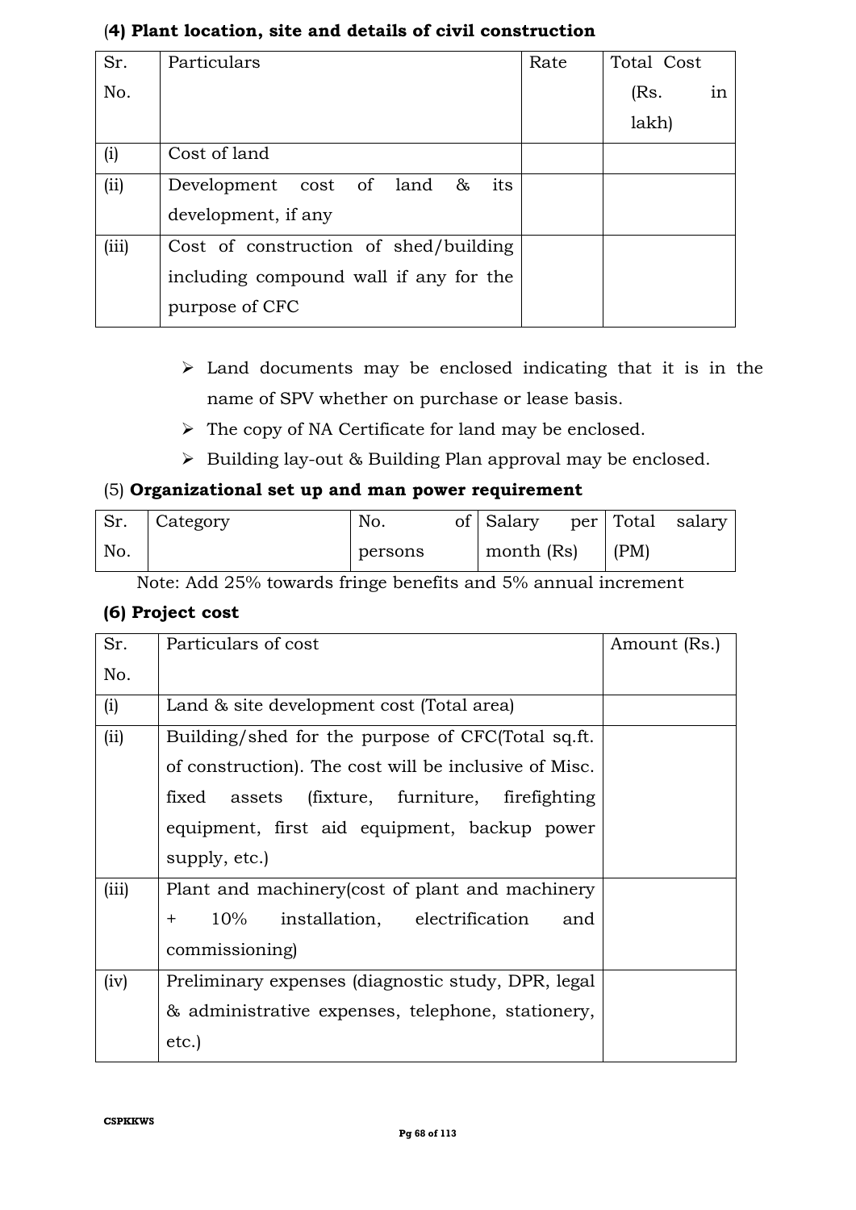**(4) Plant location, site and details of civil construction**

| Sr. No. | Particulars | Rate | Total Cost (Rs. in lakh) |
|---|---|---|---|
| (i) | Cost of land | | |
| (ii) | Development cost of land & its development, if any | | |
| (iii) | Cost of construction of shed/building including compound wall if any for the purpose of CFC | | |

- Land documents may be enclosed indicating that it is in the name of SPV whether on purchase or lease basis.
- The copy of NA Certificate for land may be enclosed.
- Building lay-out & Building Plan approval may be enclosed.

(5) **Organizational set up and man power requirement**

| Sr. No. | Category | No. of persons | Salary per month (Rs) | Total salary (PM) |
|---|---|---|---|---|

Note: Add 25% towards fringe benefits and 5% annual increment

**(6) Project cost**

| Sr. No. | Particulars of cost | Amount (Rs.) |
|---|---|---|
| (i) | Land & site development cost (Total area) | |
| (ii) | Building/shed for the purpose of CFC(Total sq.ft. of construction). The cost will be inclusive of Misc. fixed assets (fixture, furniture, firefighting equipment, first aid equipment, backup power supply, etc.) | |
| (iii) | Plant and machinery(cost of plant and machinery + 10% installation, electrification and commissioning) | |
| (iv) | Preliminary expenses (diagnostic study, DPR, legal & administrative expenses, telephone, stationery, etc.) | |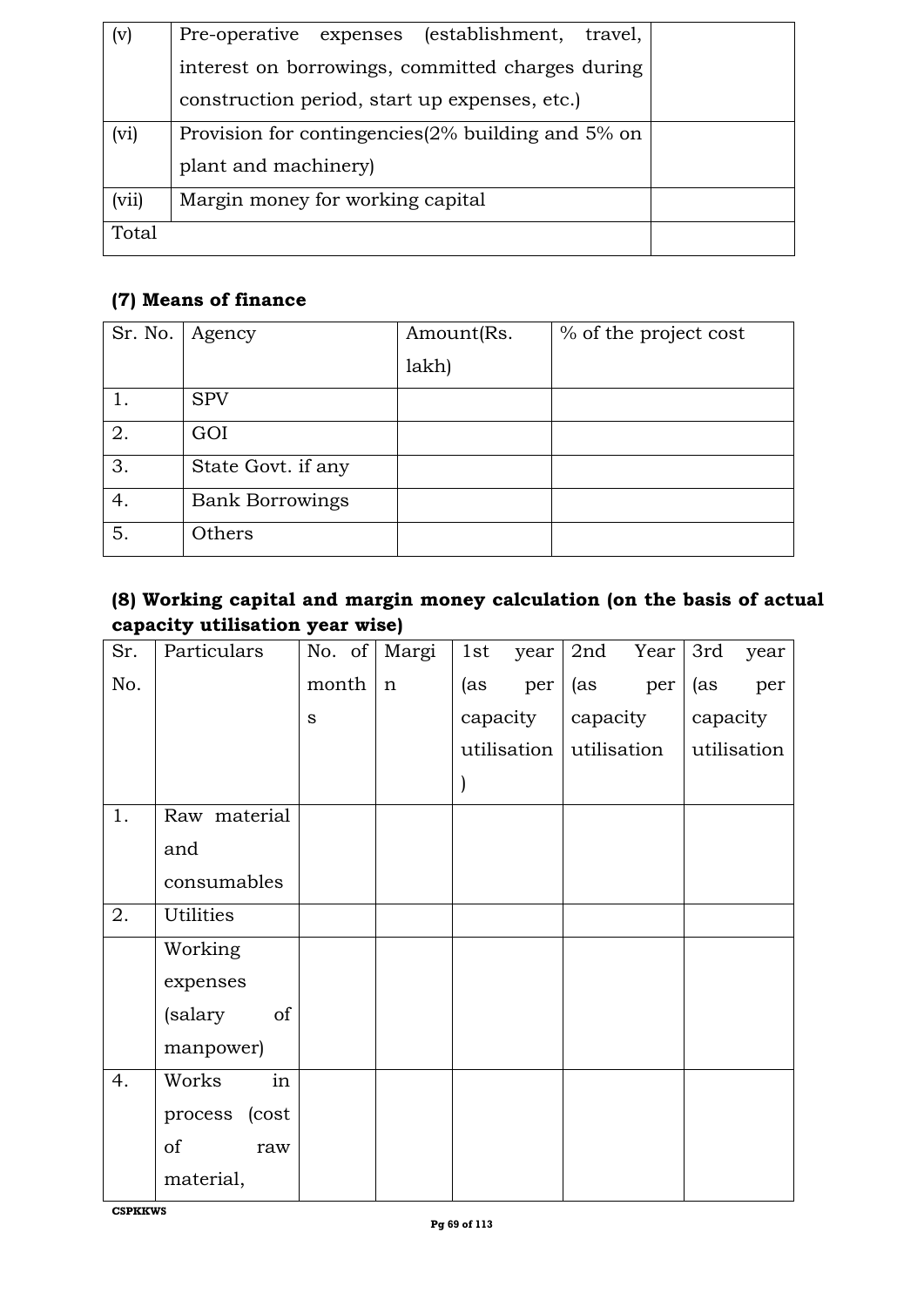| | | |
|---|---|---|
| (v) | Pre-operative expenses (establishment, travel, interest on borrowings, committed charges during construction period, start up expenses, etc.) | |
| (vi) | Provision for contingencies(2% building and 5% on plant and machinery) | |
| (vii) | Margin money for working capital | |
| Total | | |

**(7) Means of finance**

| Sr. No. | Agency | Amount(Rs. lakh) | % of the project cost |
|---|---|---|---|
| 1. | SPV | | |
| 2. | GOI | | |
| 3. | State Govt. if any | | |
| 4. | Bank Borrowings | | |
| 5. | Others | | |

**(8) Working capital and margin money calculation (on the basis of actual capacity utilisation year wise)**

| Sr. No. | Particulars | No. of months | Margin | 1st year (as per capacity utilisation) | 2nd Year (as per capacity utilisation | 3rd year (as per capacity utilisation |
|---|---|---|---|---|---|---|
| 1. | Raw material and consumables | | | | | |
| 2. | Utilities | | | | | |
| | Working expenses (salary of manpower) | | | | | |
| 4. | Works in process (cost of raw material, | | | | | |

CSPKKWS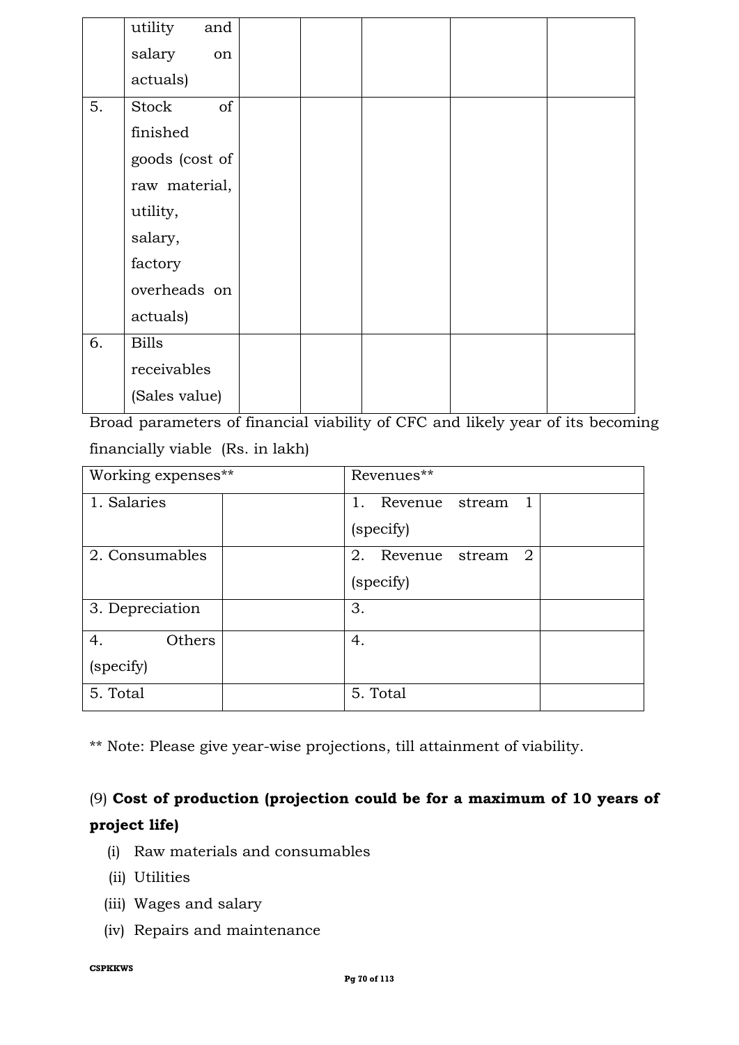|  | utility and salary on actuals) |  |  |  |  |  |
|---|---|---|---|---|---|---|
| 5. | Stock of finished goods (cost of raw material, utility, salary, factory overheads on actuals) |  |  |  |  |  |
| 6. | Bills receivables (Sales value) |  |  |  |  |  |

Broad parameters of financial viability of CFC and likely year of its becoming financially viable (Rs. in lakh)

| Working expenses** |  | Revenues** |  |
|---|---|---|---|
| 1. Salaries |  | 1. Revenue stream 1 (specify) |  |
| 2. Consumables |  | 2. Revenue stream 2 (specify) |  |
| 3. Depreciation |  | 3. |  |
| 4. Others (specify) |  | 4. |  |
| 5. Total |  | 5. Total |  |

** Note: Please give year-wise projections, till attainment of viability.

(9) **Cost of production (projection could be for a maximum of 10 years of project life)**

(i) Raw materials and consumables
(ii) Utilities
(iii) Wages and salary
(iv) Repairs and maintenance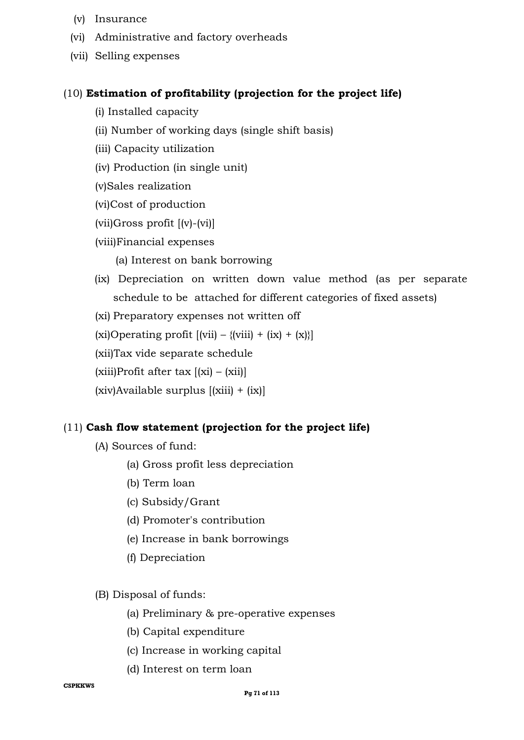(v) Insurance

(vi) Administrative and factory overheads

(vii) Selling expenses

(10) **Estimation of profitability (projection for the project life)**

(i) Installed capacity

(ii) Number of working days (single shift basis)

(iii) Capacity utilization

(iv) Production (in single unit)

(v)Sales realization

(vi)Cost of production

(vii)Gross profit [(v)-(vi)]

(viii)Financial expenses

(a) Interest on bank borrowing

(ix) Depreciation on written down value method (as per separate schedule to be attached for different categories of fixed assets)

(xi) Preparatory expenses not written off

(xi)Operating profit [(vii) – {(viii) + (ix) + (x)}]

(xii)Tax vide separate schedule

(xiii)Profit after tax [(xi) – (xii)]

(xiv)Available surplus [(xiii) + (ix)]

(11) **Cash flow statement (projection for the project life)**

(A) Sources of fund:

(a) Gross profit less depreciation

(b) Term loan

(c) Subsidy/Grant

(d) Promoter's contribution

(e) Increase in bank borrowings

(f) Depreciation

(B) Disposal of funds:

(a) Preliminary & pre-operative expenses

(b) Capital expenditure

(c) Increase in working capital

(d) Interest on term loan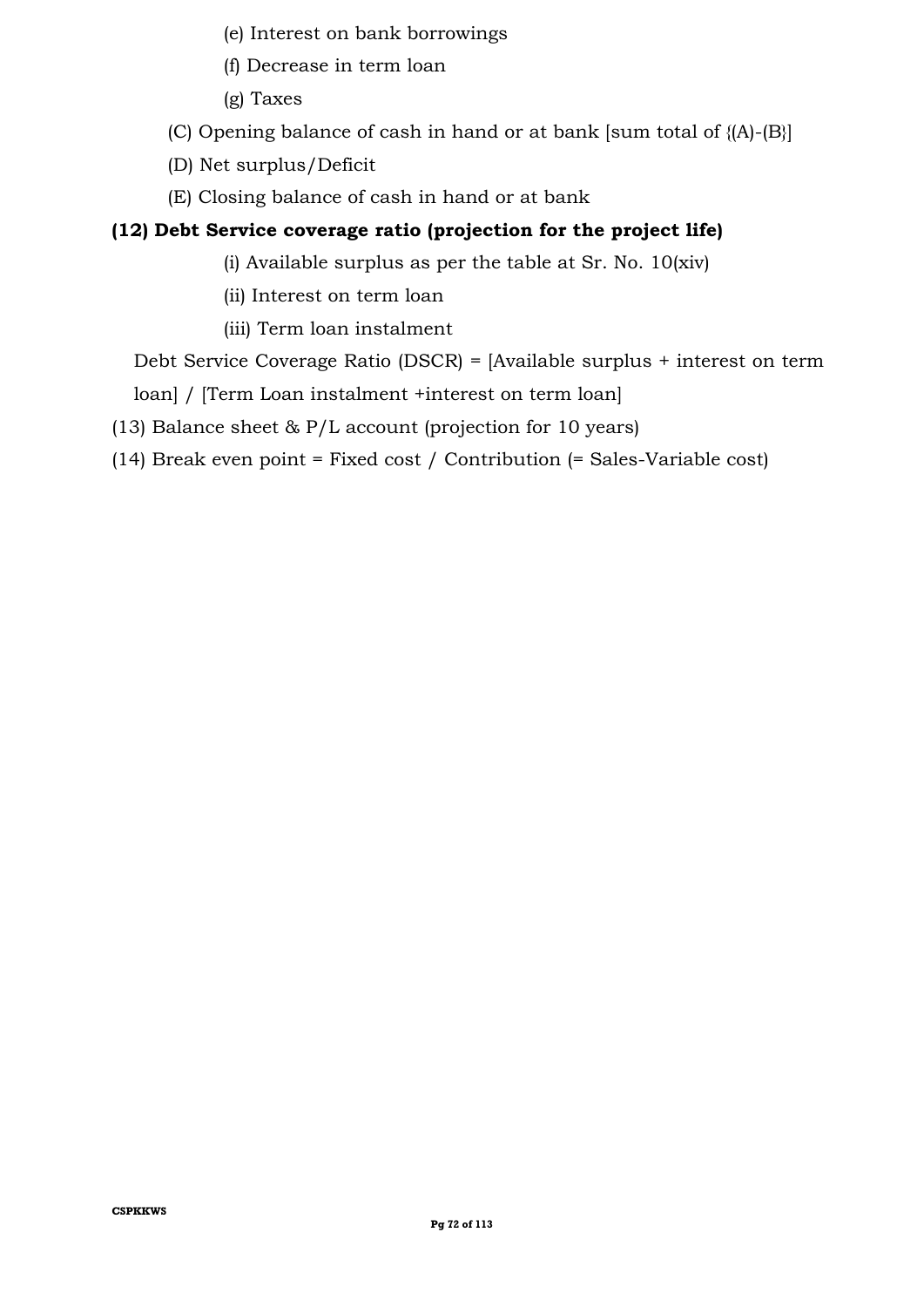(e) Interest on bank borrowings

(f) Decrease in term loan

(g) Taxes

(C) Opening balance of cash in hand or at bank [sum total of {(A)-(B}]

(D) Net surplus/Deficit

(E) Closing balance of cash in hand or at bank

**(12) Debt Service coverage ratio (projection for the project life)**

(i) Available surplus as per the table at Sr. No. 10(xiv)

(ii) Interest on term loan

(iii) Term loan instalment

Debt Service Coverage Ratio (DSCR) = [Available surplus + interest on term loan] / [Term Loan instalment +interest on term loan]

(13) Balance sheet & P/L account (projection for 10 years)

(14) Break even point = Fixed cost / Contribution (= Sales-Variable cost)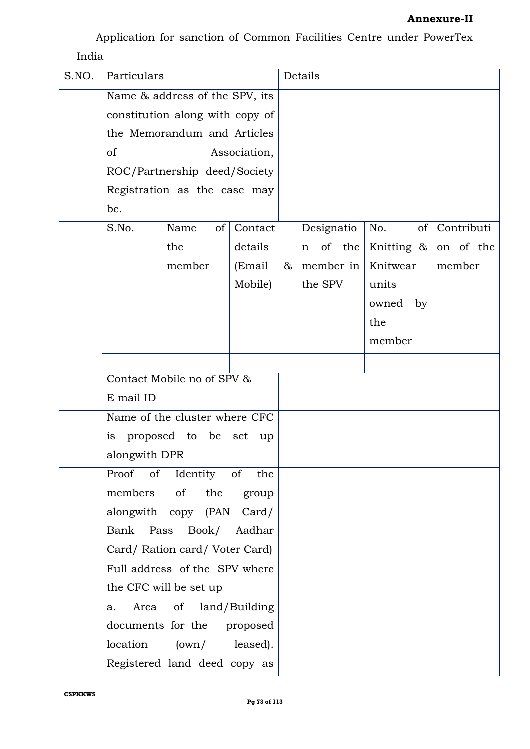**Annexure-II**

Application for sanction of Common Facilities Centre under PowerTex India

| S.NO. | Particulars | Details |
|---|---|---|
| | Name & address of the SPV, its constitution along with copy of the Memorandum and Articles of Association, ROC/Partnership deed/Society Registration as the case may be. | |

| S.No. | Name of the member | Contact details (Email & Mobile) | Designation of the member in the SPV | No. of Knitting & Knitwear units owned by the member | Contribution of the member |
|---|---|---|---|---|---|
| | | | | | |

| S.NO. | Particulars | Details |
|---|---|---|
| | Contact Mobile no of SPV & E mail ID | |
| | Name of the cluster where CFC is proposed to be set up alongwith DPR | |
| | Proof of Identity of the members of the group alongwith copy (PAN Card/ Bank Pass Book/ Aadhar Card/ Ration card/ Voter Card) | |
| | Full address of the SPV where the CFC will be set up | |
| | a. Area of land/Building documents for the proposed location (own/ leased). Registered land deed copy as | |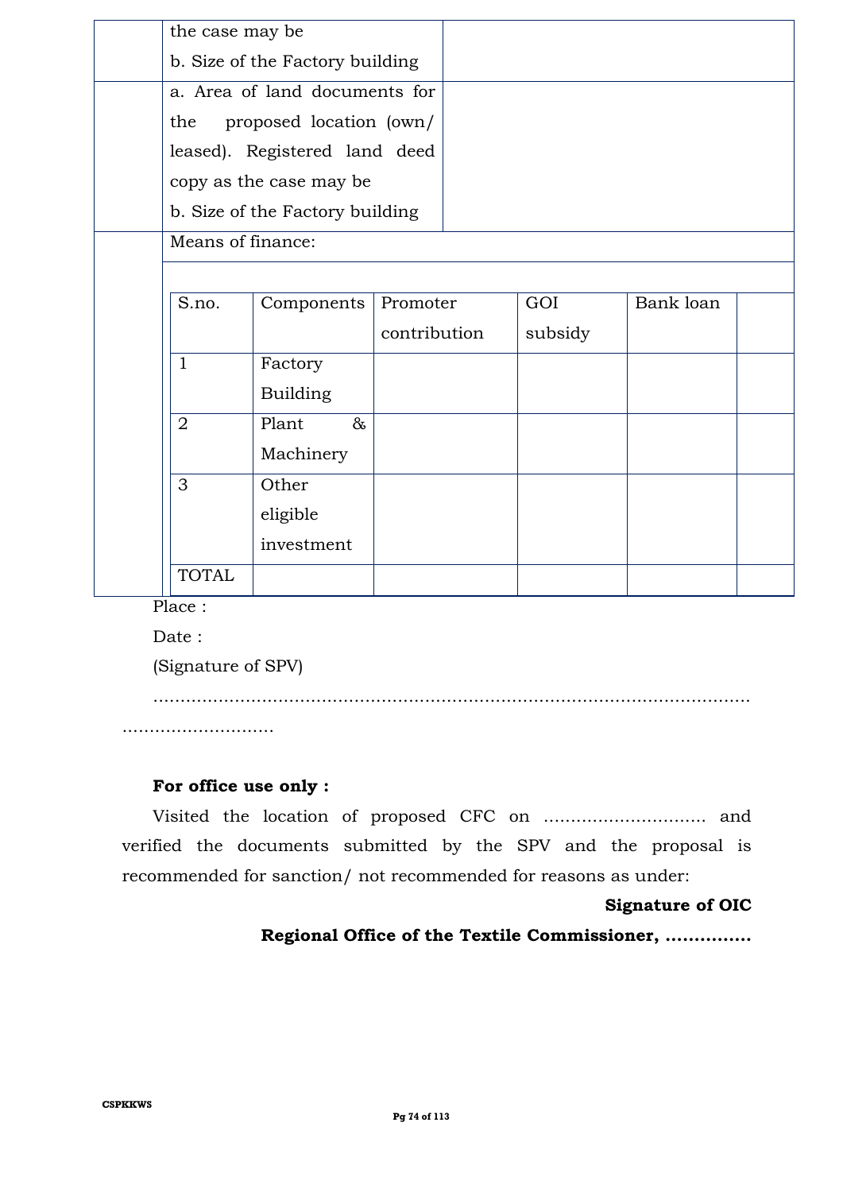| | | |
|---|---|---|
| | the case may be<br>b. Size of the Factory building | |
| | a. Area of land documents for the proposed location (own/ leased). Registered land deed copy as the case may be<br>b. Size of the Factory building | |
| | Means of finance: | |

| S.no. | Components | Promoter contribution | GOI subsidy | Bank loan | |
|---|---|---|---|---|---|
| 1 | Factory Building | | | | |
| 2 | Plant & Machinery | | | | |
| 3 | Other eligible investment | | | | |
| TOTAL | | | | | |

Place :

Date :

(Signature of SPV)

………………………………………………………………………………………………………………………

**For office use only :**

Visited the location of proposed CFC on ……………………….. and verified the documents submitted by the SPV and the proposal is recommended for sanction/ not recommended for reasons as under:

**Signature of OIC**

**Regional Office of the Textile Commissioner, ……………**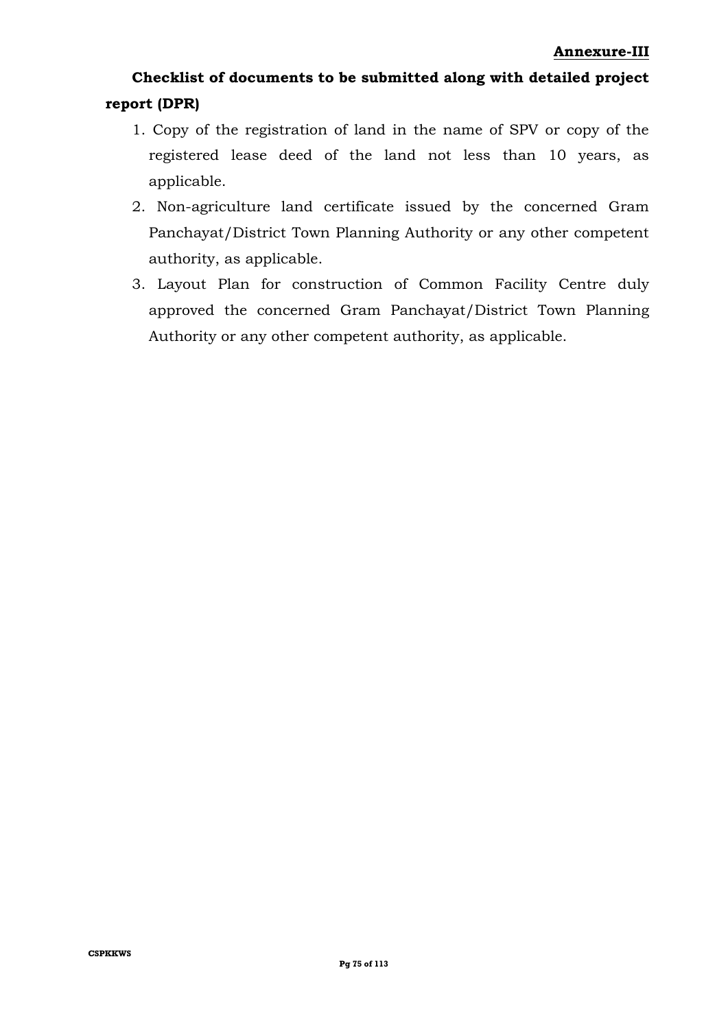**Annexure-III**

## Checklist of documents to be submitted along with detailed project report (DPR)

1. Copy of the registration of land in the name of SPV or copy of the registered lease deed of the land not less than 10 years, as applicable.
2. Non-agriculture land certificate issued by the concerned Gram Panchayat/District Town Planning Authority or any other competent authority, as applicable.
3. Layout Plan for construction of Common Facility Centre duly approved the concerned Gram Panchayat/District Town Planning Authority or any other competent authority, as applicable.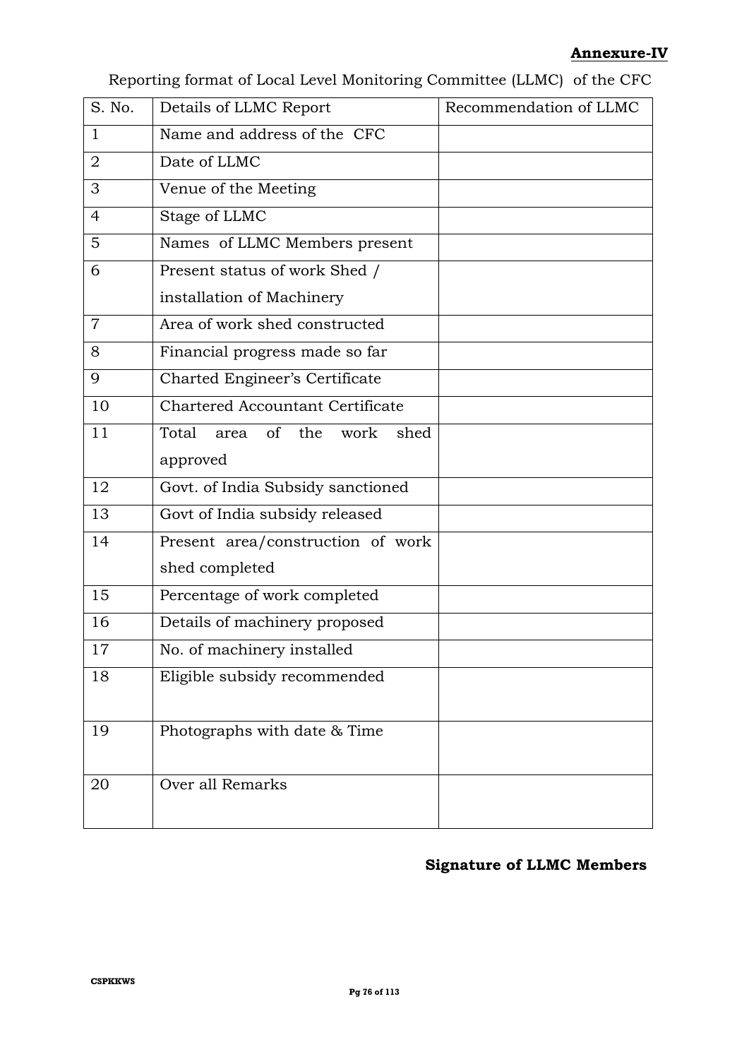**Annexure-IV**

Reporting format of Local Level Monitoring Committee (LLMC) of the CFC

| S. No. | Details of LLMC Report | Recommendation of LLMC |
|---|---|---|
| 1 | Name and address of the CFC | |
| 2 | Date of LLMC | |
| 3 | Venue of the Meeting | |
| 4 | Stage of LLMC | |
| 5 | Names of LLMC Members present | |
| 6 | Present status of work Shed / installation of Machinery | |
| 7 | Area of work shed constructed | |
| 8 | Financial progress made so far | |
| 9 | Charted Engineer's Certificate | |
| 10 | Chartered Accountant Certificate | |
| 11 | Total area of the work shed approved | |
| 12 | Govt. of India Subsidy sanctioned | |
| 13 | Govt of India subsidy released | |
| 14 | Present area/construction of work shed completed | |
| 15 | Percentage of work completed | |
| 16 | Details of machinery proposed | |
| 17 | No. of machinery installed | |
| 18 | Eligible subsidy recommended | |
| 19 | Photographs with date & Time | |
| 20 | Over all Remarks | |

**Signature of LLMC Members**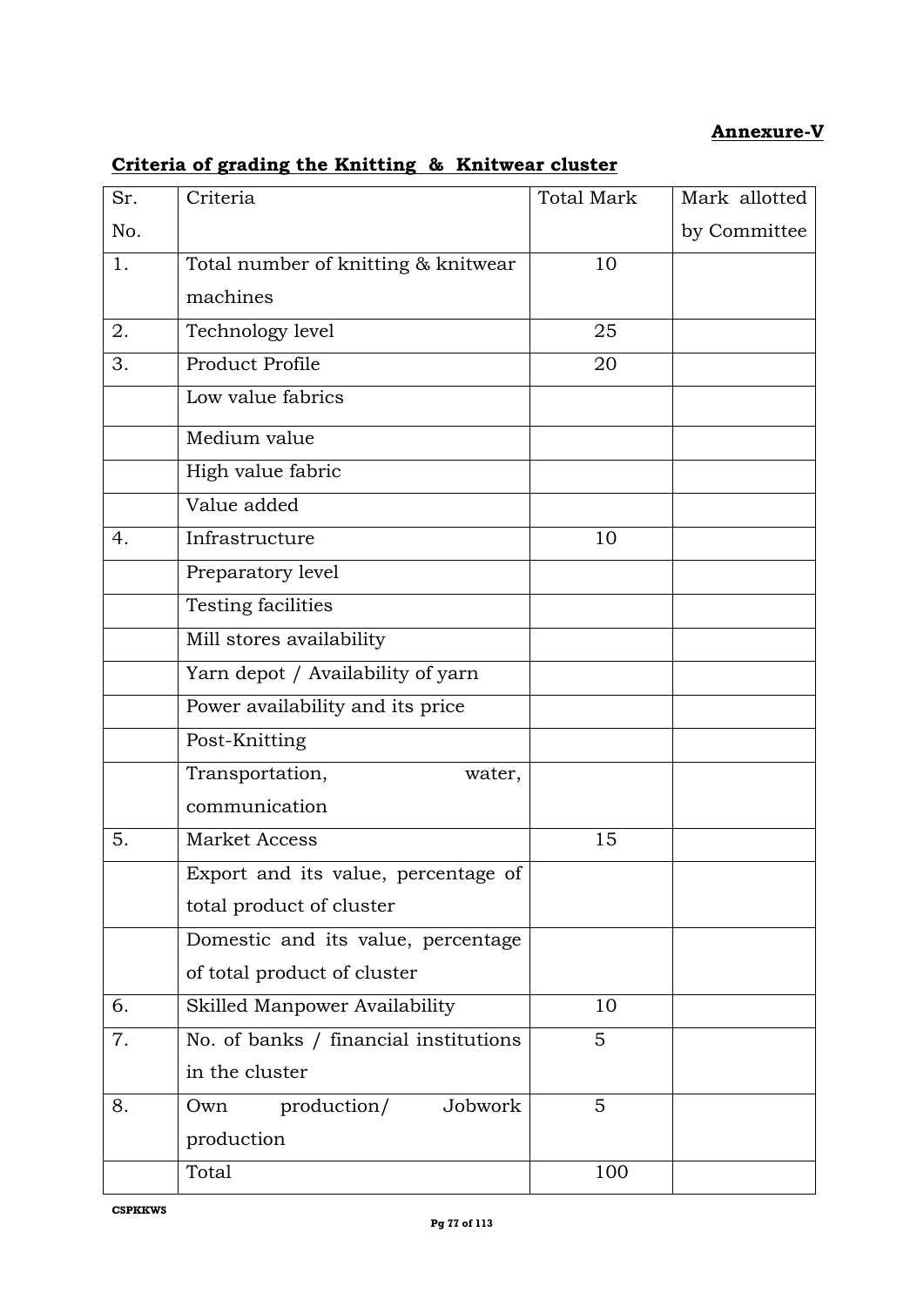**Annexure-V**

## Criteria of grading the Knitting & Knitwear cluster

| Sr. No. | Criteria | Total Mark | Mark allotted by Committee |
|---|---|---|---|
| 1. | Total number of knitting & knitwear machines | 10 | |
| 2. | Technology level | 25 | |
| 3. | Product Profile | 20 | |
| | Low value fabrics | | |
| | Medium value | | |
| | High value fabric | | |
| | Value added | | |
| 4. | Infrastructure | 10 | |
| | Preparatory level | | |
| | Testing facilities | | |
| | Mill stores availability | | |
| | Yarn depot / Availability of yarn | | |
| | Power availability and its price | | |
| | Post-Knitting | | |
| | Transportation, water, communication | | |
| 5. | Market Access | 15 | |
| | Export and its value, percentage of total product of cluster | | |
| | Domestic and its value, percentage of total product of cluster | | |
| 6. | Skilled Manpower Availability | 10 | |
| 7. | No. of banks / financial institutions in the cluster | 5 | |
| 8. | Own production/ Jobwork production | 5 | |
| | Total | 100 | |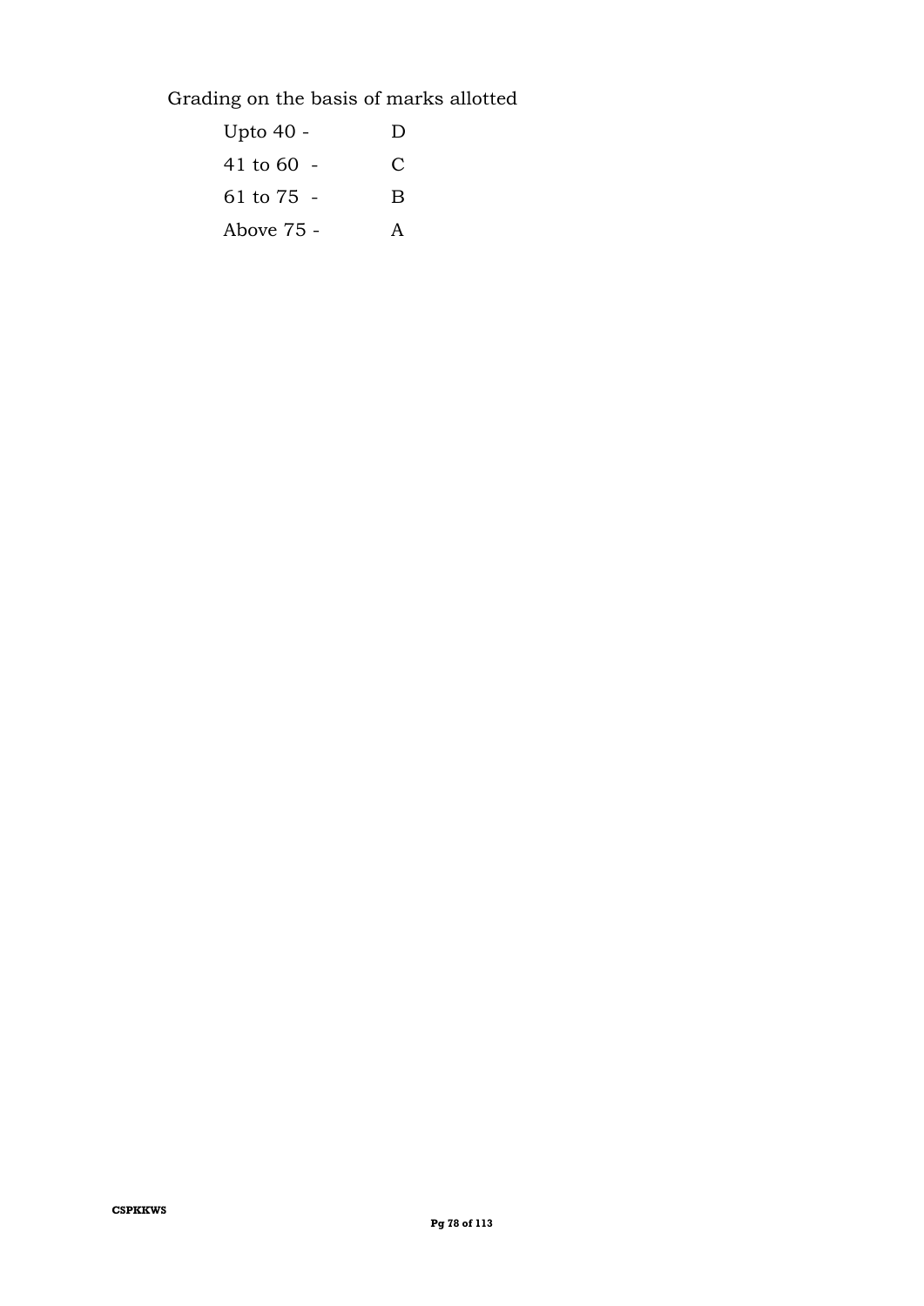Grading on the basis of marks allotted

| | |
|---|---|
| Upto 40 - | D |
| 41 to 60 - | C |
| 61 to 75 - | B |
| Above 75 - | A |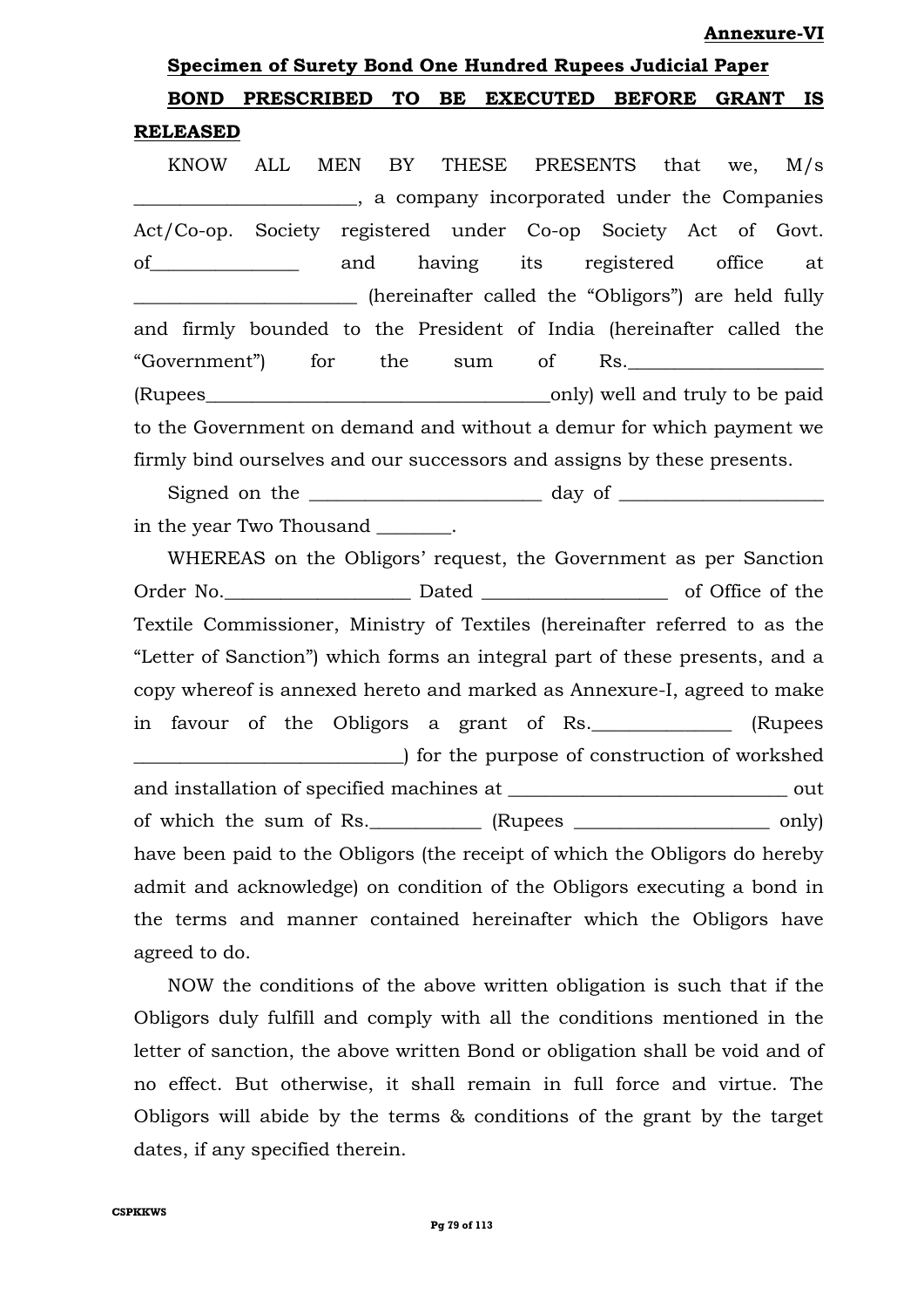**Annexure-VI**

**Specimen of Surety Bond One Hundred Rupees Judicial Paper**

**BOND PRESCRIBED TO BE EXECUTED BEFORE GRANT IS RELEASED**

KNOW ALL MEN BY THESE PRESENTS that we, M/s _______________________, a company incorporated under the Companies Act/Co-op. Society registered under Co-op Society Act of Govt. of_______________ and having its registered office at _______________________ (hereinafter called the "Obligors") are held fully and firmly bounded to the President of India (hereinafter called the "Government") for the sum of Rs.____________________ (Rupees____________________________________only) well and truly to be paid to the Government on demand and without a demur for which payment we firmly bind ourselves and our successors and assigns by these presents.

Signed on the ________________________ day of _____________________ in the year Two Thousand ________.

WHEREAS on the Obligors' request, the Government as per Sanction Order No.___________________ Dated ___________________ of Office of the Textile Commissioner, Ministry of Textiles (hereinafter referred to as the "Letter of Sanction") which forms an integral part of these presents, and a copy whereof is annexed hereto and marked as Annexure-I, agreed to make in favour of the Obligors a grant of Rs.______________ (Rupees ____________________________) for the purpose of construction of workshed and installation of specified machines at _____________________________ out of which the sum of Rs.___________ (Rupees ____________________ only) have been paid to the Obligors (the receipt of which the Obligors do hereby admit and acknowledge) on condition of the Obligors executing a bond in the terms and manner contained hereinafter which the Obligors have agreed to do.

NOW the conditions of the above written obligation is such that if the Obligors duly fulfill and comply with all the conditions mentioned in the letter of sanction, the above written Bond or obligation shall be void and of no effect. But otherwise, it shall remain in full force and virtue. The Obligors will abide by the terms & conditions of the grant by the target dates, if any specified therein.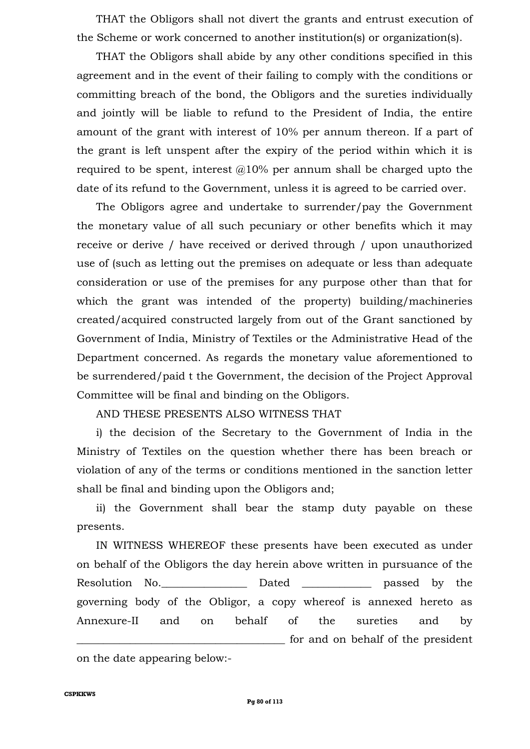THAT the Obligors shall not divert the grants and entrust execution of the Scheme or work concerned to another institution(s) or organization(s).

THAT the Obligors shall abide by any other conditions specified in this agreement and in the event of their failing to comply with the conditions or committing breach of the bond, the Obligors and the sureties individually and jointly will be liable to refund to the President of India, the entire amount of the grant with interest of 10% per annum thereon. If a part of the grant is left unspent after the expiry of the period within which it is required to be spent, interest @10% per annum shall be charged upto the date of its refund to the Government, unless it is agreed to be carried over.

The Obligors agree and undertake to surrender/pay the Government the monetary value of all such pecuniary or other benefits which it may receive or derive / have received or derived through / upon unauthorized use of (such as letting out the premises on adequate or less than adequate consideration or use of the premises for any purpose other than that for which the grant was intended of the property) building/machineries created/acquired constructed largely from out of the Grant sanctioned by Government of India, Ministry of Textiles or the Administrative Head of the Department concerned. As regards the monetary value aforementioned to be surrendered/paid t the Government, the decision of the Project Approval Committee will be final and binding on the Obligors.

AND THESE PRESENTS ALSO WITNESS THAT

i) the decision of the Secretary to the Government of India in the Ministry of Textiles on the question whether there has been breach or violation of any of the terms or conditions mentioned in the sanction letter shall be final and binding upon the Obligors and;

ii) the Government shall bear the stamp duty payable on these presents.

IN WITNESS WHEREOF these presents have been executed as under on behalf of the Obligors the day herein above written in pursuance of the Resolution No.________________ Dated _____________ passed by the governing body of the Obligor, a copy whereof is annexed hereto as Annexure-II and on behalf of the sureties and by ______________________________________ for and on behalf of the president on the date appearing below:-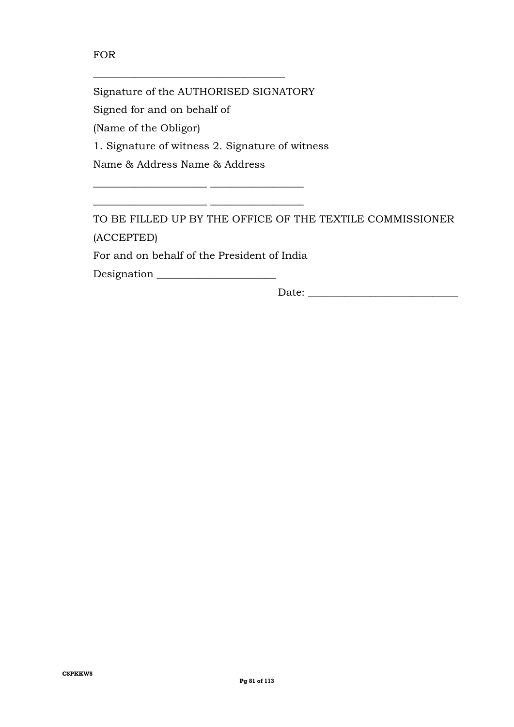FOR

____________________________________

Signature of the AUTHORISED SIGNATORY

Signed for and on behalf of

(Name of the Obligor)

1. Signature of witness 2. Signature of witness

Name & Address Name & Address

_____________________ _________________

_____________________ _________________

TO BE FILLED UP BY THE OFFICE OF THE TEXTILE COMMISSIONER

(ACCEPTED)

For and on behalf of the President of India

Designation ______________________

Date: ____________________________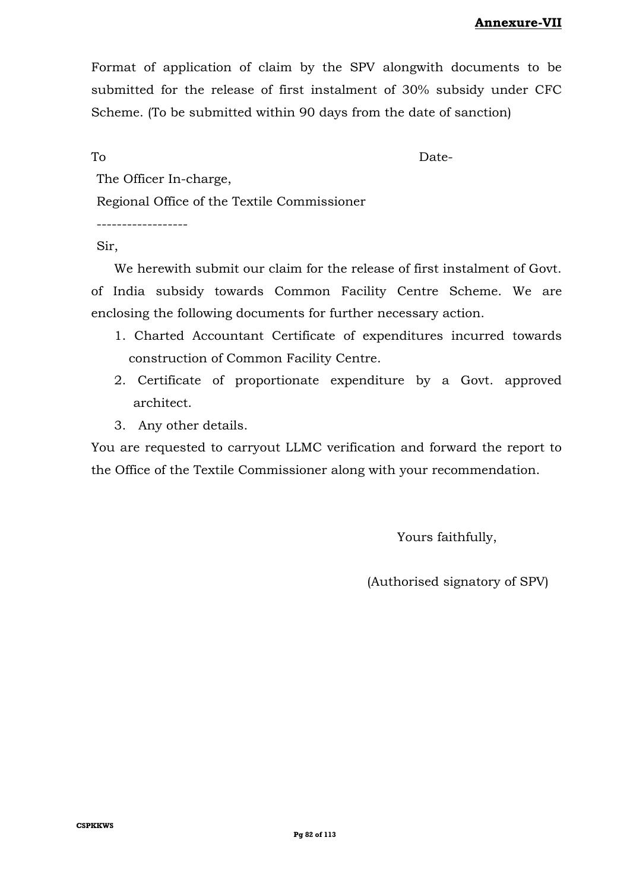**Annexure-VII**

Format of application of claim by the SPV alongwith documents to be submitted for the release of first instalment of 30% subsidy under CFC Scheme. (To be submitted within 90 days from the date of sanction)

To                                                                                    Date-

The Officer In-charge,

Regional Office of the Textile Commissioner

------------------

Sir,

We herewith submit our claim for the release of first instalment of Govt. of India subsidy towards Common Facility Centre Scheme. We are enclosing the following documents for further necessary action.

1. Charted Accountant Certificate of expenditures incurred towards construction of Common Facility Centre.
2. Certificate of proportionate expenditure by a Govt. approved architect.
3. Any other details.

You are requested to carryout LLMC verification and forward the report to the Office of the Textile Commissioner along with your recommendation.

Yours faithfully,

(Authorised signatory of SPV)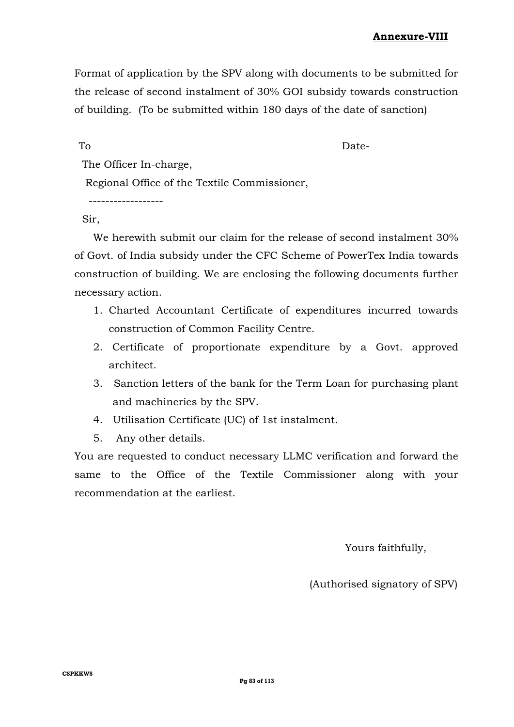**Annexure-VIII**

Format of application by the SPV along with documents to be submitted for the release of second instalment of 30% GOI subsidy towards construction of building. (To be submitted within 180 days of the date of sanction)

To Date-

The Officer In-charge,

Regional Office of the Textile Commissioner,

------------------

Sir,

We herewith submit our claim for the release of second instalment 30% of Govt. of India subsidy under the CFC Scheme of PowerTex India towards construction of building. We are enclosing the following documents further necessary action.

1. Charted Accountant Certificate of expenditures incurred towards construction of Common Facility Centre.
2. Certificate of proportionate expenditure by a Govt. approved architect.
3. Sanction letters of the bank for the Term Loan for purchasing plant and machineries by the SPV.
4. Utilisation Certificate (UC) of 1st instalment.
5. Any other details.

You are requested to conduct necessary LLMC verification and forward the same to the Office of the Textile Commissioner along with your recommendation at the earliest.

Yours faithfully,

(Authorised signatory of SPV)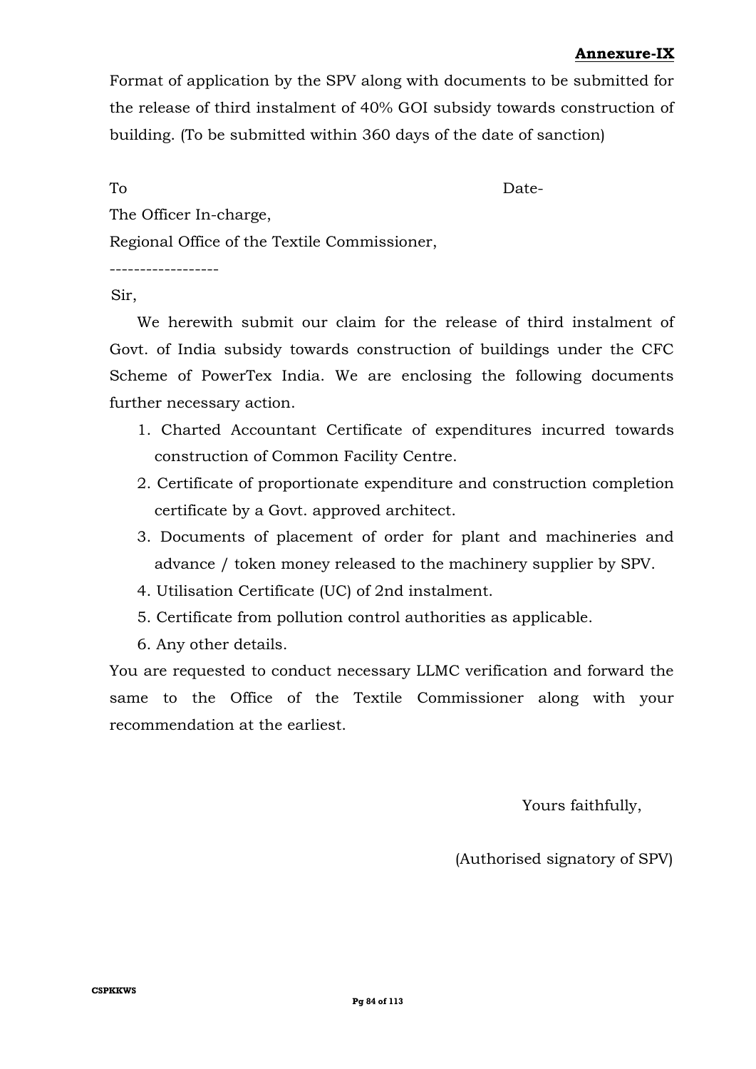**Annexure-IX**

Format of application by the SPV along with documents to be submitted for the release of third instalment of 40% GOI subsidy towards construction of building. (To be submitted within 360 days of the date of sanction)

To Date-

The Officer In-charge,

Regional Office of the Textile Commissioner,

------------------

Sir,

We herewith submit our claim for the release of third instalment of Govt. of India subsidy towards construction of buildings under the CFC Scheme of PowerTex India. We are enclosing the following documents further necessary action.

1. Charted Accountant Certificate of expenditures incurred towards construction of Common Facility Centre.
2. Certificate of proportionate expenditure and construction completion certificate by a Govt. approved architect.
3. Documents of placement of order for plant and machineries and advance / token money released to the machinery supplier by SPV.
4. Utilisation Certificate (UC) of 2nd instalment.
5. Certificate from pollution control authorities as applicable.
6. Any other details.

You are requested to conduct necessary LLMC verification and forward the same to the Office of the Textile Commissioner along with your recommendation at the earliest.

Yours faithfully,

(Authorised signatory of SPV)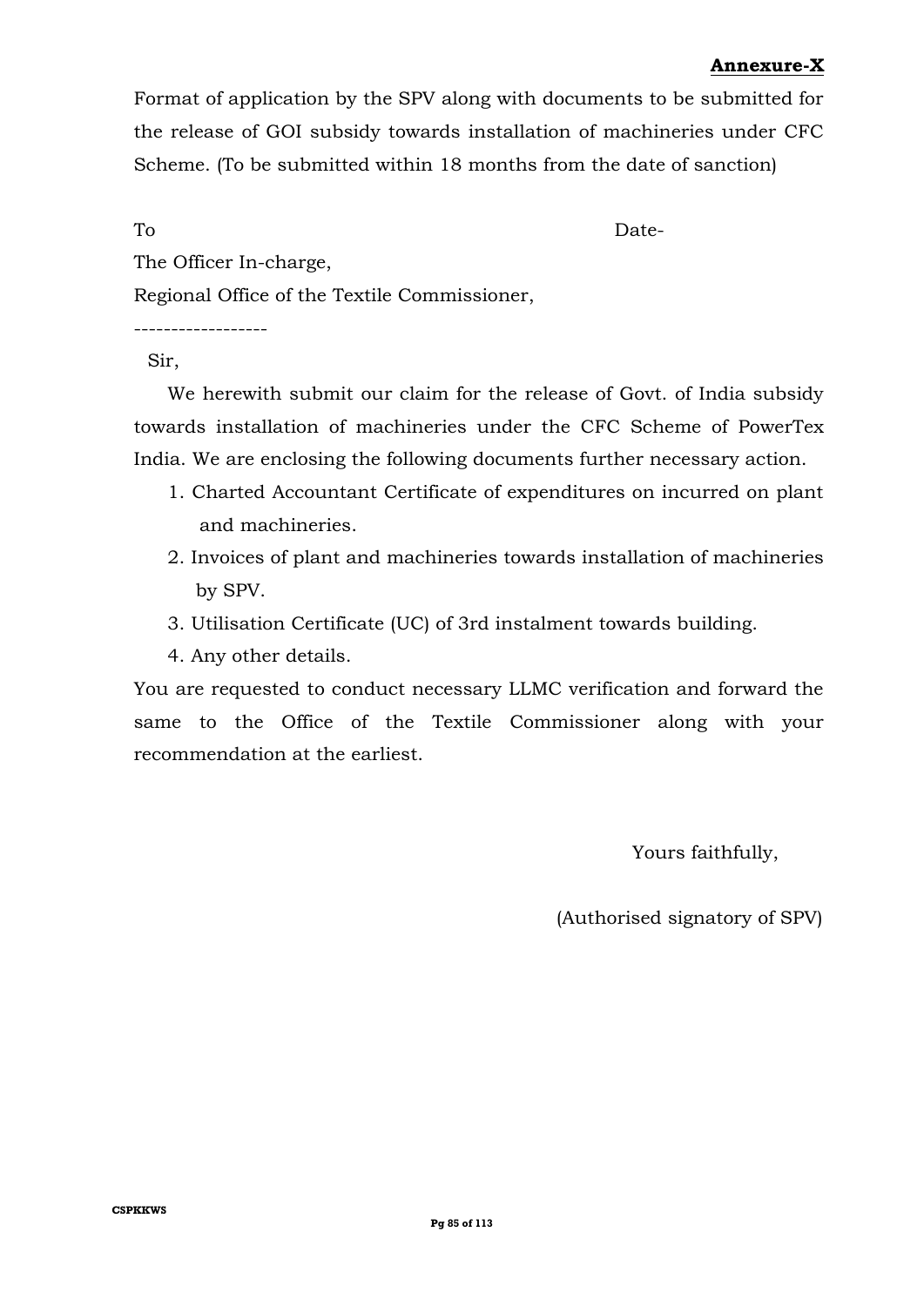**Annexure-X**

Format of application by the SPV along with documents to be submitted for the release of GOI subsidy towards installation of machineries under CFC Scheme. (To be submitted within 18 months from the date of sanction)

To Date-

The Officer In-charge,

Regional Office of the Textile Commissioner,

------------------

Sir,

We herewith submit our claim for the release of Govt. of India subsidy towards installation of machineries under the CFC Scheme of PowerTex India. We are enclosing the following documents further necessary action.

1. Charted Accountant Certificate of expenditures on incurred on plant and machineries.
2. Invoices of plant and machineries towards installation of machineries by SPV.
3. Utilisation Certificate (UC) of 3rd instalment towards building.
4. Any other details.

You are requested to conduct necessary LLMC verification and forward the same to the Office of the Textile Commissioner along with your recommendation at the earliest.

Yours faithfully,

(Authorised signatory of SPV)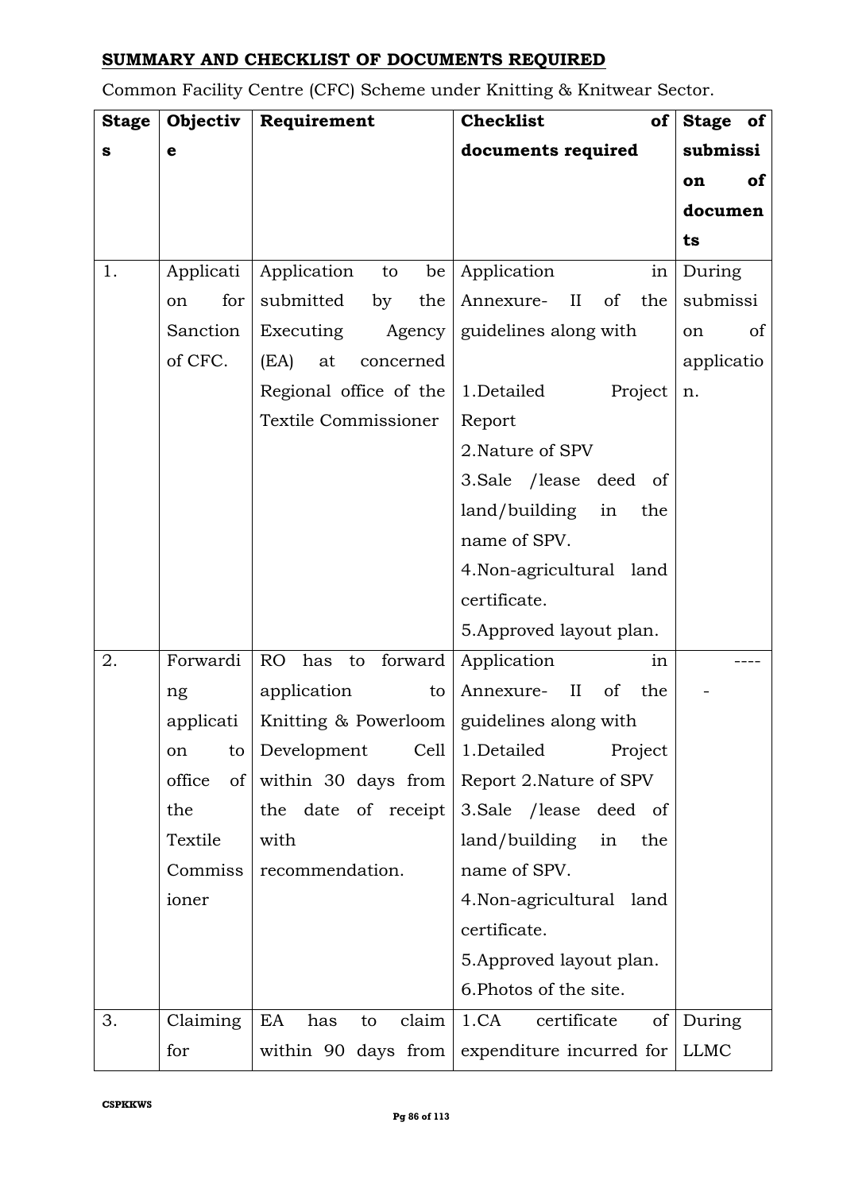## SUMMARY AND CHECKLIST OF DOCUMENTS REQUIRED

Common Facility Centre (CFC) Scheme under Knitting & Knitwear Sector.

| Stages | Objective | Requirement | Checklist of documents required | Stage of submission of documents |
|---|---|---|---|---|
| 1. | Application for Sanction of CFC. | Application to be submitted by the Executing Agency (EA) at concerned Regional office of the Textile Commissioner | Application in Annexure- II of the guidelines along with<br><br>1.Detailed Project Report<br>2.Nature of SPV<br>3.Sale /lease deed of land/building in the name of SPV.<br>4.Non-agricultural land certificate.<br>5.Approved layout plan. | During submission of application. |
| 2. | Forwarding application to office of the Textile Commissioner | RO has to forward application to Knitting & Powerloom Development Cell within 30 days from the date of receipt with recommendation. | Application in Annexure- II of the guidelines along with<br>1.Detailed Project Report 2.Nature of SPV<br>3.Sale /lease deed of land/building in the name of SPV.<br>4.Non-agricultural land certificate.<br>5.Approved layout plan.<br>6.Photos of the site. | ----- |
| 3. | Claiming for | EA has to claim within 90 days from | 1.CA certificate of expenditure incurred for | During LLMC |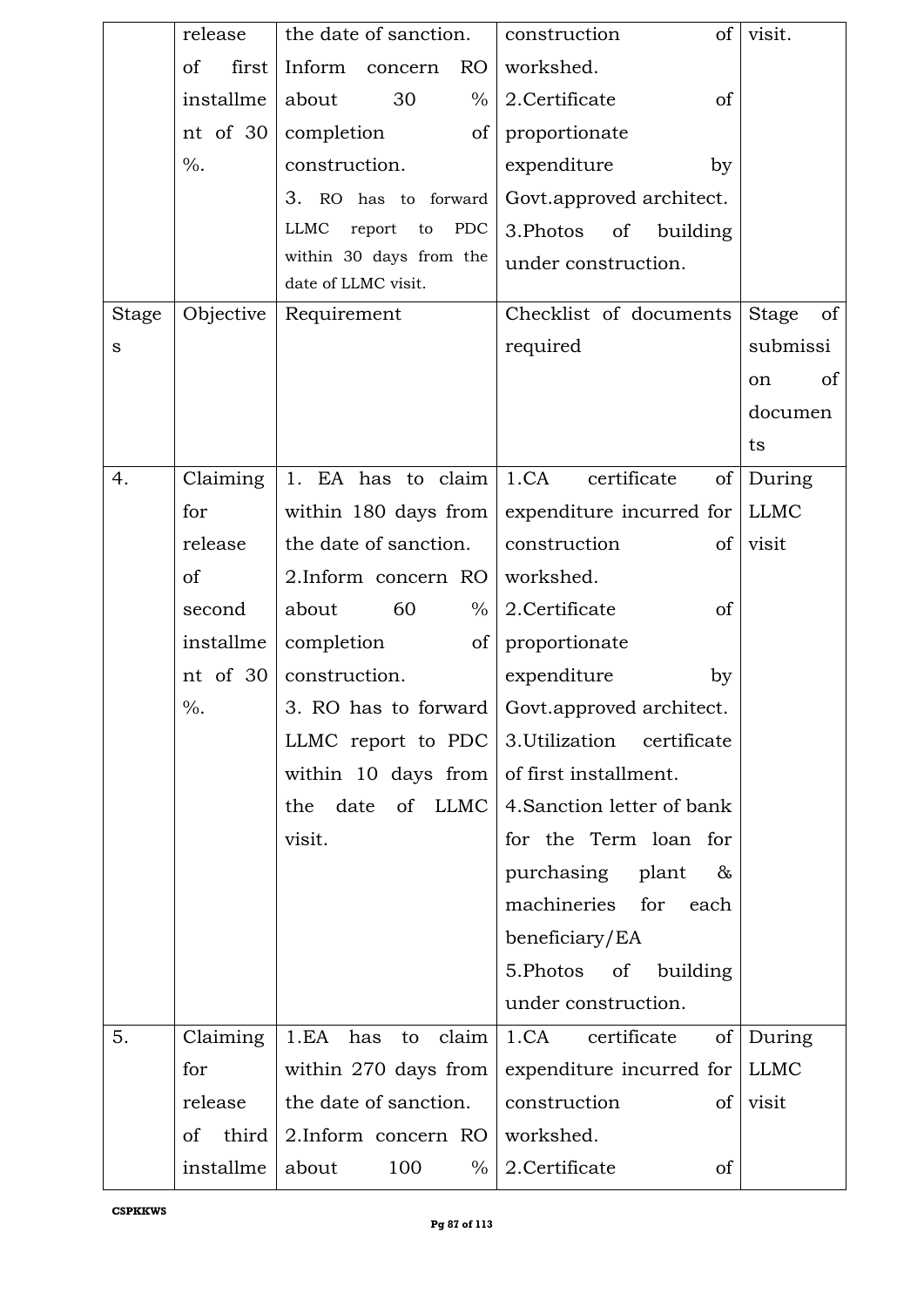| | release of first installment of 30 %. | the date of sanction. Inform concern RO about 30 % completion of construction. 3. RO has to forward LLMC report to PDC within 30 days from the date of LLMC visit. | construction of workshed. 2.Certificate of proportionate expenditure by Govt.approved architect. 3.Photos of building under construction. | visit. |
|---|---|---|---|---|
| Stages | Objective | Requirement | Checklist of documents required | Stage of submission of documents |
| 4. | Claiming for release of second installment of 30 %. | 1. EA has to claim within 180 days from the date of sanction. 2.Inform concern RO about 60 % completion of construction. 3. RO has to forward LLMC report to PDC within 10 days from the date of LLMC visit. | 1.CA certificate of expenditure incurred for construction of workshed. 2.Certificate of proportionate expenditure by Govt.approved architect. 3.Utilization certificate of first installment. 4.Sanction letter of bank for the Term loan for purchasing plant & machineries for each beneficiary/EA 5.Photos of building under construction. | During LLMC visit |
| 5. | Claiming for release of third installment | 1.EA has to claim within 270 days from the date of sanction. 2.Inform concern RO about 100 % | 1.CA certificate of expenditure incurred for construction of workshed. 2.Certificate of | During LLMC visit |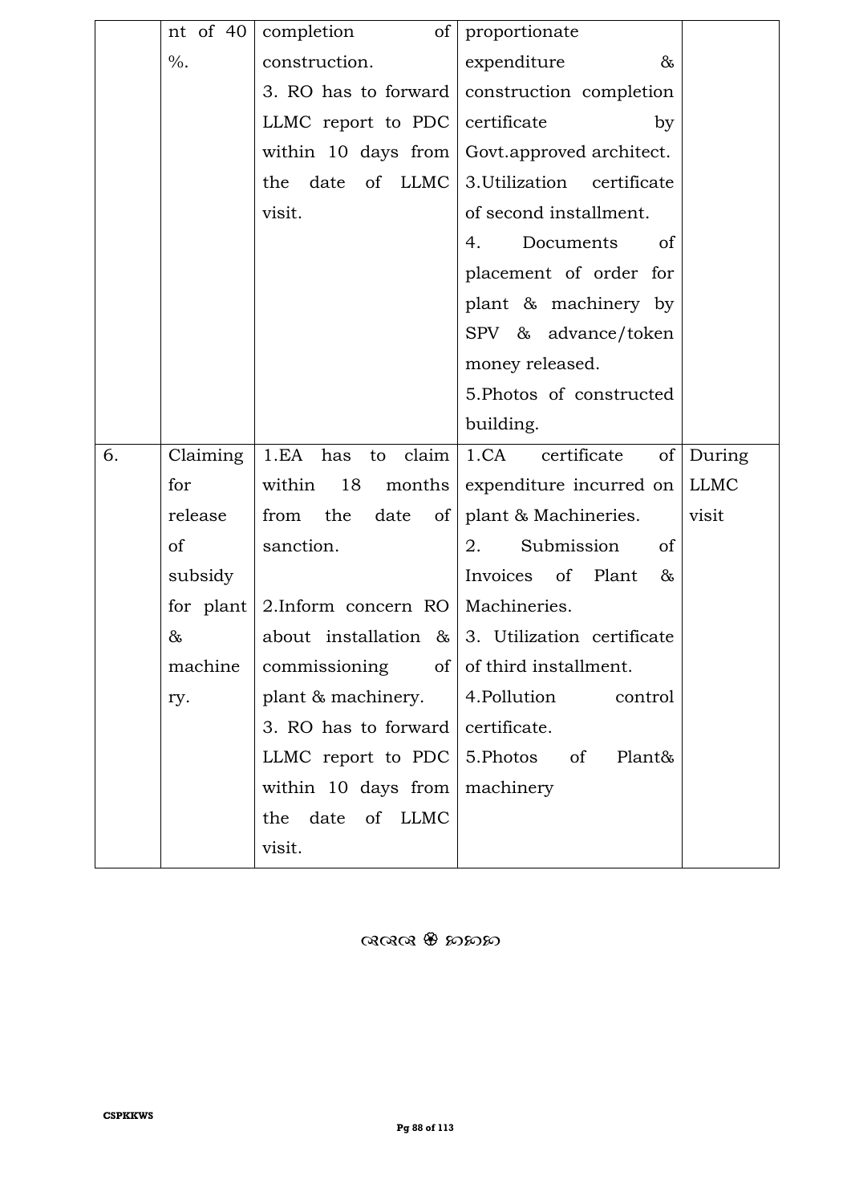| | | | | |
|---|---|---|---|---|
| | nt of 40 %. | completion of construction.<br>3. RO has to forward LLMC report to PDC within 10 days from the date of LLMC visit. | proportionate expenditure & construction completion certificate by Govt.approved architect.<br>3.Utilization certificate of second installment.<br>4. Documents of placement of order for plant & machinery by SPV & advance/token money released.<br>5.Photos of constructed building. | |
| 6. | Claiming for release of subsidy for plant & machinery. | 1.EA has to claim within 18 months from the date of sanction.<br>2.Inform concern RO about installation & commissioning of plant & machinery.<br>3. RO has to forward LLMC report to PDC within 10 days from the date of LLMC visit. | 1.CA certificate of expenditure incurred on plant & Machineries.<br>2. Submission of Invoices of Plant & Machineries.<br>3. Utilization certificate of third installment.<br>4.Pollution control certificate.<br>5.Photos of Plant& machinery | During LLMC visit |

ଔଔଔ ❀ ଈଈଈ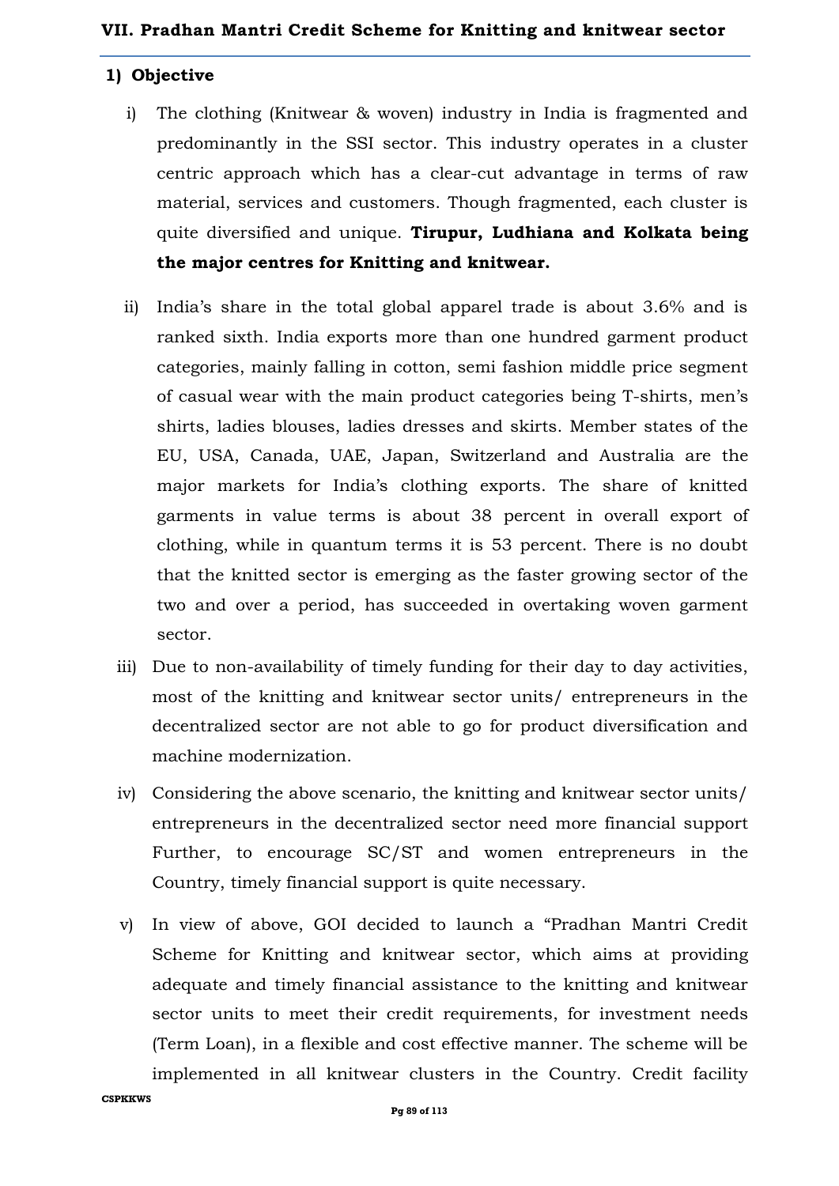## VII. Pradhan Mantri Credit Scheme for Knitting and knitwear sector

### 1) Objective

i) The clothing (Knitwear & woven) industry in India is fragmented and predominantly in the SSI sector. This industry operates in a cluster centric approach which has a clear-cut advantage in terms of raw material, services and customers. Though fragmented, each cluster is quite diversified and unique. **Tirupur, Ludhiana and Kolkata being the major centres for Knitting and knitwear.**

ii) India's share in the total global apparel trade is about 3.6% and is ranked sixth. India exports more than one hundred garment product categories, mainly falling in cotton, semi fashion middle price segment of casual wear with the main product categories being T-shirts, men's shirts, ladies blouses, ladies dresses and skirts. Member states of the EU, USA, Canada, UAE, Japan, Switzerland and Australia are the major markets for India's clothing exports. The share of knitted garments in value terms is about 38 percent in overall export of clothing, while in quantum terms it is 53 percent. There is no doubt that the knitted sector is emerging as the faster growing sector of the two and over a period, has succeeded in overtaking woven garment sector.

iii) Due to non-availability of timely funding for their day to day activities, most of the knitting and knitwear sector units/ entrepreneurs in the decentralized sector are not able to go for product diversification and machine modernization.

iv) Considering the above scenario, the knitting and knitwear sector units/ entrepreneurs in the decentralized sector need more financial support Further, to encourage SC/ST and women entrepreneurs in the Country, timely financial support is quite necessary.

v) In view of above, GOI decided to launch a "Pradhan Mantri Credit Scheme for Knitting and knitwear sector, which aims at providing adequate and timely financial assistance to the knitting and knitwear sector units to meet their credit requirements, for investment needs (Term Loan), in a flexible and cost effective manner. The scheme will be implemented in all knitwear clusters in the Country. Credit facility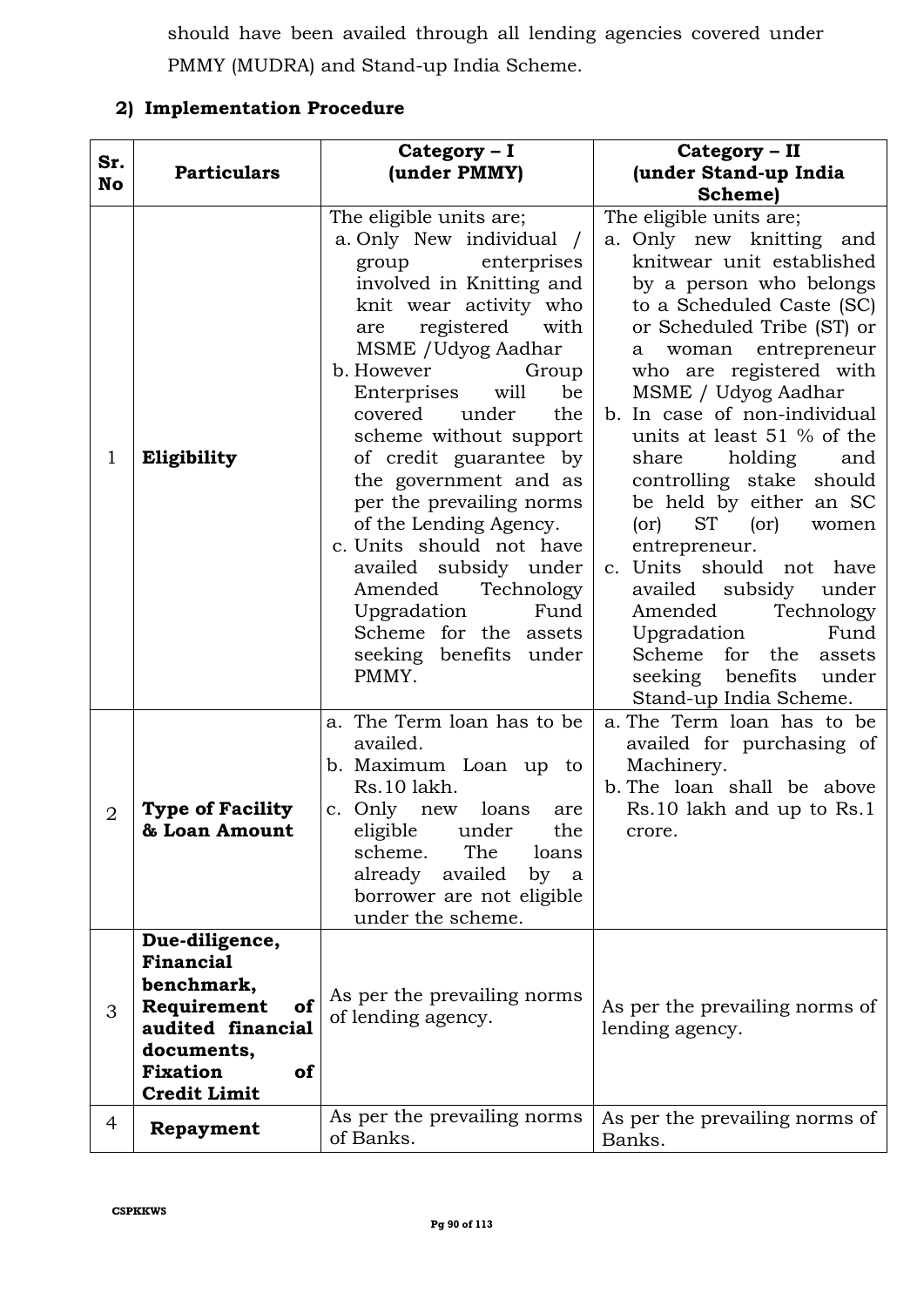should have been availed through all lending agencies covered under PMMY (MUDRA) and Stand-up India Scheme.

## 2) Implementation Procedure

| Sr. No | Particulars | Category – I (under PMMY) | Category – II (under Stand-up India Scheme) |
|---|---|---|---|
| 1 | **Eligibility** | The eligible units are;<br>a. Only New individual / group enterprises involved in Knitting and knit wear activity who are registered with MSME /Udyog Aadhar<br>b. However Group Enterprises will be covered under the scheme without support of credit guarantee by the government and as per the prevailing norms of the Lending Agency.<br>c. Units should not have availed subsidy under Amended Technology Upgradation Fund Scheme for the assets seeking benefits under PMMY. | The eligible units are;<br>a. Only new knitting and knitwear unit established by a person who belongs to a Scheduled Caste (SC) or Scheduled Tribe (ST) or a woman entrepreneur who are registered with MSME / Udyog Aadhar<br>b. In case of non-individual units at least 51 % of the share holding and controlling stake should be held by either an SC (or) ST (or) women entrepreneur.<br>c. Units should not have availed subsidy under Amended Technology Upgradation Fund Scheme for the assets seeking benefits under Stand-up India Scheme. |
| 2 | **Type of Facility & Loan Amount** | a. The Term loan has to be availed.<br>b. Maximum Loan up to Rs.10 lakh.<br>c. Only new loans are eligible under the scheme. The loans already availed by a borrower are not eligible under the scheme. | a. The Term loan has to be availed for purchasing of Machinery.<br>b. The loan shall be above Rs.10 lakh and up to Rs.1 crore. |
| 3 | **Due-diligence, Financial benchmark, Requirement of audited financial documents, Fixation of Credit Limit** | As per the prevailing norms of lending agency. | As per the prevailing norms of lending agency. |
| 4 | **Repayment** | As per the prevailing norms of Banks. | As per the prevailing norms of Banks. |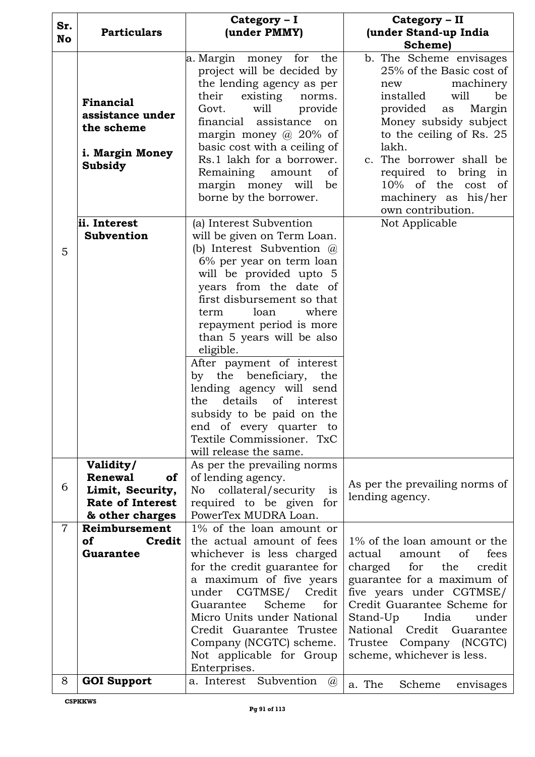| Sr. No | Particulars | Category – I (under PMMY) | Category – II (under Stand-up India Scheme) |
|---|---|---|---|
| 5 | **Financial assistance under the scheme**<br><br>**i. Margin Money Subsidy** | a. Margin money for the project will be decided by the lending agency as per their existing norms. Govt. will provide financial assistance on margin money @ 20% of basic cost with a ceiling of Rs.1 lakh for a borrower. Remaining amount of margin money will be borne by the borrower. | b. The Scheme envisages 25% of the Basic cost of new machinery installed will be provided as Margin Money subsidy subject to the ceiling of Rs. 25 lakh.<br>c. The borrower shall be required to bring in 10% of the cost of machinery as his/her own contribution. |
| | **ii. Interest Subvention** | (a) Interest Subvention will be given on Term Loan.<br>(b) Interest Subvention @ 6% per year on term loan will be provided upto 5 years from the date of first disbursement so that term loan where repayment period is more than 5 years will be also eligible.<br><br>After payment of interest by the beneficiary, the lending agency will send the details of interest subsidy to be paid on the end of every quarter to Textile Commissioner. TxC will release the same. | Not Applicable |
| 6 | **Validity/ Renewal of Limit, Security, Rate of Interest & other charges** | As per the prevailing norms of lending agency.<br>No collateral/security is required to be given for PowerTex MUDRA Loan. | As per the prevailing norms of lending agency. |
| 7 | **Reimbursement of Credit Guarantee** | 1% of the loan amount or the actual amount of fees whichever is less charged for the credit guarantee for a maximum of five years under CGTMSE/ Credit Guarantee Scheme for Micro Units under National Credit Guarantee Trustee Company (NCGTC) scheme. Not applicable for Group Enterprises. | 1% of the loan amount or the actual amount of fees charged for the credit guarantee for a maximum of five years under CGTMSE/ Credit Guarantee Scheme for Stand-Up India under National Credit Guarantee Trustee Company (NCGTC) scheme, whichever is less. |
| 8 | **GOI Support** | a. Interest Subvention @ | a. The Scheme envisages |

CSPKKWS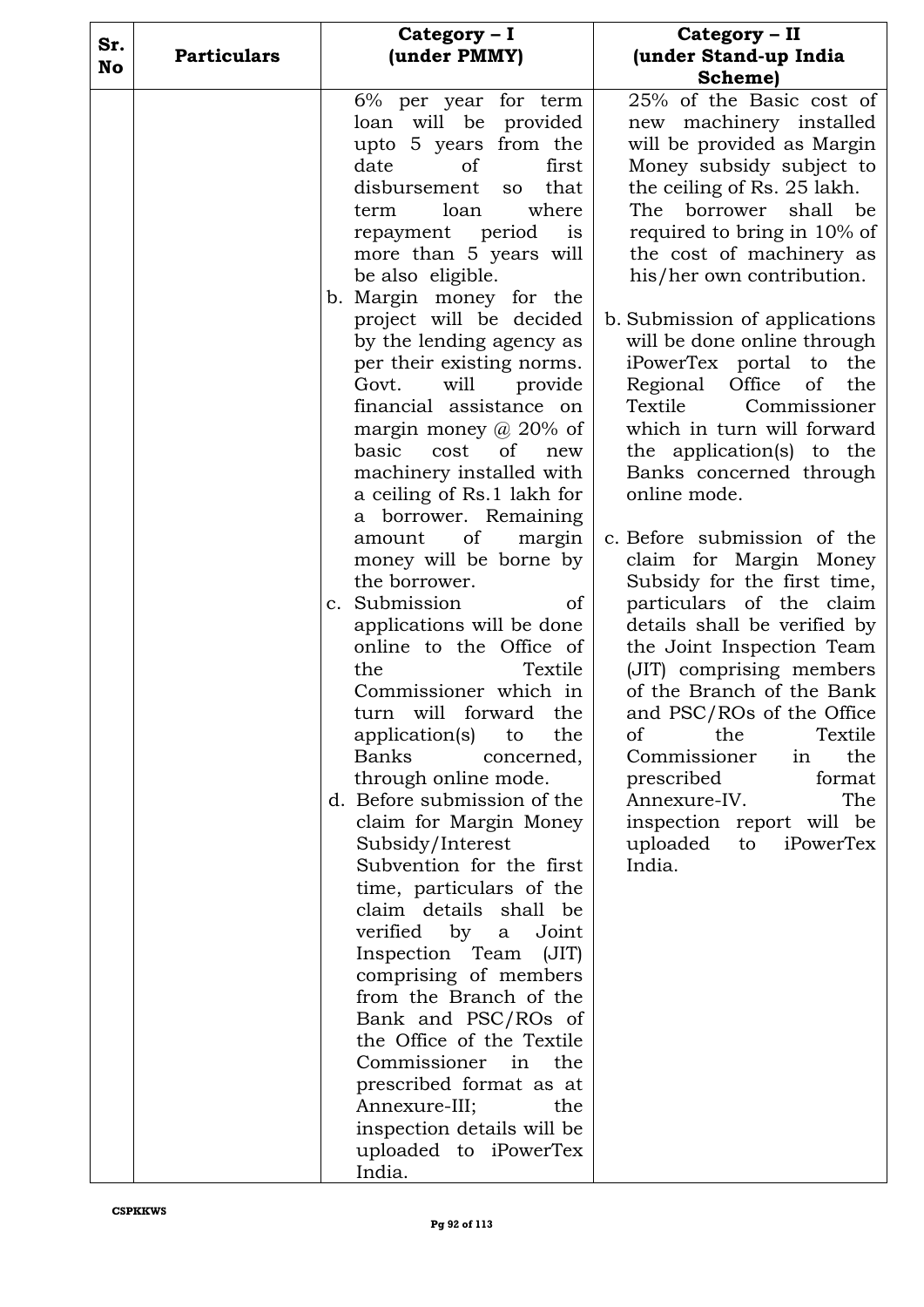| Sr. No | Particulars | Category – I (under PMMY) | Category – II (under Stand-up India Scheme) |
|---|---|---|---|
| | | 6% per year for term loan will be provided upto 5 years from the date of first disbursement so that term loan where repayment period is more than 5 years will be also eligible.<br>b. Margin money for the project will be decided by the lending agency as per their existing norms. Govt. will provide financial assistance on margin money @ 20% of basic cost of new machinery installed with a ceiling of Rs.1 lakh for a borrower. Remaining amount of margin money will be borne by the borrower.<br>c. Submission of applications will be done online to the Office of the Textile Commissioner which in turn will forward the application(s) to the Banks concerned, through online mode.<br>d. Before submission of the claim for Margin Money Subsidy/Interest Subvention for the first time, particulars of the claim details shall be verified by a Joint Inspection Team (JIT) comprising of members from the Branch of the Bank and PSC/ROs of the Office of the Textile Commissioner in the prescribed format as at Annexure-III; the inspection details will be uploaded to iPowerTex India. | 25% of the Basic cost of new machinery installed will be provided as Margin Money subsidy subject to the ceiling of Rs. 25 lakh. The borrower shall be required to bring in 10% of the cost of machinery as his/her own contribution.<br>b. Submission of applications will be done online through iPowerTex portal to the Regional Office of the Textile Commissioner which in turn will forward the application(s) to the Banks concerned through online mode.<br>c. Before submission of the claim for Margin Money Subsidy for the first time, particulars of the claim details shall be verified by the Joint Inspection Team (JIT) comprising members of the Branch of the Bank and PSC/ROs of the Office of the Textile Commissioner in the prescribed format Annexure-IV. The inspection report will be uploaded to iPowerTex India. |

CSPKKWS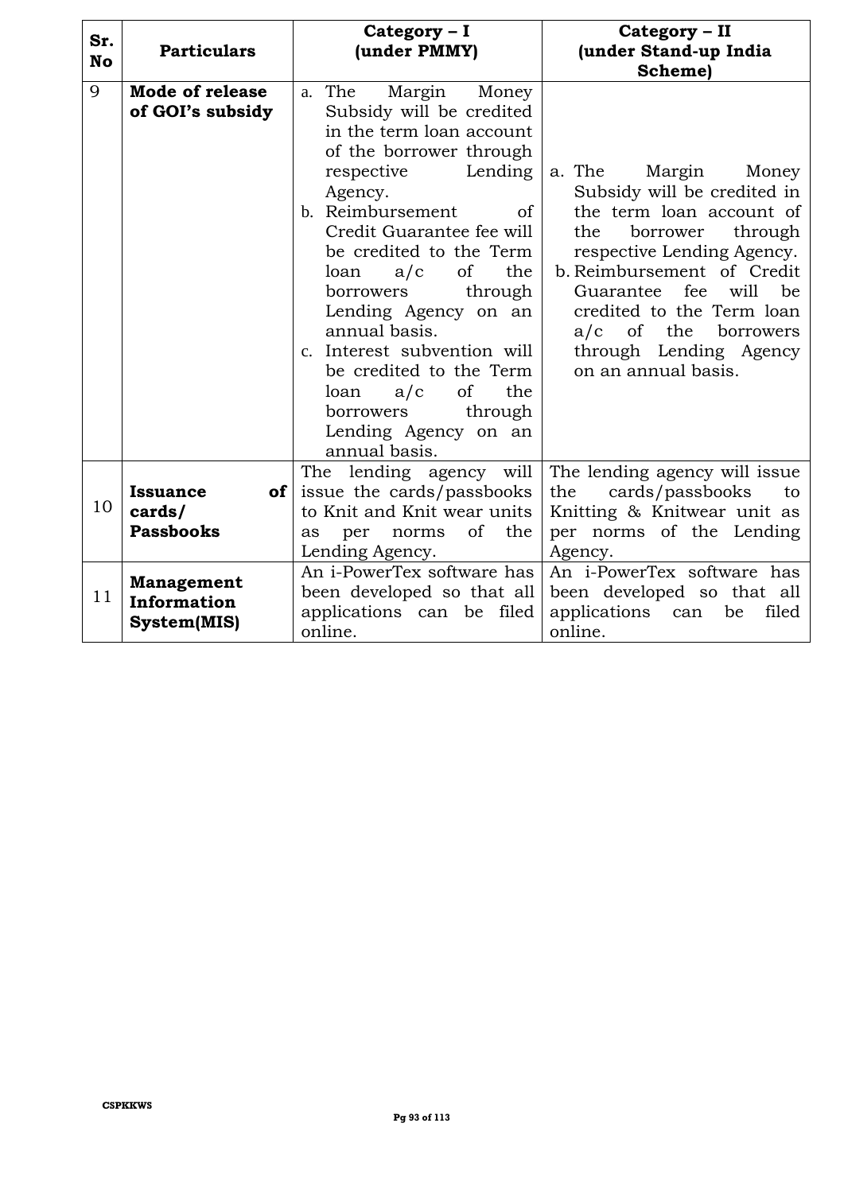| Sr. No | Particulars | Category – I (under PMMY) | Category – II (under Stand-up India Scheme) |
|---|---|---|---|
| 9 | **Mode of release of GOI's subsidy** | a. The Margin Money Subsidy will be credited in the term loan account of the borrower through respective Lending Agency.<br>b. Reimbursement of Credit Guarantee fee will be credited to the Term loan a/c of the borrowers through Lending Agency on an annual basis.<br>c. Interest subvention will be credited to the Term loan a/c of the borrowers through Lending Agency on an annual basis. | a. The Margin Money Subsidy will be credited in the term loan account of the borrower through respective Lending Agency.<br>b. Reimbursement of Credit Guarantee fee will be credited to the Term loan a/c of the borrowers through Lending Agency on an annual basis. |
| 10 | **Issuance of cards/ Passbooks** | The lending agency will issue the cards/passbooks to Knit and Knit wear units as per norms of the Lending Agency. | The lending agency will issue the cards/passbooks to Knitting & Knitwear unit as per norms of the Lending Agency. |
| 11 | **Management Information System(MIS)** | An i-PowerTex software has been developed so that all applications can be filed online. | An i-PowerTex software has been developed so that all applications can be filed online. |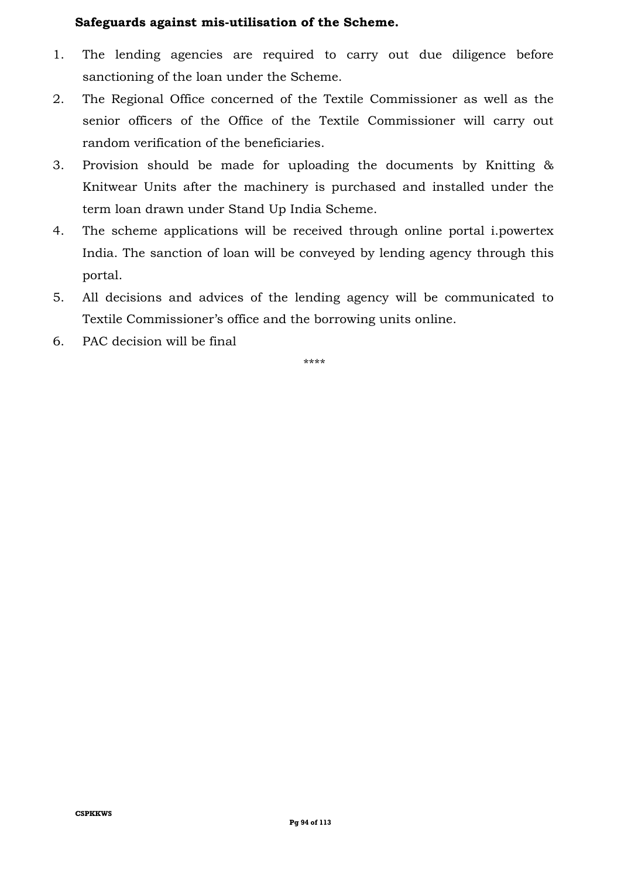**Safeguards against mis-utilisation of the Scheme.**

1. The lending agencies are required to carry out due diligence before sanctioning of the loan under the Scheme.
2. The Regional Office concerned of the Textile Commissioner as well as the senior officers of the Office of the Textile Commissioner will carry out random verification of the beneficiaries.
3. Provision should be made for uploading the documents by Knitting & Knitwear Units after the machinery is purchased and installed under the term loan drawn under Stand Up India Scheme.
4. The scheme applications will be received through online portal i.powertex India. The sanction of loan will be conveyed by lending agency through this portal.
5. All decisions and advices of the lending agency will be communicated to Textile Commissioner's office and the borrowing units online.
6. PAC decision will be final

****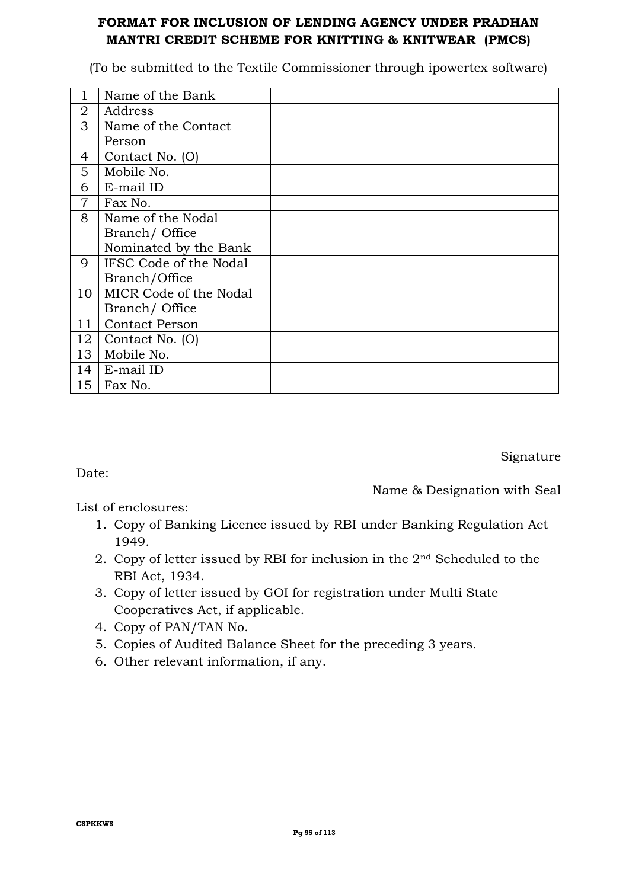# FORMAT FOR INCLUSION OF LENDING AGENCY UNDER PRADHAN MANTRI CREDIT SCHEME FOR KNITTING & KNITWEAR (PMCS)

(To be submitted to the Textile Commissioner through ipowertex software)

| | | |
|---|---|---|
| 1 | Name of the Bank | |
| 2 | Address | |
| 3 | Name of the Contact Person | |
| 4 | Contact No. (O) | |
| 5 | Mobile No. | |
| 6 | E-mail ID | |
| 7 | Fax No. | |
| 8 | Name of the Nodal Branch/ Office Nominated by the Bank | |
| 9 | IFSC Code of the Nodal Branch/Office | |
| 10 | MICR Code of the Nodal Branch/ Office | |
| 11 | Contact Person | |
| 12 | Contact No. (O) | |
| 13 | Mobile No. | |
| 14 | E-mail ID | |
| 15 | Fax No. | |

Signature

Date:

Name & Designation with Seal

List of enclosures:

1. Copy of Banking Licence issued by RBI under Banking Regulation Act 1949.
2. Copy of letter issued by RBI for inclusion in the 2nd Scheduled to the RBI Act, 1934.
3. Copy of letter issued by GOI for registration under Multi State Cooperatives Act, if applicable.
4. Copy of PAN/TAN No.
5. Copies of Audited Balance Sheet for the preceding 3 years.
6. Other relevant information, if any.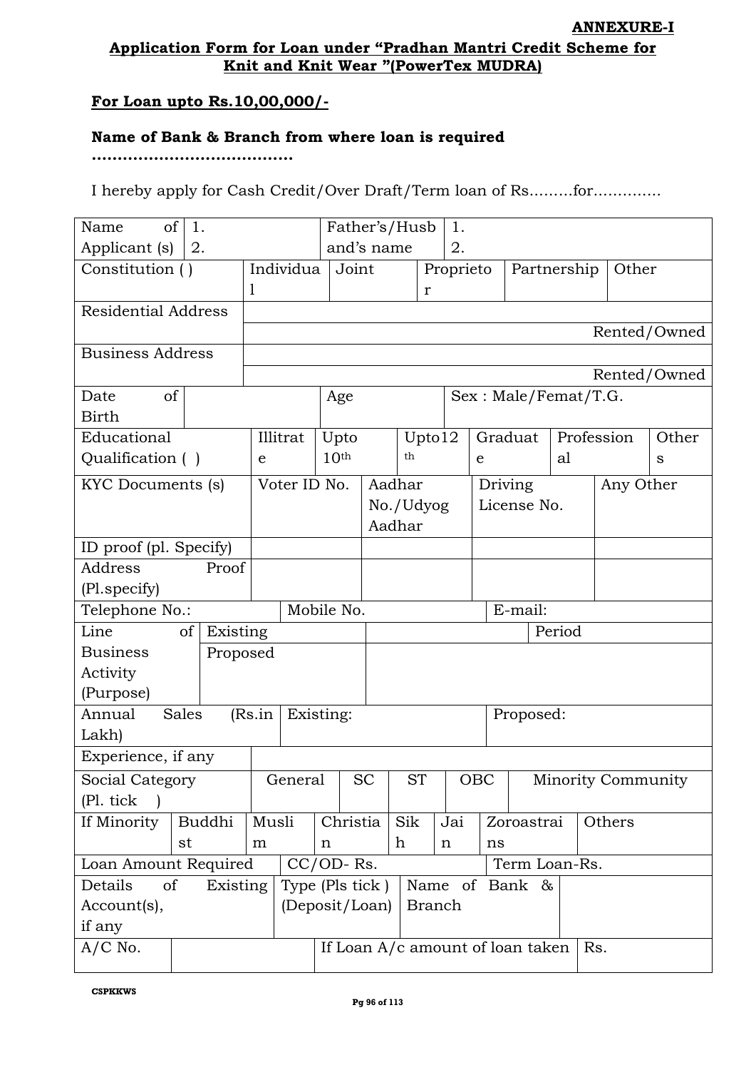**ANNEXURE-I**

**Application Form for Loan under "Pradhan Mantri Credit Scheme for Knit and Knit Wear "(PowerTex MUDRA)**

**For Loan upto Rs.10,00,000/-**

**Name of Bank & Branch from where loan is required ……………………………….**

I hereby apply for Cash Credit/Over Draft/Term loan of Rs………for…………..

| | | | | | | | |
|---|---|---|---|---|---|---|---|
| Name of Applicant (s) | 1.<br>2. | | Father's/Husband's name | 1.<br>2. | | | |
| Constitution ( ) | Individual | Joint | Proprietor | Partnership | Other | | |
| Residential Address | | | | | | | Rented/Owned |
| Business Address | | | | | | | Rented/Owned |
| Date of Birth | | Age | | Sex : Male/Femat/T.G. | | | |
| Educational Qualification ( ) | Illitrate | Upto 10th | Upto12th | Graduate | Professional | Others | |
| KYC Documents (s) | Voter ID No. | Aadhar No./Udyog Aadhar | Driving License No. | Any Other | | | |
| ID proof (pl. Specify) | | | | | | | |
| Address Proof (Pl.specify) | | | | | | | |
| Telephone No.: | Mobile No. | | E-mail: | | | | |
| Line of Business Activity (Purpose) | Existing | | Period | | | | |
| | Proposed | | | | | | |
| Annual Sales (Rs.in Lakh) | Existing: | | Proposed: | | | | |
| Experience, if any | | | | | | | |
| Social Category (Pl. tick ) | General | SC | ST | OBC | Minority Community | | |
| If Minority | Buddhist | Muslim | Christian | Sikh | Jain | Zoroastrains | Others |
| Loan Amount Required | CC/OD- Rs. | | Term Loan-Rs. | | | | |
| Details of Existing Account(s), if any | Type (Pls tick ) (Deposit/Loan) | Name of Bank & Branch | | | | | |
| A/C No. | | If Loan A/c amount of loan taken | Rs. | | | | |

CSPKKWS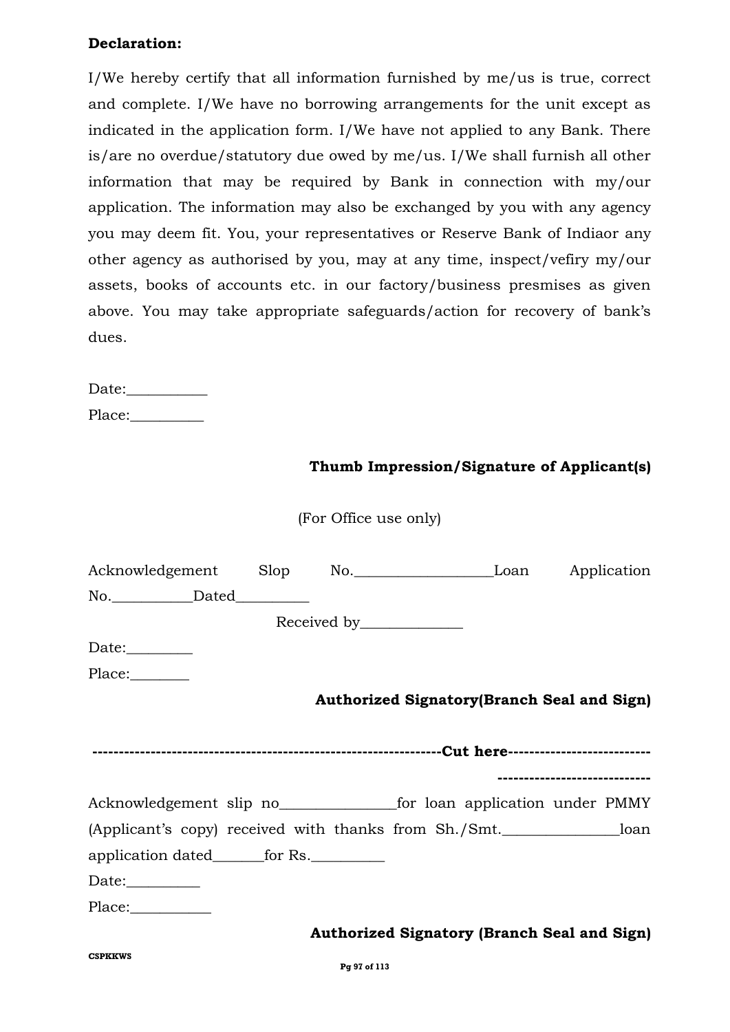**Declaration:**

I/We hereby certify that all information furnished by me/us is true, correct and complete. I/We have no borrowing arrangements for the unit except as indicated in the application form. I/We have not applied to any Bank. There is/are no overdue/statutory due owed by me/us. I/We shall furnish all other information that may be required by Bank in connection with my/our application. The information may also be exchanged by you with any agency you may deem fit. You, your representatives or Reserve Bank of Indiaor any other agency as authorised by you, may at any time, inspect/vefiry my/our assets, books of accounts etc. in our factory/business presmises as given above. You may take appropriate safeguards/action for recovery of bank's dues.

Date:___________

Place:__________

**Thumb Impression/Signature of Applicant(s)**

(For Office use only)

Acknowledgement Slop No.___________________Loan Application No.___________Dated__________

Received by______________

Date:_________

Place:________

**Authorized Signatory(Branch Seal and Sign)**

**-----------------------------------------------------------------Cut here------------------------------------------------------**

Acknowledgement slip no________________for loan application under PMMY (Applicant's copy) received with thanks from Sh./Smt.________________loan application dated_______for Rs.__________

Date:__________

Place:___________

**Authorized Signatory (Branch Seal and Sign)**

**CSPKKWS**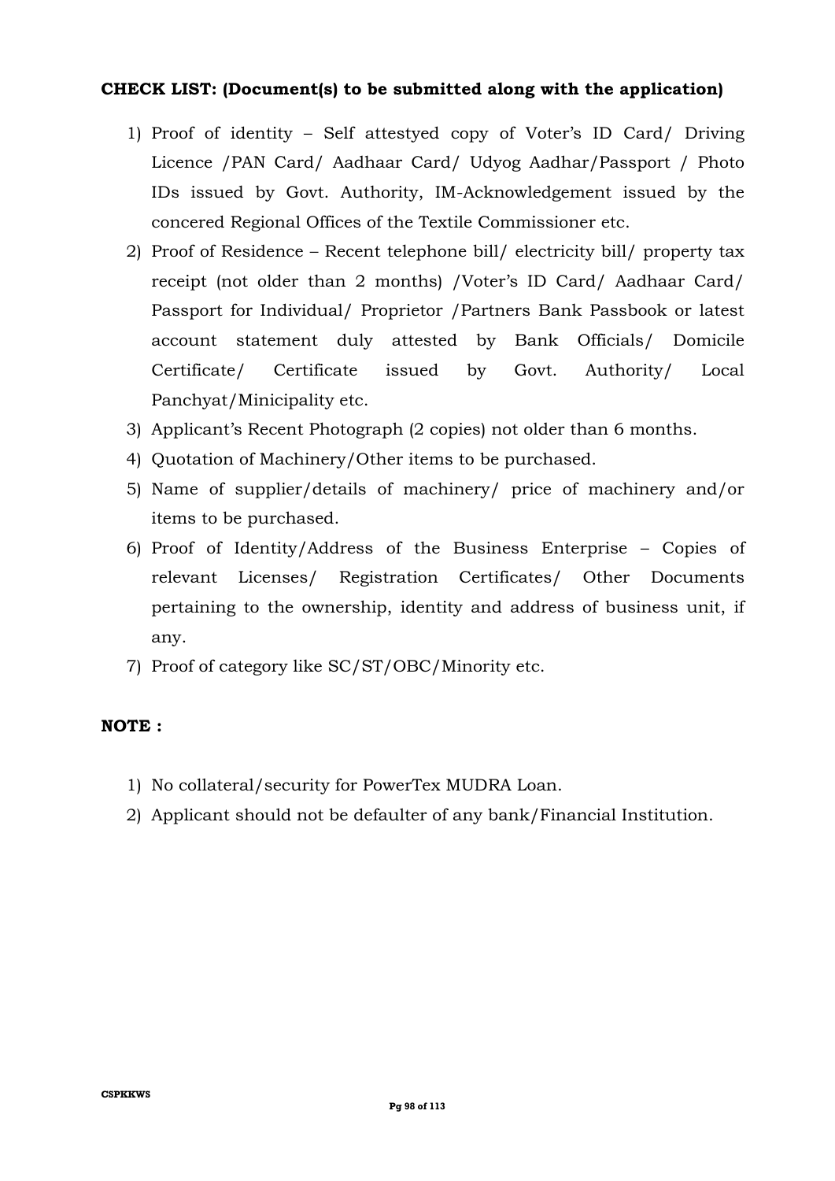**CHECK LIST: (Document(s) to be submitted along with the application)**

1) Proof of identity – Self attestyed copy of Voter's ID Card/ Driving Licence /PAN Card/ Aadhaar Card/ Udyog Aadhar/Passport / Photo IDs issued by Govt. Authority, IM-Acknowledgement issued by the concered Regional Offices of the Textile Commissioner etc.
2) Proof of Residence – Recent telephone bill/ electricity bill/ property tax receipt (not older than 2 months) /Voter's ID Card/ Aadhaar Card/ Passport for Individual/ Proprietor /Partners Bank Passbook or latest account statement duly attested by Bank Officials/ Domicile Certificate/ Certificate issued by Govt. Authority/ Local Panchyat/Minicipality etc.
3) Applicant's Recent Photograph (2 copies) not older than 6 months.
4) Quotation of Machinery/Other items to be purchased.
5) Name of supplier/details of machinery/ price of machinery and/or items to be purchased.
6) Proof of Identity/Address of the Business Enterprise – Copies of relevant Licenses/ Registration Certificates/ Other Documents pertaining to the ownership, identity and address of business unit, if any.
7) Proof of category like SC/ST/OBC/Minority etc.

**NOTE :**

1) No collateral/security for PowerTex MUDRA Loan.
2) Applicant should not be defaulter of any bank/Financial Institution.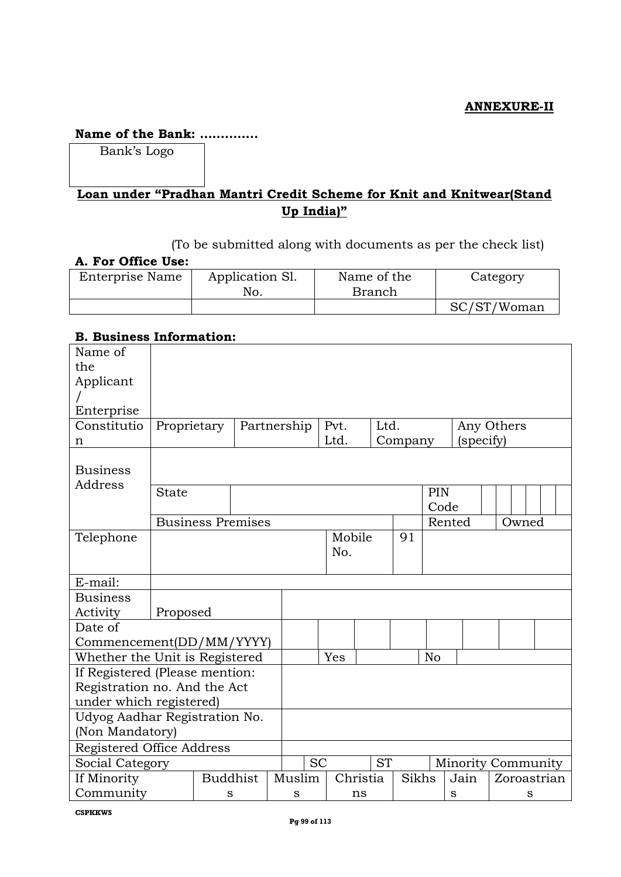**ANNEXURE-II**

**Name of the Bank: …………..**

| Bank's Logo |
|---|

**Loan under "Pradhan Mantri Credit Scheme for Knit and Knitwear(Stand Up India)"**

(To be submitted along with documents as per the check list)

**A. For Office Use:**

| Enterprise Name | Application Sl. No. | Name of the Branch | Category |
|---|---|---|---|
| | | | SC/ST/Woman |

**B. Business Information:**

| | | | | | | | | | |
|---|---|---|---|---|---|---|---|---|---|
| Name of the Applicant / Enterprise | | | | | | | | | |
| Constitution | Proprietary | Partnership | Pvt. Ltd. | Ltd. Company | Any Others (specify) | | | | |
| Business Address | | | | | | | | | |
| | State | | | | PIN Code | | | | |
| | Business Premises | | | | Rented | | Owned | | |
| Telephone | | | Mobile No. | 91 | | | | | |
| E-mail: | | | | | | | | | |
| Business Activity | Proposed | | | | | | | | |
| Date of Commencement(DD/MM/YYYY) | | | | | | | | | |
| Whether the Unit is Registered | | Yes | | No | | | | | |
| If Registered (Please mention: Registration no. And the Act under which registered) | | | | | | | | | |
| Udyog Aadhar Registration No. (Non Mandatory) | | | | | | | | | |
| Registered Office Address | | | | | | | | | |
| Social Category | | SC | | ST | | Minority Community | | | |
| If Minority Community | Buddhists | Muslims | Christians | Sikhs | Jains | Zoroastrians | | | |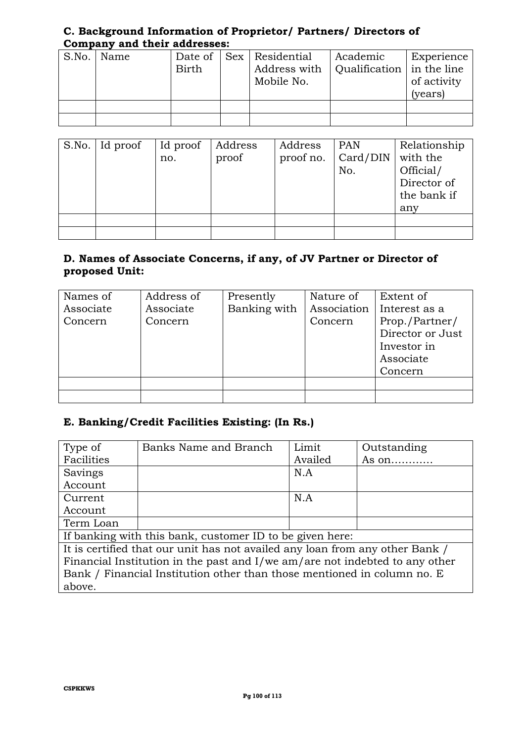**C. Background Information of Proprietor/ Partners/ Directors of Company and their addresses:**

| S.No. | Name | Date of Birth | Sex | Residential Address with Mobile No. | Academic Qualification | Experience in the line of activity (years) |
|---|---|---|---|---|---|---|
| | | | | | | |
| | | | | | | |

| S.No. | Id proof | Id proof no. | Address proof | Address proof no. | PAN Card/DIN No. | Relationship with the Official/ Director of the bank if any |
|---|---|---|---|---|---|---|
| | | | | | | |
| | | | | | | |

**D. Names of Associate Concerns, if any, of JV Partner or Director of proposed Unit:**

| Names of Associate Concern | Address of Associate Concern | Presently Banking with | Nature of Association Concern | Extent of Interest as a Prop./Partner/ Director or Just Investor in Associate Concern |
|---|---|---|---|---|
| | | | | |
| | | | | |

**E. Banking/Credit Facilities Existing: (In Rs.)**

| Type of Facilities | Banks Name and Branch | Limit Availed | Outstanding As on………… |
|---|---|---|---|
| Savings Account | | N.A | |
| Current Account | | N.A | |
| Term Loan | | | |
| If banking with this bank, customer ID to be given here: | | | |
| It is certified that our unit has not availed any loan from any other Bank / Financial Institution in the past and I/we am/are not indebted to any other Bank / Financial Institution other than those mentioned in column no. E above. | | | |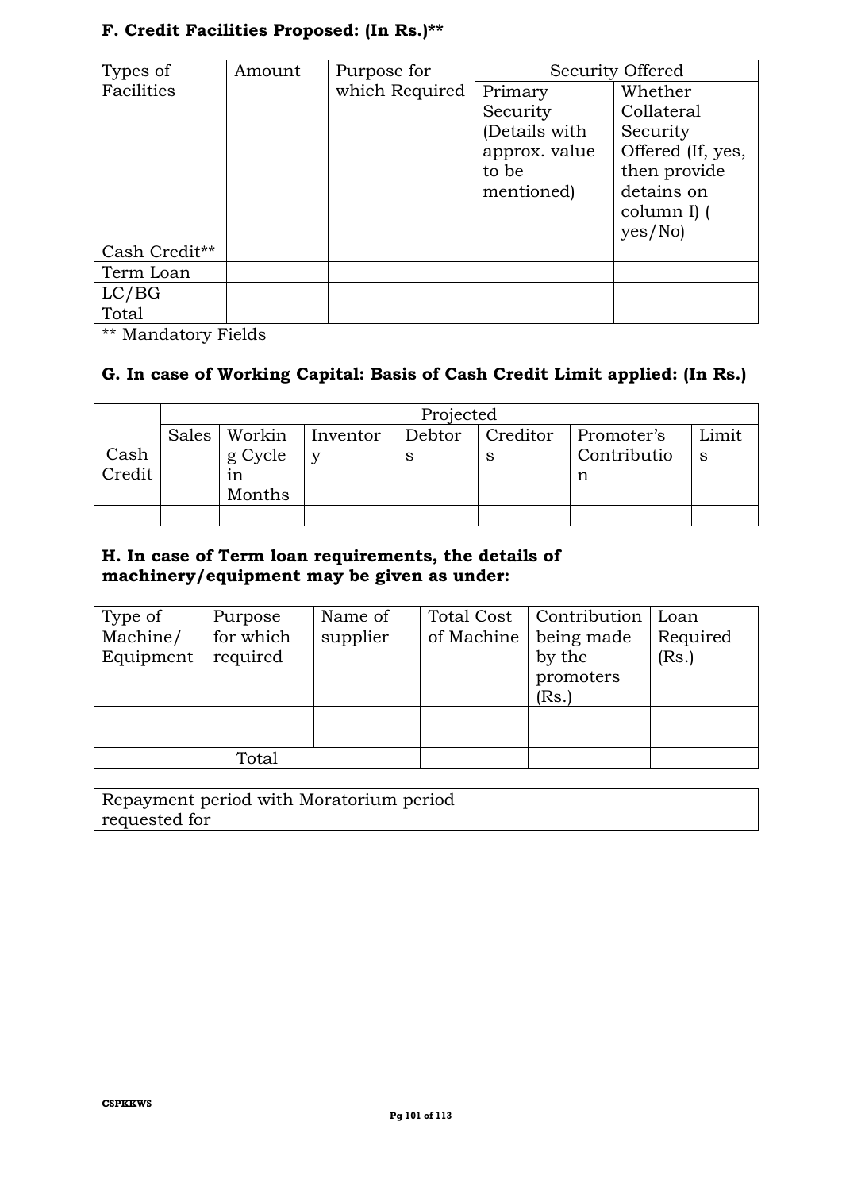### F. Credit Facilities Proposed: (In Rs.)**

| Types of Facilities | Amount | Purpose for which Required | Security Offered | |
|---|---|---|---|---|
| | | | Primary Security (Details with approx. value to be mentioned) | Whether Collateral Security Offered (If, yes, then provide detains on column I) ( yes/No) |
| Cash Credit** | | | | |
| Term Loan | | | | |
| LC/BG | | | | |
| Total | | | | |

** Mandatory Fields

### G. In case of Working Capital: Basis of Cash Credit Limit applied: (In Rs.)

| | Projected | | | | | | |
|---|---|---|---|---|---|---|---|
| Cash Credit | Sales | Working Cycle in Months | Inventory | Debtors | Creditors | Promoter's Contribution | Limits |
| | | | | | | | |

### H. In case of Term loan requirements, the details of machinery/equipment may be given as under:

| Type of Machine/ Equipment | Purpose for which required | Name of supplier | Total Cost of Machine | Contribution being made by the promoters (Rs.) | Loan Required (Rs.) |
|---|---|---|---|---|---|
| | | | | | |
| | | | | | |
| Total | | | | | |

| Repayment period with Moratorium period requested for | |
|---|---|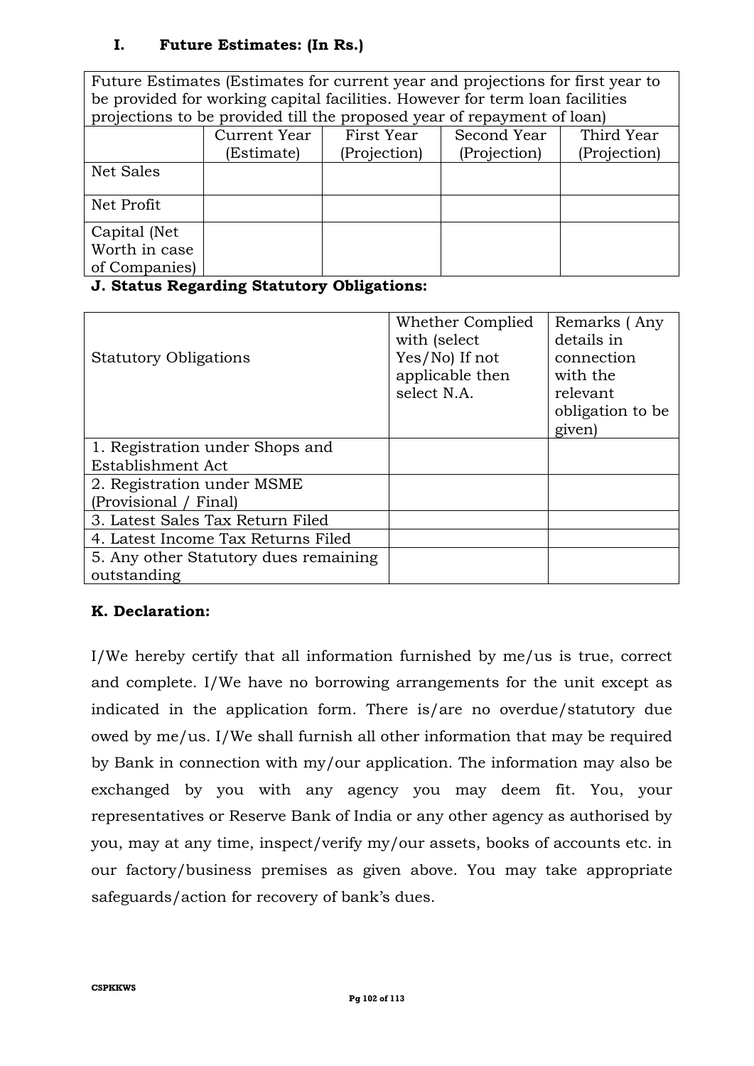### I. Future Estimates: (In Rs.)

| Future Estimates (Estimates for current year and projections for first year to be provided for working capital facilities. However for term loan facilities projections to be provided till the proposed year of repayment of loan) | | | | |
|---|---|---|---|---|
| | Current Year (Estimate) | First Year (Projection) | Second Year (Projection) | Third Year (Projection) |
| Net Sales | | | | |
| Net Profit | | | | |
| Capital (Net Worth in case of Companies) | | | | |

**J. Status Regarding Statutory Obligations:**

| Statutory Obligations | Whether Complied with (select Yes/No) If not applicable then select N.A. | Remarks ( Any details in connection with the relevant obligation to be given) |
|---|---|---|
| 1. Registration under Shops and Establishment Act | | |
| 2. Registration under MSME (Provisional / Final) | | |
| 3. Latest Sales Tax Return Filed | | |
| 4. Latest Income Tax Returns Filed | | |
| 5. Any other Statutory dues remaining outstanding | | |

**K. Declaration:**

I/We hereby certify that all information furnished by me/us is true, correct and complete. I/We have no borrowing arrangements for the unit except as indicated in the application form. There is/are no overdue/statutory due owed by me/us. I/We shall furnish all other information that may be required by Bank in connection with my/our application. The information may also be exchanged by you with any agency you may deem fit. You, your representatives or Reserve Bank of India or any other agency as authorised by you, may at any time, inspect/verify my/our assets, books of accounts etc. in our factory/business premises as given above. You may take appropriate safeguards/action for recovery of bank's dues.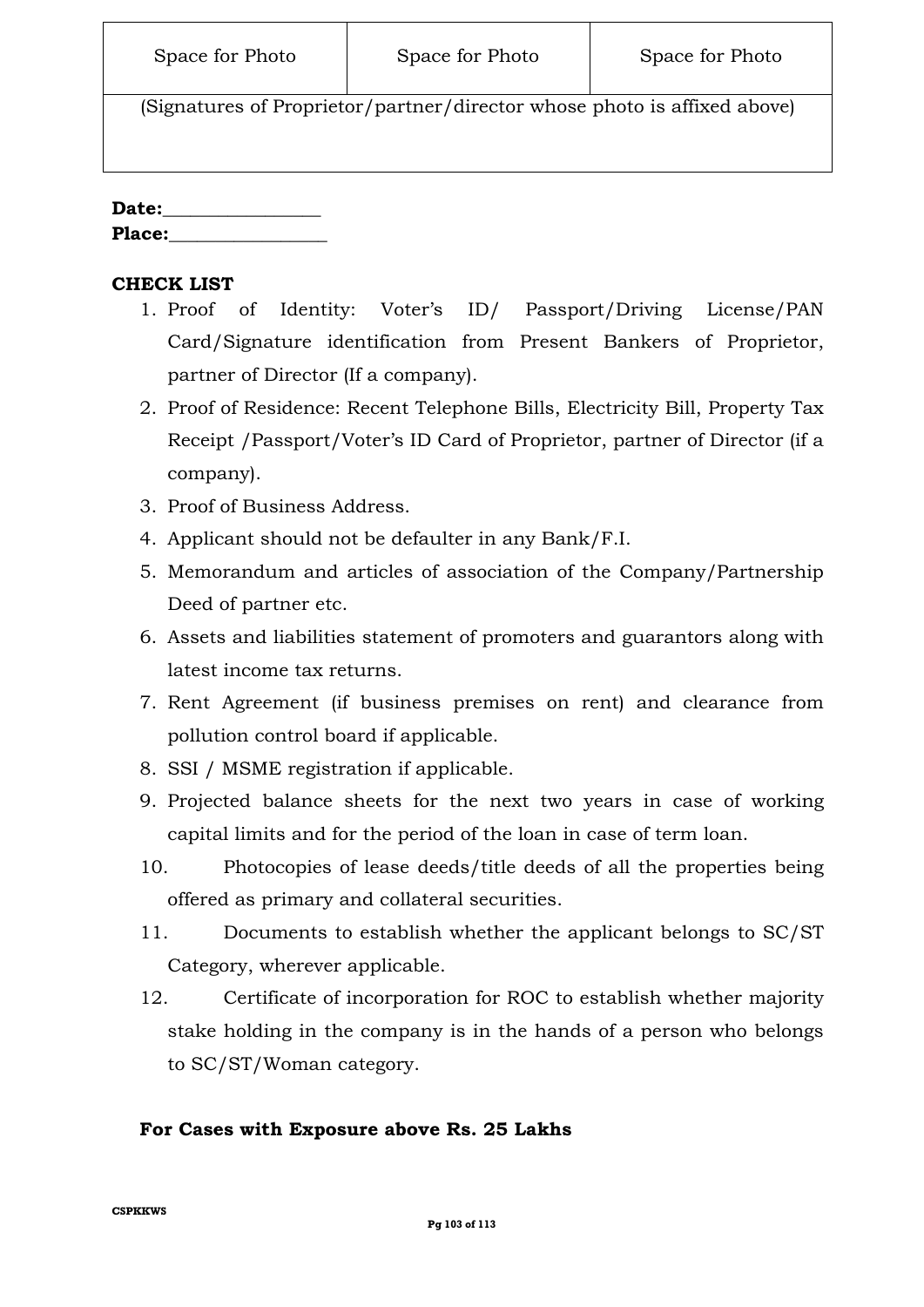| Space for Photo | Space for Photo | Space for Photo |
|---|---|---|
| (Signatures of Proprietor/partner/director whose photo is affixed above) | | |

**Date:**_______________

**Place:**_______________

**CHECK LIST**

1. Proof of Identity: Voter's ID/ Passport/Driving License/PAN Card/Signature identification from Present Bankers of Proprietor, partner of Director (If a company).
2. Proof of Residence: Recent Telephone Bills, Electricity Bill, Property Tax Receipt /Passport/Voter's ID Card of Proprietor, partner of Director (if a company).
3. Proof of Business Address.
4. Applicant should not be defaulter in any Bank/F.I.
5. Memorandum and articles of association of the Company/Partnership Deed of partner etc.
6. Assets and liabilities statement of promoters and guarantors along with latest income tax returns.
7. Rent Agreement (if business premises on rent) and clearance from pollution control board if applicable.
8. SSI / MSME registration if applicable.
9. Projected balance sheets for the next two years in case of working capital limits and for the period of the loan in case of term loan.
10. Photocopies of lease deeds/title deeds of all the properties being offered as primary and collateral securities.
11. Documents to establish whether the applicant belongs to SC/ST Category, wherever applicable.
12. Certificate of incorporation for ROC to establish whether majority stake holding in the company is in the hands of a person who belongs to SC/ST/Woman category.

**For Cases with Exposure above Rs. 25 Lakhs**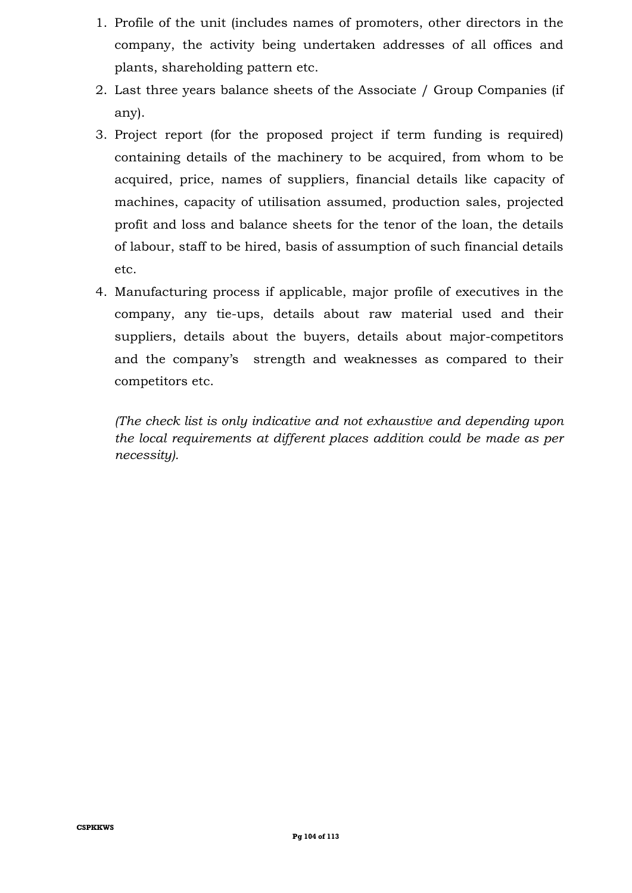1. Profile of the unit (includes names of promoters, other directors in the company, the activity being undertaken addresses of all offices and plants, shareholding pattern etc.
2. Last three years balance sheets of the Associate / Group Companies (if any).
3. Project report (for the proposed project if term funding is required) containing details of the machinery to be acquired, from whom to be acquired, price, names of suppliers, financial details like capacity of machines, capacity of utilisation assumed, production sales, projected profit and loss and balance sheets for the tenor of the loan, the details of labour, staff to be hired, basis of assumption of such financial details etc.
4. Manufacturing process if applicable, major profile of executives in the company, any tie-ups, details about raw material used and their suppliers, details about the buyers, details about major-competitors and the company's strength and weaknesses as compared to their competitors etc.

*(The check list is only indicative and not exhaustive and depending upon the local requirements at different places addition could be made as per necessity).*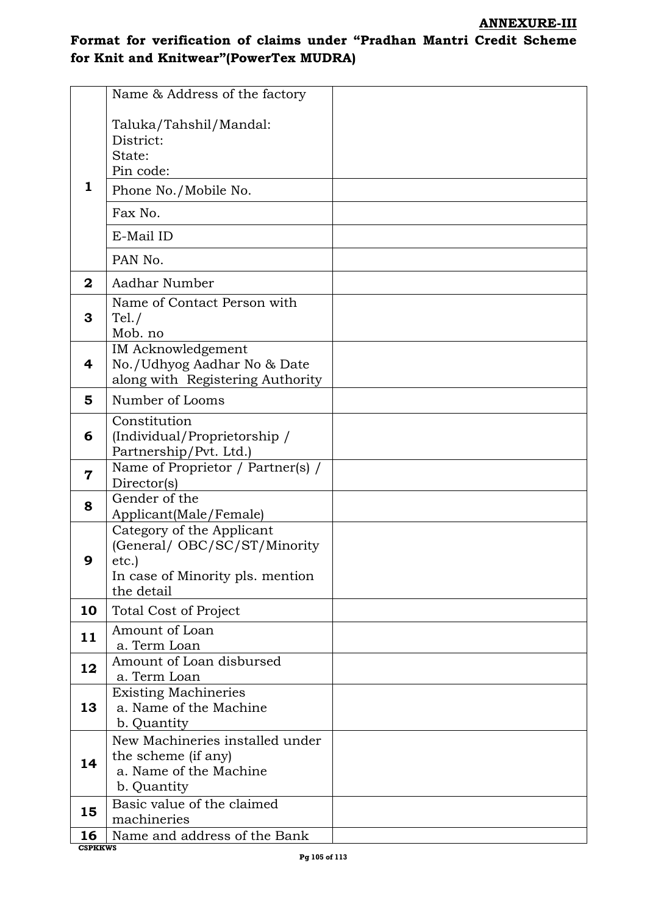**ANNEXURE-III**

**Format for verification of claims under "Pradhan Mantri Credit Scheme for Knit and Knitwear"(PowerTex MUDRA)**

| | | |
|---|---|---|
| **1** | Name & Address of the factory<br><br>Taluka/Tahshil/Mandal:<br>District:<br>State:<br>Pin code: | |
| | Phone No./Mobile No. | |
| | Fax No. | |
| | E-Mail ID | |
| | PAN No. | |
| **2** | Aadhar Number | |
| **3** | Name of Contact Person with Tel./<br>Mob. no | |
| **4** | IM Acknowledgement No./Udhyog Aadhar No & Date along with Registering Authority | |
| **5** | Number of Looms | |
| **6** | Constitution (Individual/Proprietorship / Partnership/Pvt. Ltd.) | |
| **7** | Name of Proprietor / Partner(s) / Director(s) | |
| **8** | Gender of the Applicant(Male/Female) | |
| **9** | Category of the Applicant (General/ OBC/SC/ST/Minority etc.)<br>In case of Minority pls. mention the detail | |
| **10** | Total Cost of Project | |
| **11** | Amount of Loan<br>a. Term Loan | |
| **12** | Amount of Loan disbursed<br>a. Term Loan | |
| **13** | Existing Machineries<br>a. Name of the Machine<br>b. Quantity | |
| **14** | New Machineries installed under the scheme (if any)<br>a. Name of the Machine<br>b. Quantity | |
| **15** | Basic value of the claimed machineries | |
| **16** | Name and address of the Bank | |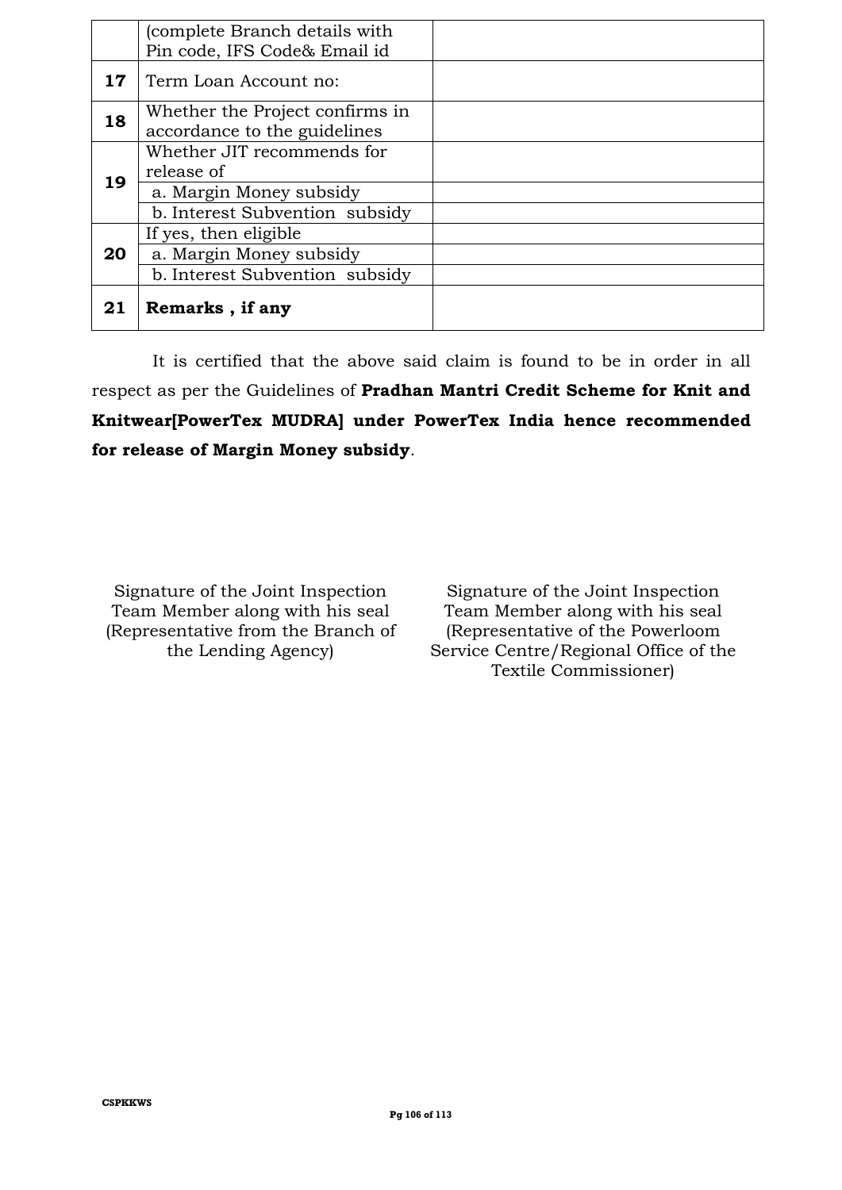| | | |
|---|---|---|
| | (complete Branch details with Pin code, IFS Code& Email id | |
| **17** | Term Loan Account no: | |
| **18** | Whether the Project confirms in accordance to the guidelines | |
| **19** | Whether JIT recommends for release of | |
| | a. Margin Money subsidy | |
| | b. Interest Subvention subsidy | |
| **20** | If yes, then eligible | |
| | a. Margin Money subsidy | |
| | b. Interest Subvention subsidy | |
| **21** | **Remarks , if any** | |

It is certified that the above said claim is found to be in order in all respect as per the Guidelines of **Pradhan Mantri Credit Scheme for Knit and Knitwear[PowerTex MUDRA] under PowerTex India hence recommended for release of Margin Money subsidy**.

Signature of the Joint Inspection Team Member along with his seal (Representative from the Branch of the Lending Agency)

Signature of the Joint Inspection Team Member along with his seal (Representative of the Powerloom Service Centre/Regional Office of the Textile Commissioner)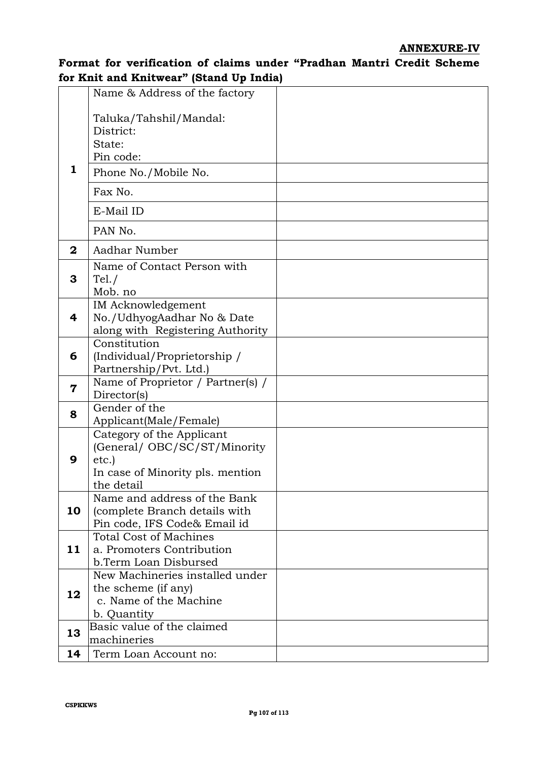**ANNEXURE-IV**

**Format for verification of claims under "Pradhan Mantri Credit Scheme for Knit and Knitwear" (Stand Up India)**

| | | |
|---|---|---|
| 1 | Name & Address of the factory<br><br>Taluka/Tahshil/Mandal:<br>District:<br>State:<br>Pin code: | |
| | Phone No./Mobile No. | |
| | Fax No. | |
| | E-Mail ID | |
| | PAN No. | |
| 2 | Aadhar Number | |
| 3 | Name of Contact Person with Tel./<br>Mob. no | |
| 4 | IM Acknowledgement No./UdhyogAadhar No & Date along with Registering Authority | |
| 6 | Constitution (Individual/Proprietorship / Partnership/Pvt. Ltd.) | |
| 7 | Name of Proprietor / Partner(s) / Director(s) | |
| 8 | Gender of the Applicant(Male/Female) | |
| 9 | Category of the Applicant (General/ OBC/SC/ST/Minority etc.)<br>In case of Minority pls. mention the detail | |
| 10 | Name and address of the Bank (complete Branch details with Pin code, IFS Code& Email id | |
| 11 | Total Cost of Machines<br>a. Promoters Contribution<br>b.Term Loan Disbursed | |
| 12 | New Machineries installed under the scheme (if any)<br>c. Name of the Machine<br>b. Quantity | |
| 13 | Basic value of the claimed machineries | |
| 14 | Term Loan Account no: | |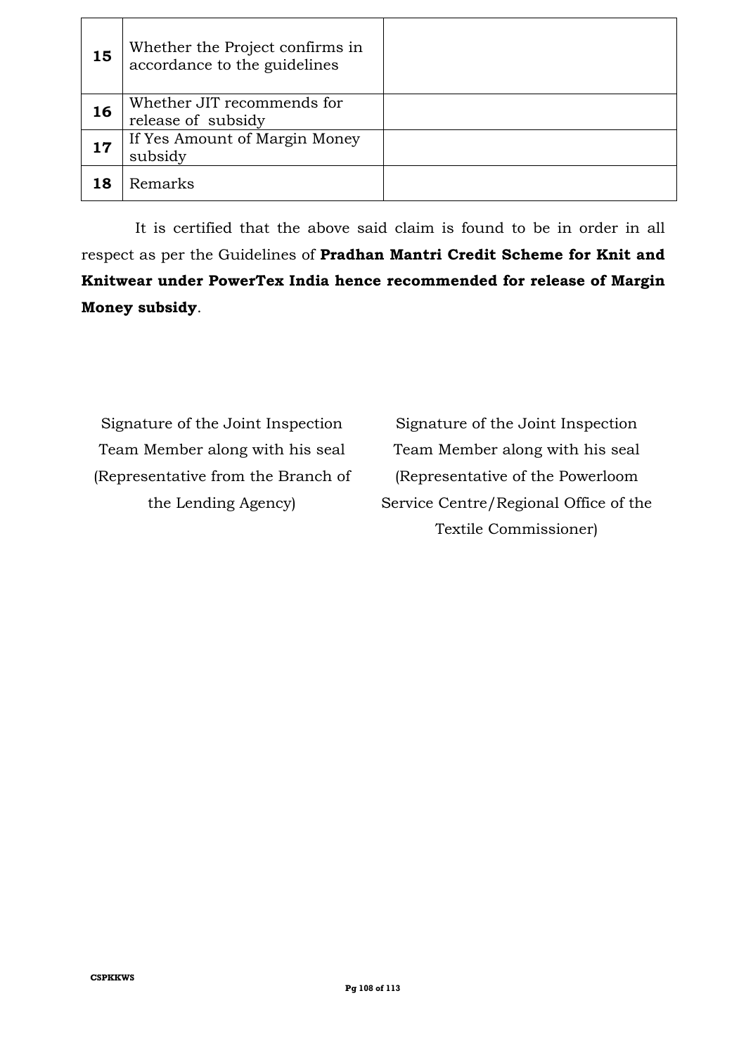| 15 | Whether the Project confirms in accordance to the guidelines | |
|---|---|---|
| 16 | Whether JIT recommends for release of subsidy | |
| 17 | If Yes Amount of Margin Money subsidy | |
| 18 | Remarks | |

It is certified that the above said claim is found to be in order in all respect as per the Guidelines of **Pradhan Mantri Credit Scheme for Knit and Knitwear under PowerTex India hence recommended for release of Margin Money subsidy**.

Signature of the Joint Inspection Team Member along with his seal (Representative from the Branch of the Lending Agency)

Signature of the Joint Inspection Team Member along with his seal (Representative of the Powerloom Service Centre/Regional Office of the Textile Commissioner)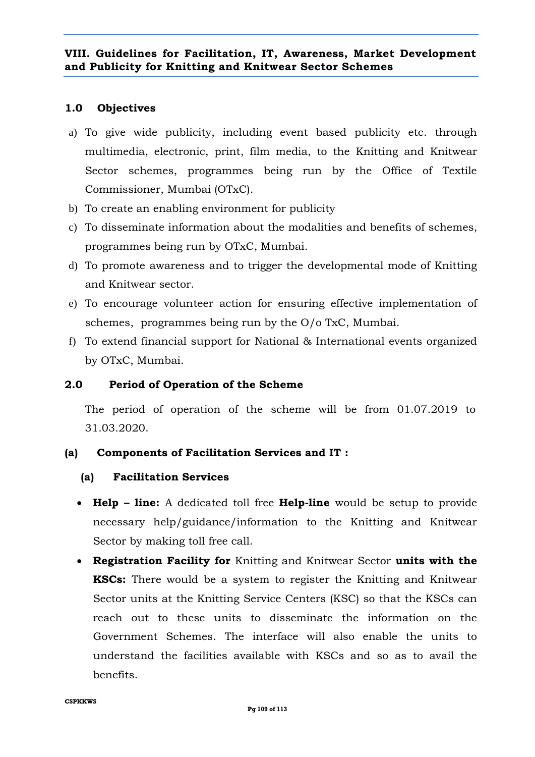## VIII. Guidelines for Facilitation, IT, Awareness, Market Development and Publicity for Knitting and Knitwear Sector Schemes

### 1.0 Objectives

a) To give wide publicity, including event based publicity etc. through multimedia, electronic, print, film media, to the Knitting and Knitwear Sector schemes, programmes being run by the Office of Textile Commissioner, Mumbai (OTxC).

b) To create an enabling environment for publicity

c) To disseminate information about the modalities and benefits of schemes, programmes being run by OTxC, Mumbai.

d) To promote awareness and to trigger the developmental mode of Knitting and Knitwear sector.

e) To encourage volunteer action for ensuring effective implementation of schemes, programmes being run by the O/o TxC, Mumbai.

f) To extend financial support for National & International events organized by OTxC, Mumbai.

### 2.0 Period of Operation of the Scheme

The period of operation of the scheme will be from 01.07.2019 to 31.03.2020.

### (a) Components of Facilitation Services and IT :

#### (a) Facilitation Services

- **Help – line:** A dedicated toll free **Help-line** would be setup to provide necessary help/guidance/information to the Knitting and Knitwear Sector by making toll free call.
- **Registration Facility for** Knitting and Knitwear Sector **units with the KSCs:** There would be a system to register the Knitting and Knitwear Sector units at the Knitting Service Centers (KSC) so that the KSCs can reach out to these units to disseminate the information on the Government Schemes. The interface will also enable the units to understand the facilities available with KSCs and so as to avail the benefits.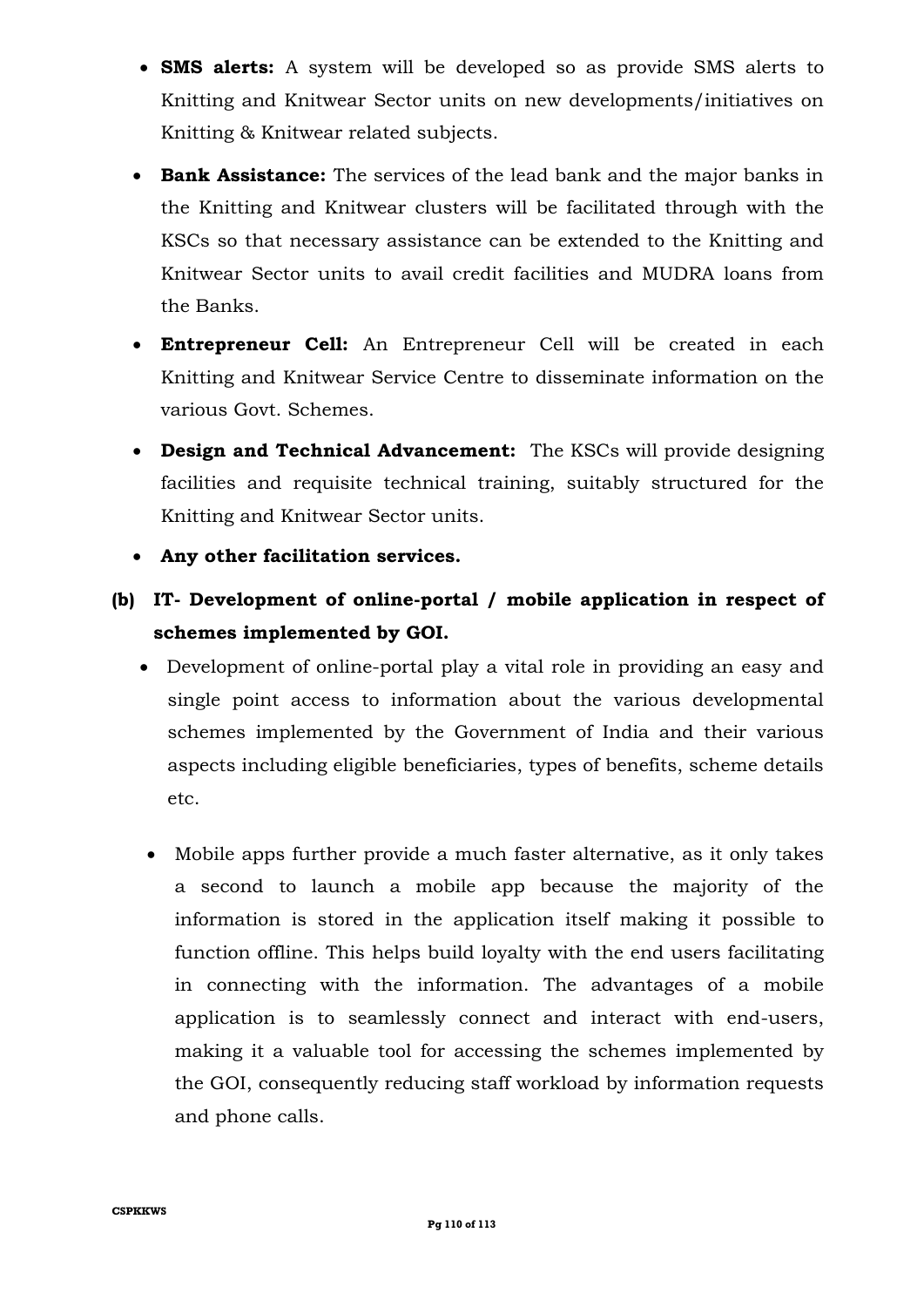- **SMS alerts:** A system will be developed so as provide SMS alerts to Knitting and Knitwear Sector units on new developments/initiatives on Knitting & Knitwear related subjects.
- **Bank Assistance:** The services of the lead bank and the major banks in the Knitting and Knitwear clusters will be facilitated through with the KSCs so that necessary assistance can be extended to the Knitting and Knitwear Sector units to avail credit facilities and MUDRA loans from the Banks.
- **Entrepreneur Cell:** An Entrepreneur Cell will be created in each Knitting and Knitwear Service Centre to disseminate information on the various Govt. Schemes.
- **Design and Technical Advancement:** The KSCs will provide designing facilities and requisite technical training, suitably structured for the Knitting and Knitwear Sector units.
- **Any other facilitation services.**

**(b) IT- Development of online-portal / mobile application in respect of schemes implemented by GOI.**

- Development of online-portal play a vital role in providing an easy and single point access to information about the various developmental schemes implemented by the Government of India and their various aspects including eligible beneficiaries, types of benefits, scheme details etc.
- Mobile apps further provide a much faster alternative, as it only takes a second to launch a mobile app because the majority of the information is stored in the application itself making it possible to function offline. This helps build loyalty with the end users facilitating in connecting with the information. The advantages of a mobile application is to seamlessly connect and interact with end-users, making it a valuable tool for accessing the schemes implemented by the GOI, consequently reducing staff workload by information requests and phone calls.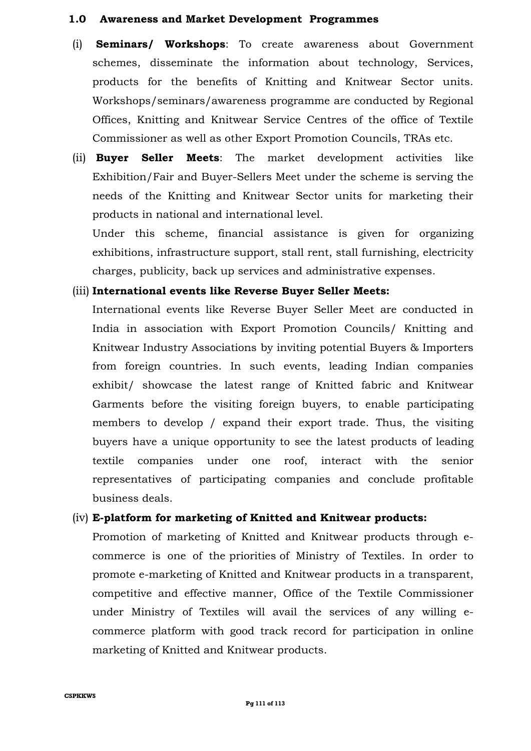## 1.0 Awareness and Market Development Programmes

(i) **Seminars/ Workshops**: To create awareness about Government schemes, disseminate the information about technology, Services, products for the benefits of Knitting and Knitwear Sector units. Workshops/seminars/awareness programme are conducted by Regional Offices, Knitting and Knitwear Service Centres of the office of Textile Commissioner as well as other Export Promotion Councils, TRAs etc.

(ii) **Buyer Seller Meets**: The market development activities like Exhibition/Fair and Buyer-Sellers Meet under the scheme is serving the needs of the Knitting and Knitwear Sector units for marketing their products in national and international level.

Under this scheme, financial assistance is given for organizing exhibitions, infrastructure support, stall rent, stall furnishing, electricity charges, publicity, back up services and administrative expenses.

(iii) **International events like Reverse Buyer Seller Meets:**

International events like Reverse Buyer Seller Meet are conducted in India in association with Export Promotion Councils/ Knitting and Knitwear Industry Associations by inviting potential Buyers & Importers from foreign countries. In such events, leading Indian companies exhibit/ showcase the latest range of Knitted fabric and Knitwear Garments before the visiting foreign buyers, to enable participating members to develop / expand their export trade. Thus, the visiting buyers have a unique opportunity to see the latest products of leading textile companies under one roof, interact with the senior representatives of participating companies and conclude profitable business deals.

(iv) **E-platform for marketing of Knitted and Knitwear products:**

Promotion of marketing of Knitted and Knitwear products through e-commerce is one of the priorities of Ministry of Textiles. In order to promote e-marketing of Knitted and Knitwear products in a transparent, competitive and effective manner, Office of the Textile Commissioner under Ministry of Textiles will avail the services of any willing e-commerce platform with good track record for participation in online marketing of Knitted and Knitwear products.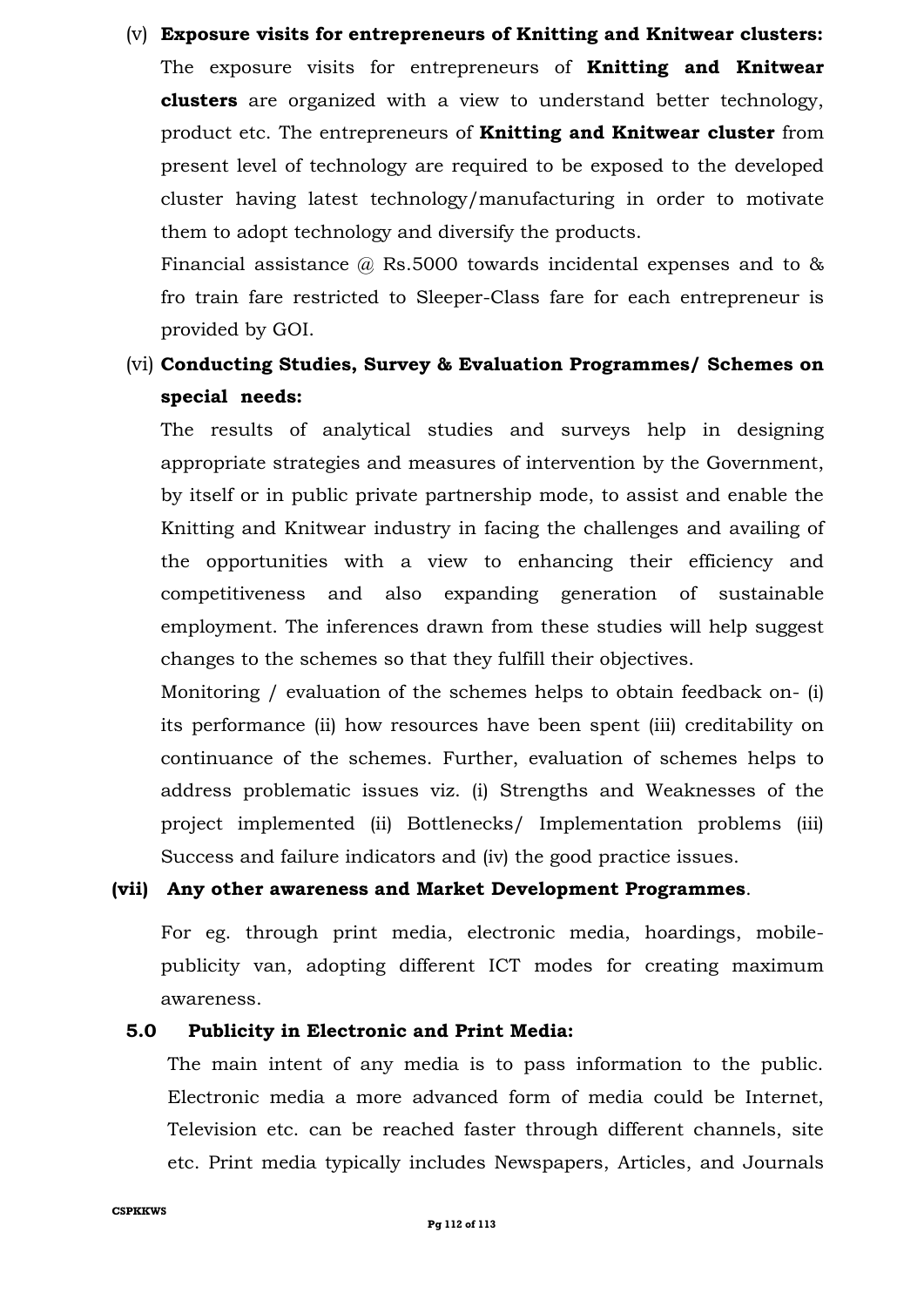(v) **Exposure visits for entrepreneurs of Knitting and Knitwear clusters:** The exposure visits for entrepreneurs of **Knitting and Knitwear clusters** are organized with a view to understand better technology, product etc. The entrepreneurs of **Knitting and Knitwear cluster** from present level of technology are required to be exposed to the developed cluster having latest technology/manufacturing in order to motivate them to adopt technology and diversify the products.

Financial assistance @ Rs.5000 towards incidental expenses and to & fro train fare restricted to Sleeper-Class fare for each entrepreneur is provided by GOI.

(vi) **Conducting Studies, Survey & Evaluation Programmes/ Schemes on special needs:**

The results of analytical studies and surveys help in designing appropriate strategies and measures of intervention by the Government, by itself or in public private partnership mode, to assist and enable the Knitting and Knitwear industry in facing the challenges and availing of the opportunities with a view to enhancing their efficiency and competitiveness and also expanding generation of sustainable employment. The inferences drawn from these studies will help suggest changes to the schemes so that they fulfill their objectives.

Monitoring / evaluation of the schemes helps to obtain feedback on- (i) its performance (ii) how resources have been spent (iii) creditability on continuance of the schemes. Further, evaluation of schemes helps to address problematic issues viz. (i) Strengths and Weaknesses of the project implemented (ii) Bottlenecks/ Implementation problems (iii) Success and failure indicators and (iv) the good practice issues.

**(vii) Any other awareness and Market Development Programmes**.

For eg. through print media, electronic media, hoardings, mobile-publicity van, adopting different ICT modes for creating maximum awareness.

**5.0 Publicity in Electronic and Print Media:**

The main intent of any media is to pass information to the public. Electronic media a more advanced form of media could be Internet, Television etc. can be reached faster through different channels, site etc. Print media typically includes Newspapers, Articles, and Journals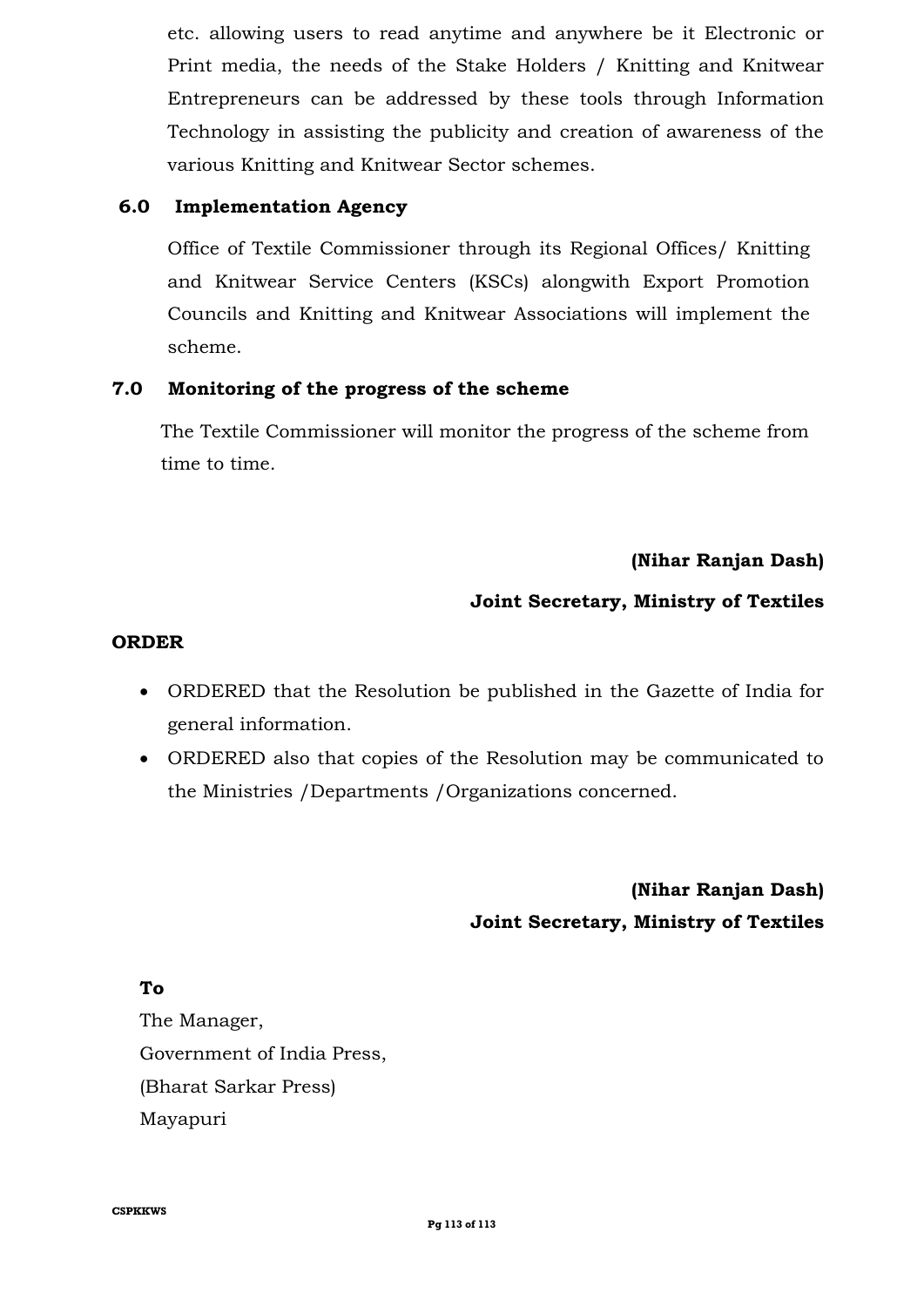etc. allowing users to read anytime and anywhere be it Electronic or Print media, the needs of the Stake Holders / Knitting and Knitwear Entrepreneurs can be addressed by these tools through Information Technology in assisting the publicity and creation of awareness of the various Knitting and Knitwear Sector schemes.

### 6.0 Implementation Agency

Office of Textile Commissioner through its Regional Offices/ Knitting and Knitwear Service Centers (KSCs) alongwith Export Promotion Councils and Knitting and Knitwear Associations will implement the scheme.

### 7.0 Monitoring of the progress of the scheme

The Textile Commissioner will monitor the progress of the scheme from time to time.

**(Nihar Ranjan Dash)**

**Joint Secretary, Ministry of Textiles**

**ORDER**

- ORDERED that the Resolution be published in the Gazette of India for general information.
- ORDERED also that copies of the Resolution may be communicated to the Ministries /Departments /Organizations concerned.

**(Nihar Ranjan Dash)**
**Joint Secretary, Ministry of Textiles**

**To**

The Manager,
Government of India Press,
(Bharat Sarkar Press)
Mayapuri